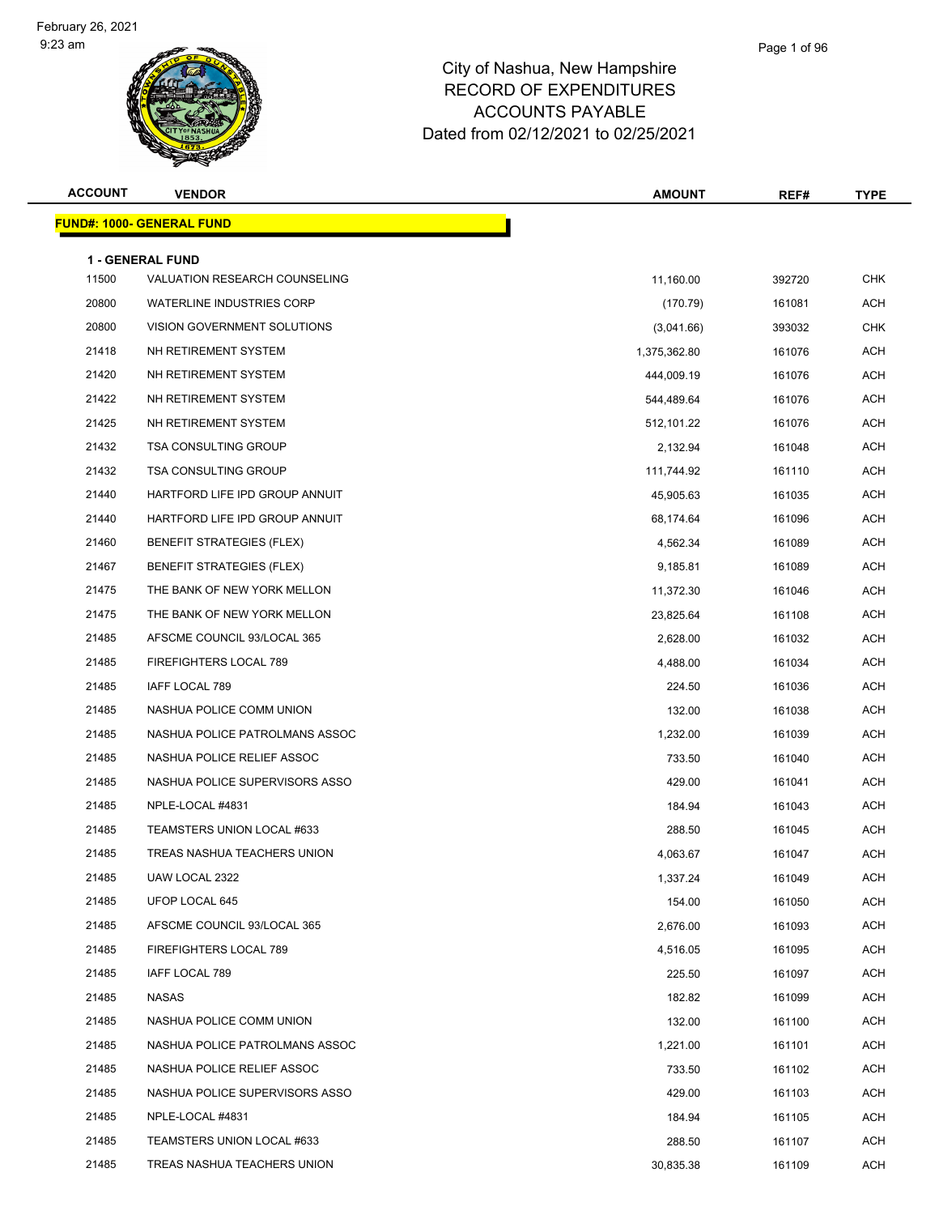# City of Nashua, New Hampshire
## RECORD OF EXPENDITURES
## ACCOUNTS PAYABLE
### Dated from 02/12/2021 to 02/25/2021

| ACCOUNT | VENDOR | AMOUNT | REF# | TYPE |
|---|---|---|---|---|
| **FUND#: 1000- GENERAL FUND** | | | | |
| **1 - GENERAL FUND** | | | | |
| 11500 | VALUATION RESEARCH COUNSELING | 11,160.00 | 392720 | CHK |
| 20800 | WATERLINE INDUSTRIES CORP | (170.79) | 161081 | ACH |
| 20800 | VISION GOVERNMENT SOLUTIONS | (3,041.66) | 393032 | CHK |
| 21418 | NH RETIREMENT SYSTEM | 1,375,362.80 | 161076 | ACH |
| 21420 | NH RETIREMENT SYSTEM | 444,009.19 | 161076 | ACH |
| 21422 | NH RETIREMENT SYSTEM | 544,489.64 | 161076 | ACH |
| 21425 | NH RETIREMENT SYSTEM | 512,101.22 | 161076 | ACH |
| 21432 | TSA CONSULTING GROUP | 2,132.94 | 161048 | ACH |
| 21432 | TSA CONSULTING GROUP | 111,744.92 | 161110 | ACH |
| 21440 | HARTFORD LIFE IPD GROUP ANNUIT | 45,905.63 | 161035 | ACH |
| 21440 | HARTFORD LIFE IPD GROUP ANNUIT | 68,174.64 | 161096 | ACH |
| 21460 | BENEFIT STRATEGIES (FLEX) | 4,562.34 | 161089 | ACH |
| 21467 | BENEFIT STRATEGIES (FLEX) | 9,185.81 | 161089 | ACH |
| 21475 | THE BANK OF NEW YORK MELLON | 11,372.30 | 161046 | ACH |
| 21475 | THE BANK OF NEW YORK MELLON | 23,825.64 | 161108 | ACH |
| 21485 | AFSCME COUNCIL 93/LOCAL 365 | 2,628.00 | 161032 | ACH |
| 21485 | FIREFIGHTERS LOCAL 789 | 4,488.00 | 161034 | ACH |
| 21485 | IAFF LOCAL 789 | 224.50 | 161036 | ACH |
| 21485 | NASHUA POLICE COMM UNION | 132.00 | 161038 | ACH |
| 21485 | NASHUA POLICE PATROLMANS ASSOC | 1,232.00 | 161039 | ACH |
| 21485 | NASHUA POLICE RELIEF ASSOC | 733.50 | 161040 | ACH |
| 21485 | NASHUA POLICE SUPERVISORS ASSO | 429.00 | 161041 | ACH |
| 21485 | NPLE-LOCAL #4831 | 184.94 | 161043 | ACH |
| 21485 | TEAMSTERS UNION LOCAL #633 | 288.50 | 161045 | ACH |
| 21485 | TREAS NASHUA TEACHERS UNION | 4,063.67 | 161047 | ACH |
| 21485 | UAW LOCAL 2322 | 1,337.24 | 161049 | ACH |
| 21485 | UFOP LOCAL 645 | 154.00 | 161050 | ACH |
| 21485 | AFSCME COUNCIL 93/LOCAL 365 | 2,676.00 | 161093 | ACH |
| 21485 | FIREFIGHTERS LOCAL 789 | 4,516.05 | 161095 | ACH |
| 21485 | IAFF LOCAL 789 | 225.50 | 161097 | ACH |
| 21485 | NASAS | 182.82 | 161099 | ACH |
| 21485 | NASHUA POLICE COMM UNION | 132.00 | 161100 | ACH |
| 21485 | NASHUA POLICE PATROLMANS ASSOC | 1,221.00 | 161101 | ACH |
| 21485 | NASHUA POLICE RELIEF ASSOC | 733.50 | 161102 | ACH |
| 21485 | NASHUA POLICE SUPERVISORS ASSO | 429.00 | 161103 | ACH |
| 21485 | NPLE-LOCAL #4831 | 184.94 | 161105 | ACH |
| 21485 | TEAMSTERS UNION LOCAL #633 | 288.50 | 161107 | ACH |
| 21485 | TREAS NASHUA TEACHERS UNION | 30,835.38 | 161109 | ACH |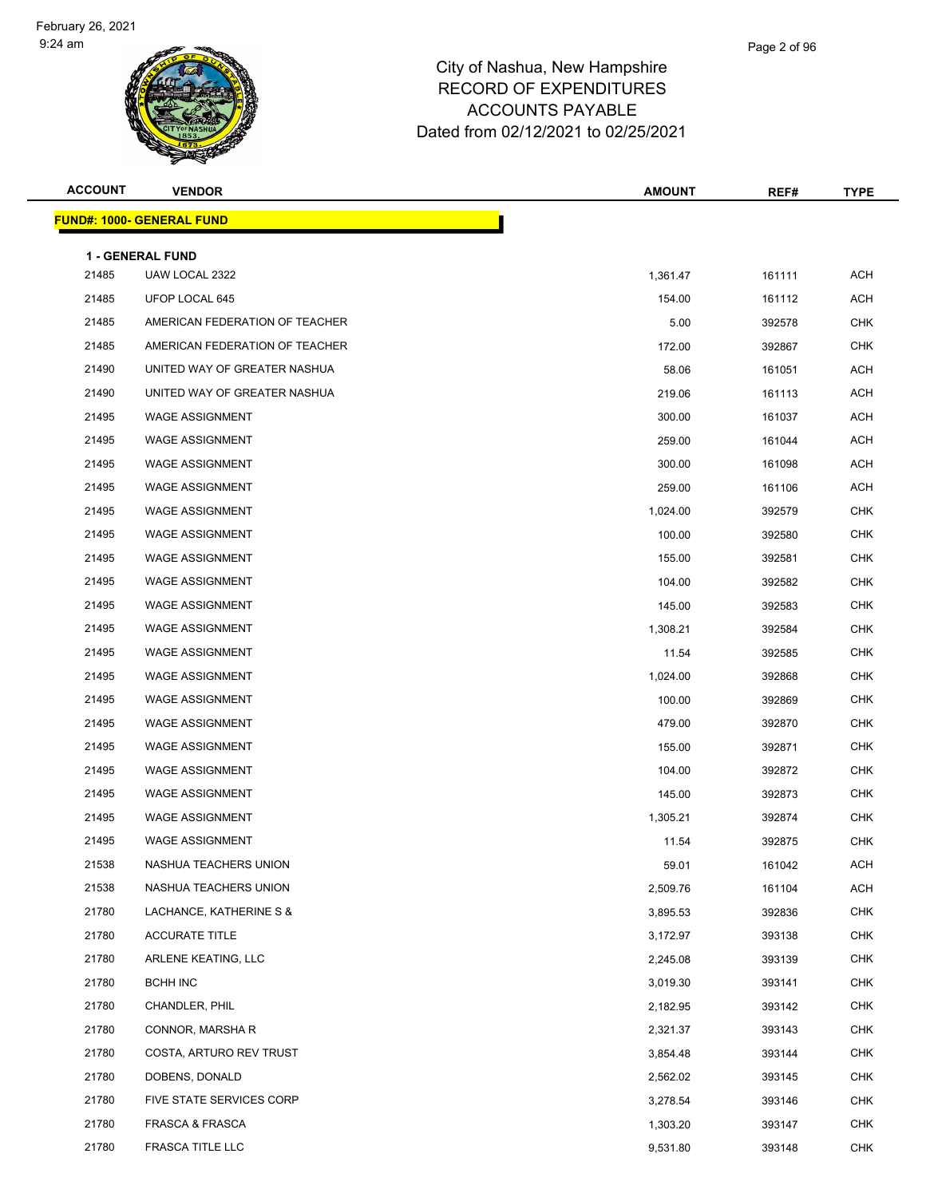City of Nashua, New Hampshire
RECORD OF EXPENDITURES
ACCOUNTS PAYABLE
Dated from 02/12/2021 to 02/25/2021

**FUND#: 1000- GENERAL FUND**

**1 - GENERAL FUND**

| ACCOUNT | VENDOR | AMOUNT | REF# | TYPE |
|---|---|---|---|---|
| 21485 | UAW LOCAL 2322 | 1,361.47 | 161111 | ACH |
| 21485 | UFOP LOCAL 645 | 154.00 | 161112 | ACH |
| 21485 | AMERICAN FEDERATION OF TEACHER | 5.00 | 392578 | CHK |
| 21485 | AMERICAN FEDERATION OF TEACHER | 172.00 | 392867 | CHK |
| 21490 | UNITED WAY OF GREATER NASHUA | 58.06 | 161051 | ACH |
| 21490 | UNITED WAY OF GREATER NASHUA | 219.06 | 161113 | ACH |
| 21495 | WAGE ASSIGNMENT | 300.00 | 161037 | ACH |
| 21495 | WAGE ASSIGNMENT | 259.00 | 161044 | ACH |
| 21495 | WAGE ASSIGNMENT | 300.00 | 161098 | ACH |
| 21495 | WAGE ASSIGNMENT | 259.00 | 161106 | ACH |
| 21495 | WAGE ASSIGNMENT | 1,024.00 | 392579 | CHK |
| 21495 | WAGE ASSIGNMENT | 100.00 | 392580 | CHK |
| 21495 | WAGE ASSIGNMENT | 155.00 | 392581 | CHK |
| 21495 | WAGE ASSIGNMENT | 104.00 | 392582 | CHK |
| 21495 | WAGE ASSIGNMENT | 145.00 | 392583 | CHK |
| 21495 | WAGE ASSIGNMENT | 1,308.21 | 392584 | CHK |
| 21495 | WAGE ASSIGNMENT | 11.54 | 392585 | CHK |
| 21495 | WAGE ASSIGNMENT | 1,024.00 | 392868 | CHK |
| 21495 | WAGE ASSIGNMENT | 100.00 | 392869 | CHK |
| 21495 | WAGE ASSIGNMENT | 479.00 | 392870 | CHK |
| 21495 | WAGE ASSIGNMENT | 155.00 | 392871 | CHK |
| 21495 | WAGE ASSIGNMENT | 104.00 | 392872 | CHK |
| 21495 | WAGE ASSIGNMENT | 145.00 | 392873 | CHK |
| 21495 | WAGE ASSIGNMENT | 1,305.21 | 392874 | CHK |
| 21495 | WAGE ASSIGNMENT | 11.54 | 392875 | CHK |
| 21538 | NASHUA TEACHERS UNION | 59.01 | 161042 | ACH |
| 21538 | NASHUA TEACHERS UNION | 2,509.76 | 161104 | ACH |
| 21780 | LACHANCE, KATHERINE S & | 3,895.53 | 392836 | CHK |
| 21780 | ACCURATE TITLE | 3,172.97 | 393138 | CHK |
| 21780 | ARLENE KEATING, LLC | 2,245.08 | 393139 | CHK |
| 21780 | BCHH INC | 3,019.30 | 393141 | CHK |
| 21780 | CHANDLER, PHIL | 2,182.95 | 393142 | CHK |
| 21780 | CONNOR, MARSHA R | 2,321.37 | 393143 | CHK |
| 21780 | COSTA, ARTURO REV TRUST | 3,854.48 | 393144 | CHK |
| 21780 | DOBENS, DONALD | 2,562.02 | 393145 | CHK |
| 21780 | FIVE STATE SERVICES CORP | 3,278.54 | 393146 | CHK |
| 21780 | FRASCA & FRASCA | 1,303.20 | 393147 | CHK |
| 21780 | FRASCA TITLE LLC | 9,531.80 | 393148 | CHK |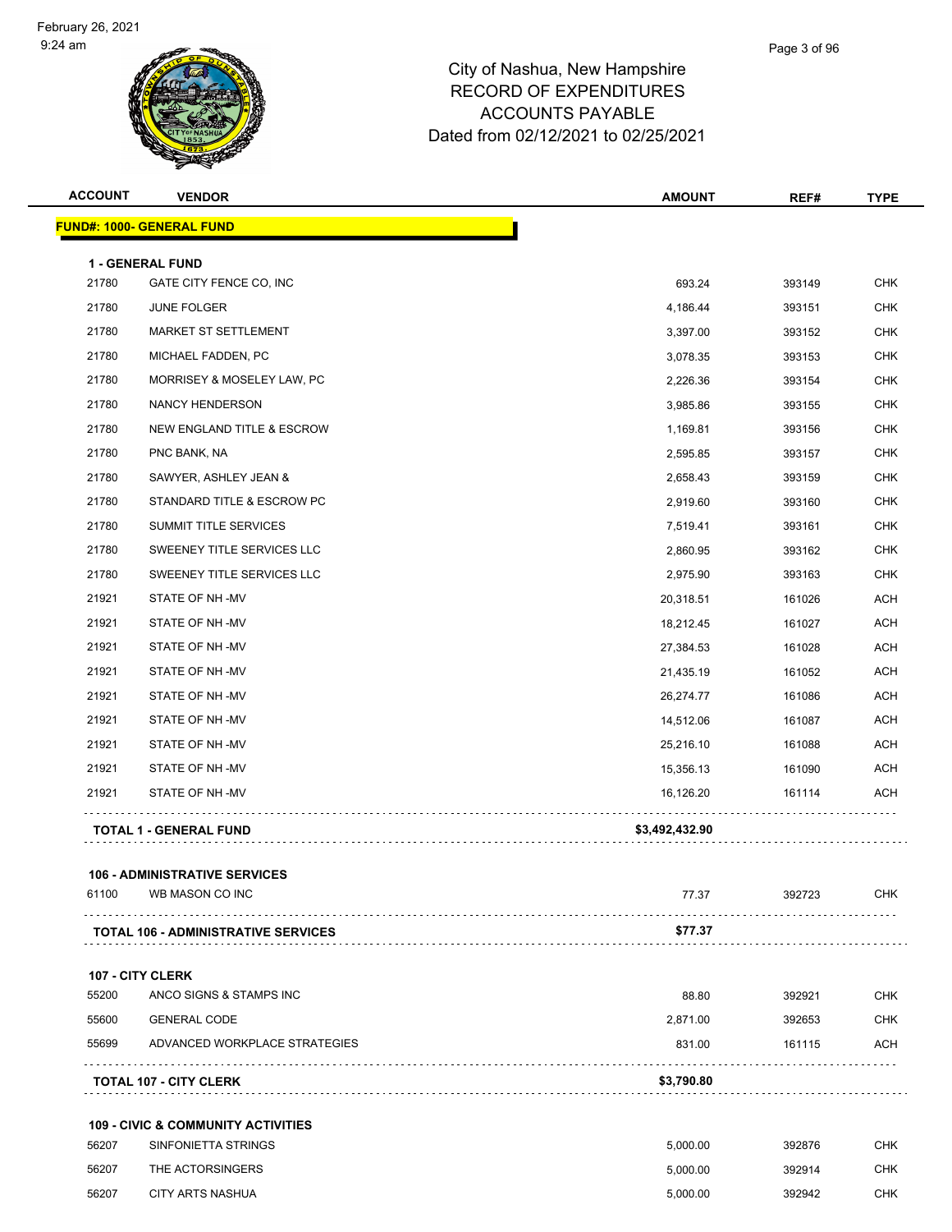# City of Nashua, New Hampshire
## RECORD OF EXPENDITURES
## ACCOUNTS PAYABLE
## Dated from 02/12/2021 to 02/25/2021

| ACCOUNT | VENDOR | AMOUNT | REF# | TYPE |
|---|---|---|---|---|
| **FUND#: 1000- GENERAL FUND** | | | | |
| **1 - GENERAL FUND** | | | | |
| 21780 | GATE CITY FENCE CO, INC | 693.24 | 393149 | CHK |
| 21780 | JUNE FOLGER | 4,186.44 | 393151 | CHK |
| 21780 | MARKET ST SETTLEMENT | 3,397.00 | 393152 | CHK |
| 21780 | MICHAEL FADDEN, PC | 3,078.35 | 393153 | CHK |
| 21780 | MORRISEY & MOSELEY LAW, PC | 2,226.36 | 393154 | CHK |
| 21780 | NANCY HENDERSON | 3,985.86 | 393155 | CHK |
| 21780 | NEW ENGLAND TITLE & ESCROW | 1,169.81 | 393156 | CHK |
| 21780 | PNC BANK, NA | 2,595.85 | 393157 | CHK |
| 21780 | SAWYER, ASHLEY JEAN & | 2,658.43 | 393159 | CHK |
| 21780 | STANDARD TITLE & ESCROW PC | 2,919.60 | 393160 | CHK |
| 21780 | SUMMIT TITLE SERVICES | 7,519.41 | 393161 | CHK |
| 21780 | SWEENEY TITLE SERVICES LLC | 2,860.95 | 393162 | CHK |
| 21780 | SWEENEY TITLE SERVICES LLC | 2,975.90 | 393163 | CHK |
| 21921 | STATE OF NH -MV | 20,318.51 | 161026 | ACH |
| 21921 | STATE OF NH -MV | 18,212.45 | 161027 | ACH |
| 21921 | STATE OF NH -MV | 27,384.53 | 161028 | ACH |
| 21921 | STATE OF NH -MV | 21,435.19 | 161052 | ACH |
| 21921 | STATE OF NH -MV | 26,274.77 | 161086 | ACH |
| 21921 | STATE OF NH -MV | 14,512.06 | 161087 | ACH |
| 21921 | STATE OF NH -MV | 25,216.10 | 161088 | ACH |
| 21921 | STATE OF NH -MV | 15,356.13 | 161090 | ACH |
| 21921 | STATE OF NH -MV | 16,126.20 | 161114 | ACH |
| | **TOTAL 1 - GENERAL FUND** | **$3,492,432.90** | | |
| **106 - ADMINISTRATIVE SERVICES** | | | | |
| 61100 | WB MASON CO INC | 77.37 | 392723 | CHK |
| | **TOTAL 106 - ADMINISTRATIVE SERVICES** | **$77.37** | | |
| **107 - CITY CLERK** | | | | |
| 55200 | ANCO SIGNS & STAMPS INC | 88.80 | 392921 | CHK |
| 55600 | GENERAL CODE | 2,871.00 | 392653 | CHK |
| 55699 | ADVANCED WORKPLACE STRATEGIES | 831.00 | 161115 | ACH |
| | **TOTAL 107 - CITY CLERK** | **$3,790.80** | | |
| **109 - CIVIC & COMMUNITY ACTIVITIES** | | | | |
| 56207 | SINFONIETTA STRINGS | 5,000.00 | 392876 | CHK |
| 56207 | THE ACTORSINGERS | 5,000.00 | 392914 | CHK |
| 56207 | CITY ARTS NASHUA | 5,000.00 | 392942 | CHK |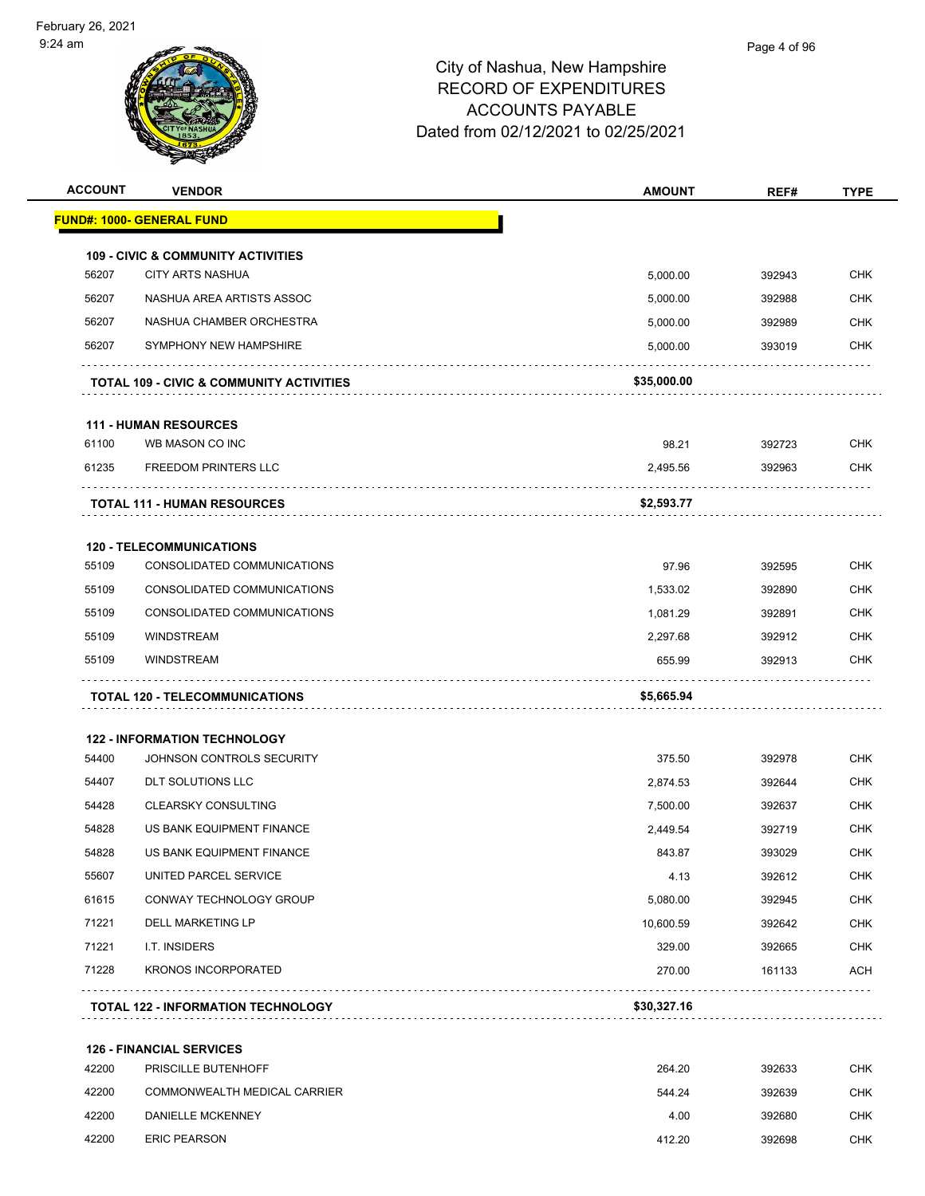# City of Nashua, New Hampshire
## RECORD OF EXPENDITURES
## ACCOUNTS PAYABLE
## Dated from 02/12/2021 to 02/25/2021

| ACCOUNT | VENDOR | AMOUNT | REF# | TYPE |
|---|---|---|---|---|
| **FUND#: 1000- GENERAL FUND** | | | | |
| **109 - CIVIC & COMMUNITY ACTIVITIES** | | | | |
| 56207 | CITY ARTS NASHUA | 5,000.00 | 392943 | CHK |
| 56207 | NASHUA AREA ARTISTS ASSOC | 5,000.00 | 392988 | CHK |
| 56207 | NASHUA CHAMBER ORCHESTRA | 5,000.00 | 392989 | CHK |
| 56207 | SYMPHONY NEW HAMPSHIRE | 5,000.00 | 393019 | CHK |
| | **TOTAL 109 - CIVIC & COMMUNITY ACTIVITIES** | **$35,000.00** | | |
| **111 - HUMAN RESOURCES** | | | | |
| 61100 | WB MASON CO INC | 98.21 | 392723 | CHK |
| 61235 | FREEDOM PRINTERS LLC | 2,495.56 | 392963 | CHK |
| | **TOTAL 111 - HUMAN RESOURCES** | **$2,593.77** | | |
| **120 - TELECOMMUNICATIONS** | | | | |
| 55109 | CONSOLIDATED COMMUNICATIONS | 97.96 | 392595 | CHK |
| 55109 | CONSOLIDATED COMMUNICATIONS | 1,533.02 | 392890 | CHK |
| 55109 | CONSOLIDATED COMMUNICATIONS | 1,081.29 | 392891 | CHK |
| 55109 | WINDSTREAM | 2,297.68 | 392912 | CHK |
| 55109 | WINDSTREAM | 655.99 | 392913 | CHK |
| | **TOTAL 120 - TELECOMMUNICATIONS** | **$5,665.94** | | |
| **122 - INFORMATION TECHNOLOGY** | | | | |
| 54400 | JOHNSON CONTROLS SECURITY | 375.50 | 392978 | CHK |
| 54407 | DLT SOLUTIONS LLC | 2,874.53 | 392644 | CHK |
| 54428 | CLEARSKY CONSULTING | 7,500.00 | 392637 | CHK |
| 54828 | US BANK EQUIPMENT FINANCE | 2,449.54 | 392719 | CHK |
| 54828 | US BANK EQUIPMENT FINANCE | 843.87 | 393029 | CHK |
| 55607 | UNITED PARCEL SERVICE | 4.13 | 392612 | CHK |
| 61615 | CONWAY TECHNOLOGY GROUP | 5,080.00 | 392945 | CHK |
| 71221 | DELL MARKETING LP | 10,600.59 | 392642 | CHK |
| 71221 | I.T. INSIDERS | 329.00 | 392665 | CHK |
| 71228 | KRONOS INCORPORATED | 270.00 | 161133 | ACH |
| | **TOTAL 122 - INFORMATION TECHNOLOGY** | **$30,327.16** | | |
| **126 - FINANCIAL SERVICES** | | | | |
| 42200 | PRISCILLE BUTENHOFF | 264.20 | 392633 | CHK |
| 42200 | COMMONWEALTH MEDICAL CARRIER | 544.24 | 392639 | CHK |
| 42200 | DANIELLE MCKENNEY | 4.00 | 392680 | CHK |
| 42200 | ERIC PEARSON | 412.20 | 392698 | CHK |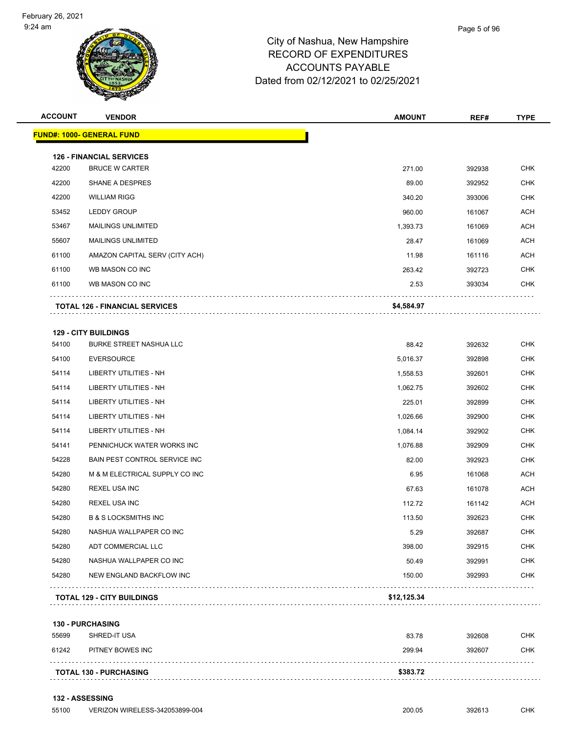# City of Nashua, New Hampshire
# RECORD OF EXPENDITURES
# ACCOUNTS PAYABLE
## Dated from 02/12/2021 to 02/25/2021

| ACCOUNT | VENDOR | AMOUNT | REF# | TYPE |
|---|---|---|---|---|
| **FUND#: 1000- GENERAL FUND** | | | | |
| **126 - FINANCIAL SERVICES** | | | | |
| 42200 | BRUCE W CARTER | 271.00 | 392938 | CHK |
| 42200 | SHANE A DESPRES | 89.00 | 392952 | CHK |
| 42200 | WILLIAM RIGG | 340.20 | 393006 | CHK |
| 53452 | LEDDY GROUP | 960.00 | 161067 | ACH |
| 53467 | MAILINGS UNLIMITED | 1,393.73 | 161069 | ACH |
| 55607 | MAILINGS UNLIMITED | 28.47 | 161069 | ACH |
| 61100 | AMAZON CAPITAL SERV (CITY ACH) | 11.98 | 161116 | ACH |
| 61100 | WB MASON CO INC | 263.42 | 392723 | CHK |
| 61100 | WB MASON CO INC | 2.53 | 393034 | CHK |
| | **TOTAL 126 - FINANCIAL SERVICES** | **$4,584.97** | | |
| **129 - CITY BUILDINGS** | | | | |
| 54100 | BURKE STREET NASHUA LLC | 88.42 | 392632 | CHK |
| 54100 | EVERSOURCE | 5,016.37 | 392898 | CHK |
| 54114 | LIBERTY UTILITIES - NH | 1,558.53 | 392601 | CHK |
| 54114 | LIBERTY UTILITIES - NH | 1,062.75 | 392602 | CHK |
| 54114 | LIBERTY UTILITIES - NH | 225.01 | 392899 | CHK |
| 54114 | LIBERTY UTILITIES - NH | 1,026.66 | 392900 | CHK |
| 54114 | LIBERTY UTILITIES - NH | 1,084.14 | 392902 | CHK |
| 54141 | PENNICHUCK WATER WORKS INC | 1,076.88 | 392909 | CHK |
| 54228 | BAIN PEST CONTROL SERVICE INC | 82.00 | 392923 | CHK |
| 54280 | M & M ELECTRICAL SUPPLY CO INC | 6.95 | 161068 | ACH |
| 54280 | REXEL USA INC | 67.63 | 161078 | ACH |
| 54280 | REXEL USA INC | 112.72 | 161142 | ACH |
| 54280 | B & S LOCKSMITHS INC | 113.50 | 392623 | CHK |
| 54280 | NASHUA WALLPAPER CO INC | 5.29 | 392687 | CHK |
| 54280 | ADT COMMERCIAL LLC | 398.00 | 392915 | CHK |
| 54280 | NASHUA WALLPAPER CO INC | 50.49 | 392991 | CHK |
| 54280 | NEW ENGLAND BACKFLOW INC | 150.00 | 392993 | CHK |
| | **TOTAL 129 - CITY BUILDINGS** | **$12,125.34** | | |
| **130 - PURCHASING** | | | | |
| 55699 | SHRED-IT USA | 83.78 | 392608 | CHK |
| 61242 | PITNEY BOWES INC | 299.94 | 392607 | CHK |
| | **TOTAL 130 - PURCHASING** | **$383.72** | | |
| **132 - ASSESSING** | | | | |
| 55100 | VERIZON WIRELESS-342053899-004 | 200.05 | 392613 | CHK |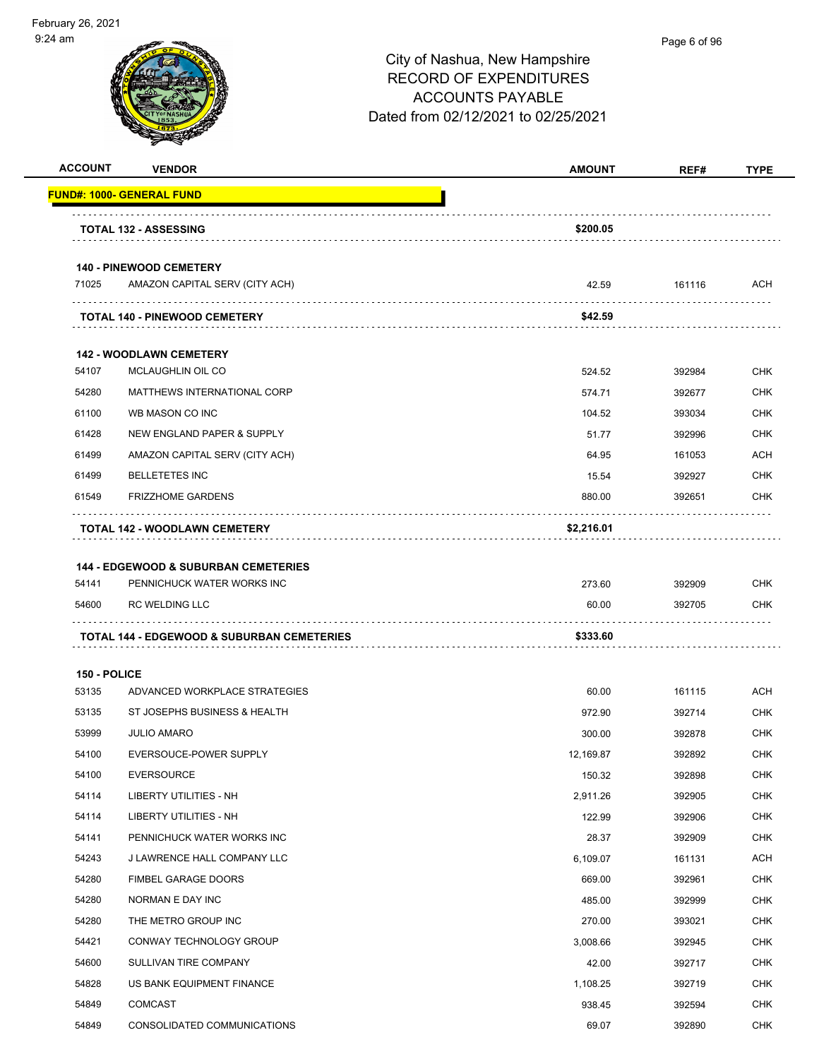City of Nashua, New Hampshire
RECORD OF EXPENDITURES
ACCOUNTS PAYABLE
Dated from 02/12/2021 to 02/25/2021

| ACCOUNT | VENDOR | AMOUNT | REF# | TYPE |
|---|---|---|---|---|
| **FUND#: 1000- GENERAL FUND** | | | | |
| | **TOTAL 132 - ASSESSING** | **$200.05** | | |
| | **140 - PINEWOOD CEMETERY** | | | |
| 71025 | AMAZON CAPITAL SERV (CITY ACH) | 42.59 | 161116 | ACH |
| | **TOTAL 140 - PINEWOOD CEMETERY** | **$42.59** | | |
| | **142 - WOODLAWN CEMETERY** | | | |
| 54107 | MCLAUGHLIN OIL CO | 524.52 | 392984 | CHK |
| 54280 | MATTHEWS INTERNATIONAL CORP | 574.71 | 392677 | CHK |
| 61100 | WB MASON CO INC | 104.52 | 393034 | CHK |
| 61428 | NEW ENGLAND PAPER & SUPPLY | 51.77 | 392996 | CHK |
| 61499 | AMAZON CAPITAL SERV (CITY ACH) | 64.95 | 161053 | ACH |
| 61499 | BELLETETES INC | 15.54 | 392927 | CHK |
| 61549 | FRIZZHOME GARDENS | 880.00 | 392651 | CHK |
| | **TOTAL 142 - WOODLAWN CEMETERY** | **$2,216.01** | | |
| | **144 - EDGEWOOD & SUBURBAN CEMETERIES** | | | |
| 54141 | PENNICHUCK WATER WORKS INC | 273.60 | 392909 | CHK |
| 54600 | RC WELDING LLC | 60.00 | 392705 | CHK |
| | **TOTAL 144 - EDGEWOOD & SUBURBAN CEMETERIES** | **$333.60** | | |
| **150 - POLICE** | | | | |
| 53135 | ADVANCED WORKPLACE STRATEGIES | 60.00 | 161115 | ACH |
| 53135 | ST JOSEPHS BUSINESS & HEALTH | 972.90 | 392714 | CHK |
| 53999 | JULIO AMARO | 300.00 | 392878 | CHK |
| 54100 | EVERSOUCE-POWER SUPPLY | 12,169.87 | 392892 | CHK |
| 54100 | EVERSOURCE | 150.32 | 392898 | CHK |
| 54114 | LIBERTY UTILITIES - NH | 2,911.26 | 392905 | CHK |
| 54114 | LIBERTY UTILITIES - NH | 122.99 | 392906 | CHK |
| 54141 | PENNICHUCK WATER WORKS INC | 28.37 | 392909 | CHK |
| 54243 | J LAWRENCE HALL COMPANY LLC | 6,109.07 | 161131 | ACH |
| 54280 | FIMBEL GARAGE DOORS | 669.00 | 392961 | CHK |
| 54280 | NORMAN E DAY INC | 485.00 | 392999 | CHK |
| 54280 | THE METRO GROUP INC | 270.00 | 393021 | CHK |
| 54421 | CONWAY TECHNOLOGY GROUP | 3,008.66 | 392945 | CHK |
| 54600 | SULLIVAN TIRE COMPANY | 42.00 | 392717 | CHK |
| 54828 | US BANK EQUIPMENT FINANCE | 1,108.25 | 392719 | CHK |
| 54849 | COMCAST | 938.45 | 392594 | CHK |
| 54849 | CONSOLIDATED COMMUNICATIONS | 69.07 | 392890 | CHK |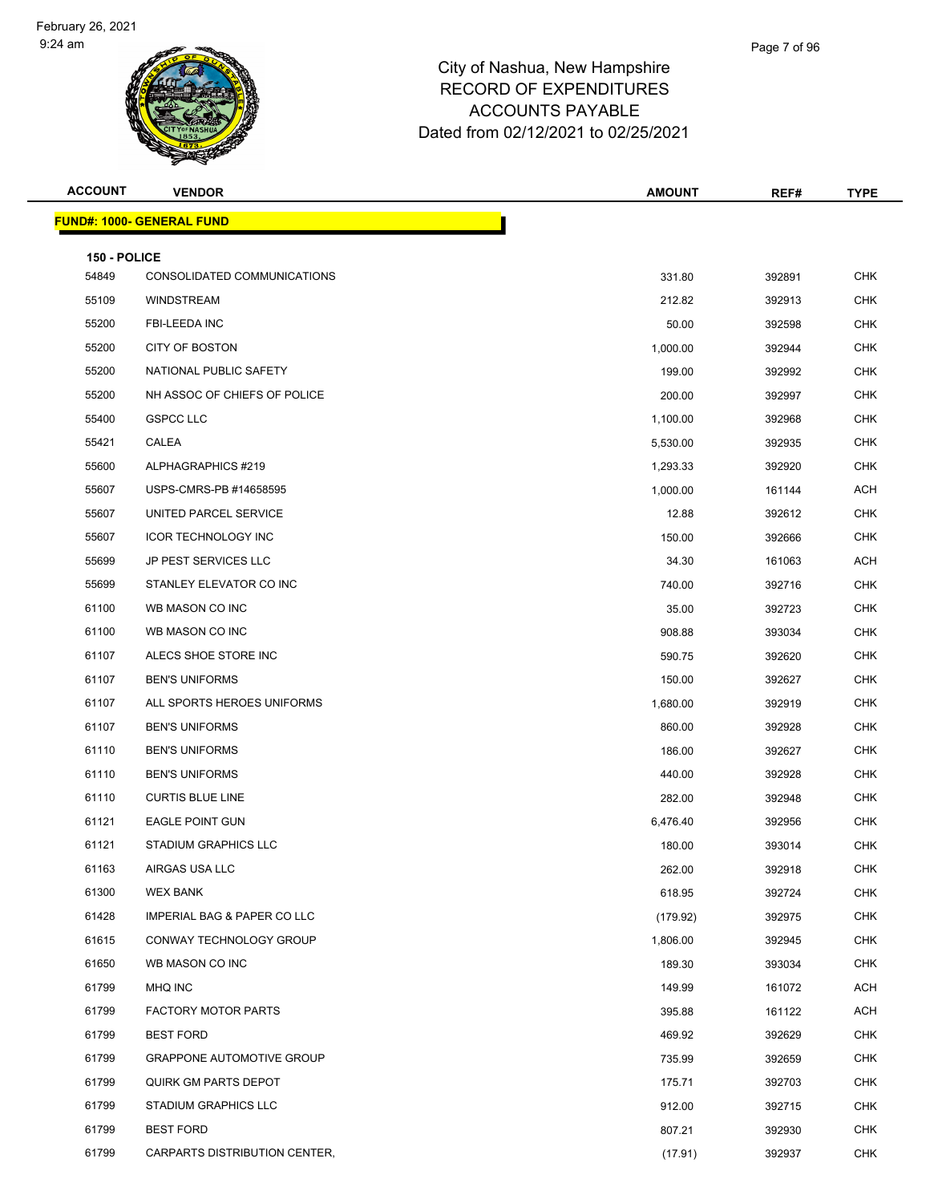# City of Nashua, New Hampshire
# RECORD OF EXPENDITURES
# ACCOUNTS PAYABLE
# Dated from 02/12/2021 to 02/25/2021

| ACCOUNT | VENDOR | AMOUNT | REF# | TYPE |
|---|---|---|---|---|
| **FUND#: 1000- GENERAL FUND** | | | | |
| **150 - POLICE** | | | | |
| 54849 | CONSOLIDATED COMMUNICATIONS | 331.80 | 392891 | CHK |
| 55109 | WINDSTREAM | 212.82 | 392913 | CHK |
| 55200 | FBI-LEEDA INC | 50.00 | 392598 | CHK |
| 55200 | CITY OF BOSTON | 1,000.00 | 392944 | CHK |
| 55200 | NATIONAL PUBLIC SAFETY | 199.00 | 392992 | CHK |
| 55200 | NH ASSOC OF CHIEFS OF POLICE | 200.00 | 392997 | CHK |
| 55400 | GSPCC LLC | 1,100.00 | 392968 | CHK |
| 55421 | CALEA | 5,530.00 | 392935 | CHK |
| 55600 | ALPHAGRAPHICS #219 | 1,293.33 | 392920 | CHK |
| 55607 | USPS-CMRS-PB #14658595 | 1,000.00 | 161144 | ACH |
| 55607 | UNITED PARCEL SERVICE | 12.88 | 392612 | CHK |
| 55607 | ICOR TECHNOLOGY INC | 150.00 | 392666 | CHK |
| 55699 | JP PEST SERVICES LLC | 34.30 | 161063 | ACH |
| 55699 | STANLEY ELEVATOR CO INC | 740.00 | 392716 | CHK |
| 61100 | WB MASON CO INC | 35.00 | 392723 | CHK |
| 61100 | WB MASON CO INC | 908.88 | 393034 | CHK |
| 61107 | ALECS SHOE STORE INC | 590.75 | 392620 | CHK |
| 61107 | BEN'S UNIFORMS | 150.00 | 392627 | CHK |
| 61107 | ALL SPORTS HEROES UNIFORMS | 1,680.00 | 392919 | CHK |
| 61107 | BEN'S UNIFORMS | 860.00 | 392928 | CHK |
| 61110 | BEN'S UNIFORMS | 186.00 | 392627 | CHK |
| 61110 | BEN'S UNIFORMS | 440.00 | 392928 | CHK |
| 61110 | CURTIS BLUE LINE | 282.00 | 392948 | CHK |
| 61121 | EAGLE POINT GUN | 6,476.40 | 392956 | CHK |
| 61121 | STADIUM GRAPHICS LLC | 180.00 | 393014 | CHK |
| 61163 | AIRGAS USA LLC | 262.00 | 392918 | CHK |
| 61300 | WEX BANK | 618.95 | 392724 | CHK |
| 61428 | IMPERIAL BAG & PAPER CO LLC | (179.92) | 392975 | CHK |
| 61615 | CONWAY TECHNOLOGY GROUP | 1,806.00 | 392945 | CHK |
| 61650 | WB MASON CO INC | 189.30 | 393034 | CHK |
| 61799 | MHQ INC | 149.99 | 161072 | ACH |
| 61799 | FACTORY MOTOR PARTS | 395.88 | 161122 | ACH |
| 61799 | BEST FORD | 469.92 | 392629 | CHK |
| 61799 | GRAPPONE AUTOMOTIVE GROUP | 735.99 | 392659 | CHK |
| 61799 | QUIRK GM PARTS DEPOT | 175.71 | 392703 | CHK |
| 61799 | STADIUM GRAPHICS LLC | 912.00 | 392715 | CHK |
| 61799 | BEST FORD | 807.21 | 392930 | CHK |
| 61799 | CARPARTS DISTRIBUTION CENTER, | (17.91) | 392937 | CHK |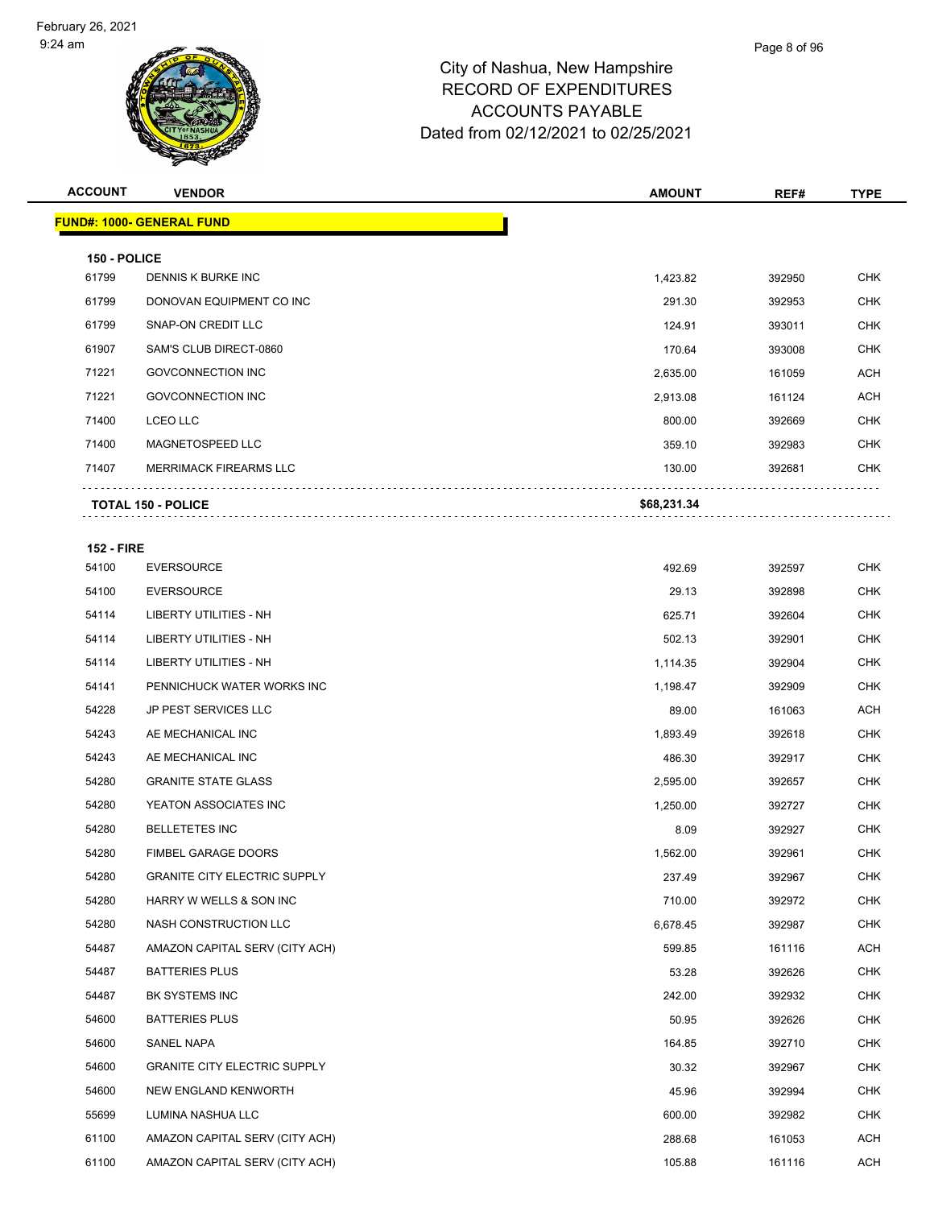City of Nashua, New Hampshire
RECORD OF EXPENDITURES
ACCOUNTS PAYABLE
Dated from 02/12/2021 to 02/25/2021

| ACCOUNT | VENDOR | AMOUNT | REF# | TYPE |
|---|---|---|---|---|
| **FUND#: 1000- GENERAL FUND** | | | | |
| **150 - POLICE** | | | | |
| 61799 | DENNIS K BURKE INC | 1,423.82 | 392950 | CHK |
| 61799 | DONOVAN EQUIPMENT CO INC | 291.30 | 392953 | CHK |
| 61799 | SNAP-ON CREDIT LLC | 124.91 | 393011 | CHK |
| 61907 | SAM'S CLUB DIRECT-0860 | 170.64 | 393008 | CHK |
| 71221 | GOVCONNECTION INC | 2,635.00 | 161059 | ACH |
| 71221 | GOVCONNECTION INC | 2,913.08 | 161124 | ACH |
| 71400 | LCEO LLC | 800.00 | 392669 | CHK |
| 71400 | MAGNETOSPEED LLC | 359.10 | 392983 | CHK |
| 71407 | MERRIMACK FIREARMS LLC | 130.00 | 392681 | CHK |
| **TOTAL 150 - POLICE** | | **$68,231.34** | | |
| **152 - FIRE** | | | | |
| 54100 | EVERSOURCE | 492.69 | 392597 | CHK |
| 54100 | EVERSOURCE | 29.13 | 392898 | CHK |
| 54114 | LIBERTY UTILITIES - NH | 625.71 | 392604 | CHK |
| 54114 | LIBERTY UTILITIES - NH | 502.13 | 392901 | CHK |
| 54114 | LIBERTY UTILITIES - NH | 1,114.35 | 392904 | CHK |
| 54141 | PENNICHUCK WATER WORKS INC | 1,198.47 | 392909 | CHK |
| 54228 | JP PEST SERVICES LLC | 89.00 | 161063 | ACH |
| 54243 | AE MECHANICAL INC | 1,893.49 | 392618 | CHK |
| 54243 | AE MECHANICAL INC | 486.30 | 392917 | CHK |
| 54280 | GRANITE STATE GLASS | 2,595.00 | 392657 | CHK |
| 54280 | YEATON ASSOCIATES INC | 1,250.00 | 392727 | CHK |
| 54280 | BELLETETES INC | 8.09 | 392927 | CHK |
| 54280 | FIMBEL GARAGE DOORS | 1,562.00 | 392961 | CHK |
| 54280 | GRANITE CITY ELECTRIC SUPPLY | 237.49 | 392967 | CHK |
| 54280 | HARRY W WELLS & SON INC | 710.00 | 392972 | CHK |
| 54280 | NASH CONSTRUCTION LLC | 6,678.45 | 392987 | CHK |
| 54487 | AMAZON CAPITAL SERV (CITY ACH) | 599.85 | 161116 | ACH |
| 54487 | BATTERIES PLUS | 53.28 | 392626 | CHK |
| 54487 | BK SYSTEMS INC | 242.00 | 392932 | CHK |
| 54600 | BATTERIES PLUS | 50.95 | 392626 | CHK |
| 54600 | SANEL NAPA | 164.85 | 392710 | CHK |
| 54600 | GRANITE CITY ELECTRIC SUPPLY | 30.32 | 392967 | CHK |
| 54600 | NEW ENGLAND KENWORTH | 45.96 | 392994 | CHK |
| 55699 | LUMINA NASHUA LLC | 600.00 | 392982 | CHK |
| 61100 | AMAZON CAPITAL SERV (CITY ACH) | 288.68 | 161053 | ACH |
| 61100 | AMAZON CAPITAL SERV (CITY ACH) | 105.88 | 161116 | ACH |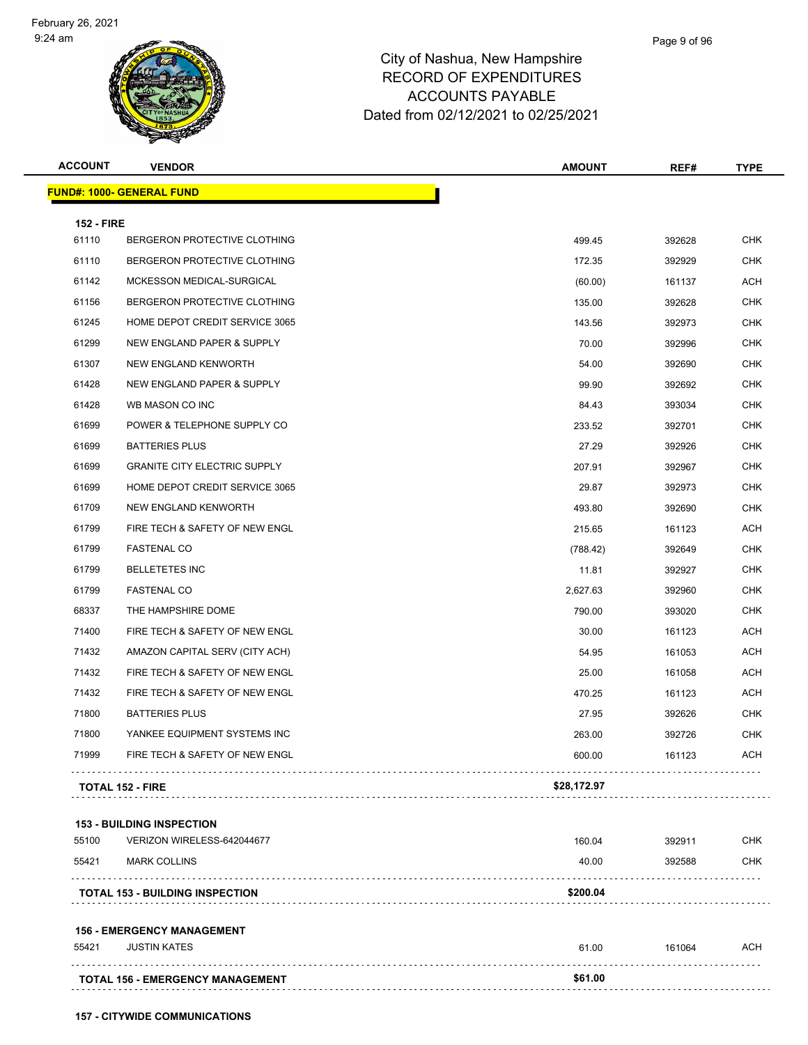City of Nashua, New Hampshire
RECORD OF EXPENDITURES
ACCOUNTS PAYABLE
Dated from 02/12/2021 to 02/25/2021

| ACCOUNT | VENDOR | AMOUNT | REF# | TYPE |
|---|---|---|---|---|
| **FUND#: 1000- GENERAL FUND** | | | | |
| **152 - FIRE** | | | | |
| 61110 | BERGERON PROTECTIVE CLOTHING | 499.45 | 392628 | CHK |
| 61110 | BERGERON PROTECTIVE CLOTHING | 172.35 | 392929 | CHK |
| 61142 | MCKESSON MEDICAL-SURGICAL | (60.00) | 161137 | ACH |
| 61156 | BERGERON PROTECTIVE CLOTHING | 135.00 | 392628 | CHK |
| 61245 | HOME DEPOT CREDIT SERVICE 3065 | 143.56 | 392973 | CHK |
| 61299 | NEW ENGLAND PAPER & SUPPLY | 70.00 | 392996 | CHK |
| 61307 | NEW ENGLAND KENWORTH | 54.00 | 392690 | CHK |
| 61428 | NEW ENGLAND PAPER & SUPPLY | 99.90 | 392692 | CHK |
| 61428 | WB MASON CO INC | 84.43 | 393034 | CHK |
| 61699 | POWER & TELEPHONE SUPPLY CO | 233.52 | 392701 | CHK |
| 61699 | BATTERIES PLUS | 27.29 | 392926 | CHK |
| 61699 | GRANITE CITY ELECTRIC SUPPLY | 207.91 | 392967 | CHK |
| 61699 | HOME DEPOT CREDIT SERVICE 3065 | 29.87 | 392973 | CHK |
| 61709 | NEW ENGLAND KENWORTH | 493.80 | 392690 | CHK |
| 61799 | FIRE TECH & SAFETY OF NEW ENGL | 215.65 | 161123 | ACH |
| 61799 | FASTENAL CO | (788.42) | 392649 | CHK |
| 61799 | BELLETETES INC | 11.81 | 392927 | CHK |
| 61799 | FASTENAL CO | 2,627.63 | 392960 | CHK |
| 68337 | THE HAMPSHIRE DOME | 790.00 | 393020 | CHK |
| 71400 | FIRE TECH & SAFETY OF NEW ENGL | 30.00 | 161123 | ACH |
| 71432 | AMAZON CAPITAL SERV (CITY ACH) | 54.95 | 161053 | ACH |
| 71432 | FIRE TECH & SAFETY OF NEW ENGL | 25.00 | 161058 | ACH |
| 71432 | FIRE TECH & SAFETY OF NEW ENGL | 470.25 | 161123 | ACH |
| 71800 | BATTERIES PLUS | 27.95 | 392626 | CHK |
| 71800 | YANKEE EQUIPMENT SYSTEMS INC | 263.00 | 392726 | CHK |
| 71999 | FIRE TECH & SAFETY OF NEW ENGL | 600.00 | 161123 | ACH |
| **TOTAL 152 - FIRE** | | **$28,172.97** | | |
| **153 - BUILDING INSPECTION** | | | | |
| 55100 | VERIZON WIRELESS-642044677 | 160.04 | 392911 | CHK |
| 55421 | MARK COLLINS | 40.00 | 392588 | CHK |
| **TOTAL 153 - BUILDING INSPECTION** | | **$200.04** | | |
| **156 - EMERGENCY MANAGEMENT** | | | | |
| 55421 | JUSTIN KATES | 61.00 | 161064 | ACH |
| **TOTAL 156 - EMERGENCY MANAGEMENT** | | **$61.00** | | |

**157 - CITYWIDE COMMUNICATIONS**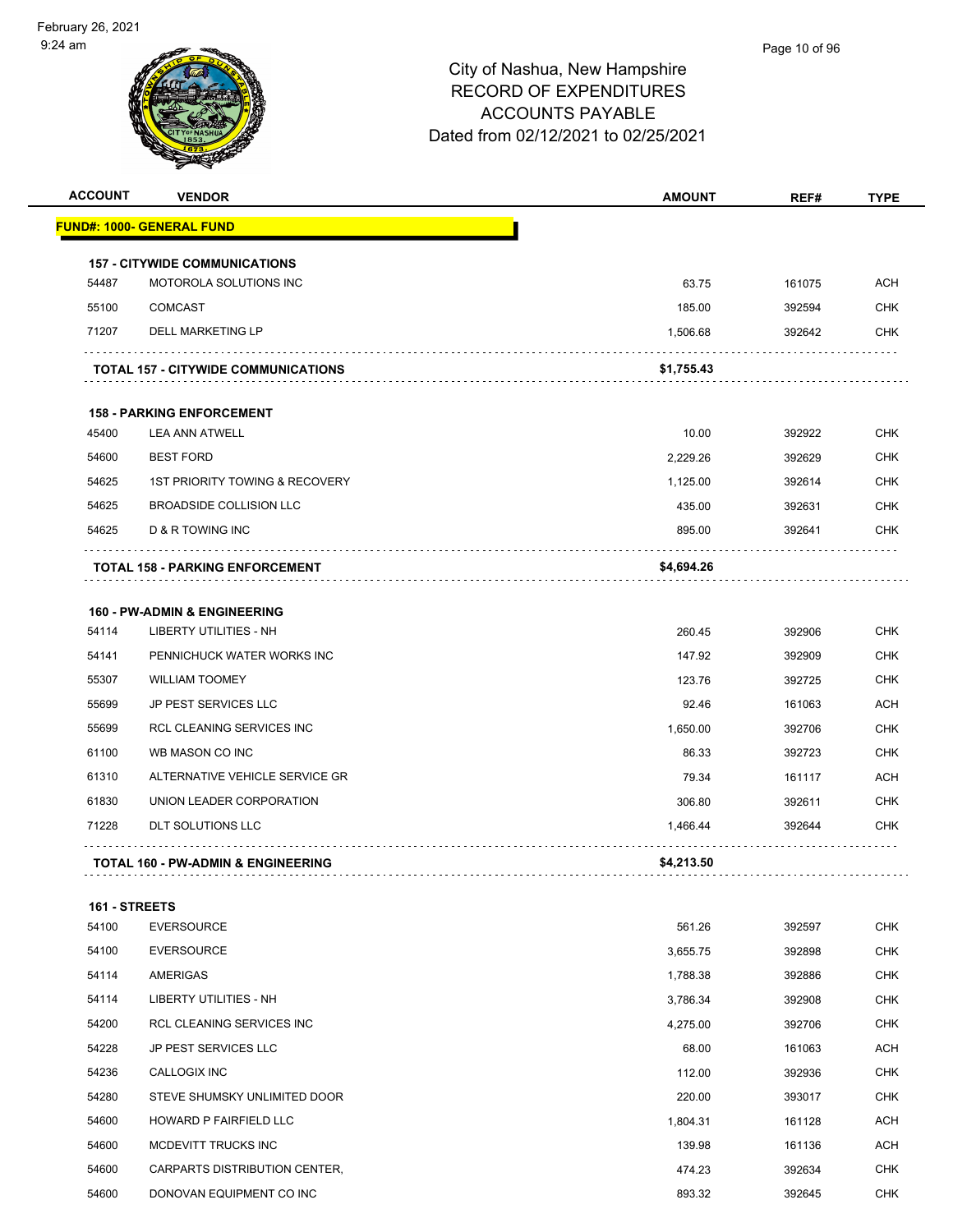City of Nashua, New Hampshire
RECORD OF EXPENDITURES
ACCOUNTS PAYABLE
Dated from 02/12/2021 to 02/25/2021

| ACCOUNT | VENDOR | AMOUNT | REF# | TYPE |
|---|---|---|---|---|
| **FUND#: 1000- GENERAL FUND** | | | | |
| **157 - CITYWIDE COMMUNICATIONS** | | | | |
| 54487 | MOTOROLA SOLUTIONS INC | 63.75 | 161075 | ACH |
| 55100 | COMCAST | 185.00 | 392594 | CHK |
| 71207 | DELL MARKETING LP | 1,506.68 | 392642 | CHK |
| | **TOTAL 157 - CITYWIDE COMMUNICATIONS** | **$1,755.43** | | |
| **158 - PARKING ENFORCEMENT** | | | | |
| 45400 | LEA ANN ATWELL | 10.00 | 392922 | CHK |
| 54600 | BEST FORD | 2,229.26 | 392629 | CHK |
| 54625 | 1ST PRIORITY TOWING & RECOVERY | 1,125.00 | 392614 | CHK |
| 54625 | BROADSIDE COLLISION LLC | 435.00 | 392631 | CHK |
| 54625 | D & R TOWING INC | 895.00 | 392641 | CHK |
| | **TOTAL 158 - PARKING ENFORCEMENT** | **$4,694.26** | | |
| **160 - PW-ADMIN & ENGINEERING** | | | | |
| 54114 | LIBERTY UTILITIES - NH | 260.45 | 392906 | CHK |
| 54141 | PENNICHUCK WATER WORKS INC | 147.92 | 392909 | CHK |
| 55307 | WILLIAM TOOMEY | 123.76 | 392725 | CHK |
| 55699 | JP PEST SERVICES LLC | 92.46 | 161063 | ACH |
| 55699 | RCL CLEANING SERVICES INC | 1,650.00 | 392706 | CHK |
| 61100 | WB MASON CO INC | 86.33 | 392723 | CHK |
| 61310 | ALTERNATIVE VEHICLE SERVICE GR | 79.34 | 161117 | ACH |
| 61830 | UNION LEADER CORPORATION | 306.80 | 392611 | CHK |
| 71228 | DLT SOLUTIONS LLC | 1,466.44 | 392644 | CHK |
| | **TOTAL 160 - PW-ADMIN & ENGINEERING** | **$4,213.50** | | |
| **161 - STREETS** | | | | |
| 54100 | EVERSOURCE | 561.26 | 392597 | CHK |
| 54100 | EVERSOURCE | 3,655.75 | 392898 | CHK |
| 54114 | AMERIGAS | 1,788.38 | 392886 | CHK |
| 54114 | LIBERTY UTILITIES - NH | 3,786.34 | 392908 | CHK |
| 54200 | RCL CLEANING SERVICES INC | 4,275.00 | 392706 | CHK |
| 54228 | JP PEST SERVICES LLC | 68.00 | 161063 | ACH |
| 54236 | CALLOGIX INC | 112.00 | 392936 | CHK |
| 54280 | STEVE SHUMSKY UNLIMITED DOOR | 220.00 | 393017 | CHK |
| 54600 | HOWARD P FAIRFIELD LLC | 1,804.31 | 161128 | ACH |
| 54600 | MCDEVITT TRUCKS INC | 139.98 | 161136 | ACH |
| 54600 | CARPARTS DISTRIBUTION CENTER, | 474.23 | 392634 | CHK |
| 54600 | DONOVAN EQUIPMENT CO INC | 893.32 | 392645 | CHK |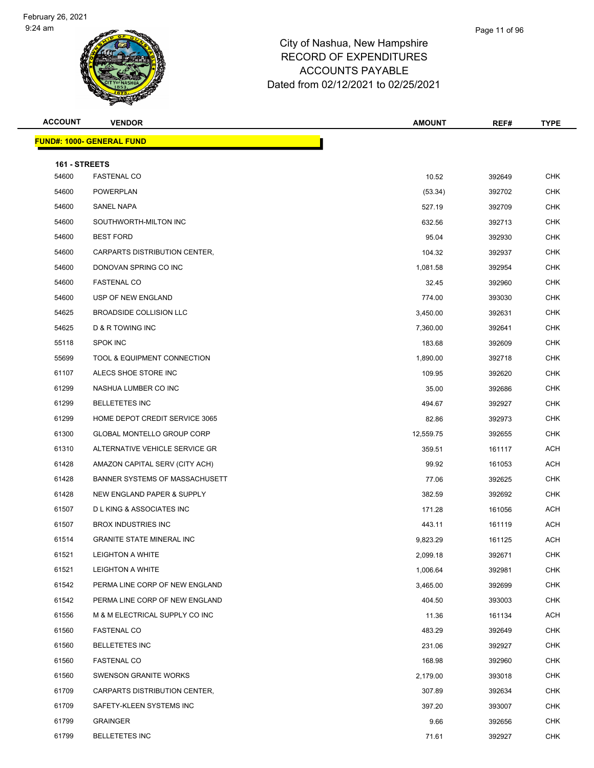City of Nashua, New Hampshire
RECORD OF EXPENDITURES
ACCOUNTS PAYABLE
Dated from 02/12/2021 to 02/25/2021

| ACCOUNT | VENDOR | AMOUNT | REF# | TYPE |
|---|---|---|---|---|

**FUND#: 1000- GENERAL FUND**

**161 - STREETS**

| ACCOUNT | VENDOR | AMOUNT | REF# | TYPE |
|---|---|---|---|---|
| 54600 | FASTENAL CO | 10.52 | 392649 | CHK |
| 54600 | POWERPLAN | (53.34) | 392702 | CHK |
| 54600 | SANEL NAPA | 527.19 | 392709 | CHK |
| 54600 | SOUTHWORTH-MILTON INC | 632.56 | 392713 | CHK |
| 54600 | BEST FORD | 95.04 | 392930 | CHK |
| 54600 | CARPARTS DISTRIBUTION CENTER, | 104.32 | 392937 | CHK |
| 54600 | DONOVAN SPRING CO INC | 1,081.58 | 392954 | CHK |
| 54600 | FASTENAL CO | 32.45 | 392960 | CHK |
| 54600 | USP OF NEW ENGLAND | 774.00 | 393030 | CHK |
| 54625 | BROADSIDE COLLISION LLC | 3,450.00 | 392631 | CHK |
| 54625 | D & R TOWING INC | 7,360.00 | 392641 | CHK |
| 55118 | SPOK INC | 183.68 | 392609 | CHK |
| 55699 | TOOL & EQUIPMENT CONNECTION | 1,890.00 | 392718 | CHK |
| 61107 | ALECS SHOE STORE INC | 109.95 | 392620 | CHK |
| 61299 | NASHUA LUMBER CO INC | 35.00 | 392686 | CHK |
| 61299 | BELLETETES INC | 494.67 | 392927 | CHK |
| 61299 | HOME DEPOT CREDIT SERVICE 3065 | 82.86 | 392973 | CHK |
| 61300 | GLOBAL MONTELLO GROUP CORP | 12,559.75 | 392655 | CHK |
| 61310 | ALTERNATIVE VEHICLE SERVICE GR | 359.51 | 161117 | ACH |
| 61428 | AMAZON CAPITAL SERV (CITY ACH) | 99.92 | 161053 | ACH |
| 61428 | BANNER SYSTEMS OF MASSACHUSETT | 77.06 | 392625 | CHK |
| 61428 | NEW ENGLAND PAPER & SUPPLY | 382.59 | 392692 | CHK |
| 61507 | D L KING & ASSOCIATES INC | 171.28 | 161056 | ACH |
| 61507 | BROX INDUSTRIES INC | 443.11 | 161119 | ACH |
| 61514 | GRANITE STATE MINERAL INC | 9,823.29 | 161125 | ACH |
| 61521 | LEIGHTON A WHITE | 2,099.18 | 392671 | CHK |
| 61521 | LEIGHTON A WHITE | 1,006.64 | 392981 | CHK |
| 61542 | PERMA LINE CORP OF NEW ENGLAND | 3,465.00 | 392699 | CHK |
| 61542 | PERMA LINE CORP OF NEW ENGLAND | 404.50 | 393003 | CHK |
| 61556 | M & M ELECTRICAL SUPPLY CO INC | 11.36 | 161134 | ACH |
| 61560 | FASTENAL CO | 483.29 | 392649 | CHK |
| 61560 | BELLETETES INC | 231.06 | 392927 | CHK |
| 61560 | FASTENAL CO | 168.98 | 392960 | CHK |
| 61560 | SWENSON GRANITE WORKS | 2,179.00 | 393018 | CHK |
| 61709 | CARPARTS DISTRIBUTION CENTER, | 307.89 | 392634 | CHK |
| 61709 | SAFETY-KLEEN SYSTEMS INC | 397.20 | 393007 | CHK |
| 61799 | GRAINGER | 9.66 | 392656 | CHK |
| 61799 | BELLETETES INC | 71.61 | 392927 | CHK |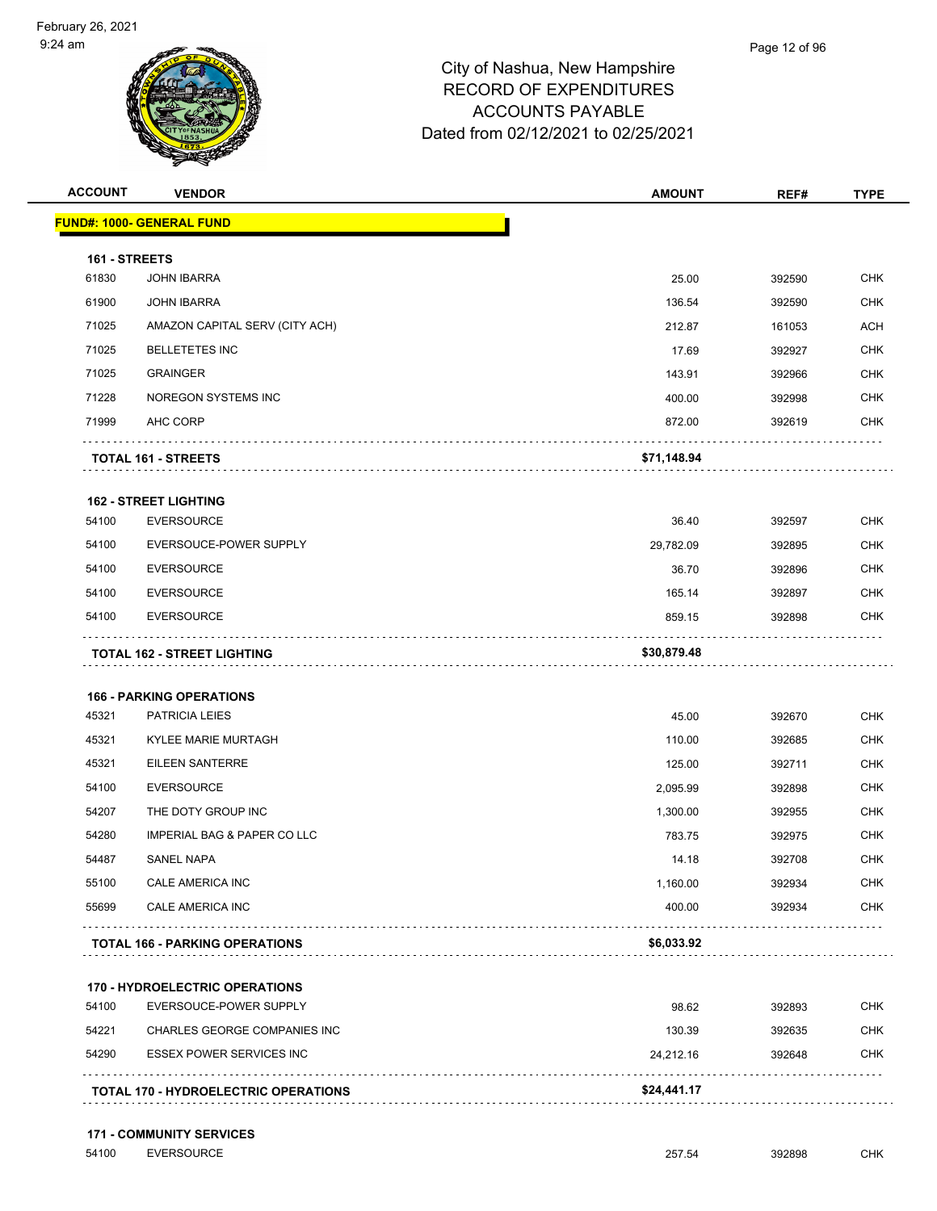City of Nashua, New Hampshire
RECORD OF EXPENDITURES
ACCOUNTS PAYABLE
Dated from 02/12/2021 to 02/25/2021

| ACCOUNT | VENDOR | AMOUNT | REF# | TYPE |
|---|---|---|---|---|
| **FUND#: 1000- GENERAL FUND** | | | | |
| **161 - STREETS** | | | | |
| 61830 | JOHN IBARRA | 25.00 | 392590 | CHK |
| 61900 | JOHN IBARRA | 136.54 | 392590 | CHK |
| 71025 | AMAZON CAPITAL SERV (CITY ACH) | 212.87 | 161053 | ACH |
| 71025 | BELLETETES INC | 17.69 | 392927 | CHK |
| 71025 | GRAINGER | 143.91 | 392966 | CHK |
| 71228 | NOREGON SYSTEMS INC | 400.00 | 392998 | CHK |
| 71999 | AHC CORP | 872.00 | 392619 | CHK |
| **TOTAL 161 - STREETS** | | **$71,148.94** | | |
| **162 - STREET LIGHTING** | | | | |
| 54100 | EVERSOURCE | 36.40 | 392597 | CHK |
| 54100 | EVERSOUCE-POWER SUPPLY | 29,782.09 | 392895 | CHK |
| 54100 | EVERSOURCE | 36.70 | 392896 | CHK |
| 54100 | EVERSOURCE | 165.14 | 392897 | CHK |
| 54100 | EVERSOURCE | 859.15 | 392898 | CHK |
| **TOTAL 162 - STREET LIGHTING** | | **$30,879.48** | | |
| **166 - PARKING OPERATIONS** | | | | |
| 45321 | PATRICIA LEIES | 45.00 | 392670 | CHK |
| 45321 | KYLEE MARIE MURTAGH | 110.00 | 392685 | CHK |
| 45321 | EILEEN SANTERRE | 125.00 | 392711 | CHK |
| 54100 | EVERSOURCE | 2,095.99 | 392898 | CHK |
| 54207 | THE DOTY GROUP INC | 1,300.00 | 392955 | CHK |
| 54280 | IMPERIAL BAG & PAPER CO LLC | 783.75 | 392975 | CHK |
| 54487 | SANEL NAPA | 14.18 | 392708 | CHK |
| 55100 | CALE AMERICA INC | 1,160.00 | 392934 | CHK |
| 55699 | CALE AMERICA INC | 400.00 | 392934 | CHK |
| **TOTAL 166 - PARKING OPERATIONS** | | **$6,033.92** | | |
| **170 - HYDROELECTRIC OPERATIONS** | | | | |
| 54100 | EVERSOUCE-POWER SUPPLY | 98.62 | 392893 | CHK |
| 54221 | CHARLES GEORGE COMPANIES INC | 130.39 | 392635 | CHK |
| 54290 | ESSEX POWER SERVICES INC | 24,212.16 | 392648 | CHK |
| **TOTAL 170 - HYDROELECTRIC OPERATIONS** | | **$24,441.17** | | |
| **171 - COMMUNITY SERVICES** | | | | |
| 54100 | EVERSOURCE | 257.54 | 392898 | CHK |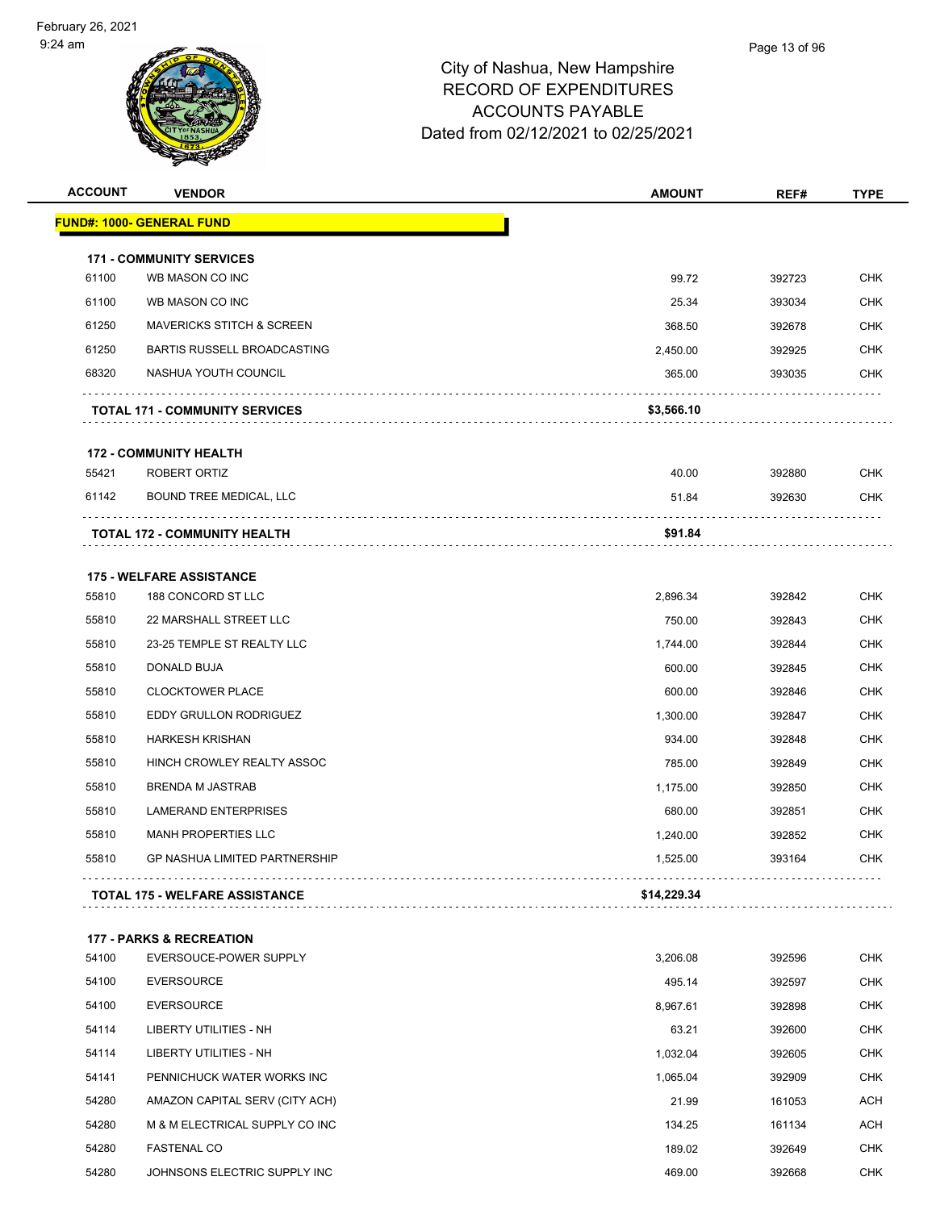# City of Nashua, New Hampshire
## RECORD OF EXPENDITURES
## ACCOUNTS PAYABLE
## Dated from 02/12/2021 to 02/25/2021

| ACCOUNT | VENDOR | AMOUNT | REF# | TYPE |
|---|---|---|---|---|
| **FUND#: 1000- GENERAL FUND** | | | | |
| **171 - COMMUNITY SERVICES** | | | | |
| 61100 | WB MASON CO INC | 99.72 | 392723 | CHK |
| 61100 | WB MASON CO INC | 25.34 | 393034 | CHK |
| 61250 | MAVERICKS STITCH & SCREEN | 368.50 | 392678 | CHK |
| 61250 | BARTIS RUSSELL BROADCASTING | 2,450.00 | 392925 | CHK |
| 68320 | NASHUA YOUTH COUNCIL | 365.00 | 393035 | CHK |
| | **TOTAL 171 - COMMUNITY SERVICES** | **$3,566.10** | | |
| **172 - COMMUNITY HEALTH** | | | | |
| 55421 | ROBERT ORTIZ | 40.00 | 392880 | CHK |
| 61142 | BOUND TREE MEDICAL, LLC | 51.84 | 392630 | CHK |
| | **TOTAL 172 - COMMUNITY HEALTH** | **$91.84** | | |
| **175 - WELFARE ASSISTANCE** | | | | |
| 55810 | 188 CONCORD ST LLC | 2,896.34 | 392842 | CHK |
| 55810 | 22 MARSHALL STREET LLC | 750.00 | 392843 | CHK |
| 55810 | 23-25 TEMPLE ST REALTY LLC | 1,744.00 | 392844 | CHK |
| 55810 | DONALD BUJA | 600.00 | 392845 | CHK |
| 55810 | CLOCKTOWER PLACE | 600.00 | 392846 | CHK |
| 55810 | EDDY GRULLON RODRIGUEZ | 1,300.00 | 392847 | CHK |
| 55810 | HARKESH KRISHAN | 934.00 | 392848 | CHK |
| 55810 | HINCH CROWLEY REALTY ASSOC | 785.00 | 392849 | CHK |
| 55810 | BRENDA M JASTRAB | 1,175.00 | 392850 | CHK |
| 55810 | LAMERAND ENTERPRISES | 680.00 | 392851 | CHK |
| 55810 | MANH PROPERTIES LLC | 1,240.00 | 392852 | CHK |
| 55810 | GP NASHUA LIMITED PARTNERSHIP | 1,525.00 | 393164 | CHK |
| | **TOTAL 175 - WELFARE ASSISTANCE** | **$14,229.34** | | |
| **177 - PARKS & RECREATION** | | | | |
| 54100 | EVERSOUCE-POWER SUPPLY | 3,206.08 | 392596 | CHK |
| 54100 | EVERSOURCE | 495.14 | 392597 | CHK |
| 54100 | EVERSOURCE | 8,967.61 | 392898 | CHK |
| 54114 | LIBERTY UTILITIES - NH | 63.21 | 392600 | CHK |
| 54114 | LIBERTY UTILITIES - NH | 1,032.04 | 392605 | CHK |
| 54141 | PENNICHUCK WATER WORKS INC | 1,065.04 | 392909 | CHK |
| 54280 | AMAZON CAPITAL SERV (CITY ACH) | 21.99 | 161053 | ACH |
| 54280 | M & M ELECTRICAL SUPPLY CO INC | 134.25 | 161134 | ACH |
| 54280 | FASTENAL CO | 189.02 | 392649 | CHK |
| 54280 | JOHNSONS ELECTRIC SUPPLY INC | 469.00 | 392668 | CHK |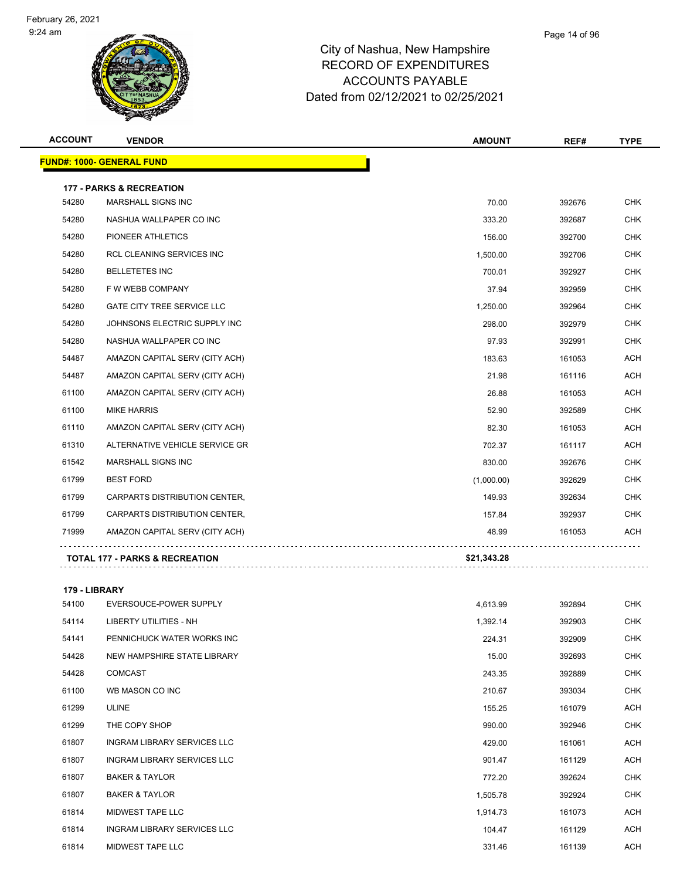# City of Nashua, New Hampshire
## RECORD OF EXPENDITURES
## ACCOUNTS PAYABLE
### Dated from 02/12/2021 to 02/25/2021

| ACCOUNT | VENDOR | AMOUNT | REF# | TYPE |
|---|---|---|---|---|
| **FUND#: 1000- GENERAL FUND** | | | | |
| **177 - PARKS & RECREATION** | | | | |
| 54280 | MARSHALL SIGNS INC | 70.00 | 392676 | CHK |
| 54280 | NASHUA WALLPAPER CO INC | 333.20 | 392687 | CHK |
| 54280 | PIONEER ATHLETICS | 156.00 | 392700 | CHK |
| 54280 | RCL CLEANING SERVICES INC | 1,500.00 | 392706 | CHK |
| 54280 | BELLETETES INC | 700.01 | 392927 | CHK |
| 54280 | F W WEBB COMPANY | 37.94 | 392959 | CHK |
| 54280 | GATE CITY TREE SERVICE LLC | 1,250.00 | 392964 | CHK |
| 54280 | JOHNSONS ELECTRIC SUPPLY INC | 298.00 | 392979 | CHK |
| 54280 | NASHUA WALLPAPER CO INC | 97.93 | 392991 | CHK |
| 54487 | AMAZON CAPITAL SERV (CITY ACH) | 183.63 | 161053 | ACH |
| 54487 | AMAZON CAPITAL SERV (CITY ACH) | 21.98 | 161116 | ACH |
| 61100 | AMAZON CAPITAL SERV (CITY ACH) | 26.88 | 161053 | ACH |
| 61100 | MIKE HARRIS | 52.90 | 392589 | CHK |
| 61110 | AMAZON CAPITAL SERV (CITY ACH) | 82.30 | 161053 | ACH |
| 61310 | ALTERNATIVE VEHICLE SERVICE GR | 702.37 | 161117 | ACH |
| 61542 | MARSHALL SIGNS INC | 830.00 | 392676 | CHK |
| 61799 | BEST FORD | (1,000.00) | 392629 | CHK |
| 61799 | CARPARTS DISTRIBUTION CENTER, | 149.93 | 392634 | CHK |
| 61799 | CARPARTS DISTRIBUTION CENTER, | 157.84 | 392937 | CHK |
| 71999 | AMAZON CAPITAL SERV (CITY ACH) | 48.99 | 161053 | ACH |
| **TOTAL 177 - PARKS & RECREATION** | | **$21,343.28** | | |
| **179 - LIBRARY** | | | | |
| 54100 | EVERSOUCE-POWER SUPPLY | 4,613.99 | 392894 | CHK |
| 54114 | LIBERTY UTILITIES - NH | 1,392.14 | 392903 | CHK |
| 54141 | PENNICHUCK WATER WORKS INC | 224.31 | 392909 | CHK |
| 54428 | NEW HAMPSHIRE STATE LIBRARY | 15.00 | 392693 | CHK |
| 54428 | COMCAST | 243.35 | 392889 | CHK |
| 61100 | WB MASON CO INC | 210.67 | 393034 | CHK |
| 61299 | ULINE | 155.25 | 161079 | ACH |
| 61299 | THE COPY SHOP | 990.00 | 392946 | CHK |
| 61807 | INGRAM LIBRARY SERVICES LLC | 429.00 | 161061 | ACH |
| 61807 | INGRAM LIBRARY SERVICES LLC | 901.47 | 161129 | ACH |
| 61807 | BAKER & TAYLOR | 772.20 | 392624 | CHK |
| 61807 | BAKER & TAYLOR | 1,505.78 | 392924 | CHK |
| 61814 | MIDWEST TAPE LLC | 1,914.73 | 161073 | ACH |
| 61814 | INGRAM LIBRARY SERVICES LLC | 104.47 | 161129 | ACH |
| 61814 | MIDWEST TAPE LLC | 331.46 | 161139 | ACH |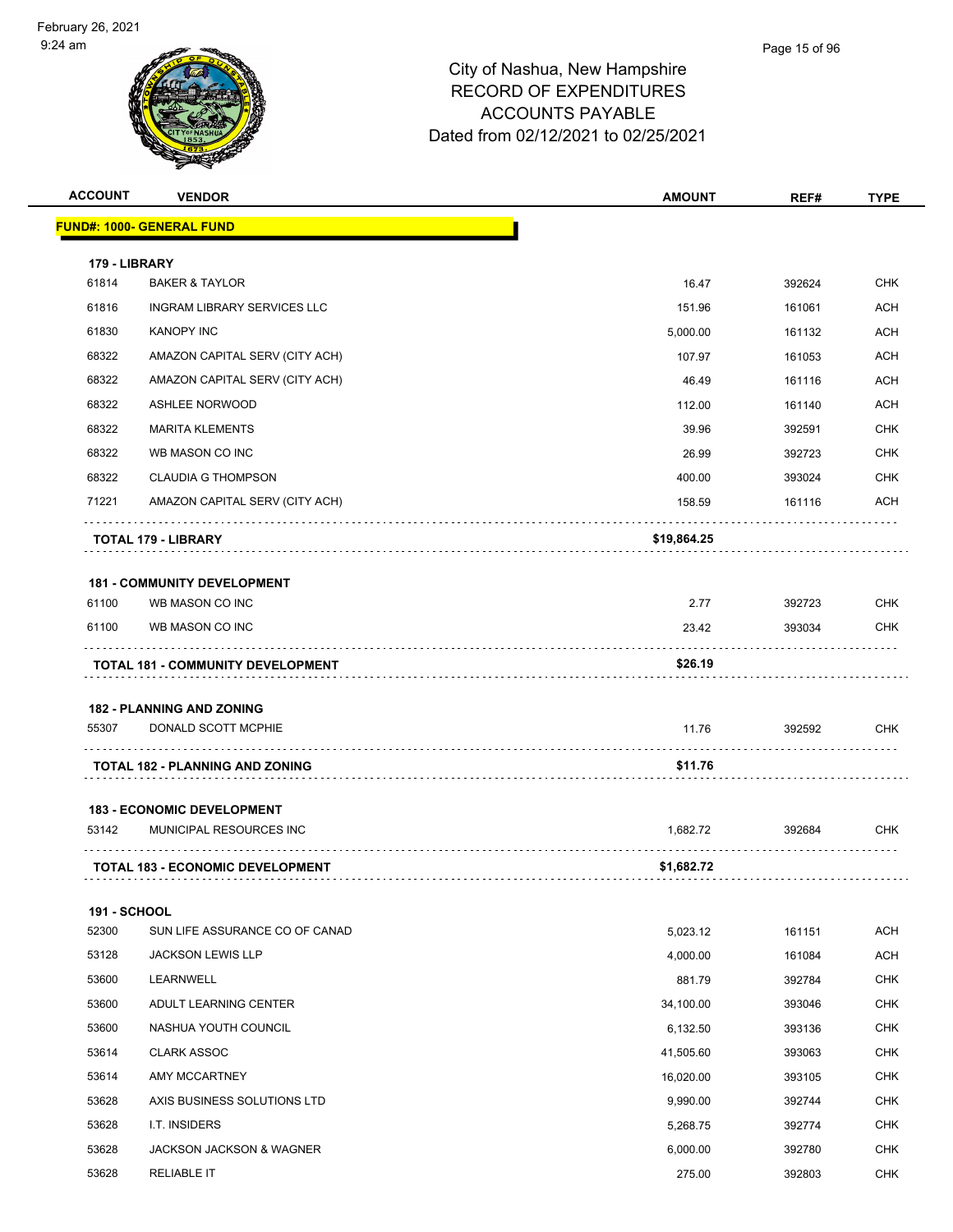# City of Nashua, New Hampshire
## RECORD OF EXPENDITURES
## ACCOUNTS PAYABLE
### Dated from 02/12/2021 to 02/25/2021

| ACCOUNT | VENDOR | AMOUNT | REF# | TYPE |
|---|---|---|---|---|
| **FUND#: 1000- GENERAL FUND** | | | | |
| **179 - LIBRARY** | | | | |
| 61814 | BAKER & TAYLOR | 16.47 | 392624 | CHK |
| 61816 | INGRAM LIBRARY SERVICES LLC | 151.96 | 161061 | ACH |
| 61830 | KANOPY INC | 5,000.00 | 161132 | ACH |
| 68322 | AMAZON CAPITAL SERV (CITY ACH) | 107.97 | 161053 | ACH |
| 68322 | AMAZON CAPITAL SERV (CITY ACH) | 46.49 | 161116 | ACH |
| 68322 | ASHLEE NORWOOD | 112.00 | 161140 | ACH |
| 68322 | MARITA KLEMENTS | 39.96 | 392591 | CHK |
| 68322 | WB MASON CO INC | 26.99 | 392723 | CHK |
| 68322 | CLAUDIA G THOMPSON | 400.00 | 393024 | CHK |
| 71221 | AMAZON CAPITAL SERV (CITY ACH) | 158.59 | 161116 | ACH |
| | **TOTAL 179 - LIBRARY** | **$19,864.25** | | |
| **181 - COMMUNITY DEVELOPMENT** | | | | |
| 61100 | WB MASON CO INC | 2.77 | 392723 | CHK |
| 61100 | WB MASON CO INC | 23.42 | 393034 | CHK |
| | **TOTAL 181 - COMMUNITY DEVELOPMENT** | **$26.19** | | |
| **182 - PLANNING AND ZONING** | | | | |
| 55307 | DONALD SCOTT MCPHIE | 11.76 | 392592 | CHK |
| | **TOTAL 182 - PLANNING AND ZONING** | **$11.76** | | |
| **183 - ECONOMIC DEVELOPMENT** | | | | |
| 53142 | MUNICIPAL RESOURCES INC | 1,682.72 | 392684 | CHK |
| | **TOTAL 183 - ECONOMIC DEVELOPMENT** | **$1,682.72** | | |
| **191 - SCHOOL** | | | | |
| 52300 | SUN LIFE ASSURANCE CO OF CANAD | 5,023.12 | 161151 | ACH |
| 53128 | JACKSON LEWIS LLP | 4,000.00 | 161084 | ACH |
| 53600 | LEARNWELL | 881.79 | 392784 | CHK |
| 53600 | ADULT LEARNING CENTER | 34,100.00 | 393046 | CHK |
| 53600 | NASHUA YOUTH COUNCIL | 6,132.50 | 393136 | CHK |
| 53614 | CLARK ASSOC | 41,505.60 | 393063 | CHK |
| 53614 | AMY MCCARTNEY | 16,020.00 | 393105 | CHK |
| 53628 | AXIS BUSINESS SOLUTIONS LTD | 9,990.00 | 392744 | CHK |
| 53628 | I.T. INSIDERS | 5,268.75 | 392774 | CHK |
| 53628 | JACKSON JACKSON & WAGNER | 6,000.00 | 392780 | CHK |
| 53628 | RELIABLE IT | 275.00 | 392803 | CHK |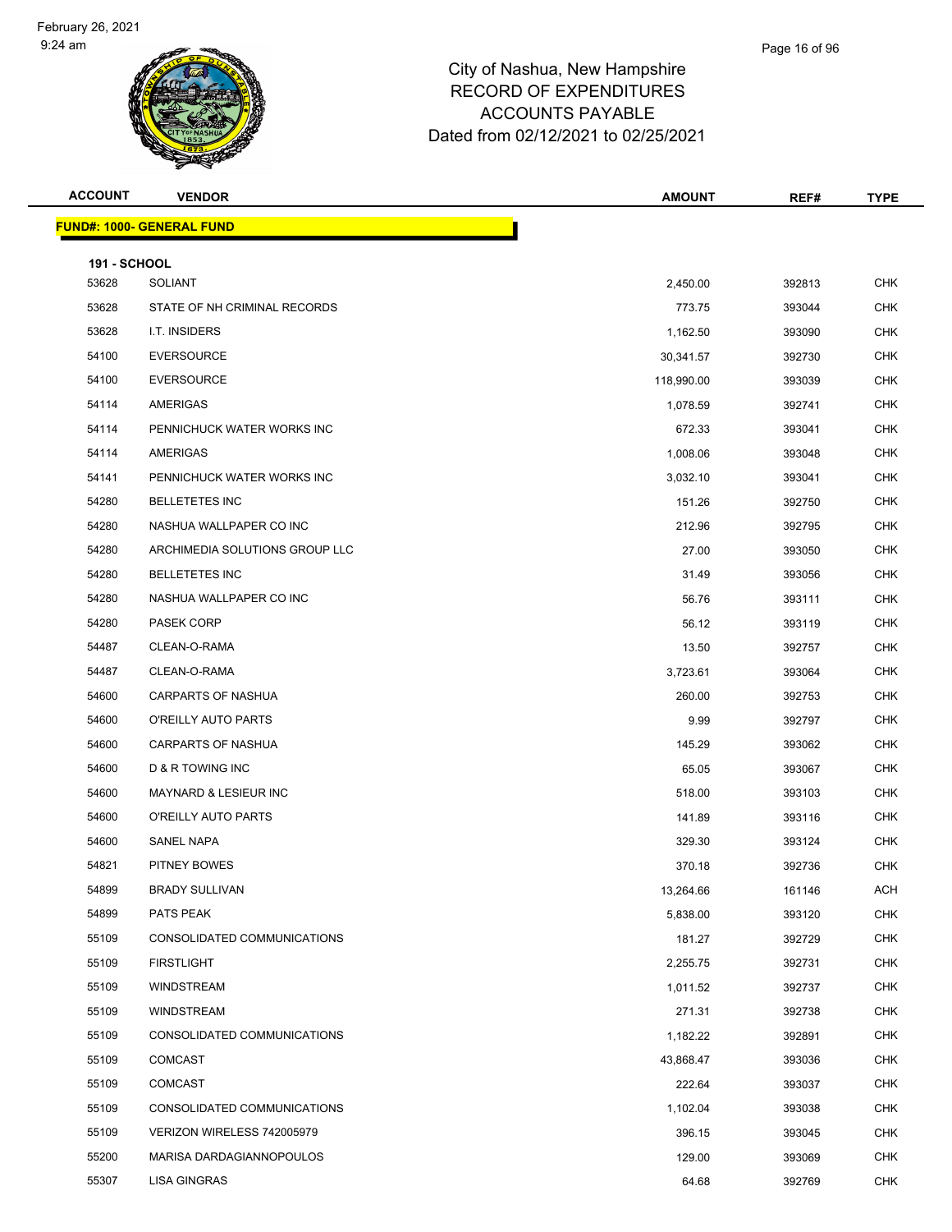# City of Nashua, New Hampshire
## RECORD OF EXPENDITURES
## ACCOUNTS PAYABLE
### Dated from 02/12/2021 to 02/25/2021

| ACCOUNT | VENDOR | AMOUNT | REF# | TYPE |
|---|---|---|---|---|
| **FUND#: 1000- GENERAL FUND** | | | | |
| **191 - SCHOOL** | | | | |
| 53628 | SOLIANT | 2,450.00 | 392813 | CHK |
| 53628 | STATE OF NH CRIMINAL RECORDS | 773.75 | 393044 | CHK |
| 53628 | I.T. INSIDERS | 1,162.50 | 393090 | CHK |
| 54100 | EVERSOURCE | 30,341.57 | 392730 | CHK |
| 54100 | EVERSOURCE | 118,990.00 | 393039 | CHK |
| 54114 | AMERIGAS | 1,078.59 | 392741 | CHK |
| 54114 | PENNICHUCK WATER WORKS INC | 672.33 | 393041 | CHK |
| 54114 | AMERIGAS | 1,008.06 | 393048 | CHK |
| 54141 | PENNICHUCK WATER WORKS INC | 3,032.10 | 393041 | CHK |
| 54280 | BELLETETES INC | 151.26 | 392750 | CHK |
| 54280 | NASHUA WALLPAPER CO INC | 212.96 | 392795 | CHK |
| 54280 | ARCHIMEDIA SOLUTIONS GROUP LLC | 27.00 | 393050 | CHK |
| 54280 | BELLETETES INC | 31.49 | 393056 | CHK |
| 54280 | NASHUA WALLPAPER CO INC | 56.76 | 393111 | CHK |
| 54280 | PASEK CORP | 56.12 | 393119 | CHK |
| 54487 | CLEAN-O-RAMA | 13.50 | 392757 | CHK |
| 54487 | CLEAN-O-RAMA | 3,723.61 | 393064 | CHK |
| 54600 | CARPARTS OF NASHUA | 260.00 | 392753 | CHK |
| 54600 | O'REILLY AUTO PARTS | 9.99 | 392797 | CHK |
| 54600 | CARPARTS OF NASHUA | 145.29 | 393062 | CHK |
| 54600 | D & R TOWING INC | 65.05 | 393067 | CHK |
| 54600 | MAYNARD & LESIEUR INC | 518.00 | 393103 | CHK |
| 54600 | O'REILLY AUTO PARTS | 141.89 | 393116 | CHK |
| 54600 | SANEL NAPA | 329.30 | 393124 | CHK |
| 54821 | PITNEY BOWES | 370.18 | 392736 | CHK |
| 54899 | BRADY SULLIVAN | 13,264.66 | 161146 | ACH |
| 54899 | PATS PEAK | 5,838.00 | 393120 | CHK |
| 55109 | CONSOLIDATED COMMUNICATIONS | 181.27 | 392729 | CHK |
| 55109 | FIRSTLIGHT | 2,255.75 | 392731 | CHK |
| 55109 | WINDSTREAM | 1,011.52 | 392737 | CHK |
| 55109 | WINDSTREAM | 271.31 | 392738 | CHK |
| 55109 | CONSOLIDATED COMMUNICATIONS | 1,182.22 | 392891 | CHK |
| 55109 | COMCAST | 43,868.47 | 393036 | CHK |
| 55109 | COMCAST | 222.64 | 393037 | CHK |
| 55109 | CONSOLIDATED COMMUNICATIONS | 1,102.04 | 393038 | CHK |
| 55109 | VERIZON WIRELESS 742005979 | 396.15 | 393045 | CHK |
| 55200 | MARISA DARDAGIANNOPOULOS | 129.00 | 393069 | CHK |
| 55307 | LISA GINGRAS | 64.68 | 392769 | CHK |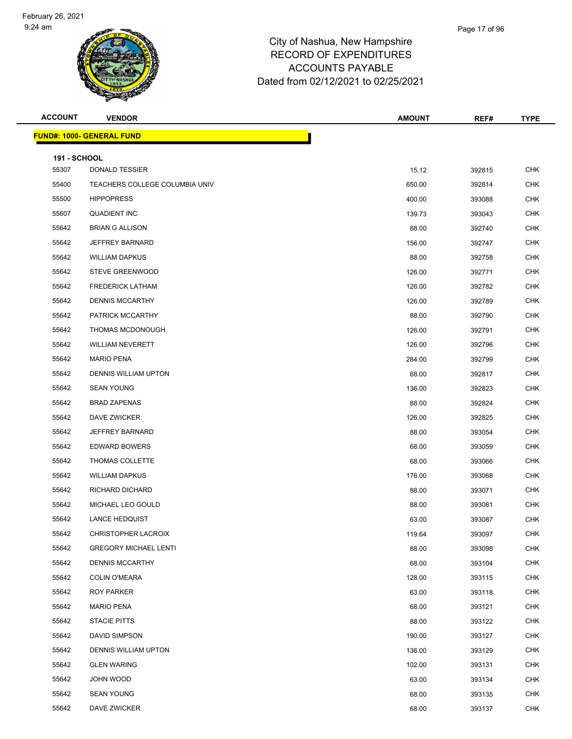City of Nashua, New Hampshire
RECORD OF EXPENDITURES
ACCOUNTS PAYABLE
Dated from 02/12/2021 to 02/25/2021

| ACCOUNT | VENDOR | AMOUNT | REF# | TYPE |
|---|---|---|---|---|

**FUND#: 1000- GENERAL FUND**

**191 - SCHOOL**

| ACCOUNT | VENDOR | AMOUNT | REF# | TYPE |
|---|---|---|---|---|
| 55307 | DONALD TESSIER | 15.12 | 392815 | CHK |
| 55400 | TEACHERS COLLEGE COLUMBIA UNIV | 650.00 | 392814 | CHK |
| 55500 | HIPPOPRESS | 400.00 | 393088 | CHK |
| 55607 | QUADIENT INC | 139.73 | 393043 | CHK |
| 55642 | BRIAN G ALLISON | 88.00 | 392740 | CHK |
| 55642 | JEFFREY BARNARD | 156.00 | 392747 | CHK |
| 55642 | WILLIAM DAPKUS | 88.00 | 392758 | CHK |
| 55642 | STEVE GREENWOOD | 126.00 | 392771 | CHK |
| 55642 | FREDERICK LATHAM | 126.00 | 392782 | CHK |
| 55642 | DENNIS MCCARTHY | 126.00 | 392789 | CHK |
| 55642 | PATRICK MCCARTHY | 88.00 | 392790 | CHK |
| 55642 | THOMAS MCDONOUGH | 126.00 | 392791 | CHK |
| 55642 | WILLIAM NEVERETT | 126.00 | 392796 | CHK |
| 55642 | MARIO PENA | 284.00 | 392799 | CHK |
| 55642 | DENNIS WILLIAM UPTON | 68.00 | 392817 | CHK |
| 55642 | SEAN YOUNG | 136.00 | 392823 | CHK |
| 55642 | BRAD ZAPENAS | 88.00 | 392824 | CHK |
| 55642 | DAVE ZWICKER | 126.00 | 392825 | CHK |
| 55642 | JEFFREY BARNARD | 88.00 | 393054 | CHK |
| 55642 | EDWARD BOWERS | 68.00 | 393059 | CHK |
| 55642 | THOMAS COLLETTE | 68.00 | 393066 | CHK |
| 55642 | WILLIAM DAPKUS | 176.00 | 393068 | CHK |
| 55642 | RICHARD DICHARD | 88.00 | 393071 | CHK |
| 55642 | MICHAEL LEO GOULD | 88.00 | 393081 | CHK |
| 55642 | LANCE HEDQUIST | 63.00 | 393087 | CHK |
| 55642 | CHRISTOPHER LACROIX | 119.64 | 393097 | CHK |
| 55642 | GREGORY MICHAEL LENTI | 88.00 | 393098 | CHK |
| 55642 | DENNIS MCCARTHY | 68.00 | 393104 | CHK |
| 55642 | COLIN O'MEARA | 128.00 | 393115 | CHK |
| 55642 | ROY PARKER | 63.00 | 393118 | CHK |
| 55642 | MARIO PENA | 68.00 | 393121 | CHK |
| 55642 | STACIE PITTS | 88.00 | 393122 | CHK |
| 55642 | DAVID SIMPSON | 190.00 | 393127 | CHK |
| 55642 | DENNIS WILLIAM UPTON | 136.00 | 393129 | CHK |
| 55642 | GLEN WARING | 102.00 | 393131 | CHK |
| 55642 | JOHN WOOD | 63.00 | 393134 | CHK |
| 55642 | SEAN YOUNG | 68.00 | 393135 | CHK |
| 55642 | DAVE ZWICKER | 68.00 | 393137 | CHK |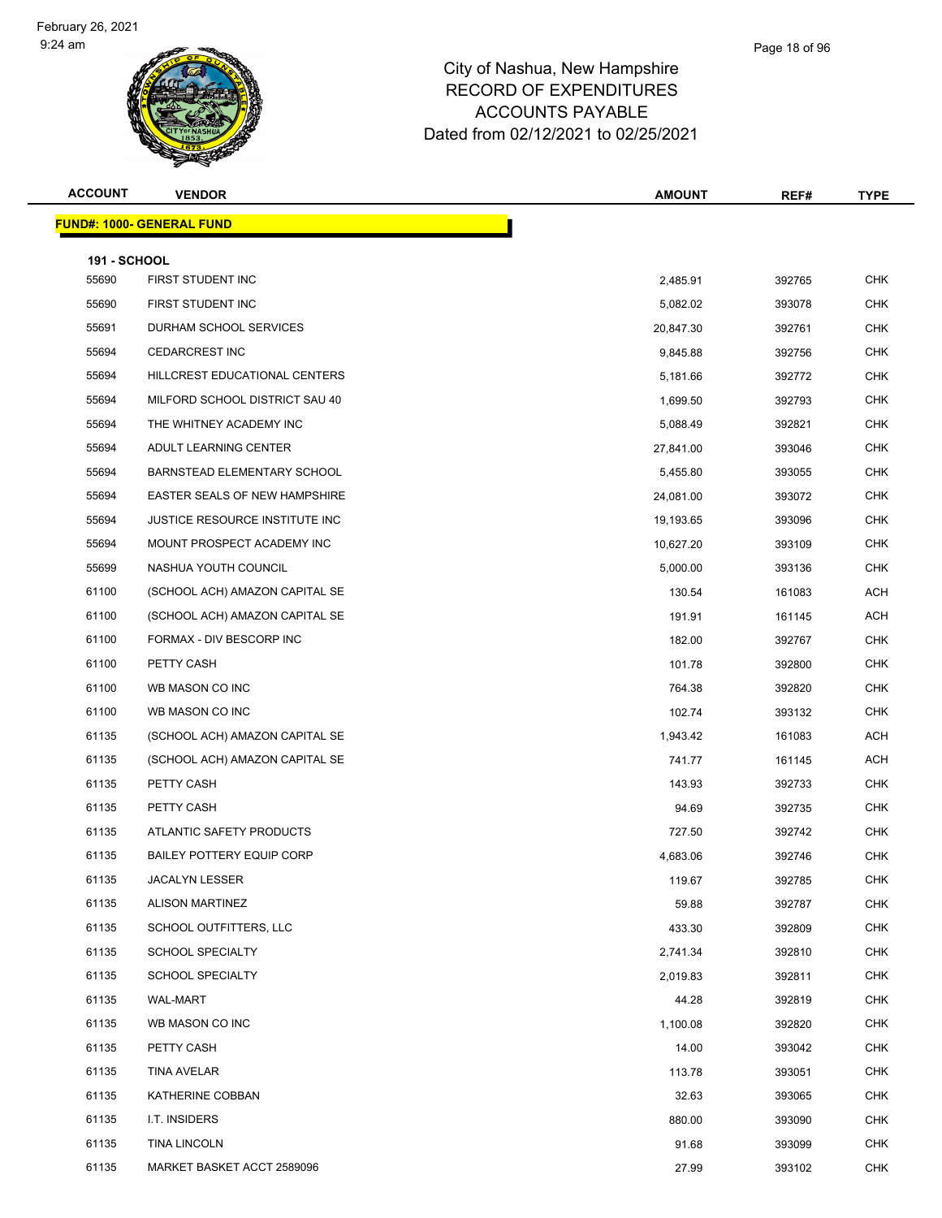# City of Nashua, New Hampshire
## RECORD OF EXPENDITURES
## ACCOUNTS PAYABLE
## Dated from 02/12/2021 to 02/25/2021

| ACCOUNT | VENDOR | AMOUNT | REF# | TYPE |
|---|---|---|---|---|

**FUND#: 1000- GENERAL FUND**

**191 - SCHOOL**

| ACCOUNT | VENDOR | AMOUNT | REF# | TYPE |
|---|---|---|---|---|
| 55690 | FIRST STUDENT INC | 2,485.91 | 392765 | CHK |
| 55690 | FIRST STUDENT INC | 5,082.02 | 393078 | CHK |
| 55691 | DURHAM SCHOOL SERVICES | 20,847.30 | 392761 | CHK |
| 55694 | CEDARCREST INC | 9,845.88 | 392756 | CHK |
| 55694 | HILLCREST EDUCATIONAL CENTERS | 5,181.66 | 392772 | CHK |
| 55694 | MILFORD SCHOOL DISTRICT SAU 40 | 1,699.50 | 392793 | CHK |
| 55694 | THE WHITNEY ACADEMY INC | 5,088.49 | 392821 | CHK |
| 55694 | ADULT LEARNING CENTER | 27,841.00 | 393046 | CHK |
| 55694 | BARNSTEAD ELEMENTARY SCHOOL | 5,455.80 | 393055 | CHK |
| 55694 | EASTER SEALS OF NEW HAMPSHIRE | 24,081.00 | 393072 | CHK |
| 55694 | JUSTICE RESOURCE INSTITUTE INC | 19,193.65 | 393096 | CHK |
| 55694 | MOUNT PROSPECT ACADEMY INC | 10,627.20 | 393109 | CHK |
| 55699 | NASHUA YOUTH COUNCIL | 5,000.00 | 393136 | CHK |
| 61100 | (SCHOOL ACH) AMAZON CAPITAL SE | 130.54 | 161083 | ACH |
| 61100 | (SCHOOL ACH) AMAZON CAPITAL SE | 191.91 | 161145 | ACH |
| 61100 | FORMAX - DIV BESCORP INC | 182.00 | 392767 | CHK |
| 61100 | PETTY CASH | 101.78 | 392800 | CHK |
| 61100 | WB MASON CO INC | 764.38 | 392820 | CHK |
| 61100 | WB MASON CO INC | 102.74 | 393132 | CHK |
| 61135 | (SCHOOL ACH) AMAZON CAPITAL SE | 1,943.42 | 161083 | ACH |
| 61135 | (SCHOOL ACH) AMAZON CAPITAL SE | 741.77 | 161145 | ACH |
| 61135 | PETTY CASH | 143.93 | 392733 | CHK |
| 61135 | PETTY CASH | 94.69 | 392735 | CHK |
| 61135 | ATLANTIC SAFETY PRODUCTS | 727.50 | 392742 | CHK |
| 61135 | BAILEY POTTERY EQUIP CORP | 4,683.06 | 392746 | CHK |
| 61135 | JACALYN LESSER | 119.67 | 392785 | CHK |
| 61135 | ALISON MARTINEZ | 59.88 | 392787 | CHK |
| 61135 | SCHOOL OUTFITTERS, LLC | 433.30 | 392809 | CHK |
| 61135 | SCHOOL SPECIALTY | 2,741.34 | 392810 | CHK |
| 61135 | SCHOOL SPECIALTY | 2,019.83 | 392811 | CHK |
| 61135 | WAL-MART | 44.28 | 392819 | CHK |
| 61135 | WB MASON CO INC | 1,100.08 | 392820 | CHK |
| 61135 | PETTY CASH | 14.00 | 393042 | CHK |
| 61135 | TINA AVELAR | 113.78 | 393051 | CHK |
| 61135 | KATHERINE COBBAN | 32.63 | 393065 | CHK |
| 61135 | I.T. INSIDERS | 880.00 | 393090 | CHK |
| 61135 | TINA LINCOLN | 91.68 | 393099 | CHK |
| 61135 | MARKET BASKET ACCT 2589096 | 27.99 | 393102 | CHK |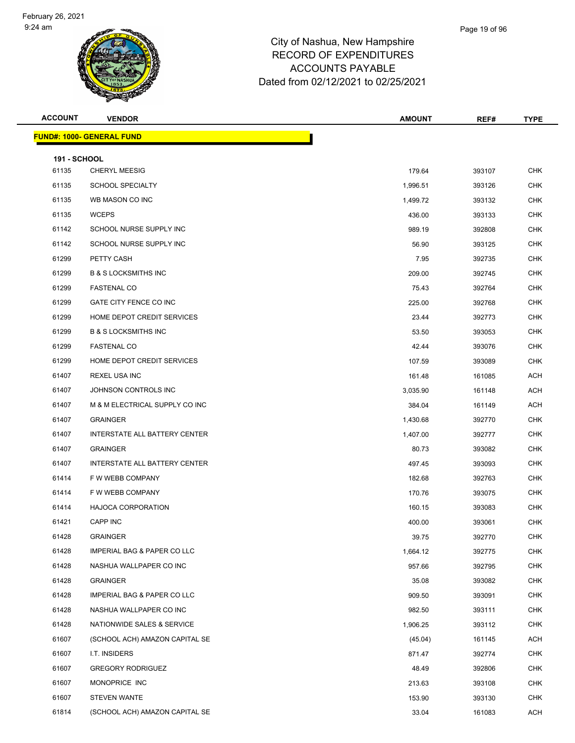# City of Nashua, New Hampshire
## RECORD OF EXPENDITURES
## ACCOUNTS PAYABLE
### Dated from 02/12/2021 to 02/25/2021

February 26, 2021
9:24 am

| ACCOUNT | VENDOR | AMOUNT | REF# | TYPE |
|---|---|---|---|---|
| **FUND#: 1000- GENERAL FUND** | | | | |
| **191 - SCHOOL** | | | | |
| 61135 | CHERYL MEESIG | 179.64 | 393107 | CHK |
| 61135 | SCHOOL SPECIALTY | 1,996.51 | 393126 | CHK |
| 61135 | WB MASON CO INC | 1,499.72 | 393132 | CHK |
| 61135 | WCEPS | 436.00 | 393133 | CHK |
| 61142 | SCHOOL NURSE SUPPLY INC | 989.19 | 392808 | CHK |
| 61142 | SCHOOL NURSE SUPPLY INC | 56.90 | 393125 | CHK |
| 61299 | PETTY CASH | 7.95 | 392735 | CHK |
| 61299 | B & S LOCKSMITHS INC | 209.00 | 392745 | CHK |
| 61299 | FASTENAL CO | 75.43 | 392764 | CHK |
| 61299 | GATE CITY FENCE CO INC | 225.00 | 392768 | CHK |
| 61299 | HOME DEPOT CREDIT SERVICES | 23.44 | 392773 | CHK |
| 61299 | B & S LOCKSMITHS INC | 53.50 | 393053 | CHK |
| 61299 | FASTENAL CO | 42.44 | 393076 | CHK |
| 61299 | HOME DEPOT CREDIT SERVICES | 107.59 | 393089 | CHK |
| 61407 | REXEL USA INC | 161.48 | 161085 | ACH |
| 61407 | JOHNSON CONTROLS INC | 3,035.90 | 161148 | ACH |
| 61407 | M & M ELECTRICAL SUPPLY CO INC | 384.04 | 161149 | ACH |
| 61407 | GRAINGER | 1,430.68 | 392770 | CHK |
| 61407 | INTERSTATE ALL BATTERY CENTER | 1,407.00 | 392777 | CHK |
| 61407 | GRAINGER | 80.73 | 393082 | CHK |
| 61407 | INTERSTATE ALL BATTERY CENTER | 497.45 | 393093 | CHK |
| 61414 | F W WEBB COMPANY | 182.68 | 392763 | CHK |
| 61414 | F W WEBB COMPANY | 170.76 | 393075 | CHK |
| 61414 | HAJOCA CORPORATION | 160.15 | 393083 | CHK |
| 61421 | CAPP INC | 400.00 | 393061 | CHK |
| 61428 | GRAINGER | 39.75 | 392770 | CHK |
| 61428 | IMPERIAL BAG & PAPER CO LLC | 1,664.12 | 392775 | CHK |
| 61428 | NASHUA WALLPAPER CO INC | 957.66 | 392795 | CHK |
| 61428 | GRAINGER | 35.08 | 393082 | CHK |
| 61428 | IMPERIAL BAG & PAPER CO LLC | 909.50 | 393091 | CHK |
| 61428 | NASHUA WALLPAPER CO INC | 982.50 | 393111 | CHK |
| 61428 | NATIONWIDE SALES & SERVICE | 1,906.25 | 393112 | CHK |
| 61607 | (SCHOOL ACH) AMAZON CAPITAL SE | (45.04) | 161145 | ACH |
| 61607 | I.T. INSIDERS | 871.47 | 392774 | CHK |
| 61607 | GREGORY RODRIGUEZ | 48.49 | 392806 | CHK |
| 61607 | MONOPRICE INC | 213.63 | 393108 | CHK |
| 61607 | STEVEN WANTE | 153.90 | 393130 | CHK |
| 61814 | (SCHOOL ACH) AMAZON CAPITAL SE | 33.04 | 161083 | ACH |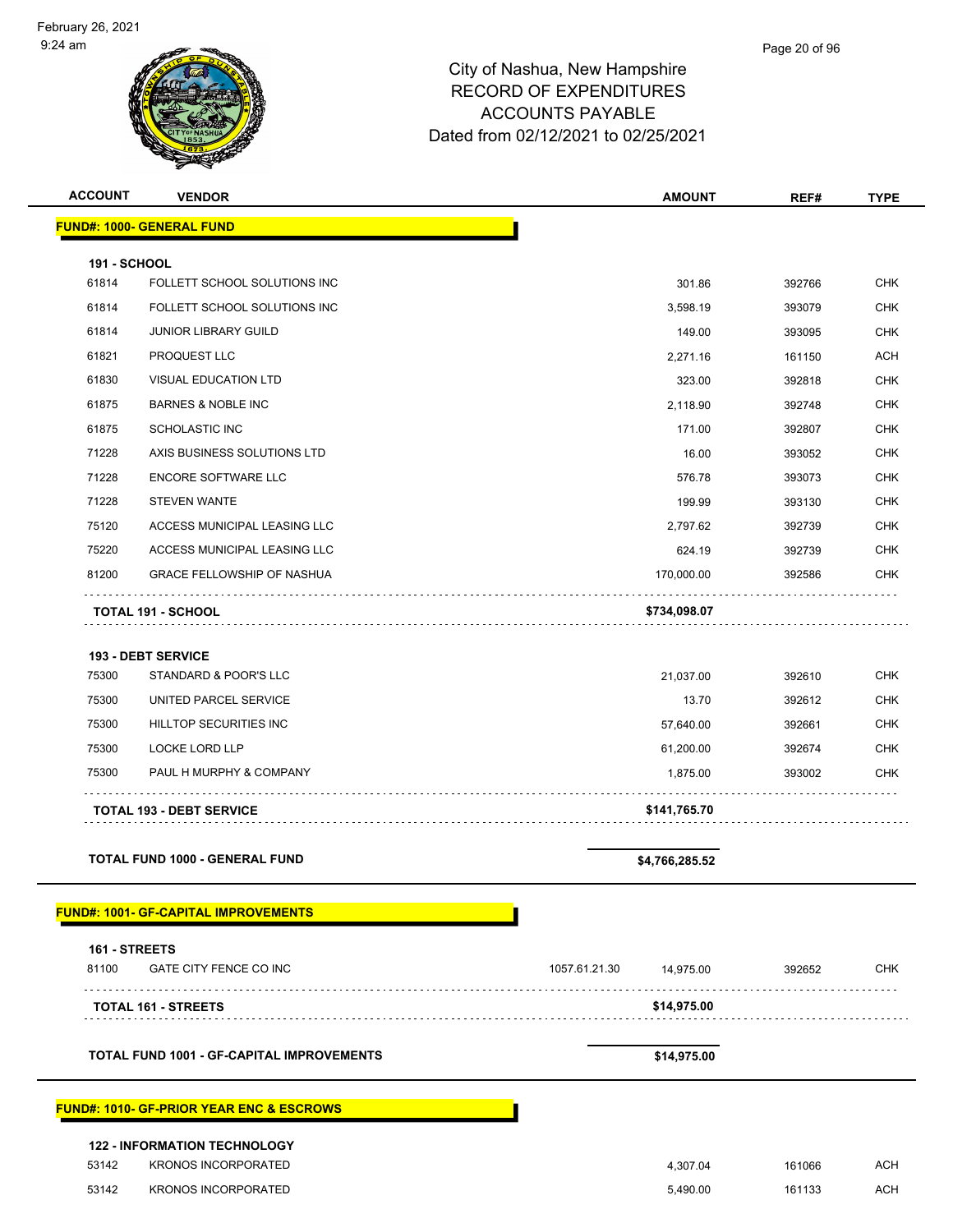City of Nashua, New Hampshire
RECORD OF EXPENDITURES
ACCOUNTS PAYABLE
Dated from 02/12/2021 to 02/25/2021

| ACCOUNT | VENDOR | | AMOUNT | REF# | TYPE |
|---|---|---|---|---|---|
| **FUND#: 1000- GENERAL FUND** | | | | | |
| **191 - SCHOOL** | | | | | |
| 61814 | FOLLETT SCHOOL SOLUTIONS INC | | 301.86 | 392766 | CHK |
| 61814 | FOLLETT SCHOOL SOLUTIONS INC | | 3,598.19 | 393079 | CHK |
| 61814 | JUNIOR LIBRARY GUILD | | 149.00 | 393095 | CHK |
| 61821 | PROQUEST LLC | | 2,271.16 | 161150 | ACH |
| 61830 | VISUAL EDUCATION LTD | | 323.00 | 392818 | CHK |
| 61875 | BARNES & NOBLE INC | | 2,118.90 | 392748 | CHK |
| 61875 | SCHOLASTIC INC | | 171.00 | 392807 | CHK |
| 71228 | AXIS BUSINESS SOLUTIONS LTD | | 16.00 | 393052 | CHK |
| 71228 | ENCORE SOFTWARE LLC | | 576.78 | 393073 | CHK |
| 71228 | STEVEN WANTE | | 199.99 | 393130 | CHK |
| 75120 | ACCESS MUNICIPAL LEASING LLC | | 2,797.62 | 392739 | CHK |
| 75220 | ACCESS MUNICIPAL LEASING LLC | | 624.19 | 392739 | CHK |
| 81200 | GRACE FELLOWSHIP OF NASHUA | | 170,000.00 | 392586 | CHK |
| **TOTAL 191 - SCHOOL** | | | **$734,098.07** | | |
| **193 - DEBT SERVICE** | | | | | |
| 75300 | STANDARD & POOR'S LLC | | 21,037.00 | 392610 | CHK |
| 75300 | UNITED PARCEL SERVICE | | 13.70 | 392612 | CHK |
| 75300 | HILLTOP SECURITIES INC | | 57,640.00 | 392661 | CHK |
| 75300 | LOCKE LORD LLP | | 61,200.00 | 392674 | CHK |
| 75300 | PAUL H MURPHY & COMPANY | | 1,875.00 | 393002 | CHK |
| **TOTAL 193 - DEBT SERVICE** | | | **$141,765.70** | | |
| **TOTAL FUND 1000 - GENERAL FUND** | | | **$4,766,285.52** | | |
| **FUND#: 1001- GF-CAPITAL IMPROVEMENTS** | | | | | |
| **161 - STREETS** | | | | | |
| 81100 | GATE CITY FENCE CO INC | 1057.61.21.30 | 14,975.00 | 392652 | CHK |
| **TOTAL 161 - STREETS** | | | **$14,975.00** | | |
| **TOTAL FUND 1001 - GF-CAPITAL IMPROVEMENTS** | | | **$14,975.00** | | |
| **FUND#: 1010- GF-PRIOR YEAR ENC & ESCROWS** | | | | | |
| **122 - INFORMATION TECHNOLOGY** | | | | | |
| 53142 | KRONOS INCORPORATED | | 4,307.04 | 161066 | ACH |
| 53142 | KRONOS INCORPORATED | | 5,490.00 | 161133 | ACH |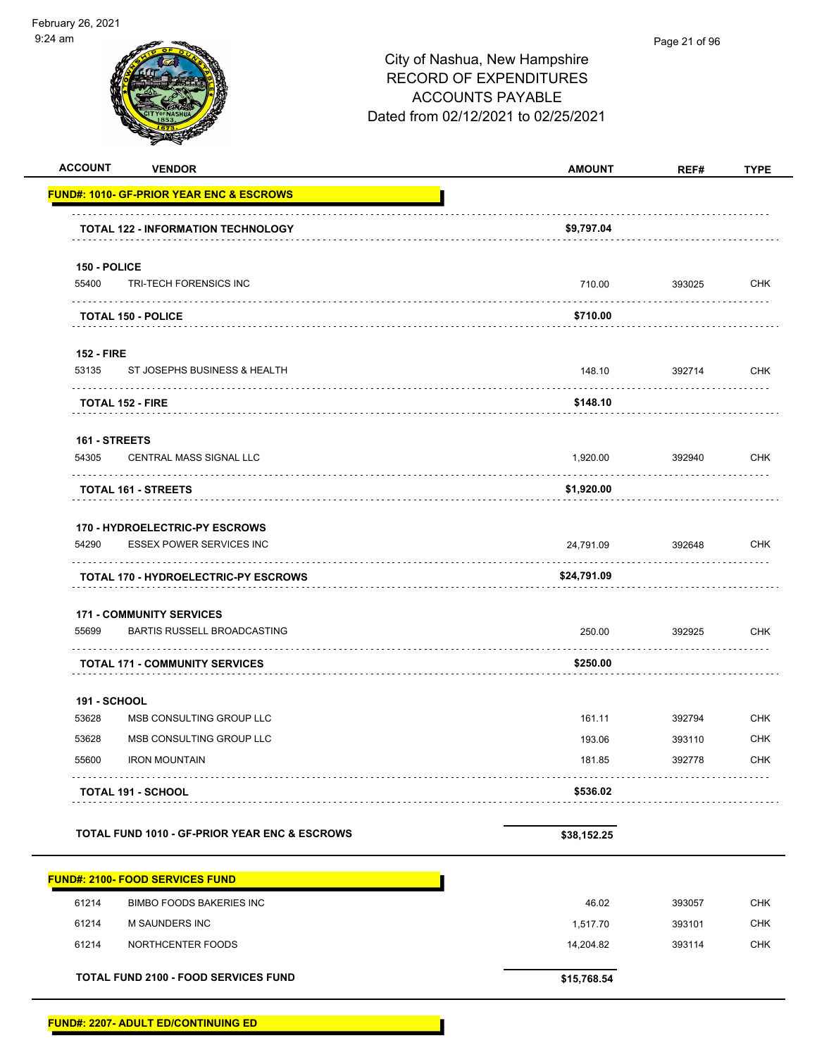City of Nashua, New Hampshire
RECORD OF EXPENDITURES
ACCOUNTS PAYABLE
Dated from 02/12/2021 to 02/25/2021

| ACCOUNT | VENDOR | AMOUNT | REF# | TYPE |
|---|---|---|---|---|
| **FUND#: 1010- GF-PRIOR YEAR ENC & ESCROWS** | | | | |
| | **TOTAL 122 - INFORMATION TECHNOLOGY** | **$9,797.04** | | |
| **150 - POLICE** | | | | |
| 55400 | TRI-TECH FORENSICS INC | 710.00 | 393025 | CHK |
| | **TOTAL 150 - POLICE** | **$710.00** | | |
| **152 - FIRE** | | | | |
| 53135 | ST JOSEPHS BUSINESS & HEALTH | 148.10 | 392714 | CHK |
| | **TOTAL 152 - FIRE** | **$148.10** | | |
| **161 - STREETS** | | | | |
| 54305 | CENTRAL MASS SIGNAL LLC | 1,920.00 | 392940 | CHK |
| | **TOTAL 161 - STREETS** | **$1,920.00** | | |
| **170 - HYDROELECTRIC-PY ESCROWS** | | | | |
| 54290 | ESSEX POWER SERVICES INC | 24,791.09 | 392648 | CHK |
| | **TOTAL 170 - HYDROELECTRIC-PY ESCROWS** | **$24,791.09** | | |
| **171 - COMMUNITY SERVICES** | | | | |
| 55699 | BARTIS RUSSELL BROADCASTING | 250.00 | 392925 | CHK |
| | **TOTAL 171 - COMMUNITY SERVICES** | **$250.00** | | |
| **191 - SCHOOL** | | | | |
| 53628 | MSB CONSULTING GROUP LLC | 161.11 | 392794 | CHK |
| 53628 | MSB CONSULTING GROUP LLC | 193.06 | 393110 | CHK |
| 55600 | IRON MOUNTAIN | 181.85 | 392778 | CHK |
| | **TOTAL 191 - SCHOOL** | **$536.02** | | |
| | **TOTAL FUND 1010 - GF-PRIOR YEAR ENC & ESCROWS** | **$38,152.25** | | |
| **FUND#: 2100- FOOD SERVICES FUND** | | | | |
| 61214 | BIMBO FOODS BAKERIES INC | 46.02 | 393057 | CHK |
| 61214 | M SAUNDERS INC | 1,517.70 | 393101 | CHK |
| 61214 | NORTHCENTER FOODS | 14,204.82 | 393114 | CHK |
| | **TOTAL FUND 2100 - FOOD SERVICES FUND** | **$15,768.54** | | |
| **FUND#: 2207- ADULT ED/CONTINUING ED** | | | | |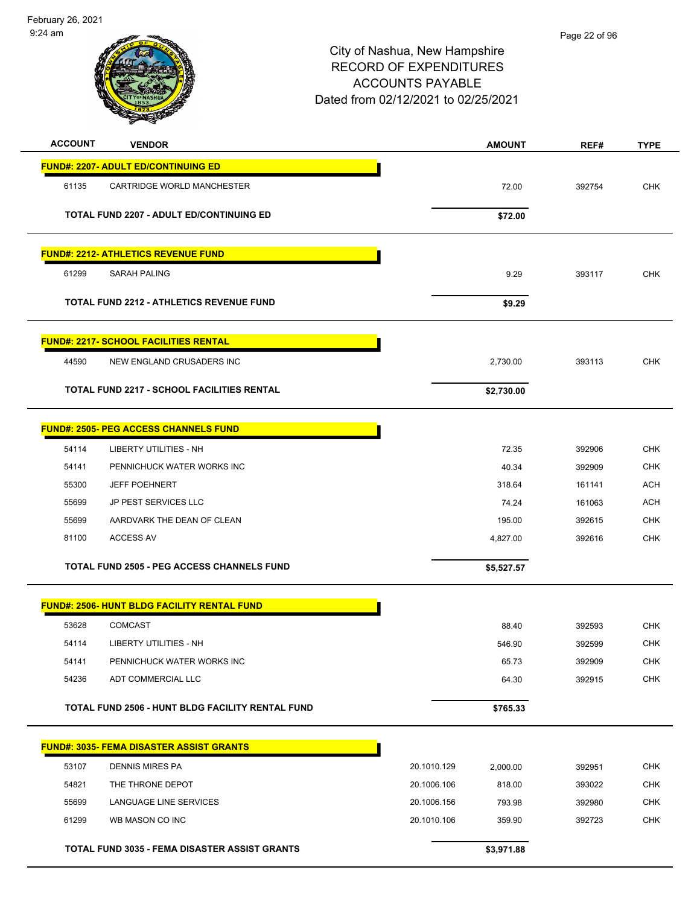# City of Nashua, New Hampshire
## RECORD OF EXPENDITURES
## ACCOUNTS PAYABLE
## Dated from 02/12/2021 to 02/25/2021

| ACCOUNT | VENDOR | | AMOUNT | REF# | TYPE |
|---|---|---|---|---|---|
| **FUND#: 2207- ADULT ED/CONTINUING ED** | | | | | |
| 61135 | CARTRIDGE WORLD MANCHESTER | | 72.00 | 392754 | CHK |
| | **TOTAL FUND 2207 - ADULT ED/CONTINUING ED** | | **$72.00** | | |
| **FUND#: 2212- ATHLETICS REVENUE FUND** | | | | | |
| 61299 | SARAH PALING | | 9.29 | 393117 | CHK |
| | **TOTAL FUND 2212 - ATHLETICS REVENUE FUND** | | **$9.29** | | |
| **FUND#: 2217- SCHOOL FACILITIES RENTAL** | | | | | |
| 44590 | NEW ENGLAND CRUSADERS INC | | 2,730.00 | 393113 | CHK |
| | **TOTAL FUND 2217 - SCHOOL FACILITIES RENTAL** | | **$2,730.00** | | |
| **FUND#: 2505- PEG ACCESS CHANNELS FUND** | | | | | |
| 54114 | LIBERTY UTILITIES - NH | | 72.35 | 392906 | CHK |
| 54141 | PENNICHUCK WATER WORKS INC | | 40.34 | 392909 | CHK |
| 55300 | JEFF POEHNERT | | 318.64 | 161141 | ACH |
| 55699 | JP PEST SERVICES LLC | | 74.24 | 161063 | ACH |
| 55699 | AARDVARK THE DEAN OF CLEAN | | 195.00 | 392615 | CHK |
| 81100 | ACCESS AV | | 4,827.00 | 392616 | CHK |
| | **TOTAL FUND 2505 - PEG ACCESS CHANNELS FUND** | | **$5,527.57** | | |
| **FUND#: 2506- HUNT BLDG FACILITY RENTAL FUND** | | | | | |
| 53628 | COMCAST | | 88.40 | 392593 | CHK |
| 54114 | LIBERTY UTILITIES - NH | | 546.90 | 392599 | CHK |
| 54141 | PENNICHUCK WATER WORKS INC | | 65.73 | 392909 | CHK |
| 54236 | ADT COMMERCIAL LLC | | 64.30 | 392915 | CHK |
| | **TOTAL FUND 2506 - HUNT BLDG FACILITY RENTAL FUND** | | **$765.33** | | |
| **FUND#: 3035- FEMA DISASTER ASSIST GRANTS** | | | | | |
| 53107 | DENNIS MIRES PA | 20.1010.129 | 2,000.00 | 392951 | CHK |
| 54821 | THE THRONE DEPOT | 20.1006.106 | 818.00 | 393022 | CHK |
| 55699 | LANGUAGE LINE SERVICES | 20.1006.156 | 793.98 | 392980 | CHK |
| 61299 | WB MASON CO INC | 20.1010.106 | 359.90 | 392723 | CHK |
| | **TOTAL FUND 3035 - FEMA DISASTER ASSIST GRANTS** | | **$3,971.88** | | |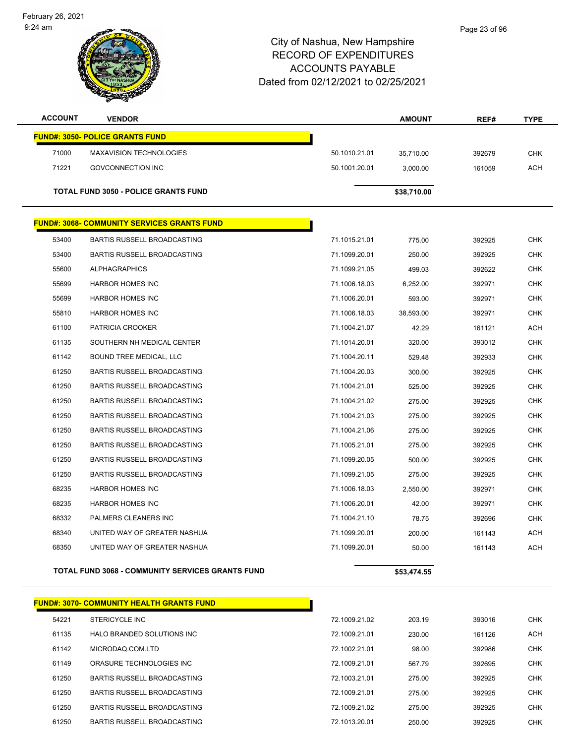# City of Nashua, New Hampshire
## RECORD OF EXPENDITURES
## ACCOUNTS PAYABLE
### Dated from 02/12/2021 to 02/25/2021

| ACCOUNT | VENDOR | | AMOUNT | REF# | TYPE |
|---|---|---|---|---|---|
| **FUND#: 3050- POLICE GRANTS FUND** | | | | | |
| 71000 | MAXAVISION TECHNOLOGIES | 50.1010.21.01 | 35,710.00 | 392679 | CHK |
| 71221 | GOVCONNECTION INC | 50.1001.20.01 | 3,000.00 | 161059 | ACH |
| | **TOTAL FUND 3050 - POLICE GRANTS FUND** | | **$38,710.00** | | |
| **FUND#: 3068- COMMUNITY SERVICES GRANTS FUND** | | | | | |
| 53400 | BARTIS RUSSELL BROADCASTING | 71.1015.21.01 | 775.00 | 392925 | CHK |
| 53400 | BARTIS RUSSELL BROADCASTING | 71.1099.20.01 | 250.00 | 392925 | CHK |
| 55600 | ALPHAGRAPHICS | 71.1099.21.05 | 499.03 | 392622 | CHK |
| 55699 | HARBOR HOMES INC | 71.1006.18.03 | 6,252.00 | 392971 | CHK |
| 55699 | HARBOR HOMES INC | 71.1006.20.01 | 593.00 | 392971 | CHK |
| 55810 | HARBOR HOMES INC | 71.1006.18.03 | 38,593.00 | 392971 | CHK |
| 61100 | PATRICIA CROOKER | 71.1004.21.07 | 42.29 | 161121 | ACH |
| 61135 | SOUTHERN NH MEDICAL CENTER | 71.1014.20.01 | 320.00 | 393012 | CHK |
| 61142 | BOUND TREE MEDICAL, LLC | 71.1004.20.11 | 529.48 | 392933 | CHK |
| 61250 | BARTIS RUSSELL BROADCASTING | 71.1004.20.03 | 300.00 | 392925 | CHK |
| 61250 | BARTIS RUSSELL BROADCASTING | 71.1004.21.01 | 525.00 | 392925 | CHK |
| 61250 | BARTIS RUSSELL BROADCASTING | 71.1004.21.02 | 275.00 | 392925 | CHK |
| 61250 | BARTIS RUSSELL BROADCASTING | 71.1004.21.03 | 275.00 | 392925 | CHK |
| 61250 | BARTIS RUSSELL BROADCASTING | 71.1004.21.06 | 275.00 | 392925 | CHK |
| 61250 | BARTIS RUSSELL BROADCASTING | 71.1005.21.01 | 275.00 | 392925 | CHK |
| 61250 | BARTIS RUSSELL BROADCASTING | 71.1099.20.05 | 500.00 | 392925 | CHK |
| 61250 | BARTIS RUSSELL BROADCASTING | 71.1099.21.05 | 275.00 | 392925 | CHK |
| 68235 | HARBOR HOMES INC | 71.1006.18.03 | 2,550.00 | 392971 | CHK |
| 68235 | HARBOR HOMES INC | 71.1006.20.01 | 42.00 | 392971 | CHK |
| 68332 | PALMERS CLEANERS INC | 71.1004.21.10 | 78.75 | 392696 | CHK |
| 68340 | UNITED WAY OF GREATER NASHUA | 71.1099.20.01 | 200.00 | 161143 | ACH |
| 68350 | UNITED WAY OF GREATER NASHUA | 71.1099.20.01 | 50.00 | 161143 | ACH |
| | **TOTAL FUND 3068 - COMMUNITY SERVICES GRANTS FUND** | | **$53,474.55** | | |
| **FUND#: 3070- COMMUNITY HEALTH GRANTS FUND** | | | | | |
| 54221 | STERICYCLE INC | 72.1009.21.02 | 203.19 | 393016 | CHK |
| 61135 | HALO BRANDED SOLUTIONS INC | 72.1009.21.01 | 230.00 | 161126 | ACH |
| 61142 | MICRODAQ.COM.LTD | 72.1002.21.01 | 98.00 | 392986 | CHK |
| 61149 | ORASURE TECHNOLOGIES INC | 72.1009.21.01 | 567.79 | 392695 | CHK |
| 61250 | BARTIS RUSSELL BROADCASTING | 72.1003.21.01 | 275.00 | 392925 | CHK |
| 61250 | BARTIS RUSSELL BROADCASTING | 72.1009.21.01 | 275.00 | 392925 | CHK |
| 61250 | BARTIS RUSSELL BROADCASTING | 72.1009.21.02 | 275.00 | 392925 | CHK |
| 61250 | BARTIS RUSSELL BROADCASTING | 72.1013.20.01 | 250.00 | 392925 | CHK |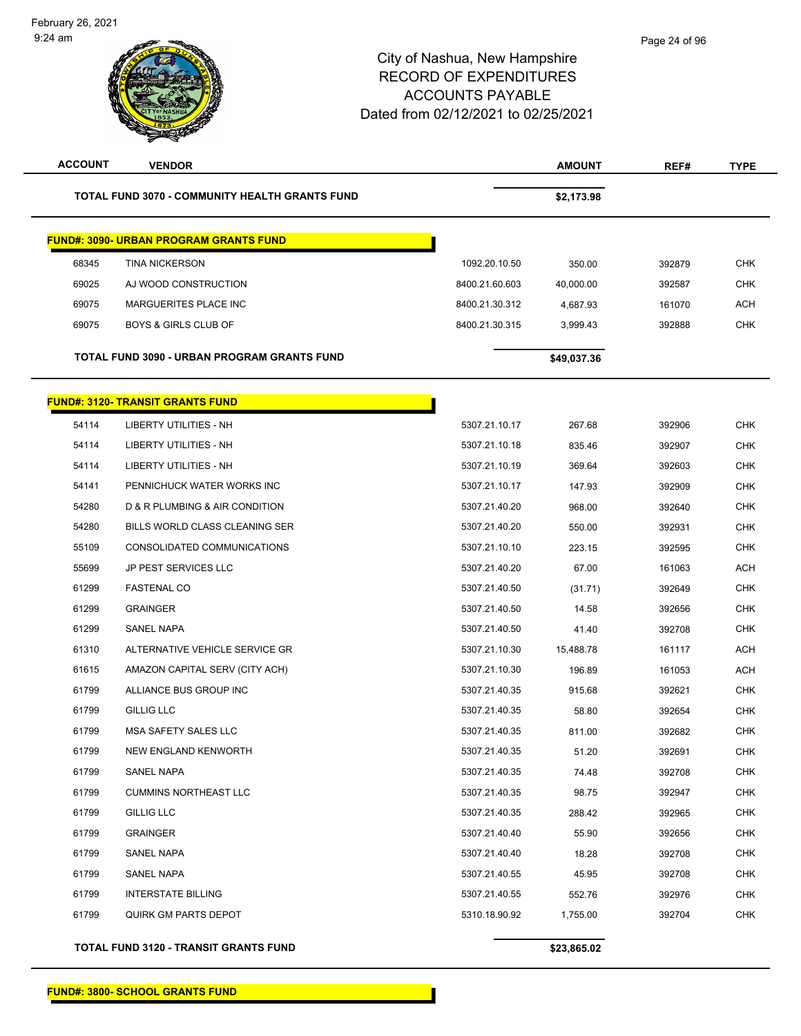# City of Nashua, New Hampshire
## RECORD OF EXPENDITURES
## ACCOUNTS PAYABLE
## Dated from 02/12/2021 to 02/25/2021

| ACCOUNT | VENDOR | | AMOUNT | REF# | TYPE |
|---|---|---|---|---|---|
| **TOTAL FUND 3070 - COMMUNITY HEALTH GRANTS FUND** | | | **$2,173.98** | | |

**FUND#: 3090- URBAN PROGRAM GRANTS FUND**

| ACCOUNT | VENDOR | | AMOUNT | REF# | TYPE |
|---|---|---|---|---|---|
| 68345 | TINA NICKERSON | 1092.20.10.50 | 350.00 | 392879 | CHK |
| 69025 | AJ WOOD CONSTRUCTION | 8400.21.60.603 | 40,000.00 | 392587 | CHK |
| 69075 | MARGUERITES PLACE INC | 8400.21.30.312 | 4,687.93 | 161070 | ACH |
| 69075 | BOYS & GIRLS CLUB OF | 8400.21.30.315 | 3,999.43 | 392888 | CHK |
| **TOTAL FUND 3090 - URBAN PROGRAM GRANTS FUND** | | | **$49,037.36** | | |

**FUND#: 3120- TRANSIT GRANTS FUND**

| ACCOUNT | VENDOR | | AMOUNT | REF# | TYPE |
|---|---|---|---|---|---|
| 54114 | LIBERTY UTILITIES - NH | 5307.21.10.17 | 267.68 | 392906 | CHK |
| 54114 | LIBERTY UTILITIES - NH | 5307.21.10.18 | 835.46 | 392907 | CHK |
| 54114 | LIBERTY UTILITIES - NH | 5307.21.10.19 | 369.64 | 392603 | CHK |
| 54141 | PENNICHUCK WATER WORKS INC | 5307.21.10.17 | 147.93 | 392909 | CHK |
| 54280 | D & R PLUMBING & AIR CONDITION | 5307.21.40.20 | 968.00 | 392640 | CHK |
| 54280 | BILLS WORLD CLASS CLEANING SER | 5307.21.40.20 | 550.00 | 392931 | CHK |
| 55109 | CONSOLIDATED COMMUNICATIONS | 5307.21.10.10 | 223.15 | 392595 | CHK |
| 55699 | JP PEST SERVICES LLC | 5307.21.40.20 | 67.00 | 161063 | ACH |
| 61299 | FASTENAL CO | 5307.21.40.50 | (31.71) | 392649 | CHK |
| 61299 | GRAINGER | 5307.21.40.50 | 14.58 | 392656 | CHK |
| 61299 | SANEL NAPA | 5307.21.40.50 | 41.40 | 392708 | CHK |
| 61310 | ALTERNATIVE VEHICLE SERVICE GR | 5307.21.10.30 | 15,488.78 | 161117 | ACH |
| 61615 | AMAZON CAPITAL SERV (CITY ACH) | 5307.21.10.30 | 196.89 | 161053 | ACH |
| 61799 | ALLIANCE BUS GROUP INC | 5307.21.40.35 | 915.68 | 392621 | CHK |
| 61799 | GILLIG LLC | 5307.21.40.35 | 58.80 | 392654 | CHK |
| 61799 | MSA SAFETY SALES LLC | 5307.21.40.35 | 811.00 | 392682 | CHK |
| 61799 | NEW ENGLAND KENWORTH | 5307.21.40.35 | 51.20 | 392691 | CHK |
| 61799 | SANEL NAPA | 5307.21.40.35 | 74.48 | 392708 | CHK |
| 61799 | CUMMINS NORTHEAST LLC | 5307.21.40.35 | 98.75 | 392947 | CHK |
| 61799 | GILLIG LLC | 5307.21.40.35 | 288.42 | 392965 | CHK |
| 61799 | GRAINGER | 5307.21.40.40 | 55.90 | 392656 | CHK |
| 61799 | SANEL NAPA | 5307.21.40.40 | 18.28 | 392708 | CHK |
| 61799 | SANEL NAPA | 5307.21.40.55 | 45.95 | 392708 | CHK |
| 61799 | INTERSTATE BILLING | 5307.21.40.55 | 552.76 | 392976 | CHK |
| 61799 | QUIRK GM PARTS DEPOT | 5310.18.90.92 | 1,755.00 | 392704 | CHK |
| **TOTAL FUND 3120 - TRANSIT GRANTS FUND** | | | **$23,865.02** | | |

**FUND#: 3800- SCHOOL GRANTS FUND**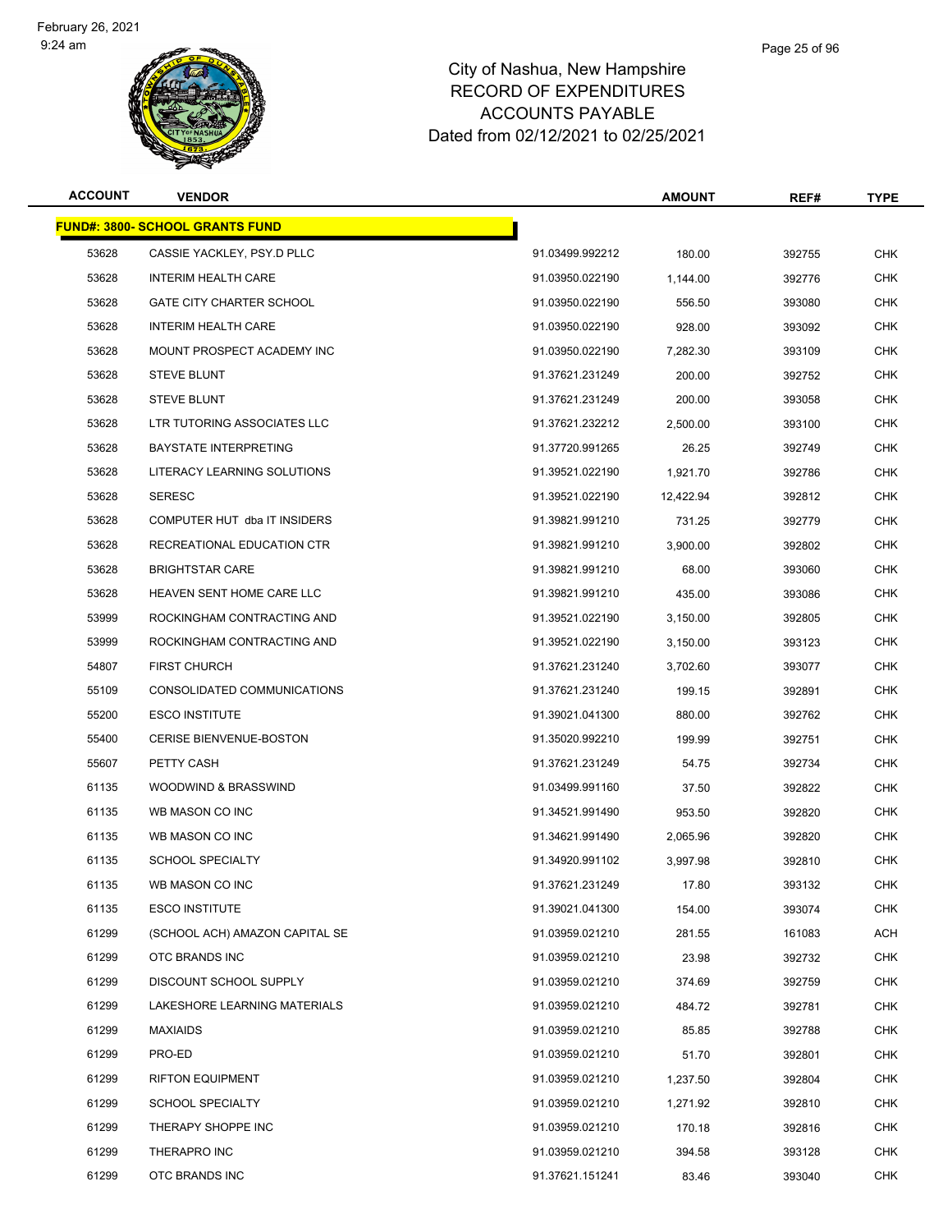# City of Nashua, New Hampshire
# RECORD OF EXPENDITURES
# ACCOUNTS PAYABLE
# Dated from 02/12/2021 to 02/25/2021

| ACCOUNT | VENDOR | | AMOUNT | REF# | TYPE |
|---|---|---|---|---|---|
| **FUND#: 3800- SCHOOL GRANTS FUND** | | | | | |
| 53628 | CASSIE YACKLEY, PSY.D PLLC | 91.03499.992212 | 180.00 | 392755 | CHK |
| 53628 | INTERIM HEALTH CARE | 91.03950.022190 | 1,144.00 | 392776 | CHK |
| 53628 | GATE CITY CHARTER SCHOOL | 91.03950.022190 | 556.50 | 393080 | CHK |
| 53628 | INTERIM HEALTH CARE | 91.03950.022190 | 928.00 | 393092 | CHK |
| 53628 | MOUNT PROSPECT ACADEMY INC | 91.03950.022190 | 7,282.30 | 393109 | CHK |
| 53628 | STEVE BLUNT | 91.37621.231249 | 200.00 | 392752 | CHK |
| 53628 | STEVE BLUNT | 91.37621.231249 | 200.00 | 393058 | CHK |
| 53628 | LTR TUTORING ASSOCIATES LLC | 91.37621.232212 | 2,500.00 | 393100 | CHK |
| 53628 | BAYSTATE INTERPRETING | 91.37720.991265 | 26.25 | 392749 | CHK |
| 53628 | LITERACY LEARNING SOLUTIONS | 91.39521.022190 | 1,921.70 | 392786 | CHK |
| 53628 | SERESC | 91.39521.022190 | 12,422.94 | 392812 | CHK |
| 53628 | COMPUTER HUT dba IT INSIDERS | 91.39821.991210 | 731.25 | 392779 | CHK |
| 53628 | RECREATIONAL EDUCATION CTR | 91.39821.991210 | 3,900.00 | 392802 | CHK |
| 53628 | BRIGHTSTAR CARE | 91.39821.991210 | 68.00 | 393060 | CHK |
| 53628 | HEAVEN SENT HOME CARE LLC | 91.39821.991210 | 435.00 | 393086 | CHK |
| 53999 | ROCKINGHAM CONTRACTING AND | 91.39521.022190 | 3,150.00 | 392805 | CHK |
| 53999 | ROCKINGHAM CONTRACTING AND | 91.39521.022190 | 3,150.00 | 393123 | CHK |
| 54807 | FIRST CHURCH | 91.37621.231240 | 3,702.60 | 393077 | CHK |
| 55109 | CONSOLIDATED COMMUNICATIONS | 91.37621.231240 | 199.15 | 392891 | CHK |
| 55200 | ESCO INSTITUTE | 91.39021.041300 | 880.00 | 392762 | CHK |
| 55400 | CERISE BIENVENUE-BOSTON | 91.35020.992210 | 199.99 | 392751 | CHK |
| 55607 | PETTY CASH | 91.37621.231249 | 54.75 | 392734 | CHK |
| 61135 | WOODWIND & BRASSWIND | 91.03499.991160 | 37.50 | 392822 | CHK |
| 61135 | WB MASON CO INC | 91.34521.991490 | 953.50 | 392820 | CHK |
| 61135 | WB MASON CO INC | 91.34621.991490 | 2,065.96 | 392820 | CHK |
| 61135 | SCHOOL SPECIALTY | 91.34920.991102 | 3,997.98 | 392810 | CHK |
| 61135 | WB MASON CO INC | 91.37621.231249 | 17.80 | 393132 | CHK |
| 61135 | ESCO INSTITUTE | 91.39021.041300 | 154.00 | 393074 | CHK |
| 61299 | (SCHOOL ACH) AMAZON CAPITAL SE | 91.03959.021210 | 281.55 | 161083 | ACH |
| 61299 | OTC BRANDS INC | 91.03959.021210 | 23.98 | 392732 | CHK |
| 61299 | DISCOUNT SCHOOL SUPPLY | 91.03959.021210 | 374.69 | 392759 | CHK |
| 61299 | LAKESHORE LEARNING MATERIALS | 91.03959.021210 | 484.72 | 392781 | CHK |
| 61299 | MAXIAIDS | 91.03959.021210 | 85.85 | 392788 | CHK |
| 61299 | PRO-ED | 91.03959.021210 | 51.70 | 392801 | CHK |
| 61299 | RIFTON EQUIPMENT | 91.03959.021210 | 1,237.50 | 392804 | CHK |
| 61299 | SCHOOL SPECIALTY | 91.03959.021210 | 1,271.92 | 392810 | CHK |
| 61299 | THERAPY SHOPPE INC | 91.03959.021210 | 170.18 | 392816 | CHK |
| 61299 | THERAPRO INC | 91.03959.021210 | 394.58 | 393128 | CHK |
| 61299 | OTC BRANDS INC | 91.37621.151241 | 83.46 | 393040 | CHK |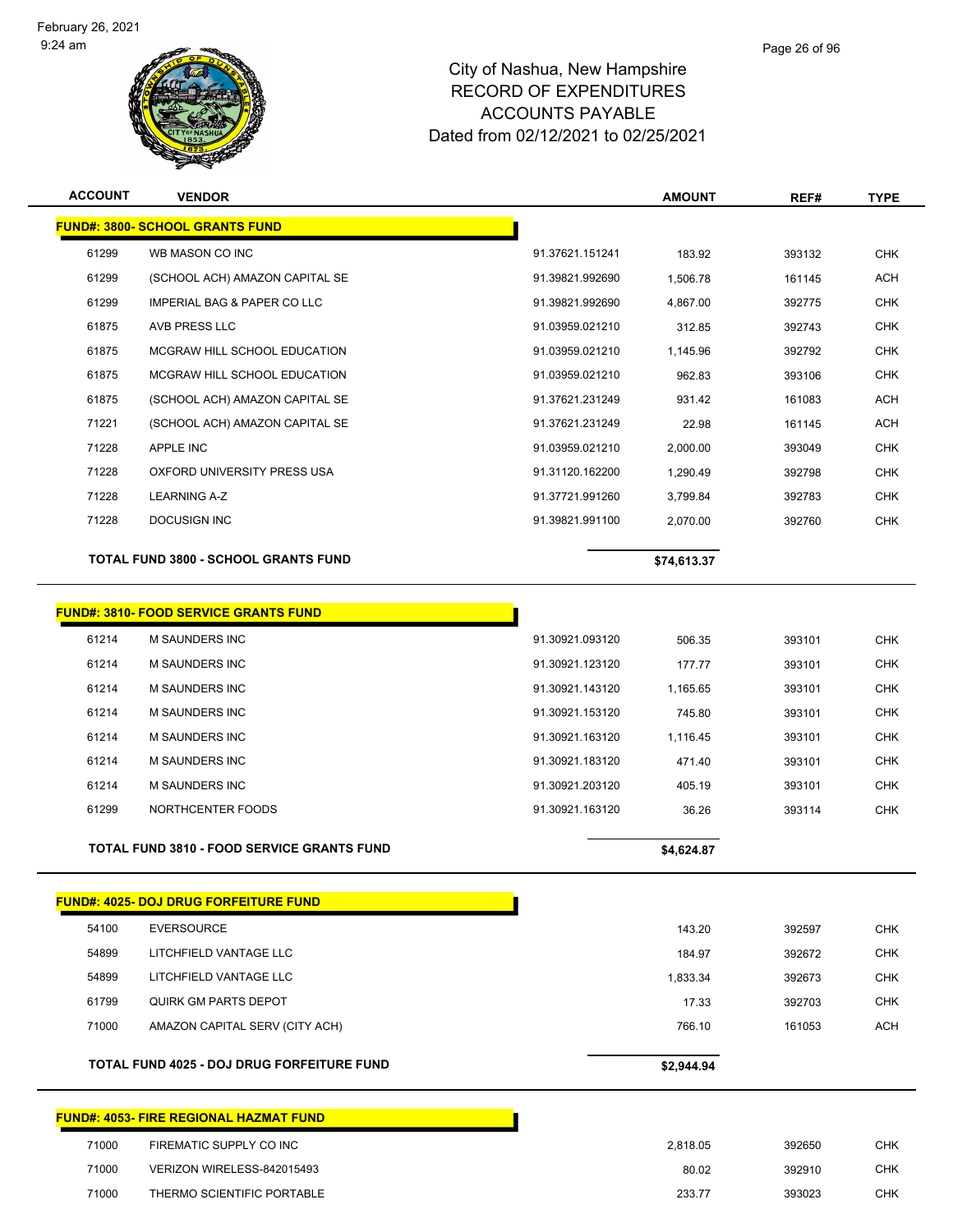# City of Nashua, New Hampshire
## RECORD OF EXPENDITURES
## ACCOUNTS PAYABLE
### Dated from 02/12/2021 to 02/25/2021

| ACCOUNT | VENDOR | | AMOUNT | REF# | TYPE |
|---|---|---|---|---|---|
| **FUND#: 3800- SCHOOL GRANTS FUND** | | | | | |
| 61299 | WB MASON CO INC | 91.37621.151241 | 183.92 | 393132 | CHK |
| 61299 | (SCHOOL ACH) AMAZON CAPITAL SE | 91.39821.992690 | 1,506.78 | 161145 | ACH |
| 61299 | IMPERIAL BAG & PAPER CO LLC | 91.39821.992690 | 4,867.00 | 392775 | CHK |
| 61875 | AVB PRESS LLC | 91.03959.021210 | 312.85 | 392743 | CHK |
| 61875 | MCGRAW HILL SCHOOL EDUCATION | 91.03959.021210 | 1,145.96 | 392792 | CHK |
| 61875 | MCGRAW HILL SCHOOL EDUCATION | 91.03959.021210 | 962.83 | 393106 | CHK |
| 61875 | (SCHOOL ACH) AMAZON CAPITAL SE | 91.37621.231249 | 931.42 | 161083 | ACH |
| 71221 | (SCHOOL ACH) AMAZON CAPITAL SE | 91.37621.231249 | 22.98 | 161145 | ACH |
| 71228 | APPLE INC | 91.03959.021210 | 2,000.00 | 393049 | CHK |
| 71228 | OXFORD UNIVERSITY PRESS USA | 91.31120.162200 | 1,290.49 | 392798 | CHK |
| 71228 | LEARNING A-Z | 91.37721.991260 | 3,799.84 | 392783 | CHK |
| 71228 | DOCUSIGN INC | 91.39821.991100 | 2,070.00 | 392760 | CHK |
| **TOTAL FUND 3800 - SCHOOL GRANTS FUND** | | | **$74,613.37** | | |

| ACCOUNT | VENDOR | | AMOUNT | REF# | TYPE |
|---|---|---|---|---|---|
| **FUND#: 3810- FOOD SERVICE GRANTS FUND** | | | | | |
| 61214 | M SAUNDERS INC | 91.30921.093120 | 506.35 | 393101 | CHK |
| 61214 | M SAUNDERS INC | 91.30921.123120 | 177.77 | 393101 | CHK |
| 61214 | M SAUNDERS INC | 91.30921.143120 | 1,165.65 | 393101 | CHK |
| 61214 | M SAUNDERS INC | 91.30921.153120 | 745.80 | 393101 | CHK |
| 61214 | M SAUNDERS INC | 91.30921.163120 | 1,116.45 | 393101 | CHK |
| 61214 | M SAUNDERS INC | 91.30921.183120 | 471.40 | 393101 | CHK |
| 61214 | M SAUNDERS INC | 91.30921.203120 | 405.19 | 393101 | CHK |
| 61299 | NORTHCENTER FOODS | 91.30921.163120 | 36.26 | 393114 | CHK |
| **TOTAL FUND 3810 - FOOD SERVICE GRANTS FUND** | | | **$4,624.87** | | |

| ACCOUNT | VENDOR | AMOUNT | REF# | TYPE |
|---|---|---|---|---|
| **FUND#: 4025- DOJ DRUG FORFEITURE FUND** | | | | |
| 54100 | EVERSOURCE | 143.20 | 392597 | CHK |
| 54899 | LITCHFIELD VANTAGE LLC | 184.97 | 392672 | CHK |
| 54899 | LITCHFIELD VANTAGE LLC | 1,833.34 | 392673 | CHK |
| 61799 | QUIRK GM PARTS DEPOT | 17.33 | 392703 | CHK |
| 71000 | AMAZON CAPITAL SERV (CITY ACH) | 766.10 | 161053 | ACH |
| **TOTAL FUND 4025 - DOJ DRUG FORFEITURE FUND** | | **$2,944.94** | | |

| ACCOUNT | VENDOR | AMOUNT | REF# | TYPE |
|---|---|---|---|---|
| **FUND#: 4053- FIRE REGIONAL HAZMAT FUND** | | | | |
| 71000 | FIREMATIC SUPPLY CO INC | 2,818.05 | 392650 | CHK |
| 71000 | VERIZON WIRELESS-842015493 | 80.02 | 392910 | CHK |
| 71000 | THERMO SCIENTIFIC PORTABLE | 233.77 | 393023 | CHK |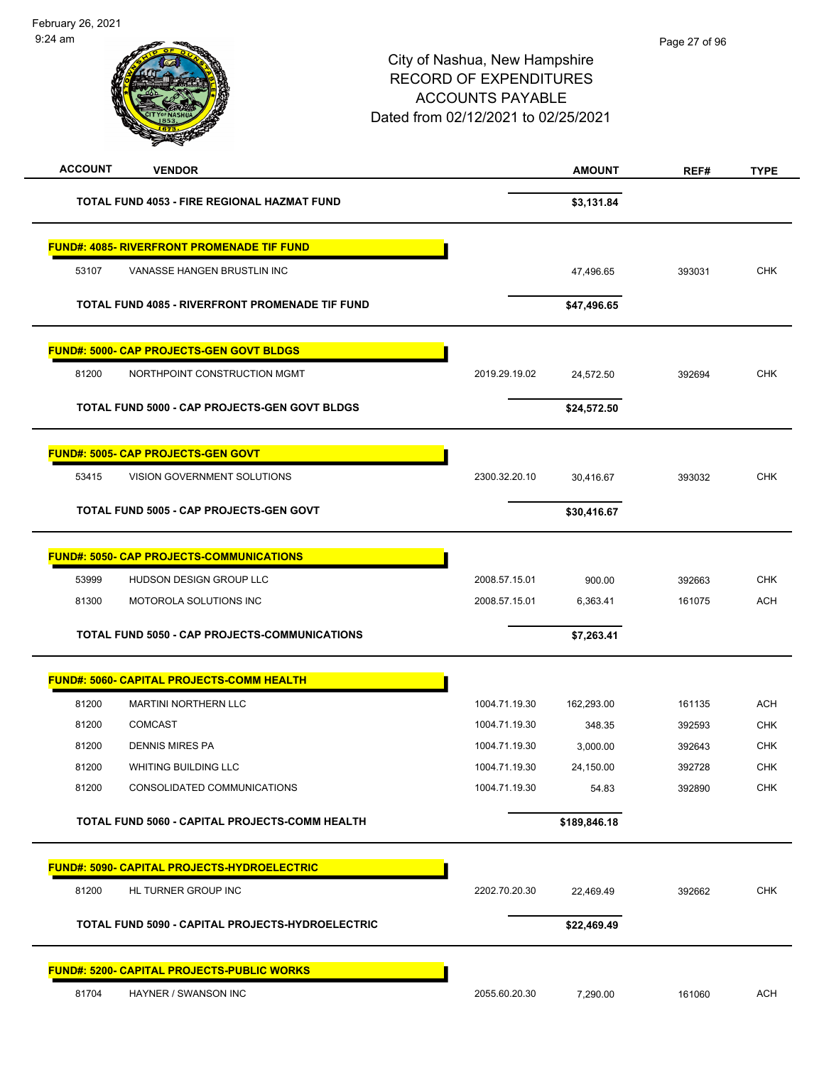City of Nashua, New Hampshire
RECORD OF EXPENDITURES
ACCOUNTS PAYABLE
Dated from 02/12/2021 to 02/25/2021

| ACCOUNT | VENDOR | | AMOUNT | REF# | TYPE |
|---|---|---|---|---|---|
| | **TOTAL FUND 4053 - FIRE REGIONAL HAZMAT FUND** | | **$3,131.84** | | |
| **FUND#: 4085- RIVERFRONT PROMENADE TIF FUND** | | | | | |
| 53107 | VANASSE HANGEN BRUSTLIN INC | | 47,496.65 | 393031 | CHK |
| | **TOTAL FUND 4085 - RIVERFRONT PROMENADE TIF FUND** | | **$47,496.65** | | |
| **FUND#: 5000- CAP PROJECTS-GEN GOVT BLDGS** | | | | | |
| 81200 | NORTHPOINT CONSTRUCTION MGMT | 2019.29.19.02 | 24,572.50 | 392694 | CHK |
| | **TOTAL FUND 5000 - CAP PROJECTS-GEN GOVT BLDGS** | | **$24,572.50** | | |
| **FUND#: 5005- CAP PROJECTS-GEN GOVT** | | | | | |
| 53415 | VISION GOVERNMENT SOLUTIONS | 2300.32.20.10 | 30,416.67 | 393032 | CHK |
| | **TOTAL FUND 5005 - CAP PROJECTS-GEN GOVT** | | **$30,416.67** | | |
| **FUND#: 5050- CAP PROJECTS-COMMUNICATIONS** | | | | | |
| 53999 | HUDSON DESIGN GROUP LLC | 2008.57.15.01 | 900.00 | 392663 | CHK |
| 81300 | MOTOROLA SOLUTIONS INC | 2008.57.15.01 | 6,363.41 | 161075 | ACH |
| | **TOTAL FUND 5050 - CAP PROJECTS-COMMUNICATIONS** | | **$7,263.41** | | |
| **FUND#: 5060- CAPITAL PROJECTS-COMM HEALTH** | | | | | |
| 81200 | MARTINI NORTHERN LLC | 1004.71.19.30 | 162,293.00 | 161135 | ACH |
| 81200 | COMCAST | 1004.71.19.30 | 348.35 | 392593 | CHK |
| 81200 | DENNIS MIRES PA | 1004.71.19.30 | 3,000.00 | 392643 | CHK |
| 81200 | WHITING BUILDING LLC | 1004.71.19.30 | 24,150.00 | 392728 | CHK |
| 81200 | CONSOLIDATED COMMUNICATIONS | 1004.71.19.30 | 54.83 | 392890 | CHK |
| | **TOTAL FUND 5060 - CAPITAL PROJECTS-COMM HEALTH** | | **$189,846.18** | | |
| **FUND#: 5090- CAPITAL PROJECTS-HYDROELECTRIC** | | | | | |
| 81200 | HL TURNER GROUP INC | 2202.70.20.30 | 22,469.49 | 392662 | CHK |
| | **TOTAL FUND 5090 - CAPITAL PROJECTS-HYDROELECTRIC** | | **$22,469.49** | | |
| **FUND#: 5200- CAPITAL PROJECTS-PUBLIC WORKS** | | | | | |
| 81704 | HAYNER / SWANSON INC | 2055.60.20.30 | 7,290.00 | 161060 | ACH |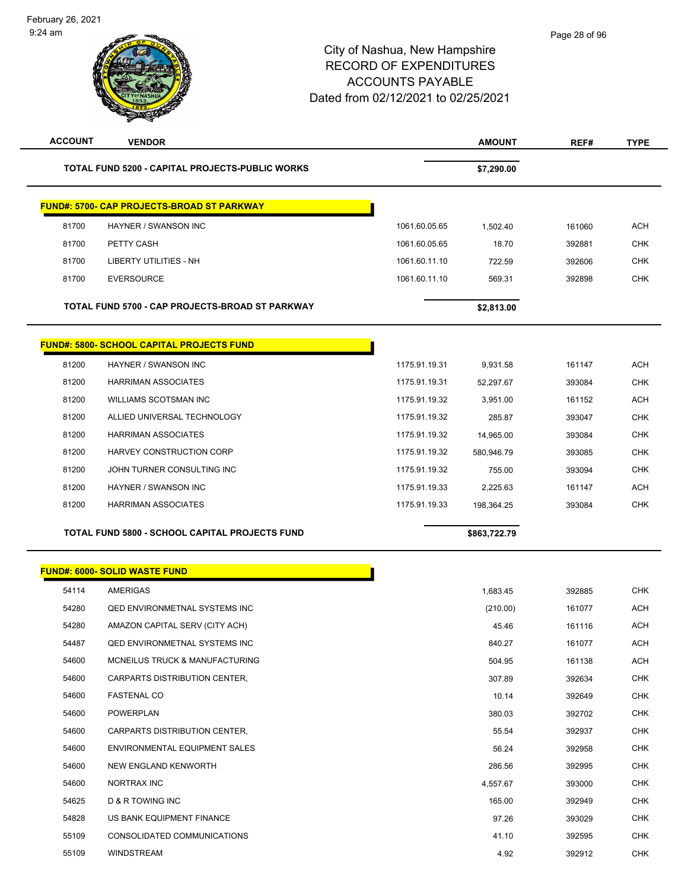City of Nashua, New Hampshire
RECORD OF EXPENDITURES
ACCOUNTS PAYABLE
Dated from 02/12/2021 to 02/25/2021

| ACCOUNT | VENDOR | | AMOUNT | REF# | TYPE |
|---|---|---|---|---|---|
| | **TOTAL FUND 5200 - CAPITAL PROJECTS-PUBLIC WORKS** | | **$7,290.00** | | |
| | **FUND#: 5700- CAP PROJECTS-BROAD ST PARKWAY** | | | | |
| 81700 | HAYNER / SWANSON INC | 1061.60.05.65 | 1,502.40 | 161060 | ACH |
| 81700 | PETTY CASH | 1061.60.05.65 | 18.70 | 392881 | CHK |
| 81700 | LIBERTY UTILITIES - NH | 1061.60.11.10 | 722.59 | 392606 | CHK |
| 81700 | EVERSOURCE | 1061.60.11.10 | 569.31 | 392898 | CHK |
| | **TOTAL FUND 5700 - CAP PROJECTS-BROAD ST PARKWAY** | | **$2,813.00** | | |
| | **FUND#: 5800- SCHOOL CAPITAL PROJECTS FUND** | | | | |
| 81200 | HAYNER / SWANSON INC | 1175.91.19.31 | 9,931.58 | 161147 | ACH |
| 81200 | HARRIMAN ASSOCIATES | 1175.91.19.31 | 52,297.67 | 393084 | CHK |
| 81200 | WILLIAMS SCOTSMAN INC | 1175.91.19.32 | 3,951.00 | 161152 | ACH |
| 81200 | ALLIED UNIVERSAL TECHNOLOGY | 1175.91.19.32 | 285.87 | 393047 | CHK |
| 81200 | HARRIMAN ASSOCIATES | 1175.91.19.32 | 14,965.00 | 393084 | CHK |
| 81200 | HARVEY CONSTRUCTION CORP | 1175.91.19.32 | 580,946.79 | 393085 | CHK |
| 81200 | JOHN TURNER CONSULTING INC | 1175.91.19.32 | 755.00 | 393094 | CHK |
| 81200 | HAYNER / SWANSON INC | 1175.91.19.33 | 2,225.63 | 161147 | ACH |
| 81200 | HARRIMAN ASSOCIATES | 1175.91.19.33 | 198,364.25 | 393084 | CHK |
| | **TOTAL FUND 5800 - SCHOOL CAPITAL PROJECTS FUND** | | **$863,722.79** | | |
| | **FUND#: 6000- SOLID WASTE FUND** | | | | |
| 54114 | AMERIGAS | | 1,683.45 | 392885 | CHK |
| 54280 | QED ENVIRONMETNAL SYSTEMS INC | | (210.00) | 161077 | ACH |
| 54280 | AMAZON CAPITAL SERV (CITY ACH) | | 45.46 | 161116 | ACH |
| 54487 | QED ENVIRONMETNAL SYSTEMS INC | | 840.27 | 161077 | ACH |
| 54600 | MCNEILUS TRUCK & MANUFACTURING | | 504.95 | 161138 | ACH |
| 54600 | CARPARTS DISTRIBUTION CENTER, | | 307.89 | 392634 | CHK |
| 54600 | FASTENAL CO | | 10.14 | 392649 | CHK |
| 54600 | POWERPLAN | | 380.03 | 392702 | CHK |
| 54600 | CARPARTS DISTRIBUTION CENTER, | | 55.54 | 392937 | CHK |
| 54600 | ENVIRONMENTAL EQUIPMENT SALES | | 56.24 | 392958 | CHK |
| 54600 | NEW ENGLAND KENWORTH | | 286.56 | 392995 | CHK |
| 54600 | NORTRAX INC | | 4,557.67 | 393000 | CHK |
| 54625 | D & R TOWING INC | | 165.00 | 392949 | CHK |
| 54828 | US BANK EQUIPMENT FINANCE | | 97.26 | 393029 | CHK |
| 55109 | CONSOLIDATED COMMUNICATIONS | | 41.10 | 392595 | CHK |
| 55109 | WINDSTREAM | | 4.92 | 392912 | CHK |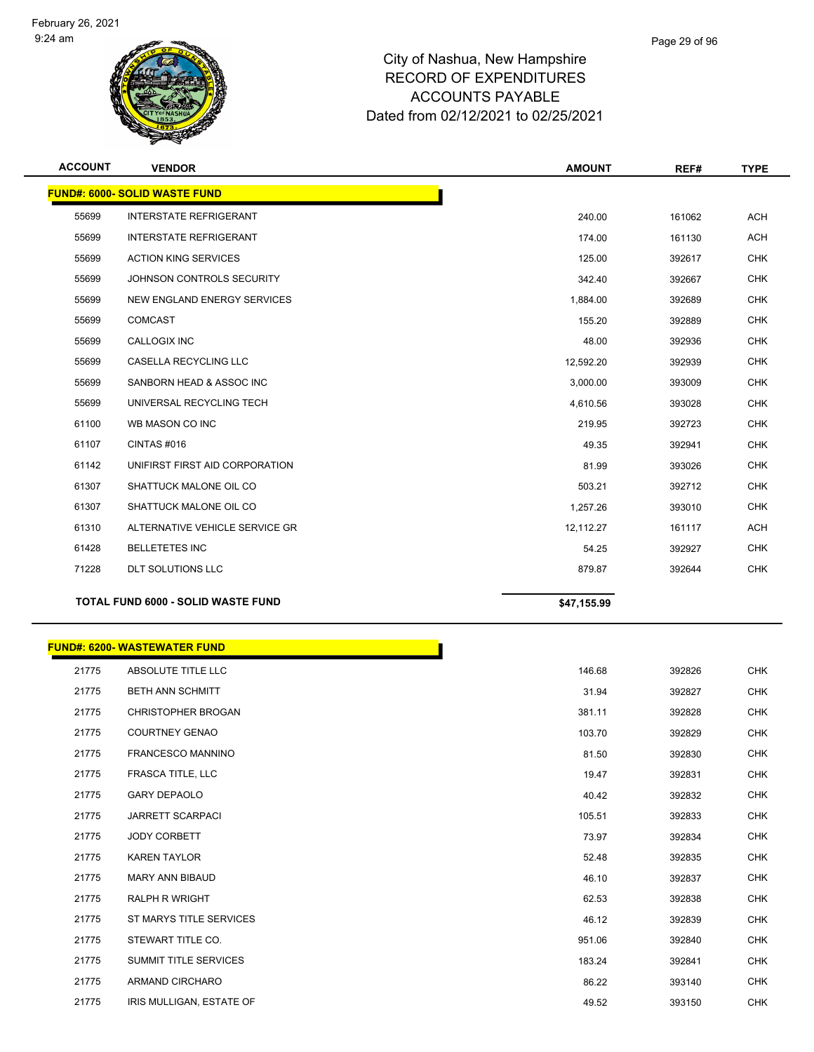# City of Nashua, New Hampshire
## RECORD OF EXPENDITURES
## ACCOUNTS PAYABLE
## Dated from 02/12/2021 to 02/25/2021

| ACCOUNT | VENDOR | AMOUNT | REF# | TYPE |
|---|---|---|---|---|
| **FUND#: 6000- SOLID WASTE FUND** | | | | |
| 55699 | INTERSTATE REFRIGERANT | 240.00 | 161062 | ACH |
| 55699 | INTERSTATE REFRIGERANT | 174.00 | 161130 | ACH |
| 55699 | ACTION KING SERVICES | 125.00 | 392617 | CHK |
| 55699 | JOHNSON CONTROLS SECURITY | 342.40 | 392667 | CHK |
| 55699 | NEW ENGLAND ENERGY SERVICES | 1,884.00 | 392689 | CHK |
| 55699 | COMCAST | 155.20 | 392889 | CHK |
| 55699 | CALLOGIX INC | 48.00 | 392936 | CHK |
| 55699 | CASELLA RECYCLING LLC | 12,592.20 | 392939 | CHK |
| 55699 | SANBORN HEAD & ASSOC INC | 3,000.00 | 393009 | CHK |
| 55699 | UNIVERSAL RECYCLING TECH | 4,610.56 | 393028 | CHK |
| 61100 | WB MASON CO INC | 219.95 | 392723 | CHK |
| 61107 | CINTAS #016 | 49.35 | 392941 | CHK |
| 61142 | UNIFIRST FIRST AID CORPORATION | 81.99 | 393026 | CHK |
| 61307 | SHATTUCK MALONE OIL CO | 503.21 | 392712 | CHK |
| 61307 | SHATTUCK MALONE OIL CO | 1,257.26 | 393010 | CHK |
| 61310 | ALTERNATIVE VEHICLE SERVICE GR | 12,112.27 | 161117 | ACH |
| 61428 | BELLETETES INC | 54.25 | 392927 | CHK |
| 71228 | DLT SOLUTIONS LLC | 879.87 | 392644 | CHK |
| **TOTAL FUND 6000 - SOLID WASTE FUND** | | **$47,155.99** | | |

| ACCOUNT | VENDOR | AMOUNT | REF# | TYPE |
|---|---|---|---|---|
| **FUND#: 6200- WASTEWATER FUND** | | | | |
| 21775 | ABSOLUTE TITLE LLC | 146.68 | 392826 | CHK |
| 21775 | BETH ANN SCHMITT | 31.94 | 392827 | CHK |
| 21775 | CHRISTOPHER BROGAN | 381.11 | 392828 | CHK |
| 21775 | COURTNEY GENAO | 103.70 | 392829 | CHK |
| 21775 | FRANCESCO MANNINO | 81.50 | 392830 | CHK |
| 21775 | FRASCA TITLE, LLC | 19.47 | 392831 | CHK |
| 21775 | GARY DEPAOLO | 40.42 | 392832 | CHK |
| 21775 | JARRETT SCARPACI | 105.51 | 392833 | CHK |
| 21775 | JODY CORBETT | 73.97 | 392834 | CHK |
| 21775 | KAREN TAYLOR | 52.48 | 392835 | CHK |
| 21775 | MARY ANN BIBAUD | 46.10 | 392837 | CHK |
| 21775 | RALPH R WRIGHT | 62.53 | 392838 | CHK |
| 21775 | ST MARYS TITLE SERVICES | 46.12 | 392839 | CHK |
| 21775 | STEWART TITLE CO. | 951.06 | 392840 | CHK |
| 21775 | SUMMIT TITLE SERVICES | 183.24 | 392841 | CHK |
| 21775 | ARMAND CIRCHARO | 86.22 | 393140 | CHK |
| 21775 | IRIS MULLIGAN, ESTATE OF | 49.52 | 393150 | CHK |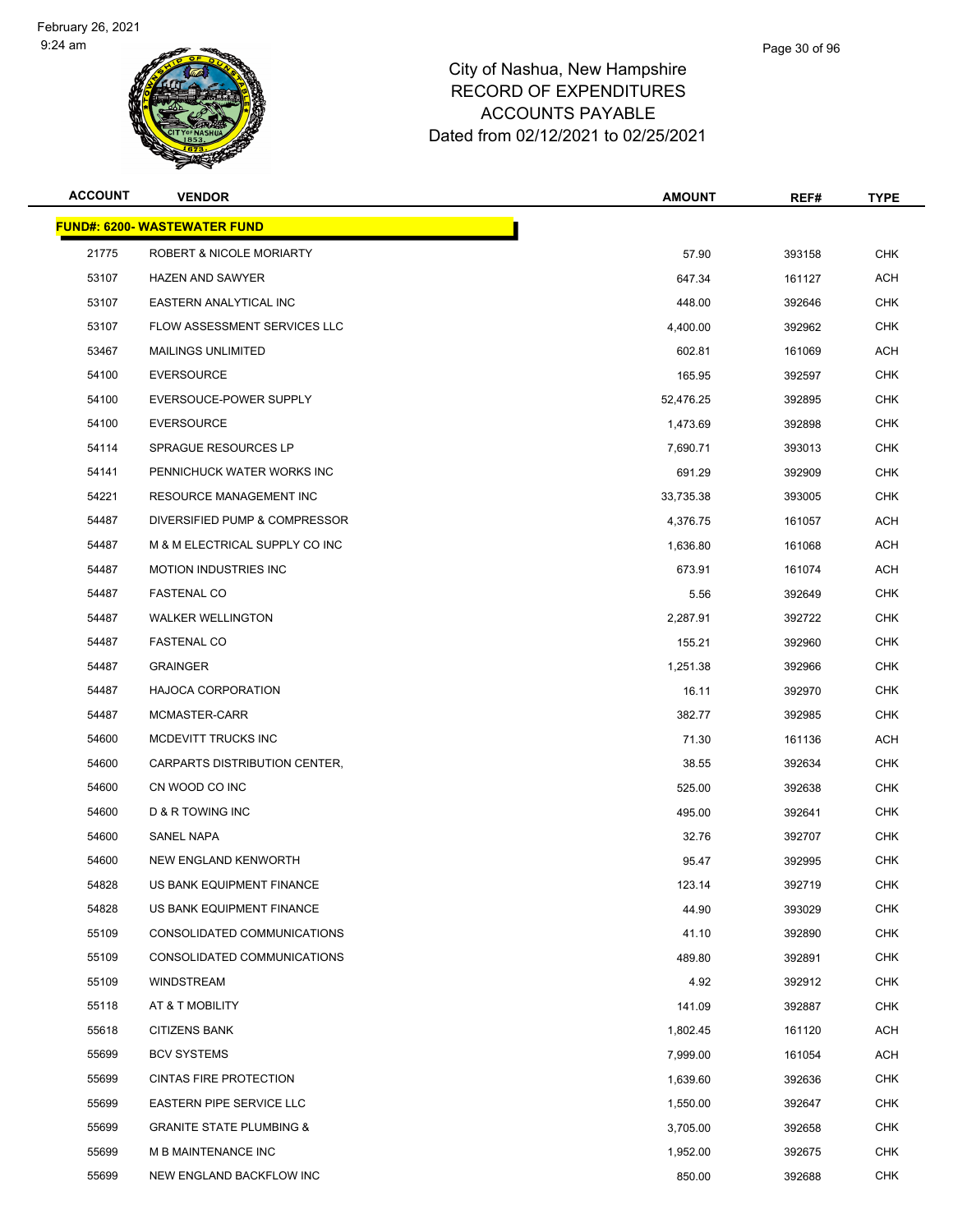City of Nashua, New Hampshire
RECORD OF EXPENDITURES
ACCOUNTS PAYABLE
Dated from 02/12/2021 to 02/25/2021

| ACCOUNT | VENDOR | AMOUNT | REF# | TYPE |
|---|---|---|---|---|
| **FUND#: 6200- WASTEWATER FUND** | | | | |
| 21775 | ROBERT & NICOLE MORIARTY | 57.90 | 393158 | CHK |
| 53107 | HAZEN AND SAWYER | 647.34 | 161127 | ACH |
| 53107 | EASTERN ANALYTICAL INC | 448.00 | 392646 | CHK |
| 53107 | FLOW ASSESSMENT SERVICES LLC | 4,400.00 | 392962 | CHK |
| 53467 | MAILINGS UNLIMITED | 602.81 | 161069 | ACH |
| 54100 | EVERSOURCE | 165.95 | 392597 | CHK |
| 54100 | EVERSOUCE-POWER SUPPLY | 52,476.25 | 392895 | CHK |
| 54100 | EVERSOURCE | 1,473.69 | 392898 | CHK |
| 54114 | SPRAGUE RESOURCES LP | 7,690.71 | 393013 | CHK |
| 54141 | PENNICHUCK WATER WORKS INC | 691.29 | 392909 | CHK |
| 54221 | RESOURCE MANAGEMENT INC | 33,735.38 | 393005 | CHK |
| 54487 | DIVERSIFIED PUMP & COMPRESSOR | 4,376.75 | 161057 | ACH |
| 54487 | M & M ELECTRICAL SUPPLY CO INC | 1,636.80 | 161068 | ACH |
| 54487 | MOTION INDUSTRIES INC | 673.91 | 161074 | ACH |
| 54487 | FASTENAL CO | 5.56 | 392649 | CHK |
| 54487 | WALKER WELLINGTON | 2,287.91 | 392722 | CHK |
| 54487 | FASTENAL CO | 155.21 | 392960 | CHK |
| 54487 | GRAINGER | 1,251.38 | 392966 | CHK |
| 54487 | HAJOCA CORPORATION | 16.11 | 392970 | CHK |
| 54487 | MCMASTER-CARR | 382.77 | 392985 | CHK |
| 54600 | MCDEVITT TRUCKS INC | 71.30 | 161136 | ACH |
| 54600 | CARPARTS DISTRIBUTION CENTER, | 38.55 | 392634 | CHK |
| 54600 | CN WOOD CO INC | 525.00 | 392638 | CHK |
| 54600 | D & R TOWING INC | 495.00 | 392641 | CHK |
| 54600 | SANEL NAPA | 32.76 | 392707 | CHK |
| 54600 | NEW ENGLAND KENWORTH | 95.47 | 392995 | CHK |
| 54828 | US BANK EQUIPMENT FINANCE | 123.14 | 392719 | CHK |
| 54828 | US BANK EQUIPMENT FINANCE | 44.90 | 393029 | CHK |
| 55109 | CONSOLIDATED COMMUNICATIONS | 41.10 | 392890 | CHK |
| 55109 | CONSOLIDATED COMMUNICATIONS | 489.80 | 392891 | CHK |
| 55109 | WINDSTREAM | 4.92 | 392912 | CHK |
| 55118 | AT & T MOBILITY | 141.09 | 392887 | CHK |
| 55618 | CITIZENS BANK | 1,802.45 | 161120 | ACH |
| 55699 | BCV SYSTEMS | 7,999.00 | 161054 | ACH |
| 55699 | CINTAS FIRE PROTECTION | 1,639.60 | 392636 | CHK |
| 55699 | EASTERN PIPE SERVICE LLC | 1,550.00 | 392647 | CHK |
| 55699 | GRANITE STATE PLUMBING & | 3,705.00 | 392658 | CHK |
| 55699 | M B MAINTENANCE INC | 1,952.00 | 392675 | CHK |
| 55699 | NEW ENGLAND BACKFLOW INC | 850.00 | 392688 | CHK |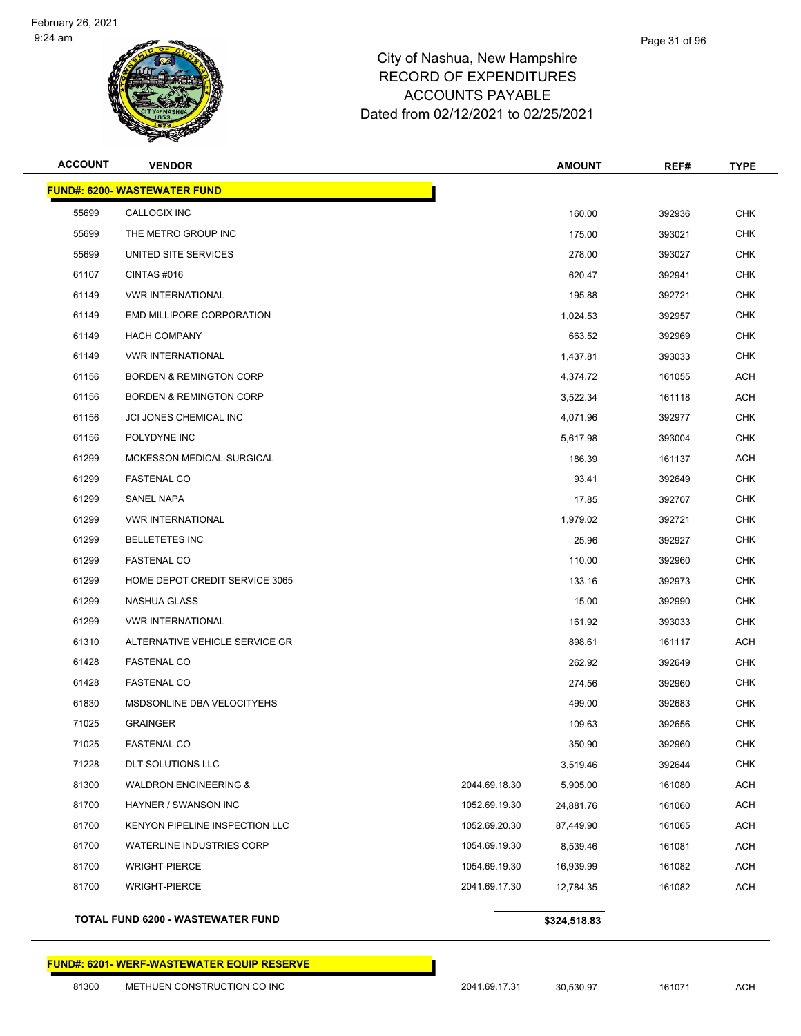# City of Nashua, New Hampshire
## RECORD OF EXPENDITURES
## ACCOUNTS PAYABLE
## Dated from 02/12/2021 to 02/25/2021

| ACCOUNT | VENDOR | | AMOUNT | REF# | TYPE |
|---|---|---|---|---|---|
| **FUND#: 6200- WASTEWATER FUND** | | | | | |
| 55699 | CALLOGIX INC | | 160.00 | 392936 | CHK |
| 55699 | THE METRO GROUP INC | | 175.00 | 393021 | CHK |
| 55699 | UNITED SITE SERVICES | | 278.00 | 393027 | CHK |
| 61107 | CINTAS #016 | | 620.47 | 392941 | CHK |
| 61149 | VWR INTERNATIONAL | | 195.88 | 392721 | CHK |
| 61149 | EMD MILLIPORE CORPORATION | | 1,024.53 | 392957 | CHK |
| 61149 | HACH COMPANY | | 663.52 | 392969 | CHK |
| 61149 | VWR INTERNATIONAL | | 1,437.81 | 393033 | CHK |
| 61156 | BORDEN & REMINGTON CORP | | 4,374.72 | 161055 | ACH |
| 61156 | BORDEN & REMINGTON CORP | | 3,522.34 | 161118 | ACH |
| 61156 | JCI JONES CHEMICAL INC | | 4,071.96 | 392977 | CHK |
| 61156 | POLYDYNE INC | | 5,617.98 | 393004 | CHK |
| 61299 | MCKESSON MEDICAL-SURGICAL | | 186.39 | 161137 | ACH |
| 61299 | FASTENAL CO | | 93.41 | 392649 | CHK |
| 61299 | SANEL NAPA | | 17.85 | 392707 | CHK |
| 61299 | VWR INTERNATIONAL | | 1,979.02 | 392721 | CHK |
| 61299 | BELLETETES INC | | 25.96 | 392927 | CHK |
| 61299 | FASTENAL CO | | 110.00 | 392960 | CHK |
| 61299 | HOME DEPOT CREDIT SERVICE 3065 | | 133.16 | 392973 | CHK |
| 61299 | NASHUA GLASS | | 15.00 | 392990 | CHK |
| 61299 | VWR INTERNATIONAL | | 161.92 | 393033 | CHK |
| 61310 | ALTERNATIVE VEHICLE SERVICE GR | | 898.61 | 161117 | ACH |
| 61428 | FASTENAL CO | | 262.92 | 392649 | CHK |
| 61428 | FASTENAL CO | | 274.56 | 392960 | CHK |
| 61830 | MSDSONLINE DBA VELOCITYEHS | | 499.00 | 392683 | CHK |
| 71025 | GRAINGER | | 109.63 | 392656 | CHK |
| 71025 | FASTENAL CO | | 350.90 | 392960 | CHK |
| 71228 | DLT SOLUTIONS LLC | | 3,519.46 | 392644 | CHK |
| 81300 | WALDRON ENGINEERING & | 2044.69.18.30 | 5,905.00 | 161080 | ACH |
| 81700 | HAYNER / SWANSON INC | 1052.69.19.30 | 24,881.76 | 161060 | ACH |
| 81700 | KENYON PIPELINE INSPECTION LLC | 1052.69.20.30 | 87,449.90 | 161065 | ACH |
| 81700 | WATERLINE INDUSTRIES CORP | 1054.69.19.30 | 8,539.46 | 161081 | ACH |
| 81700 | WRIGHT-PIERCE | 1054.69.19.30 | 16,939.99 | 161082 | ACH |
| 81700 | WRIGHT-PIERCE | 2041.69.17.30 | 12,784.35 | 161082 | ACH |
| **TOTAL FUND 6200 - WASTEWATER FUND** | | | **$324,518.83** | | |

| ACCOUNT | VENDOR | | AMOUNT | REF# | TYPE |
|---|---|---|---|---|---|
| **FUND#: 6201- WERF-WASTEWATER EQUIP RESERVE** | | | | | |
| 81300 | METHUEN CONSTRUCTION CO INC | 2041.69.17.31 | 30,530.97 | 161071 | ACH |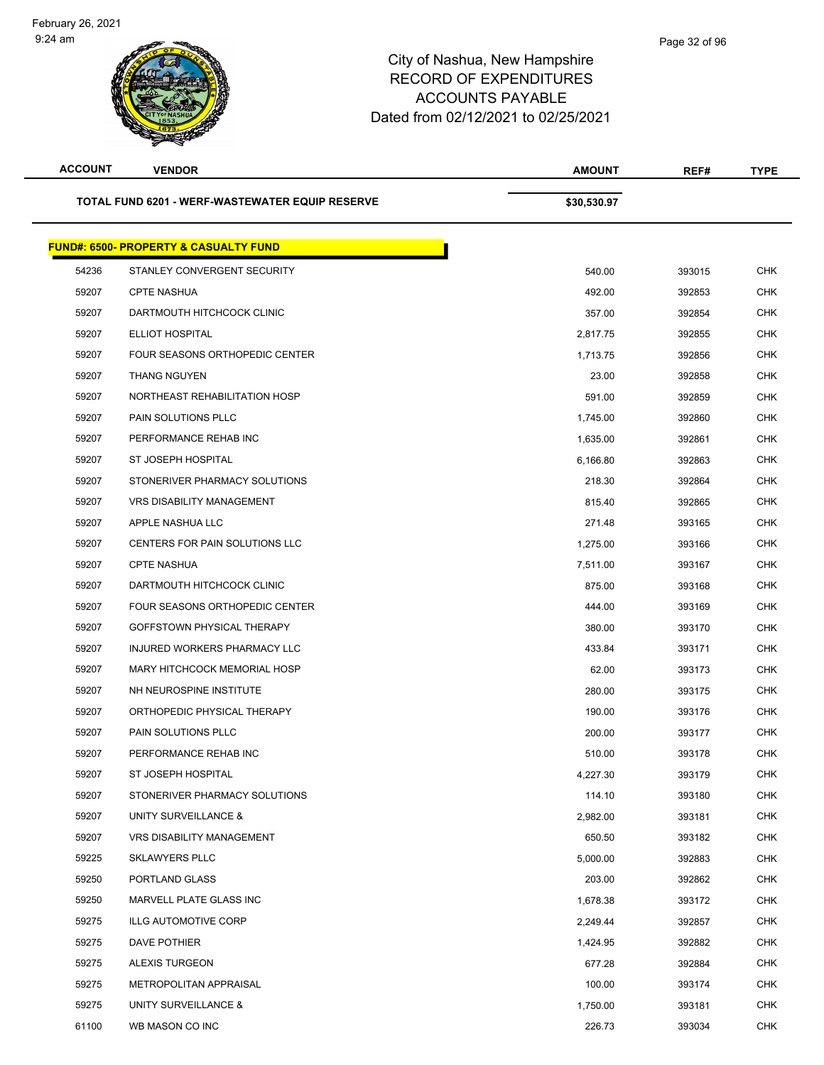City of Nashua, New Hampshire
RECORD OF EXPENDITURES
ACCOUNTS PAYABLE
Dated from 02/12/2021 to 02/25/2021

| ACCOUNT | VENDOR | AMOUNT | REF# | TYPE |
|---|---|---|---|---|
| | **TOTAL FUND 6201 - WERF-WASTEWATER EQUIP RESERVE** | **$30,530.97** | | |

**FUND#: 6500- PROPERTY & CASUALTY FUND**

| ACCOUNT | VENDOR | AMOUNT | REF# | TYPE |
|---|---|---|---|---|
| 54236 | STANLEY CONVERGENT SECURITY | 540.00 | 393015 | CHK |
| 59207 | CPTE NASHUA | 492.00 | 392853 | CHK |
| 59207 | DARTMOUTH HITCHCOCK CLINIC | 357.00 | 392854 | CHK |
| 59207 | ELLIOT HOSPITAL | 2,817.75 | 392855 | CHK |
| 59207 | FOUR SEASONS ORTHOPEDIC CENTER | 1,713.75 | 392856 | CHK |
| 59207 | THANG NGUYEN | 23.00 | 392858 | CHK |
| 59207 | NORTHEAST REHABILITATION HOSP | 591.00 | 392859 | CHK |
| 59207 | PAIN SOLUTIONS PLLC | 1,745.00 | 392860 | CHK |
| 59207 | PERFORMANCE REHAB INC | 1,635.00 | 392861 | CHK |
| 59207 | ST JOSEPH HOSPITAL | 6,166.80 | 392863 | CHK |
| 59207 | STONERIVER PHARMACY SOLUTIONS | 218.30 | 392864 | CHK |
| 59207 | VRS DISABILITY MANAGEMENT | 815.40 | 392865 | CHK |
| 59207 | APPLE NASHUA LLC | 271.48 | 393165 | CHK |
| 59207 | CENTERS FOR PAIN SOLUTIONS LLC | 1,275.00 | 393166 | CHK |
| 59207 | CPTE NASHUA | 7,511.00 | 393167 | CHK |
| 59207 | DARTMOUTH HITCHCOCK CLINIC | 875.00 | 393168 | CHK |
| 59207 | FOUR SEASONS ORTHOPEDIC CENTER | 444.00 | 393169 | CHK |
| 59207 | GOFFSTOWN PHYSICAL THERAPY | 380.00 | 393170 | CHK |
| 59207 | INJURED WORKERS PHARMACY LLC | 433.84 | 393171 | CHK |
| 59207 | MARY HITCHCOCK MEMORIAL HOSP | 62.00 | 393173 | CHK |
| 59207 | NH NEUROSPINE INSTITUTE | 280.00 | 393175 | CHK |
| 59207 | ORTHOPEDIC PHYSICAL THERAPY | 190.00 | 393176 | CHK |
| 59207 | PAIN SOLUTIONS PLLC | 200.00 | 393177 | CHK |
| 59207 | PERFORMANCE REHAB INC | 510.00 | 393178 | CHK |
| 59207 | ST JOSEPH HOSPITAL | 4,227.30 | 393179 | CHK |
| 59207 | STONERIVER PHARMACY SOLUTIONS | 114.10 | 393180 | CHK |
| 59207 | UNITY SURVEILLANCE & | 2,982.00 | 393181 | CHK |
| 59207 | VRS DISABILITY MANAGEMENT | 650.50 | 393182 | CHK |
| 59225 | SKLAWYERS PLLC | 5,000.00 | 392883 | CHK |
| 59250 | PORTLAND GLASS | 203.00 | 392862 | CHK |
| 59250 | MARVELL PLATE GLASS INC | 1,678.38 | 393172 | CHK |
| 59275 | ILLG AUTOMOTIVE CORP | 2,249.44 | 392857 | CHK |
| 59275 | DAVE POTHIER | 1,424.95 | 392882 | CHK |
| 59275 | ALEXIS TURGEON | 677.28 | 392884 | CHK |
| 59275 | METROPOLITAN APPRAISAL | 100.00 | 393174 | CHK |
| 59275 | UNITY SURVEILLANCE & | 1,750.00 | 393181 | CHK |
| 61100 | WB MASON CO INC | 226.73 | 393034 | CHK |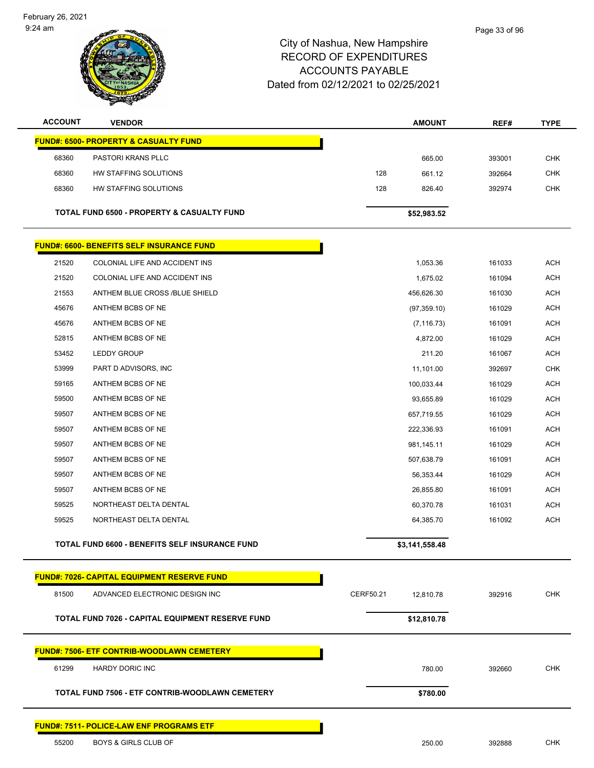City of Nashua, New Hampshire
RECORD OF EXPENDITURES
ACCOUNTS PAYABLE
Dated from 02/12/2021 to 02/25/2021

February 26, 2021
9:24 am

| ACCOUNT | VENDOR | | AMOUNT | REF# | TYPE |
|---|---|---|---|---|---|
| **FUND#: 6500- PROPERTY & CASUALTY FUND** | | | | | |
| 68360 | PASTORI KRANS PLLC | | 665.00 | 393001 | CHK |
| 68360 | HW STAFFING SOLUTIONS | 128 | 661.12 | 392664 | CHK |
| 68360 | HW STAFFING SOLUTIONS | 128 | 826.40 | 392974 | CHK |
| **TOTAL FUND 6500 - PROPERTY & CASUALTY FUND** | | | **$52,983.52** | | |
| **FUND#: 6600- BENEFITS SELF INSURANCE FUND** | | | | | |
| 21520 | COLONIAL LIFE AND ACCIDENT INS | | 1,053.36 | 161033 | ACH |
| 21520 | COLONIAL LIFE AND ACCIDENT INS | | 1,675.02 | 161094 | ACH |
| 21553 | ANTHEM BLUE CROSS /BLUE SHIELD | | 456,626.30 | 161030 | ACH |
| 45676 | ANTHEM BCBS OF NE | | (97,359.10) | 161029 | ACH |
| 45676 | ANTHEM BCBS OF NE | | (7,116.73) | 161091 | ACH |
| 52815 | ANTHEM BCBS OF NE | | 4,872.00 | 161029 | ACH |
| 53452 | LEDDY GROUP | | 211.20 | 161067 | ACH |
| 53999 | PART D ADVISORS, INC | | 11,101.00 | 392697 | CHK |
| 59165 | ANTHEM BCBS OF NE | | 100,033.44 | 161029 | ACH |
| 59500 | ANTHEM BCBS OF NE | | 93,655.89 | 161029 | ACH |
| 59507 | ANTHEM BCBS OF NE | | 657,719.55 | 161029 | ACH |
| 59507 | ANTHEM BCBS OF NE | | 222,336.93 | 161091 | ACH |
| 59507 | ANTHEM BCBS OF NE | | 981,145.11 | 161029 | ACH |
| 59507 | ANTHEM BCBS OF NE | | 507,638.79 | 161091 | ACH |
| 59507 | ANTHEM BCBS OF NE | | 56,353.44 | 161029 | ACH |
| 59507 | ANTHEM BCBS OF NE | | 26,855.80 | 161091 | ACH |
| 59525 | NORTHEAST DELTA DENTAL | | 60,370.78 | 161031 | ACH |
| 59525 | NORTHEAST DELTA DENTAL | | 64,385.70 | 161092 | ACH |
| **TOTAL FUND 6600 - BENEFITS SELF INSURANCE FUND** | | | **$3,141,558.48** | | |
| **FUND#: 7026- CAPITAL EQUIPMENT RESERVE FUND** | | | | | |
| 81500 | ADVANCED ELECTRONIC DESIGN INC | CERF50.21 | 12,810.78 | 392916 | CHK |
| **TOTAL FUND 7026 - CAPITAL EQUIPMENT RESERVE FUND** | | | **$12,810.78** | | |
| **FUND#: 7506- ETF CONTRIB-WOODLAWN CEMETERY** | | | | | |
| 61299 | HARDY DORIC INC | | 780.00 | 392660 | CHK |
| **TOTAL FUND 7506 - ETF CONTRIB-WOODLAWN CEMETERY** | | | **$780.00** | | |
| **FUND#: 7511- POLICE-LAW ENF PROGRAMS ETF** | | | | | |
| 55200 | BOYS & GIRLS CLUB OF | | 250.00 | 392888 | CHK |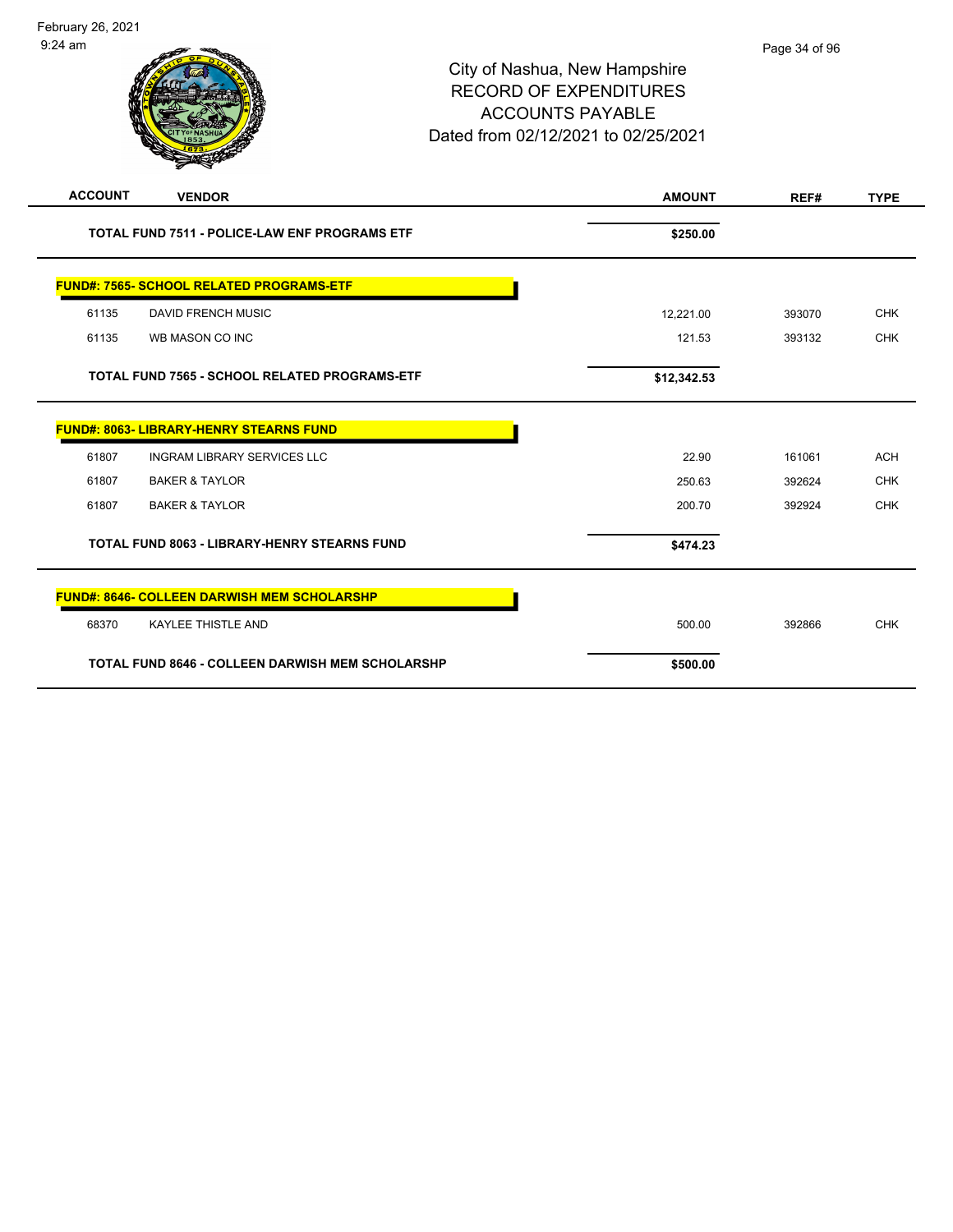# City of Nashua, New Hampshire
## RECORD OF EXPENDITURES
## ACCOUNTS PAYABLE
## Dated from 02/12/2021 to 02/25/2021

| ACCOUNT | VENDOR | AMOUNT | REF# | TYPE |
|---|---|---|---|---|
| | **TOTAL FUND 7511 - POLICE-LAW ENF PROGRAMS ETF** | **$250.00** | | |
| | **FUND#: 7565- SCHOOL RELATED PROGRAMS-ETF** | | | |
| 61135 | DAVID FRENCH MUSIC | 12,221.00 | 393070 | CHK |
| 61135 | WB MASON CO INC | 121.53 | 393132 | CHK |
| | **TOTAL FUND 7565 - SCHOOL RELATED PROGRAMS-ETF** | **$12,342.53** | | |
| | **FUND#: 8063- LIBRARY-HENRY STEARNS FUND** | | | |
| 61807 | INGRAM LIBRARY SERVICES LLC | 22.90 | 161061 | ACH |
| 61807 | BAKER & TAYLOR | 250.63 | 392624 | CHK |
| 61807 | BAKER & TAYLOR | 200.70 | 392924 | CHK |
| | **TOTAL FUND 8063 - LIBRARY-HENRY STEARNS FUND** | **$474.23** | | |
| | **FUND#: 8646- COLLEEN DARWISH MEM SCHOLARSHP** | | | |
| 68370 | KAYLEE THISTLE AND | 500.00 | 392866 | CHK |
| | **TOTAL FUND 8646 - COLLEEN DARWISH MEM SCHOLARSHP** | **$500.00** | | |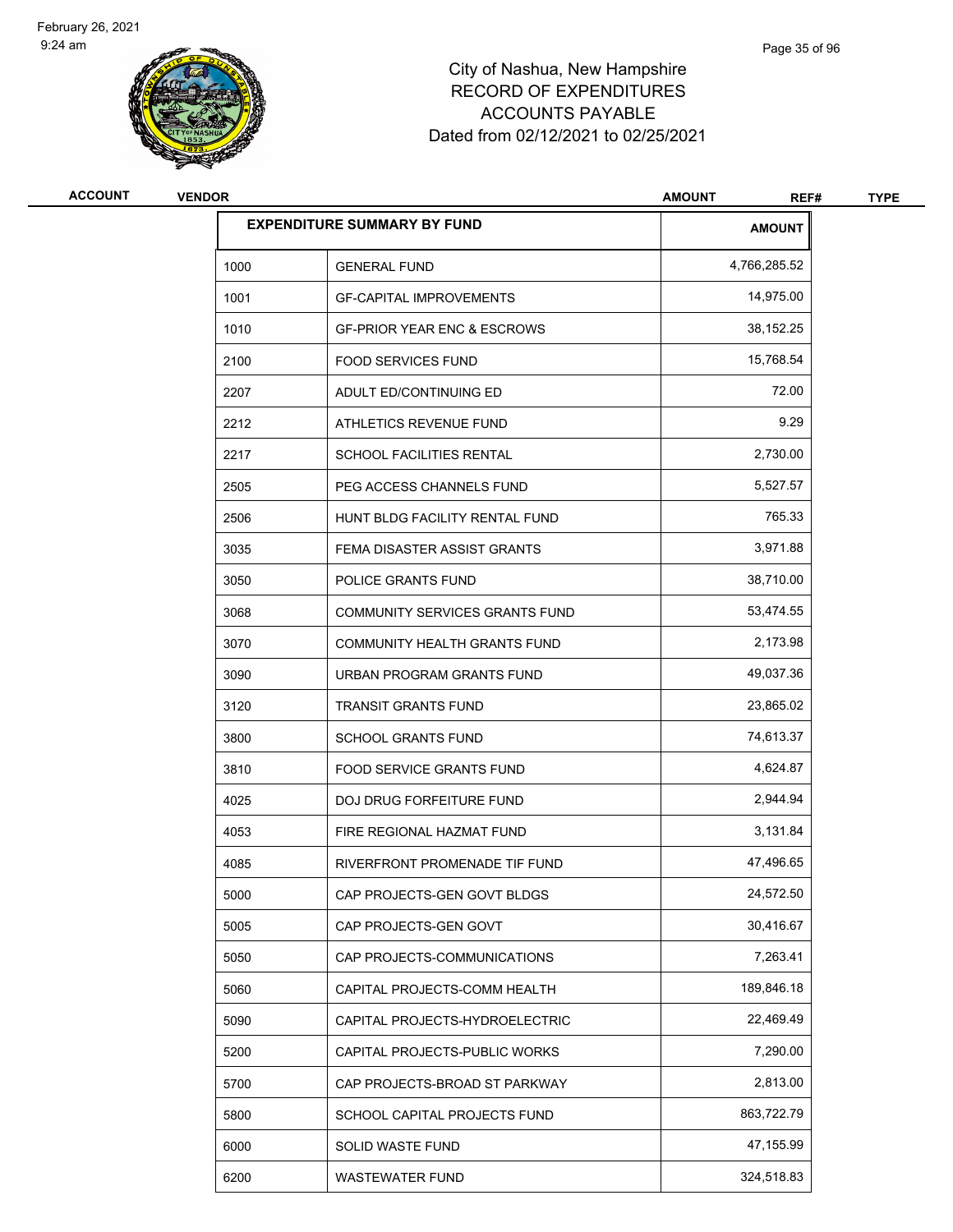City of Nashua, New Hampshire
RECORD OF EXPENDITURES
ACCOUNTS PAYABLE
Dated from 02/12/2021 to 02/25/2021

| ACCOUNT | VENDOR | AMOUNT | REF# | TYPE |
|---|---|---|---|---|

| EXPENDITURE SUMMARY BY FUND | | AMOUNT |
|---|---|---|
| 1000 | GENERAL FUND | 4,766,285.52 |
| 1001 | GF-CAPITAL IMPROVEMENTS | 14,975.00 |
| 1010 | GF-PRIOR YEAR ENC & ESCROWS | 38,152.25 |
| 2100 | FOOD SERVICES FUND | 15,768.54 |
| 2207 | ADULT ED/CONTINUING ED | 72.00 |
| 2212 | ATHLETICS REVENUE FUND | 9.29 |
| 2217 | SCHOOL FACILITIES RENTAL | 2,730.00 |
| 2505 | PEG ACCESS CHANNELS FUND | 5,527.57 |
| 2506 | HUNT BLDG FACILITY RENTAL FUND | 765.33 |
| 3035 | FEMA DISASTER ASSIST GRANTS | 3,971.88 |
| 3050 | POLICE GRANTS FUND | 38,710.00 |
| 3068 | COMMUNITY SERVICES GRANTS FUND | 53,474.55 |
| 3070 | COMMUNITY HEALTH GRANTS FUND | 2,173.98 |
| 3090 | URBAN PROGRAM GRANTS FUND | 49,037.36 |
| 3120 | TRANSIT GRANTS FUND | 23,865.02 |
| 3800 | SCHOOL GRANTS FUND | 74,613.37 |
| 3810 | FOOD SERVICE GRANTS FUND | 4,624.87 |
| 4025 | DOJ DRUG FORFEITURE FUND | 2,944.94 |
| 4053 | FIRE REGIONAL HAZMAT FUND | 3,131.84 |
| 4085 | RIVERFRONT PROMENADE TIF FUND | 47,496.65 |
| 5000 | CAP PROJECTS-GEN GOVT BLDGS | 24,572.50 |
| 5005 | CAP PROJECTS-GEN GOVT | 30,416.67 |
| 5050 | CAP PROJECTS-COMMUNICATIONS | 7,263.41 |
| 5060 | CAPITAL PROJECTS-COMM HEALTH | 189,846.18 |
| 5090 | CAPITAL PROJECTS-HYDROELECTRIC | 22,469.49 |
| 5200 | CAPITAL PROJECTS-PUBLIC WORKS | 7,290.00 |
| 5700 | CAP PROJECTS-BROAD ST PARKWAY | 2,813.00 |
| 5800 | SCHOOL CAPITAL PROJECTS FUND | 863,722.79 |
| 6000 | SOLID WASTE FUND | 47,155.99 |
| 6200 | WASTEWATER FUND | 324,518.83 |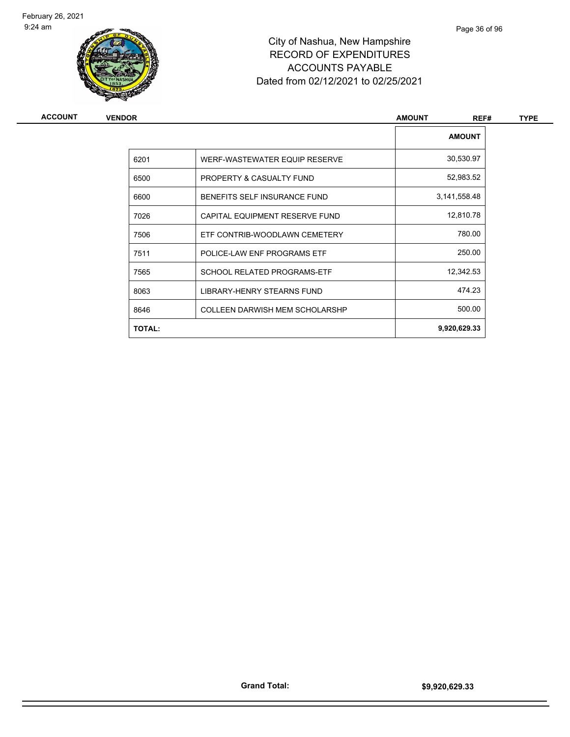# City of Nashua, New Hampshire
## RECORD OF EXPENDITURES
## ACCOUNTS PAYABLE
### Dated from 02/12/2021 to 02/25/2021

| ACCOUNT | VENDOR | AMOUNT | REF# | TYPE |
|---|---|---|---|---|

| | | AMOUNT |
|---|---|---|
| 6201 | WERF-WASTEWATER EQUIP RESERVE | 30,530.97 |
| 6500 | PROPERTY & CASUALTY FUND | 52,983.52 |
| 6600 | BENEFITS SELF INSURANCE FUND | 3,141,558.48 |
| 7026 | CAPITAL EQUIPMENT RESERVE FUND | 12,810.78 |
| 7506 | ETF CONTRIB-WOODLAWN CEMETERY | 780.00 |
| 7511 | POLICE-LAW ENF PROGRAMS ETF | 250.00 |
| 7565 | SCHOOL RELATED PROGRAMS-ETF | 12,342.53 |
| 8063 | LIBRARY-HENRY STEARNS FUND | 474.23 |
| 8646 | COLLEEN DARWISH MEM SCHOLARSHP | 500.00 |
| **TOTAL:** | | **9,920,629.33** |

**Grand Total:** **$9,920,629.33**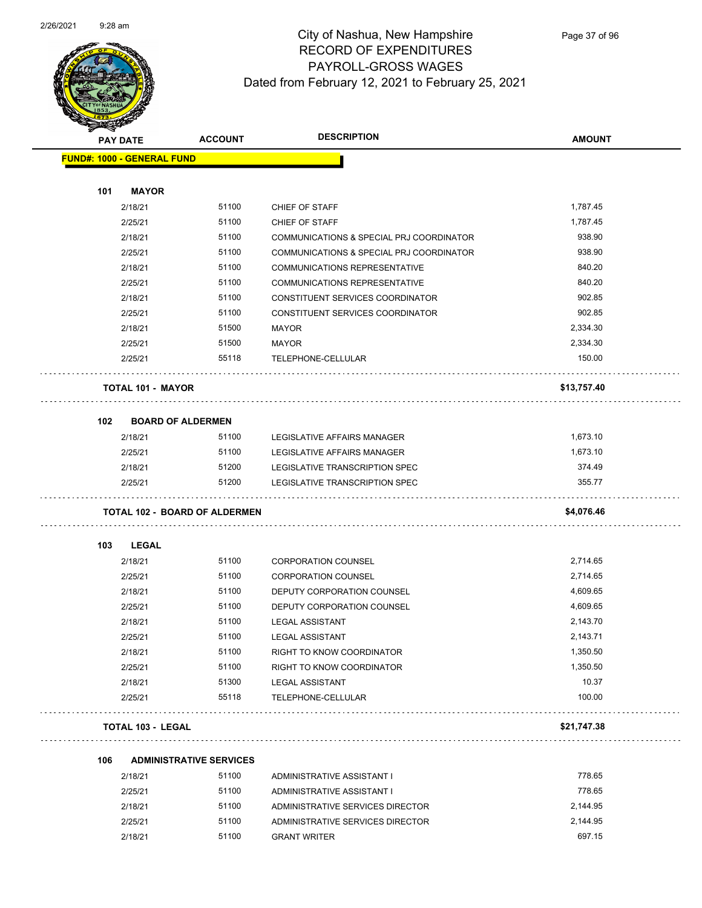# City of Nashua, New Hampshire
# RECORD OF EXPENDITURES
# PAYROLL-GROSS WAGES
Dated from February 12, 2021 to February 25, 2021

| PAY DATE | ACCOUNT | DESCRIPTION | AMOUNT |
|---|---|---|---|
| **FUND#: 1000 - GENERAL FUND** | | | |
| **101 MAYOR** | | | |
| 2/18/21 | 51100 | CHIEF OF STAFF | 1,787.45 |
| 2/25/21 | 51100 | CHIEF OF STAFF | 1,787.45 |
| 2/18/21 | 51100 | COMMUNICATIONS & SPECIAL PRJ COORDINATOR | 938.90 |
| 2/25/21 | 51100 | COMMUNICATIONS & SPECIAL PRJ COORDINATOR | 938.90 |
| 2/18/21 | 51100 | COMMUNICATIONS REPRESENTATIVE | 840.20 |
| 2/25/21 | 51100 | COMMUNICATIONS REPRESENTATIVE | 840.20 |
| 2/18/21 | 51100 | CONSTITUENT SERVICES COORDINATOR | 902.85 |
| 2/25/21 | 51100 | CONSTITUENT SERVICES COORDINATOR | 902.85 |
| 2/18/21 | 51500 | MAYOR | 2,334.30 |
| 2/25/21 | 51500 | MAYOR | 2,334.30 |
| 2/25/21 | 55118 | TELEPHONE-CELLULAR | 150.00 |
| **TOTAL 101 - MAYOR** | | | **$13,757.40** |
| **102 BOARD OF ALDERMEN** | | | |
| 2/18/21 | 51100 | LEGISLATIVE AFFAIRS MANAGER | 1,673.10 |
| 2/25/21 | 51100 | LEGISLATIVE AFFAIRS MANAGER | 1,673.10 |
| 2/18/21 | 51200 | LEGISLATIVE TRANSCRIPTION SPEC | 374.49 |
| 2/25/21 | 51200 | LEGISLATIVE TRANSCRIPTION SPEC | 355.77 |
| **TOTAL 102 - BOARD OF ALDERMEN** | | | **$4,076.46** |
| **103 LEGAL** | | | |
| 2/18/21 | 51100 | CORPORATION COUNSEL | 2,714.65 |
| 2/25/21 | 51100 | CORPORATION COUNSEL | 2,714.65 |
| 2/18/21 | 51100 | DEPUTY CORPORATION COUNSEL | 4,609.65 |
| 2/25/21 | 51100 | DEPUTY CORPORATION COUNSEL | 4,609.65 |
| 2/18/21 | 51100 | LEGAL ASSISTANT | 2,143.70 |
| 2/25/21 | 51100 | LEGAL ASSISTANT | 2,143.71 |
| 2/18/21 | 51100 | RIGHT TO KNOW COORDINATOR | 1,350.50 |
| 2/25/21 | 51100 | RIGHT TO KNOW COORDINATOR | 1,350.50 |
| 2/18/21 | 51300 | LEGAL ASSISTANT | 10.37 |
| 2/25/21 | 55118 | TELEPHONE-CELLULAR | 100.00 |
| **TOTAL 103 - LEGAL** | | | **$21,747.38** |
| **106 ADMINISTRATIVE SERVICES** | | | |
| 2/18/21 | 51100 | ADMINISTRATIVE ASSISTANT I | 778.65 |
| 2/25/21 | 51100 | ADMINISTRATIVE ASSISTANT I | 778.65 |
| 2/18/21 | 51100 | ADMINISTRATIVE SERVICES DIRECTOR | 2,144.95 |
| 2/25/21 | 51100 | ADMINISTRATIVE SERVICES DIRECTOR | 2,144.95 |
| 2/18/21 | 51100 | GRANT WRITER | 697.15 |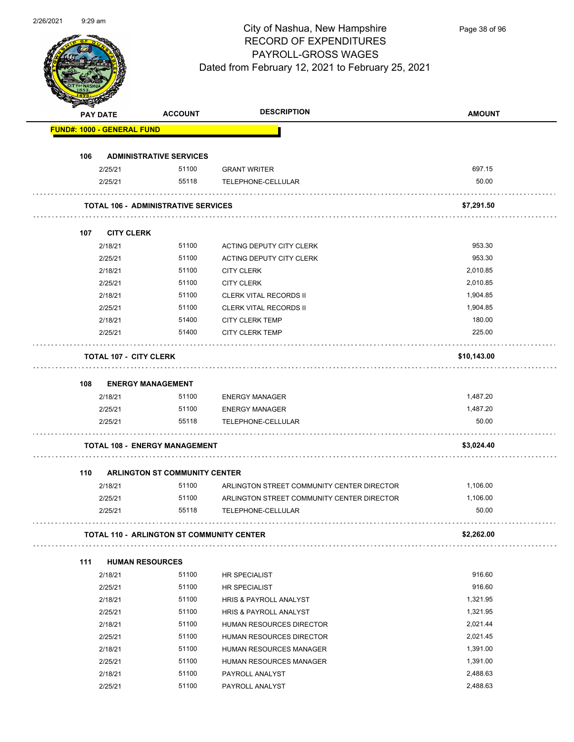# City of Nashua, New Hampshire
## RECORD OF EXPENDITURES
## PAYROLL-GROSS WAGES
### Dated from February 12, 2021 to February 25, 2021

| PAY DATE | ACCOUNT | DESCRIPTION | AMOUNT |
|---|---|---|---|
| **FUND#: 1000 - GENERAL FUND** | | | |
| **106 ADMINISTRATIVE SERVICES** | | | |
| 2/25/21 | 51100 | GRANT WRITER | 697.15 |
| 2/25/21 | 55118 | TELEPHONE-CELLULAR | 50.00 |
| **TOTAL 106 - ADMINISTRATIVE SERVICES** | | | **$7,291.50** |
| **107 CITY CLERK** | | | |
| 2/18/21 | 51100 | ACTING DEPUTY CITY CLERK | 953.30 |
| 2/25/21 | 51100 | ACTING DEPUTY CITY CLERK | 953.30 |
| 2/18/21 | 51100 | CITY CLERK | 2,010.85 |
| 2/25/21 | 51100 | CITY CLERK | 2,010.85 |
| 2/18/21 | 51100 | CLERK VITAL RECORDS II | 1,904.85 |
| 2/25/21 | 51100 | CLERK VITAL RECORDS II | 1,904.85 |
| 2/18/21 | 51400 | CITY CLERK TEMP | 180.00 |
| 2/25/21 | 51400 | CITY CLERK TEMP | 225.00 |
| **TOTAL 107 - CITY CLERK** | | | **$10,143.00** |
| **108 ENERGY MANAGEMENT** | | | |
| 2/18/21 | 51100 | ENERGY MANAGER | 1,487.20 |
| 2/25/21 | 51100 | ENERGY MANAGER | 1,487.20 |
| 2/25/21 | 55118 | TELEPHONE-CELLULAR | 50.00 |
| **TOTAL 108 - ENERGY MANAGEMENT** | | | **$3,024.40** |
| **110 ARLINGTON ST COMMUNITY CENTER** | | | |
| 2/18/21 | 51100 | ARLINGTON STREET COMMUNITY CENTER DIRECTOR | 1,106.00 |
| 2/25/21 | 51100 | ARLINGTON STREET COMMUNITY CENTER DIRECTOR | 1,106.00 |
| 2/25/21 | 55118 | TELEPHONE-CELLULAR | 50.00 |
| **TOTAL 110 - ARLINGTON ST COMMUNITY CENTER** | | | **$2,262.00** |
| **111 HUMAN RESOURCES** | | | |
| 2/18/21 | 51100 | HR SPECIALIST | 916.60 |
| 2/25/21 | 51100 | HR SPECIALIST | 916.60 |
| 2/18/21 | 51100 | HRIS & PAYROLL ANALYST | 1,321.95 |
| 2/25/21 | 51100 | HRIS & PAYROLL ANALYST | 1,321.95 |
| 2/18/21 | 51100 | HUMAN RESOURCES DIRECTOR | 2,021.44 |
| 2/25/21 | 51100 | HUMAN RESOURCES DIRECTOR | 2,021.45 |
| 2/18/21 | 51100 | HUMAN RESOURCES MANAGER | 1,391.00 |
| 2/25/21 | 51100 | HUMAN RESOURCES MANAGER | 1,391.00 |
| 2/18/21 | 51100 | PAYROLL ANALYST | 2,488.63 |
| 2/25/21 | 51100 | PAYROLL ANALYST | 2,488.63 |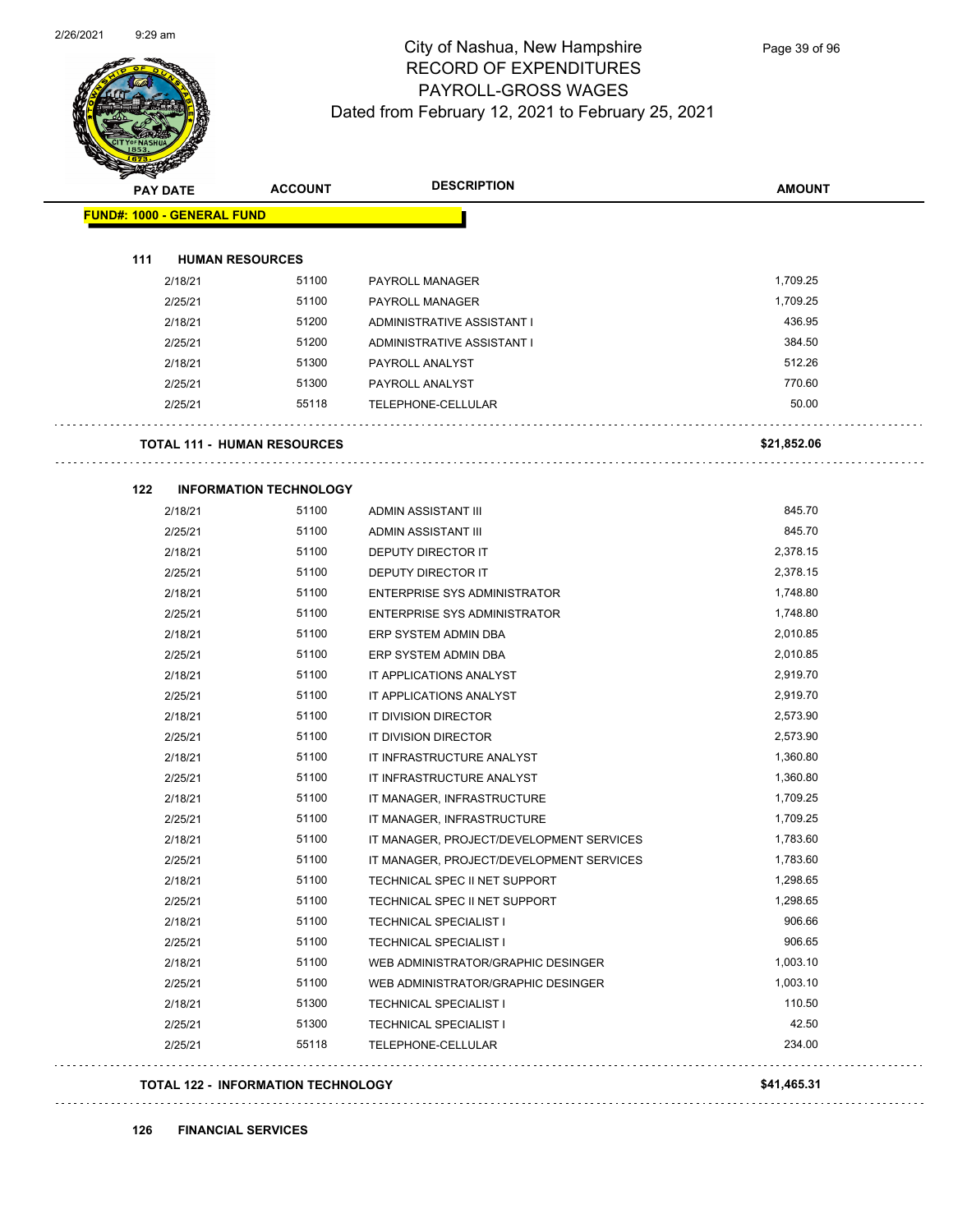# City of Nashua, New Hampshire
## RECORD OF EXPENDITURES
## PAYROLL-GROSS WAGES
### Dated from February 12, 2021 to February 25, 2021

| PAY DATE | ACCOUNT | DESCRIPTION | AMOUNT |
|---|---|---|---|
| **FUND#: 1000 - GENERAL FUND** | | | |
| **111 HUMAN RESOURCES** | | | |
| 2/18/21 | 51100 | PAYROLL MANAGER | 1,709.25 |
| 2/25/21 | 51100 | PAYROLL MANAGER | 1,709.25 |
| 2/18/21 | 51200 | ADMINISTRATIVE ASSISTANT I | 436.95 |
| 2/25/21 | 51200 | ADMINISTRATIVE ASSISTANT I | 384.50 |
| 2/18/21 | 51300 | PAYROLL ANALYST | 512.26 |
| 2/25/21 | 51300 | PAYROLL ANALYST | 770.60 |
| 2/25/21 | 55118 | TELEPHONE-CELLULAR | 50.00 |
| **TOTAL 111 - HUMAN RESOURCES** | | | **$21,852.06** |
| **122 INFORMATION TECHNOLOGY** | | | |
| 2/18/21 | 51100 | ADMIN ASSISTANT III | 845.70 |
| 2/25/21 | 51100 | ADMIN ASSISTANT III | 845.70 |
| 2/18/21 | 51100 | DEPUTY DIRECTOR IT | 2,378.15 |
| 2/25/21 | 51100 | DEPUTY DIRECTOR IT | 2,378.15 |
| 2/18/21 | 51100 | ENTERPRISE SYS ADMINISTRATOR | 1,748.80 |
| 2/25/21 | 51100 | ENTERPRISE SYS ADMINISTRATOR | 1,748.80 |
| 2/18/21 | 51100 | ERP SYSTEM ADMIN DBA | 2,010.85 |
| 2/25/21 | 51100 | ERP SYSTEM ADMIN DBA | 2,010.85 |
| 2/18/21 | 51100 | IT APPLICATIONS ANALYST | 2,919.70 |
| 2/25/21 | 51100 | IT APPLICATIONS ANALYST | 2,919.70 |
| 2/18/21 | 51100 | IT DIVISION DIRECTOR | 2,573.90 |
| 2/25/21 | 51100 | IT DIVISION DIRECTOR | 2,573.90 |
| 2/18/21 | 51100 | IT INFRASTRUCTURE ANALYST | 1,360.80 |
| 2/25/21 | 51100 | IT INFRASTRUCTURE ANALYST | 1,360.80 |
| 2/18/21 | 51100 | IT MANAGER, INFRASTRUCTURE | 1,709.25 |
| 2/25/21 | 51100 | IT MANAGER, INFRASTRUCTURE | 1,709.25 |
| 2/18/21 | 51100 | IT MANAGER, PROJECT/DEVELOPMENT SERVICES | 1,783.60 |
| 2/25/21 | 51100 | IT MANAGER, PROJECT/DEVELOPMENT SERVICES | 1,783.60 |
| 2/18/21 | 51100 | TECHNICAL SPEC II NET SUPPORT | 1,298.65 |
| 2/25/21 | 51100 | TECHNICAL SPEC II NET SUPPORT | 1,298.65 |
| 2/18/21 | 51100 | TECHNICAL SPECIALIST I | 906.66 |
| 2/25/21 | 51100 | TECHNICAL SPECIALIST I | 906.65 |
| 2/18/21 | 51100 | WEB ADMINISTRATOR/GRAPHIC DESINGER | 1,003.10 |
| 2/25/21 | 51100 | WEB ADMINISTRATOR/GRAPHIC DESINGER | 1,003.10 |
| 2/18/21 | 51300 | TECHNICAL SPECIALIST I | 110.50 |
| 2/25/21 | 51300 | TECHNICAL SPECIALIST I | 42.50 |
| 2/25/21 | 55118 | TELEPHONE-CELLULAR | 234.00 |
| **TOTAL 122 - INFORMATION TECHNOLOGY** | | | **$41,465.31** |

**126 FINANCIAL SERVICES**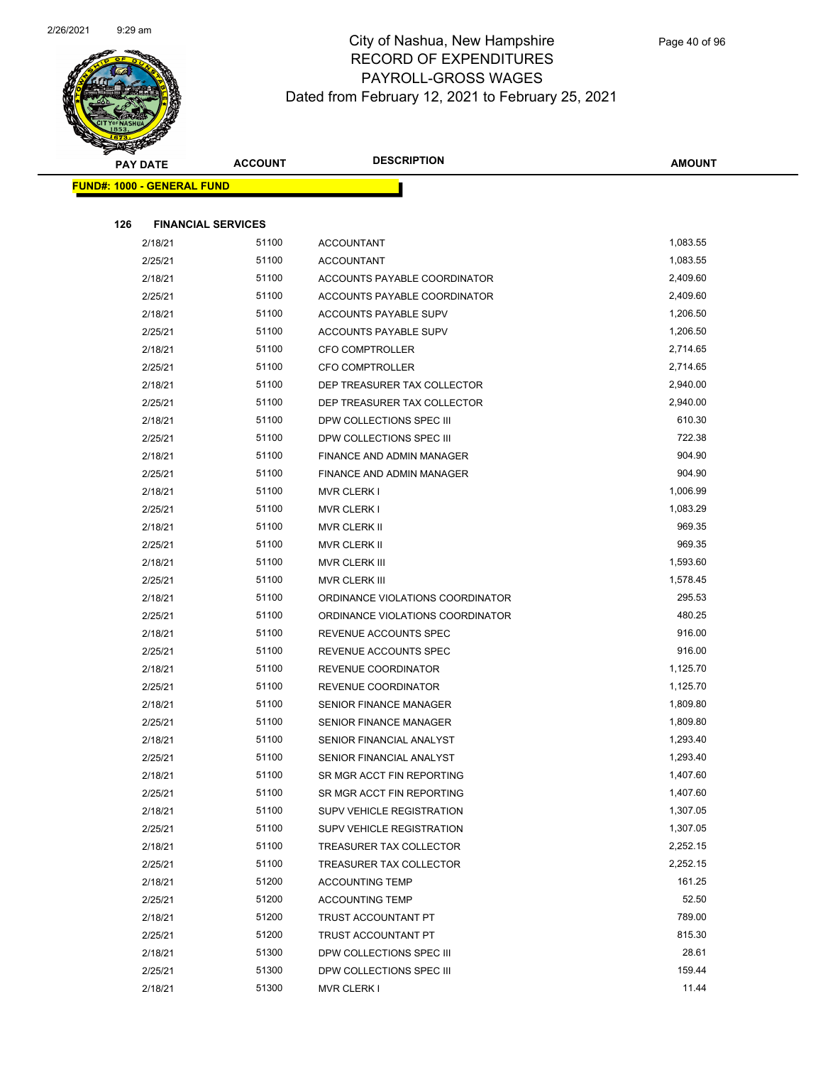# City of Nashua, New Hampshire
## RECORD OF EXPENDITURES
## PAYROLL-GROSS WAGES
## Dated from February 12, 2021 to February 25, 2021

| PAY DATE | ACCOUNT | DESCRIPTION | AMOUNT |
|---|---|---|---|
| **FUND#: 1000 - GENERAL FUND** | | | |
| **126 FINANCIAL SERVICES** | | | |
| 2/18/21 | 51100 | ACCOUNTANT | 1,083.55 |
| 2/25/21 | 51100 | ACCOUNTANT | 1,083.55 |
| 2/18/21 | 51100 | ACCOUNTS PAYABLE COORDINATOR | 2,409.60 |
| 2/25/21 | 51100 | ACCOUNTS PAYABLE COORDINATOR | 2,409.60 |
| 2/18/21 | 51100 | ACCOUNTS PAYABLE SUPV | 1,206.50 |
| 2/25/21 | 51100 | ACCOUNTS PAYABLE SUPV | 1,206.50 |
| 2/18/21 | 51100 | CFO COMPTROLLER | 2,714.65 |
| 2/25/21 | 51100 | CFO COMPTROLLER | 2,714.65 |
| 2/18/21 | 51100 | DEP TREASURER TAX COLLECTOR | 2,940.00 |
| 2/25/21 | 51100 | DEP TREASURER TAX COLLECTOR | 2,940.00 |
| 2/18/21 | 51100 | DPW COLLECTIONS SPEC III | 610.30 |
| 2/25/21 | 51100 | DPW COLLECTIONS SPEC III | 722.38 |
| 2/18/21 | 51100 | FINANCE AND ADMIN MANAGER | 904.90 |
| 2/25/21 | 51100 | FINANCE AND ADMIN MANAGER | 904.90 |
| 2/18/21 | 51100 | MVR CLERK I | 1,006.99 |
| 2/25/21 | 51100 | MVR CLERK I | 1,083.29 |
| 2/18/21 | 51100 | MVR CLERK II | 969.35 |
| 2/25/21 | 51100 | MVR CLERK II | 969.35 |
| 2/18/21 | 51100 | MVR CLERK III | 1,593.60 |
| 2/25/21 | 51100 | MVR CLERK III | 1,578.45 |
| 2/18/21 | 51100 | ORDINANCE VIOLATIONS COORDINATOR | 295.53 |
| 2/25/21 | 51100 | ORDINANCE VIOLATIONS COORDINATOR | 480.25 |
| 2/18/21 | 51100 | REVENUE ACCOUNTS SPEC | 916.00 |
| 2/25/21 | 51100 | REVENUE ACCOUNTS SPEC | 916.00 |
| 2/18/21 | 51100 | REVENUE COORDINATOR | 1,125.70 |
| 2/25/21 | 51100 | REVENUE COORDINATOR | 1,125.70 |
| 2/18/21 | 51100 | SENIOR FINANCE MANAGER | 1,809.80 |
| 2/25/21 | 51100 | SENIOR FINANCE MANAGER | 1,809.80 |
| 2/18/21 | 51100 | SENIOR FINANCIAL ANALYST | 1,293.40 |
| 2/25/21 | 51100 | SENIOR FINANCIAL ANALYST | 1,293.40 |
| 2/18/21 | 51100 | SR MGR ACCT FIN REPORTING | 1,407.60 |
| 2/25/21 | 51100 | SR MGR ACCT FIN REPORTING | 1,407.60 |
| 2/18/21 | 51100 | SUPV VEHICLE REGISTRATION | 1,307.05 |
| 2/25/21 | 51100 | SUPV VEHICLE REGISTRATION | 1,307.05 |
| 2/18/21 | 51100 | TREASURER TAX COLLECTOR | 2,252.15 |
| 2/25/21 | 51100 | TREASURER TAX COLLECTOR | 2,252.15 |
| 2/18/21 | 51200 | ACCOUNTING TEMP | 161.25 |
| 2/25/21 | 51200 | ACCOUNTING TEMP | 52.50 |
| 2/18/21 | 51200 | TRUST ACCOUNTANT PT | 789.00 |
| 2/25/21 | 51200 | TRUST ACCOUNTANT PT | 815.30 |
| 2/18/21 | 51300 | DPW COLLECTIONS SPEC III | 28.61 |
| 2/25/21 | 51300 | DPW COLLECTIONS SPEC III | 159.44 |
| 2/18/21 | 51300 | MVR CLERK I | 11.44 |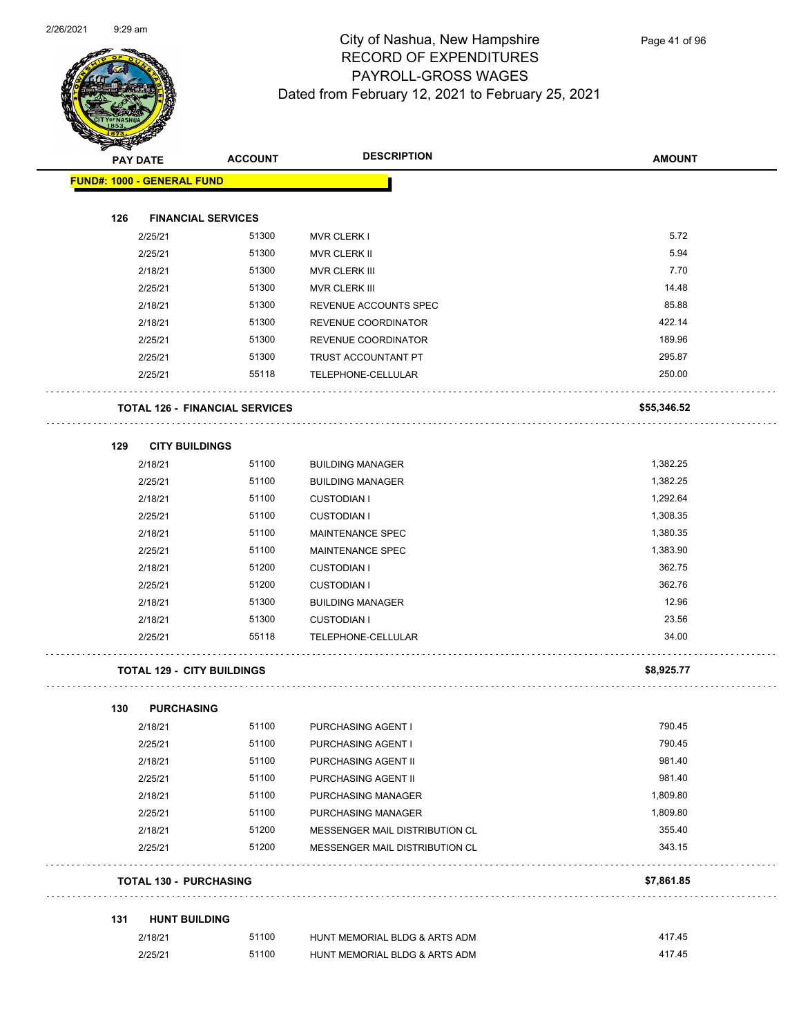# City of Nashua, New Hampshire
## RECORD OF EXPENDITURES
## PAYROLL-GROSS WAGES
Dated from February 12, 2021 to February 25, 2021

| PAY DATE | ACCOUNT | DESCRIPTION | AMOUNT |
|---|---|---|---|

**FUND#: 1000 - GENERAL FUND**

**126 FINANCIAL SERVICES**

| PAY DATE | ACCOUNT | DESCRIPTION | AMOUNT |
|---|---|---|---|
| 2/25/21 | 51300 | MVR CLERK I | 5.72 |
| 2/25/21 | 51300 | MVR CLERK II | 5.94 |
| 2/18/21 | 51300 | MVR CLERK III | 7.70 |
| 2/25/21 | 51300 | MVR CLERK III | 14.48 |
| 2/18/21 | 51300 | REVENUE ACCOUNTS SPEC | 85.88 |
| 2/18/21 | 51300 | REVENUE COORDINATOR | 422.14 |
| 2/25/21 | 51300 | REVENUE COORDINATOR | 189.96 |
| 2/25/21 | 51300 | TRUST ACCOUNTANT PT | 295.87 |
| 2/25/21 | 55118 | TELEPHONE-CELLULAR | 250.00 |

**TOTAL 126 - FINANCIAL SERVICES** **$55,346.52**

**129 CITY BUILDINGS**

| PAY DATE | ACCOUNT | DESCRIPTION | AMOUNT |
|---|---|---|---|
| 2/18/21 | 51100 | BUILDING MANAGER | 1,382.25 |
| 2/25/21 | 51100 | BUILDING MANAGER | 1,382.25 |
| 2/18/21 | 51100 | CUSTODIAN I | 1,292.64 |
| 2/25/21 | 51100 | CUSTODIAN I | 1,308.35 |
| 2/18/21 | 51100 | MAINTENANCE SPEC | 1,380.35 |
| 2/25/21 | 51100 | MAINTENANCE SPEC | 1,383.90 |
| 2/18/21 | 51200 | CUSTODIAN I | 362.75 |
| 2/25/21 | 51200 | CUSTODIAN I | 362.76 |
| 2/18/21 | 51300 | BUILDING MANAGER | 12.96 |
| 2/18/21 | 51300 | CUSTODIAN I | 23.56 |
| 2/25/21 | 55118 | TELEPHONE-CELLULAR | 34.00 |

**TOTAL 129 - CITY BUILDINGS** **$8,925.77**

**130 PURCHASING**

| PAY DATE | ACCOUNT | DESCRIPTION | AMOUNT |
|---|---|---|---|
| 2/18/21 | 51100 | PURCHASING AGENT I | 790.45 |
| 2/25/21 | 51100 | PURCHASING AGENT I | 790.45 |
| 2/18/21 | 51100 | PURCHASING AGENT II | 981.40 |
| 2/25/21 | 51100 | PURCHASING AGENT II | 981.40 |
| 2/18/21 | 51100 | PURCHASING MANAGER | 1,809.80 |
| 2/25/21 | 51100 | PURCHASING MANAGER | 1,809.80 |
| 2/18/21 | 51200 | MESSENGER MAIL DISTRIBUTION CL | 355.40 |
| 2/25/21 | 51200 | MESSENGER MAIL DISTRIBUTION CL | 343.15 |

**TOTAL 130 - PURCHASING** **$7,861.85**

**131 HUNT BUILDING**

| PAY DATE | ACCOUNT | DESCRIPTION | AMOUNT |
|---|---|---|---|
| 2/18/21 | 51100 | HUNT MEMORIAL BLDG & ARTS ADM | 417.45 |
| 2/25/21 | 51100 | HUNT MEMORIAL BLDG & ARTS ADM | 417.45 |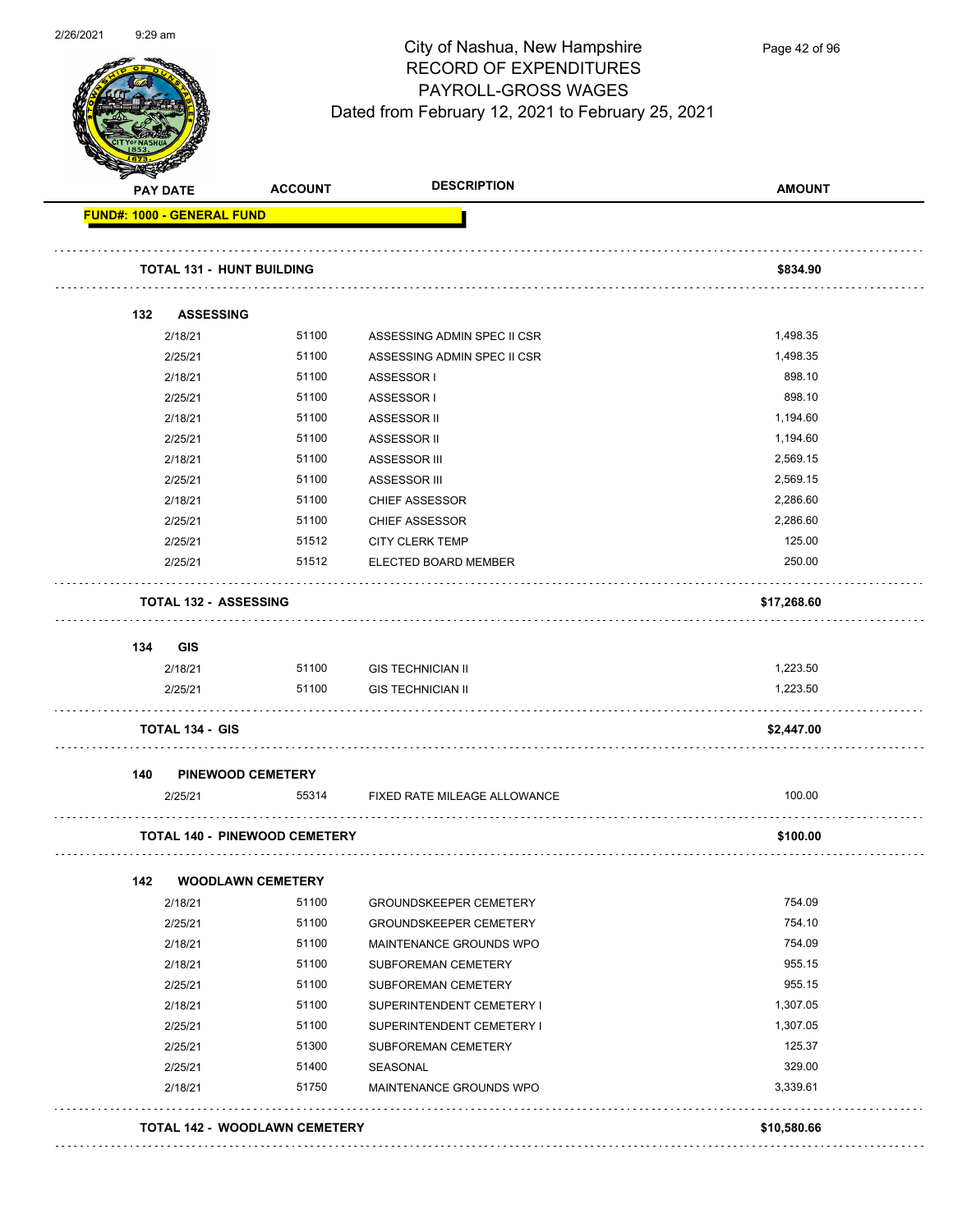# City of Nashua, New Hampshire
## RECORD OF EXPENDITURES
## PAYROLL-GROSS WAGES
### Dated from February 12, 2021 to February 25, 2021

| PAY DATE | ACCOUNT | DESCRIPTION | AMOUNT |
|---|---|---|---|
| **FUND#: 1000 - GENERAL FUND** | | | |
| **TOTAL 131 - HUNT BUILDING** | | | **$834.90** |
| **132 ASSESSING** | | | |
| 2/18/21 | 51100 | ASSESSING ADMIN SPEC II CSR | 1,498.35 |
| 2/25/21 | 51100 | ASSESSING ADMIN SPEC II CSR | 1,498.35 |
| 2/18/21 | 51100 | ASSESSOR I | 898.10 |
| 2/25/21 | 51100 | ASSESSOR I | 898.10 |
| 2/18/21 | 51100 | ASSESSOR II | 1,194.60 |
| 2/25/21 | 51100 | ASSESSOR II | 1,194.60 |
| 2/18/21 | 51100 | ASSESSOR III | 2,569.15 |
| 2/25/21 | 51100 | ASSESSOR III | 2,569.15 |
| 2/18/21 | 51100 | CHIEF ASSESSOR | 2,286.60 |
| 2/25/21 | 51100 | CHIEF ASSESSOR | 2,286.60 |
| 2/25/21 | 51512 | CITY CLERK TEMP | 125.00 |
| 2/25/21 | 51512 | ELECTED BOARD MEMBER | 250.00 |
| **TOTAL 132 - ASSESSING** | | | **$17,268.60** |
| **134 GIS** | | | |
| 2/18/21 | 51100 | GIS TECHNICIAN II | 1,223.50 |
| 2/25/21 | 51100 | GIS TECHNICIAN II | 1,223.50 |
| **TOTAL 134 - GIS** | | | **$2,447.00** |
| **140 PINEWOOD CEMETERY** | | | |
| 2/25/21 | 55314 | FIXED RATE MILEAGE ALLOWANCE | 100.00 |
| **TOTAL 140 - PINEWOOD CEMETERY** | | | **$100.00** |
| **142 WOODLAWN CEMETERY** | | | |
| 2/18/21 | 51100 | GROUNDSKEEPER CEMETERY | 754.09 |
| 2/25/21 | 51100 | GROUNDSKEEPER CEMETERY | 754.10 |
| 2/18/21 | 51100 | MAINTENANCE GROUNDS WPO | 754.09 |
| 2/18/21 | 51100 | SUBFOREMAN CEMETERY | 955.15 |
| 2/25/21 | 51100 | SUBFOREMAN CEMETERY | 955.15 |
| 2/18/21 | 51100 | SUPERINTENDENT CEMETERY I | 1,307.05 |
| 2/25/21 | 51100 | SUPERINTENDENT CEMETERY I | 1,307.05 |
| 2/25/21 | 51300 | SUBFOREMAN CEMETERY | 125.37 |
| 2/25/21 | 51400 | SEASONAL | 329.00 |
| 2/18/21 | 51750 | MAINTENANCE GROUNDS WPO | 3,339.61 |
| **TOTAL 142 - WOODLAWN CEMETERY** | | | **$10,580.66** |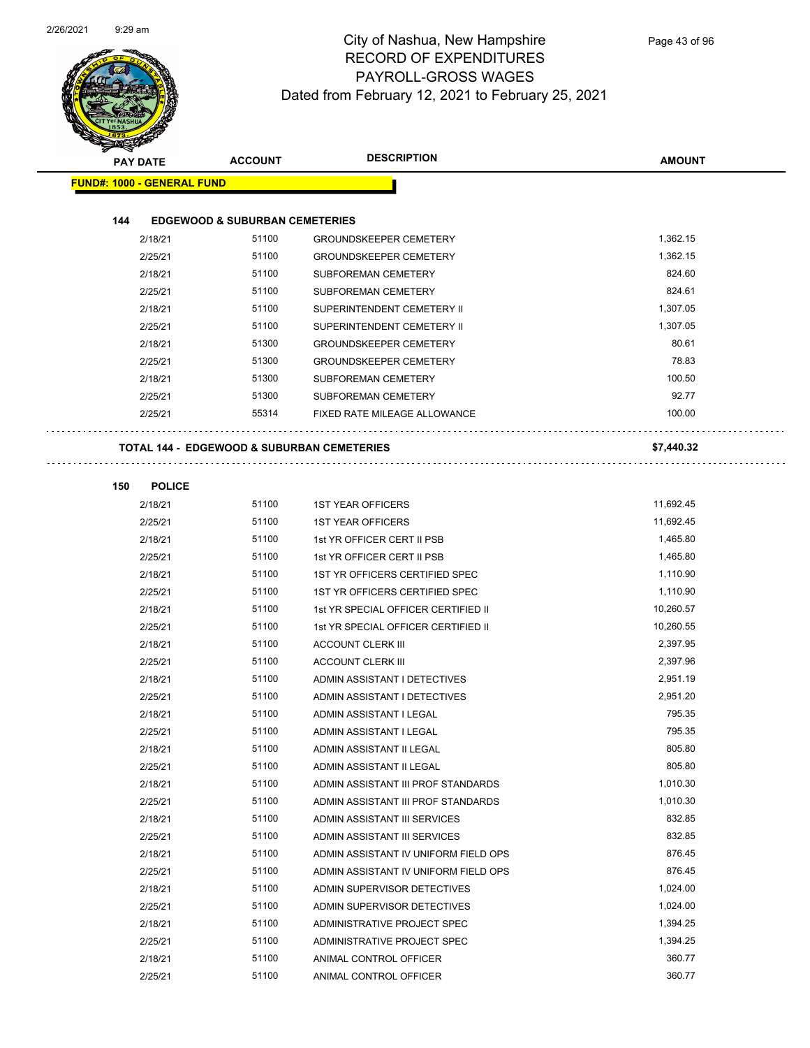# City of Nashua, New Hampshire
## RECORD OF EXPENDITURES
## PAYROLL-GROSS WAGES
## Dated from February 12, 2021 to February 25, 2021

| PAY DATE | ACCOUNT | DESCRIPTION | AMOUNT |
|---|---|---|---|
| **FUND#: 1000 - GENERAL FUND** | | | |
| **144 EDGEWOOD & SUBURBAN CEMETERIES** | | | |
| 2/18/21 | 51100 | GROUNDSKEEPER CEMETERY | 1,362.15 |
| 2/25/21 | 51100 | GROUNDSKEEPER CEMETERY | 1,362.15 |
| 2/18/21 | 51100 | SUBFOREMAN CEMETERY | 824.60 |
| 2/25/21 | 51100 | SUBFOREMAN CEMETERY | 824.61 |
| 2/18/21 | 51100 | SUPERINTENDENT CEMETERY II | 1,307.05 |
| 2/25/21 | 51100 | SUPERINTENDENT CEMETERY II | 1,307.05 |
| 2/18/21 | 51300 | GROUNDSKEEPER CEMETERY | 80.61 |
| 2/25/21 | 51300 | GROUNDSKEEPER CEMETERY | 78.83 |
| 2/18/21 | 51300 | SUBFOREMAN CEMETERY | 100.50 |
| 2/25/21 | 51300 | SUBFOREMAN CEMETERY | 92.77 |
| 2/25/21 | 55314 | FIXED RATE MILEAGE ALLOWANCE | 100.00 |
| **TOTAL 144 - EDGEWOOD & SUBURBAN CEMETERIES** | | | **$7,440.32** |
| **150 POLICE** | | | |
| 2/18/21 | 51100 | 1ST YEAR OFFICERS | 11,692.45 |
| 2/25/21 | 51100 | 1ST YEAR OFFICERS | 11,692.45 |
| 2/18/21 | 51100 | 1st YR OFFICER CERT II PSB | 1,465.80 |
| 2/25/21 | 51100 | 1st YR OFFICER CERT II PSB | 1,465.80 |
| 2/18/21 | 51100 | 1ST YR OFFICERS CERTIFIED SPEC | 1,110.90 |
| 2/25/21 | 51100 | 1ST YR OFFICERS CERTIFIED SPEC | 1,110.90 |
| 2/18/21 | 51100 | 1st YR SPECIAL OFFICER CERTIFIED II | 10,260.57 |
| 2/25/21 | 51100 | 1st YR SPECIAL OFFICER CERTIFIED II | 10,260.55 |
| 2/18/21 | 51100 | ACCOUNT CLERK III | 2,397.95 |
| 2/25/21 | 51100 | ACCOUNT CLERK III | 2,397.96 |
| 2/18/21 | 51100 | ADMIN ASSISTANT I DETECTIVES | 2,951.19 |
| 2/25/21 | 51100 | ADMIN ASSISTANT I DETECTIVES | 2,951.20 |
| 2/18/21 | 51100 | ADMIN ASSISTANT I LEGAL | 795.35 |
| 2/25/21 | 51100 | ADMIN ASSISTANT I LEGAL | 795.35 |
| 2/18/21 | 51100 | ADMIN ASSISTANT II LEGAL | 805.80 |
| 2/25/21 | 51100 | ADMIN ASSISTANT II LEGAL | 805.80 |
| 2/18/21 | 51100 | ADMIN ASSISTANT III PROF STANDARDS | 1,010.30 |
| 2/25/21 | 51100 | ADMIN ASSISTANT III PROF STANDARDS | 1,010.30 |
| 2/18/21 | 51100 | ADMIN ASSISTANT III SERVICES | 832.85 |
| 2/25/21 | 51100 | ADMIN ASSISTANT III SERVICES | 832.85 |
| 2/18/21 | 51100 | ADMIN ASSISTANT IV UNIFORM FIELD OPS | 876.45 |
| 2/25/21 | 51100 | ADMIN ASSISTANT IV UNIFORM FIELD OPS | 876.45 |
| 2/18/21 | 51100 | ADMIN SUPERVISOR DETECTIVES | 1,024.00 |
| 2/25/21 | 51100 | ADMIN SUPERVISOR DETECTIVES | 1,024.00 |
| 2/18/21 | 51100 | ADMINISTRATIVE PROJECT SPEC | 1,394.25 |
| 2/25/21 | 51100 | ADMINISTRATIVE PROJECT SPEC | 1,394.25 |
| 2/18/21 | 51100 | ANIMAL CONTROL OFFICER | 360.77 |
| 2/25/21 | 51100 | ANIMAL CONTROL OFFICER | 360.77 |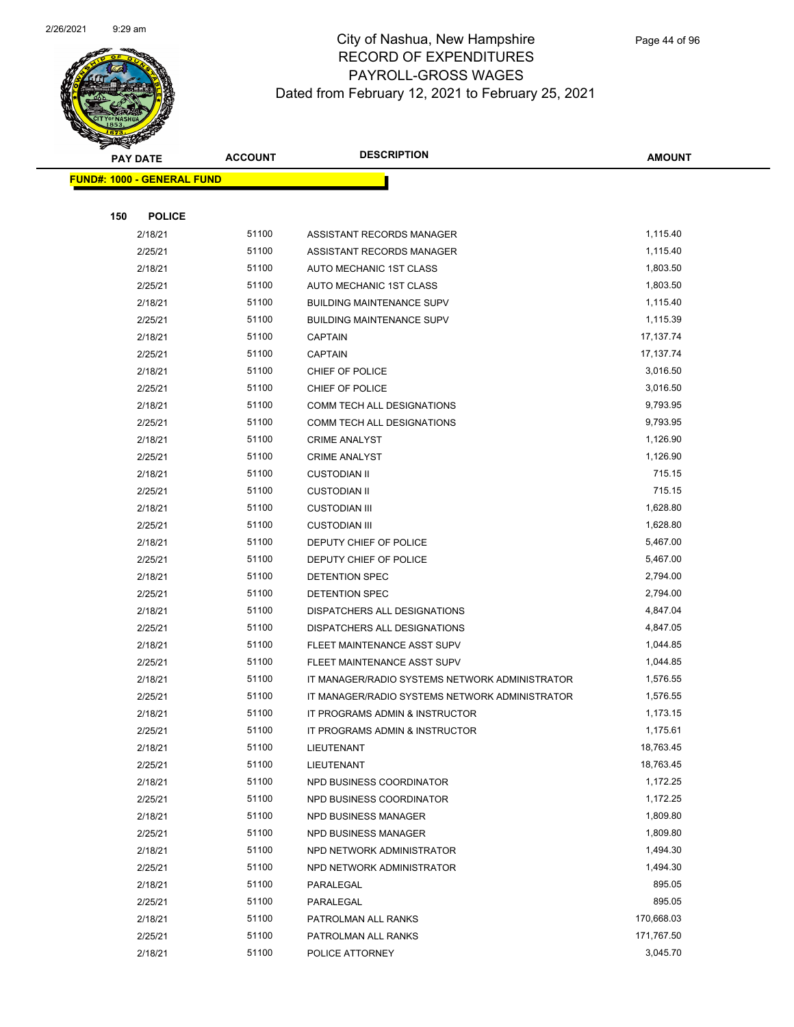# City of Nashua, New Hampshire
## RECORD OF EXPENDITURES
## PAYROLL-GROSS WAGES
## Dated from February 12, 2021 to February 25, 2021

**FUND#: 1000 - GENERAL FUND**

**150 POLICE**

| PAY DATE | ACCOUNT | DESCRIPTION | AMOUNT |
|---|---|---|---|
| 2/18/21 | 51100 | ASSISTANT RECORDS MANAGER | 1,115.40 |
| 2/25/21 | 51100 | ASSISTANT RECORDS MANAGER | 1,115.40 |
| 2/18/21 | 51100 | AUTO MECHANIC 1ST CLASS | 1,803.50 |
| 2/25/21 | 51100 | AUTO MECHANIC 1ST CLASS | 1,803.50 |
| 2/18/21 | 51100 | BUILDING MAINTENANCE SUPV | 1,115.40 |
| 2/25/21 | 51100 | BUILDING MAINTENANCE SUPV | 1,115.39 |
| 2/18/21 | 51100 | CAPTAIN | 17,137.74 |
| 2/25/21 | 51100 | CAPTAIN | 17,137.74 |
| 2/18/21 | 51100 | CHIEF OF POLICE | 3,016.50 |
| 2/25/21 | 51100 | CHIEF OF POLICE | 3,016.50 |
| 2/18/21 | 51100 | COMM TECH ALL DESIGNATIONS | 9,793.95 |
| 2/25/21 | 51100 | COMM TECH ALL DESIGNATIONS | 9,793.95 |
| 2/18/21 | 51100 | CRIME ANALYST | 1,126.90 |
| 2/25/21 | 51100 | CRIME ANALYST | 1,126.90 |
| 2/18/21 | 51100 | CUSTODIAN II | 715.15 |
| 2/25/21 | 51100 | CUSTODIAN II | 715.15 |
| 2/18/21 | 51100 | CUSTODIAN III | 1,628.80 |
| 2/25/21 | 51100 | CUSTODIAN III | 1,628.80 |
| 2/18/21 | 51100 | DEPUTY CHIEF OF POLICE | 5,467.00 |
| 2/25/21 | 51100 | DEPUTY CHIEF OF POLICE | 5,467.00 |
| 2/18/21 | 51100 | DETENTION SPEC | 2,794.00 |
| 2/25/21 | 51100 | DETENTION SPEC | 2,794.00 |
| 2/18/21 | 51100 | DISPATCHERS ALL DESIGNATIONS | 4,847.04 |
| 2/25/21 | 51100 | DISPATCHERS ALL DESIGNATIONS | 4,847.05 |
| 2/18/21 | 51100 | FLEET MAINTENANCE ASST SUPV | 1,044.85 |
| 2/25/21 | 51100 | FLEET MAINTENANCE ASST SUPV | 1,044.85 |
| 2/18/21 | 51100 | IT MANAGER/RADIO SYSTEMS NETWORK ADMINISTRATOR | 1,576.55 |
| 2/25/21 | 51100 | IT MANAGER/RADIO SYSTEMS NETWORK ADMINISTRATOR | 1,576.55 |
| 2/18/21 | 51100 | IT PROGRAMS ADMIN & INSTRUCTOR | 1,173.15 |
| 2/25/21 | 51100 | IT PROGRAMS ADMIN & INSTRUCTOR | 1,175.61 |
| 2/18/21 | 51100 | LIEUTENANT | 18,763.45 |
| 2/25/21 | 51100 | LIEUTENANT | 18,763.45 |
| 2/18/21 | 51100 | NPD BUSINESS COORDINATOR | 1,172.25 |
| 2/25/21 | 51100 | NPD BUSINESS COORDINATOR | 1,172.25 |
| 2/18/21 | 51100 | NPD BUSINESS MANAGER | 1,809.80 |
| 2/25/21 | 51100 | NPD BUSINESS MANAGER | 1,809.80 |
| 2/18/21 | 51100 | NPD NETWORK ADMINISTRATOR | 1,494.30 |
| 2/25/21 | 51100 | NPD NETWORK ADMINISTRATOR | 1,494.30 |
| 2/18/21 | 51100 | PARALEGAL | 895.05 |
| 2/25/21 | 51100 | PARALEGAL | 895.05 |
| 2/18/21 | 51100 | PATROLMAN ALL RANKS | 170,668.03 |
| 2/25/21 | 51100 | PATROLMAN ALL RANKS | 171,767.50 |
| 2/18/21 | 51100 | POLICE ATTORNEY | 3,045.70 |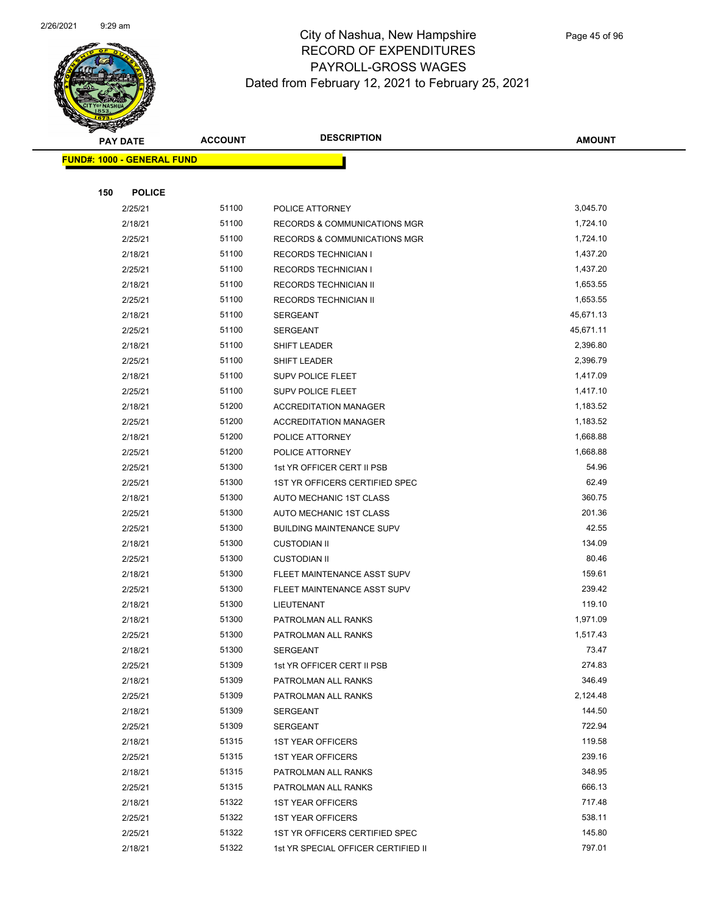# City of Nashua, New Hampshire
## RECORD OF EXPENDITURES
## PAYROLL-GROSS WAGES
## Dated from February 12, 2021 to February 25, 2021

| PAY DATE | ACCOUNT | DESCRIPTION | AMOUNT |
|---|---|---|---|
| **FUND#: 1000 - GENERAL FUND** | | | |
| **150 POLICE** | | | |
| 2/25/21 | 51100 | POLICE ATTORNEY | 3,045.70 |
| 2/18/21 | 51100 | RECORDS & COMMUNICATIONS MGR | 1,724.10 |
| 2/25/21 | 51100 | RECORDS & COMMUNICATIONS MGR | 1,724.10 |
| 2/18/21 | 51100 | RECORDS TECHNICIAN I | 1,437.20 |
| 2/25/21 | 51100 | RECORDS TECHNICIAN I | 1,437.20 |
| 2/18/21 | 51100 | RECORDS TECHNICIAN II | 1,653.55 |
| 2/25/21 | 51100 | RECORDS TECHNICIAN II | 1,653.55 |
| 2/18/21 | 51100 | SERGEANT | 45,671.13 |
| 2/25/21 | 51100 | SERGEANT | 45,671.11 |
| 2/18/21 | 51100 | SHIFT LEADER | 2,396.80 |
| 2/25/21 | 51100 | SHIFT LEADER | 2,396.79 |
| 2/18/21 | 51100 | SUPV POLICE FLEET | 1,417.09 |
| 2/25/21 | 51100 | SUPV POLICE FLEET | 1,417.10 |
| 2/18/21 | 51200 | ACCREDITATION MANAGER | 1,183.52 |
| 2/25/21 | 51200 | ACCREDITATION MANAGER | 1,183.52 |
| 2/18/21 | 51200 | POLICE ATTORNEY | 1,668.88 |
| 2/25/21 | 51200 | POLICE ATTORNEY | 1,668.88 |
| 2/25/21 | 51300 | 1st YR OFFICER CERT II PSB | 54.96 |
| 2/25/21 | 51300 | 1ST YR OFFICERS CERTIFIED SPEC | 62.49 |
| 2/18/21 | 51300 | AUTO MECHANIC 1ST CLASS | 360.75 |
| 2/25/21 | 51300 | AUTO MECHANIC 1ST CLASS | 201.36 |
| 2/25/21 | 51300 | BUILDING MAINTENANCE SUPV | 42.55 |
| 2/18/21 | 51300 | CUSTODIAN II | 134.09 |
| 2/25/21 | 51300 | CUSTODIAN II | 80.46 |
| 2/18/21 | 51300 | FLEET MAINTENANCE ASST SUPV | 159.61 |
| 2/25/21 | 51300 | FLEET MAINTENANCE ASST SUPV | 239.42 |
| 2/18/21 | 51300 | LIEUTENANT | 119.10 |
| 2/18/21 | 51300 | PATROLMAN ALL RANKS | 1,971.09 |
| 2/25/21 | 51300 | PATROLMAN ALL RANKS | 1,517.43 |
| 2/18/21 | 51300 | SERGEANT | 73.47 |
| 2/25/21 | 51309 | 1st YR OFFICER CERT II PSB | 274.83 |
| 2/18/21 | 51309 | PATROLMAN ALL RANKS | 346.49 |
| 2/25/21 | 51309 | PATROLMAN ALL RANKS | 2,124.48 |
| 2/18/21 | 51309 | SERGEANT | 144.50 |
| 2/25/21 | 51309 | SERGEANT | 722.94 |
| 2/18/21 | 51315 | 1ST YEAR OFFICERS | 119.58 |
| 2/25/21 | 51315 | 1ST YEAR OFFICERS | 239.16 |
| 2/18/21 | 51315 | PATROLMAN ALL RANKS | 348.95 |
| 2/25/21 | 51315 | PATROLMAN ALL RANKS | 666.13 |
| 2/18/21 | 51322 | 1ST YEAR OFFICERS | 717.48 |
| 2/25/21 | 51322 | 1ST YEAR OFFICERS | 538.11 |
| 2/25/21 | 51322 | 1ST YR OFFICERS CERTIFIED SPEC | 145.80 |
| 2/18/21 | 51322 | 1st YR SPECIAL OFFICER CERTIFIED II | 797.01 |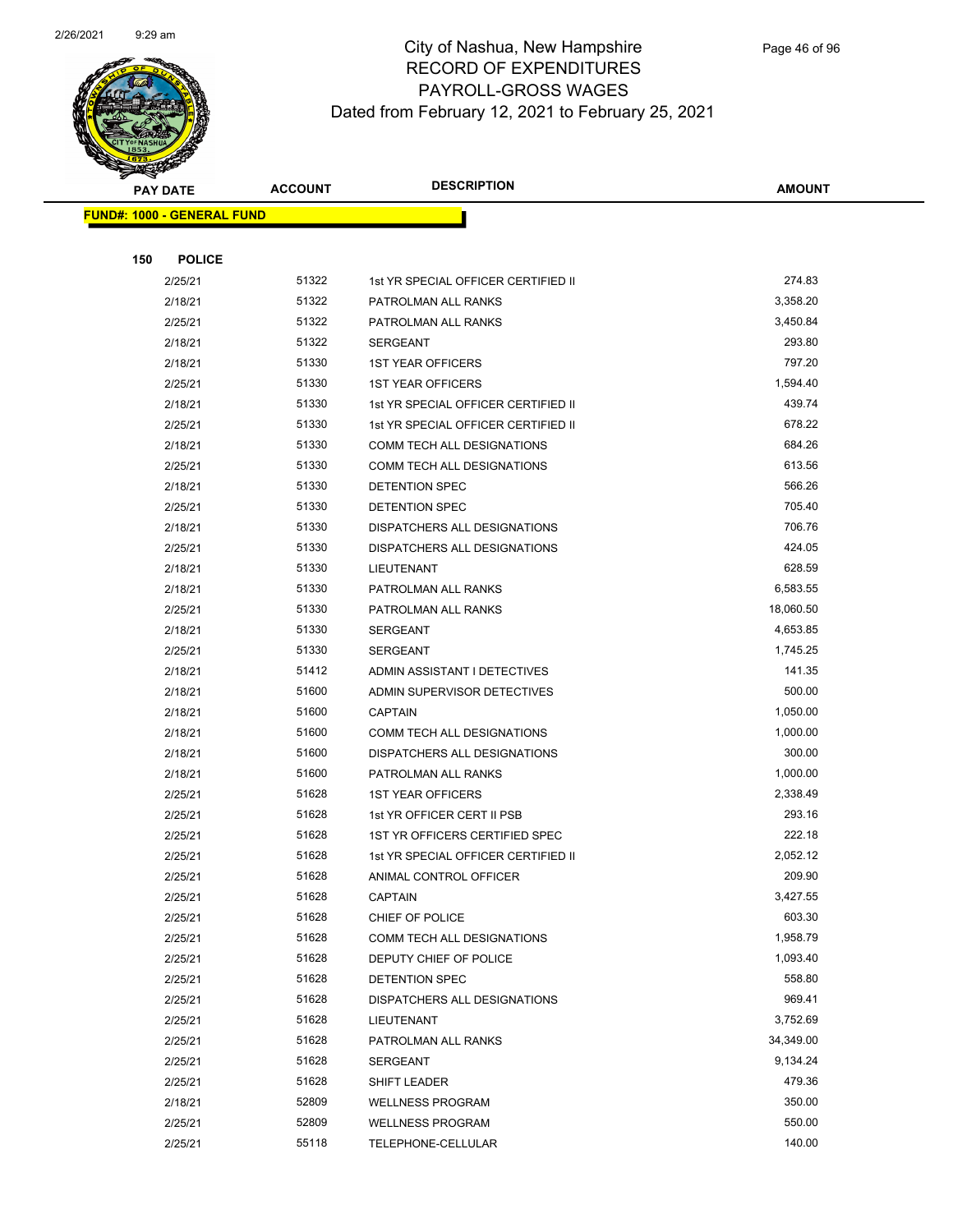# City of Nashua, New Hampshire
## RECORD OF EXPENDITURES
## PAYROLL-GROSS WAGES
### Dated from February 12, 2021 to February 25, 2021

| PAY DATE | ACCOUNT | DESCRIPTION | AMOUNT |
|---|---|---|---|
| **FUND#: 1000 - GENERAL FUND** | | | |
| **150 POLICE** | | | |
| 2/25/21 | 51322 | 1st YR SPECIAL OFFICER CERTIFIED II | 274.83 |
| 2/18/21 | 51322 | PATROLMAN ALL RANKS | 3,358.20 |
| 2/25/21 | 51322 | PATROLMAN ALL RANKS | 3,450.84 |
| 2/18/21 | 51322 | SERGEANT | 293.80 |
| 2/18/21 | 51330 | 1ST YEAR OFFICERS | 797.20 |
| 2/25/21 | 51330 | 1ST YEAR OFFICERS | 1,594.40 |
| 2/18/21 | 51330 | 1st YR SPECIAL OFFICER CERTIFIED II | 439.74 |
| 2/25/21 | 51330 | 1st YR SPECIAL OFFICER CERTIFIED II | 678.22 |
| 2/18/21 | 51330 | COMM TECH ALL DESIGNATIONS | 684.26 |
| 2/25/21 | 51330 | COMM TECH ALL DESIGNATIONS | 613.56 |
| 2/18/21 | 51330 | DETENTION SPEC | 566.26 |
| 2/25/21 | 51330 | DETENTION SPEC | 705.40 |
| 2/18/21 | 51330 | DISPATCHERS ALL DESIGNATIONS | 706.76 |
| 2/25/21 | 51330 | DISPATCHERS ALL DESIGNATIONS | 424.05 |
| 2/18/21 | 51330 | LIEUTENANT | 628.59 |
| 2/18/21 | 51330 | PATROLMAN ALL RANKS | 6,583.55 |
| 2/25/21 | 51330 | PATROLMAN ALL RANKS | 18,060.50 |
| 2/18/21 | 51330 | SERGEANT | 4,653.85 |
| 2/25/21 | 51330 | SERGEANT | 1,745.25 |
| 2/18/21 | 51412 | ADMIN ASSISTANT I DETECTIVES | 141.35 |
| 2/18/21 | 51600 | ADMIN SUPERVISOR DETECTIVES | 500.00 |
| 2/18/21 | 51600 | CAPTAIN | 1,050.00 |
| 2/18/21 | 51600 | COMM TECH ALL DESIGNATIONS | 1,000.00 |
| 2/18/21 | 51600 | DISPATCHERS ALL DESIGNATIONS | 300.00 |
| 2/18/21 | 51600 | PATROLMAN ALL RANKS | 1,000.00 |
| 2/25/21 | 51628 | 1ST YEAR OFFICERS | 2,338.49 |
| 2/25/21 | 51628 | 1st YR OFFICER CERT II PSB | 293.16 |
| 2/25/21 | 51628 | 1ST YR OFFICERS CERTIFIED SPEC | 222.18 |
| 2/25/21 | 51628 | 1st YR SPECIAL OFFICER CERTIFIED II | 2,052.12 |
| 2/25/21 | 51628 | ANIMAL CONTROL OFFICER | 209.90 |
| 2/25/21 | 51628 | CAPTAIN | 3,427.55 |
| 2/25/21 | 51628 | CHIEF OF POLICE | 603.30 |
| 2/25/21 | 51628 | COMM TECH ALL DESIGNATIONS | 1,958.79 |
| 2/25/21 | 51628 | DEPUTY CHIEF OF POLICE | 1,093.40 |
| 2/25/21 | 51628 | DETENTION SPEC | 558.80 |
| 2/25/21 | 51628 | DISPATCHERS ALL DESIGNATIONS | 969.41 |
| 2/25/21 | 51628 | LIEUTENANT | 3,752.69 |
| 2/25/21 | 51628 | PATROLMAN ALL RANKS | 34,349.00 |
| 2/25/21 | 51628 | SERGEANT | 9,134.24 |
| 2/25/21 | 51628 | SHIFT LEADER | 479.36 |
| 2/18/21 | 52809 | WELLNESS PROGRAM | 350.00 |
| 2/25/21 | 52809 | WELLNESS PROGRAM | 550.00 |
| 2/25/21 | 55118 | TELEPHONE-CELLULAR | 140.00 |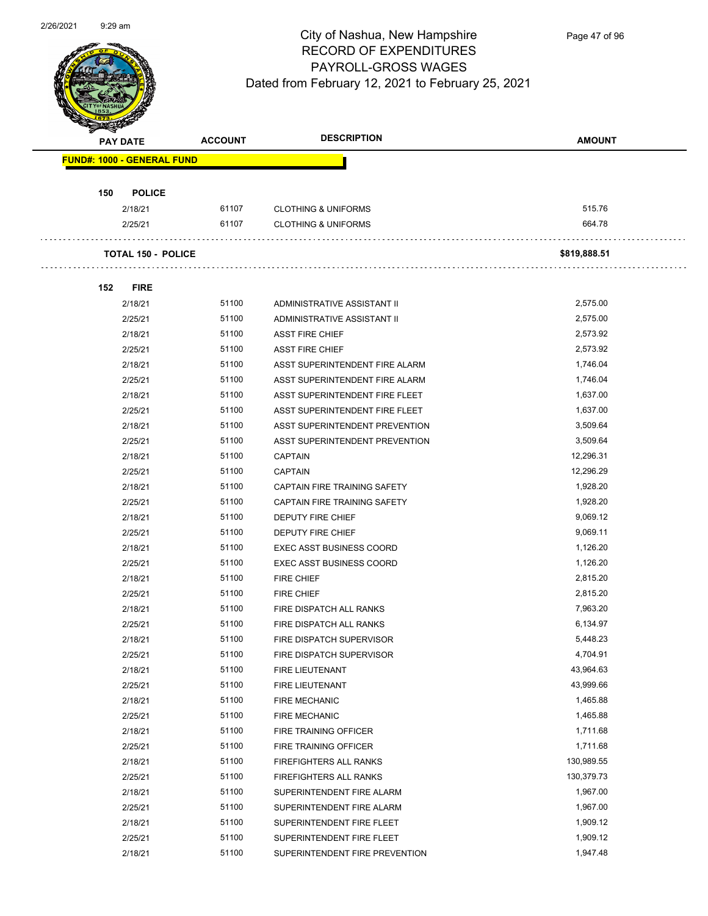# City of Nashua, New Hampshire
## RECORD OF EXPENDITURES
## PAYROLL-GROSS WAGES
### Dated from February 12, 2021 to February 25, 2021

| PAY DATE | ACCOUNT | DESCRIPTION | AMOUNT |
|---|---|---|---|
| **FUND#: 1000 - GENERAL FUND** | | | |
| **150 POLICE** | | | |
| 2/18/21 | 61107 | CLOTHING & UNIFORMS | 515.76 |
| 2/25/21 | 61107 | CLOTHING & UNIFORMS | 664.78 |
| **TOTAL 150 - POLICE** | | | **$819,888.51** |
| **152 FIRE** | | | |
| 2/18/21 | 51100 | ADMINISTRATIVE ASSISTANT II | 2,575.00 |
| 2/25/21 | 51100 | ADMINISTRATIVE ASSISTANT II | 2,575.00 |
| 2/18/21 | 51100 | ASST FIRE CHIEF | 2,573.92 |
| 2/25/21 | 51100 | ASST FIRE CHIEF | 2,573.92 |
| 2/18/21 | 51100 | ASST SUPERINTENDENT FIRE ALARM | 1,746.04 |
| 2/25/21 | 51100 | ASST SUPERINTENDENT FIRE ALARM | 1,746.04 |
| 2/18/21 | 51100 | ASST SUPERINTENDENT FIRE FLEET | 1,637.00 |
| 2/25/21 | 51100 | ASST SUPERINTENDENT FIRE FLEET | 1,637.00 |
| 2/18/21 | 51100 | ASST SUPERINTENDENT PREVENTION | 3,509.64 |
| 2/25/21 | 51100 | ASST SUPERINTENDENT PREVENTION | 3,509.64 |
| 2/18/21 | 51100 | CAPTAIN | 12,296.31 |
| 2/25/21 | 51100 | CAPTAIN | 12,296.29 |
| 2/18/21 | 51100 | CAPTAIN FIRE TRAINING SAFETY | 1,928.20 |
| 2/25/21 | 51100 | CAPTAIN FIRE TRAINING SAFETY | 1,928.20 |
| 2/18/21 | 51100 | DEPUTY FIRE CHIEF | 9,069.12 |
| 2/25/21 | 51100 | DEPUTY FIRE CHIEF | 9,069.11 |
| 2/18/21 | 51100 | EXEC ASST BUSINESS COORD | 1,126.20 |
| 2/25/21 | 51100 | EXEC ASST BUSINESS COORD | 1,126.20 |
| 2/18/21 | 51100 | FIRE CHIEF | 2,815.20 |
| 2/25/21 | 51100 | FIRE CHIEF | 2,815.20 |
| 2/18/21 | 51100 | FIRE DISPATCH ALL RANKS | 7,963.20 |
| 2/25/21 | 51100 | FIRE DISPATCH ALL RANKS | 6,134.97 |
| 2/18/21 | 51100 | FIRE DISPATCH SUPERVISOR | 5,448.23 |
| 2/25/21 | 51100 | FIRE DISPATCH SUPERVISOR | 4,704.91 |
| 2/18/21 | 51100 | FIRE LIEUTENANT | 43,964.63 |
| 2/25/21 | 51100 | FIRE LIEUTENANT | 43,999.66 |
| 2/18/21 | 51100 | FIRE MECHANIC | 1,465.88 |
| 2/25/21 | 51100 | FIRE MECHANIC | 1,465.88 |
| 2/18/21 | 51100 | FIRE TRAINING OFFICER | 1,711.68 |
| 2/25/21 | 51100 | FIRE TRAINING OFFICER | 1,711.68 |
| 2/18/21 | 51100 | FIREFIGHTERS ALL RANKS | 130,989.55 |
| 2/25/21 | 51100 | FIREFIGHTERS ALL RANKS | 130,379.73 |
| 2/18/21 | 51100 | SUPERINTENDENT FIRE ALARM | 1,967.00 |
| 2/25/21 | 51100 | SUPERINTENDENT FIRE ALARM | 1,967.00 |
| 2/18/21 | 51100 | SUPERINTENDENT FIRE FLEET | 1,909.12 |
| 2/25/21 | 51100 | SUPERINTENDENT FIRE FLEET | 1,909.12 |
| 2/18/21 | 51100 | SUPERINTENDENT FIRE PREVENTION | 1,947.48 |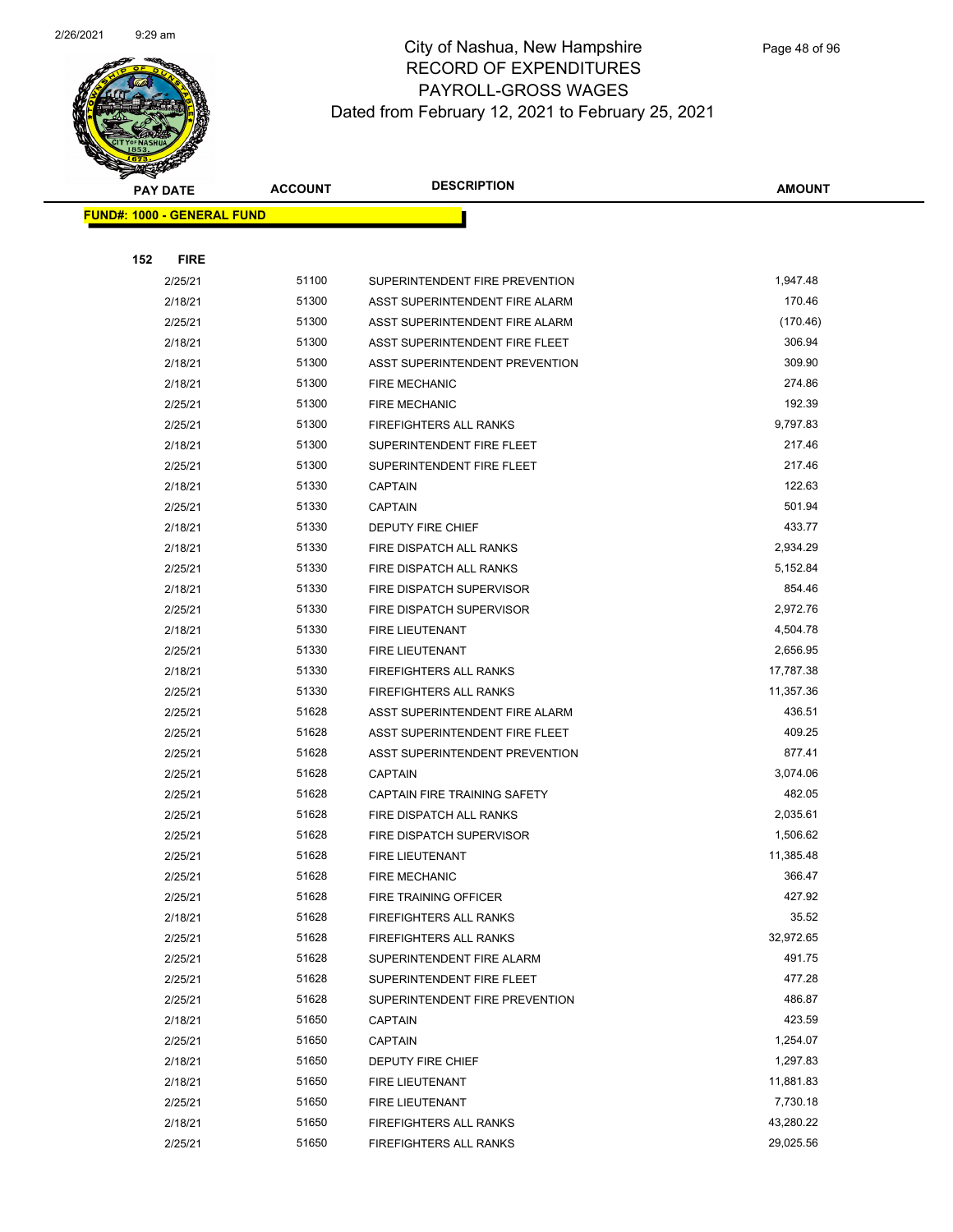# City of Nashua, New Hampshire
# RECORD OF EXPENDITURES
# PAYROLL-GROSS WAGES
# Dated from February 12, 2021 to February 25, 2021

| PAY DATE | ACCOUNT | DESCRIPTION | AMOUNT |
|---|---|---|---|

**FUND#: 1000 - GENERAL FUND**

**152 FIRE**

| PAY DATE | ACCOUNT | DESCRIPTION | AMOUNT |
|---|---|---|---|
| 2/25/21 | 51100 | SUPERINTENDENT FIRE PREVENTION | 1,947.48 |
| 2/18/21 | 51300 | ASST SUPERINTENDENT FIRE ALARM | 170.46 |
| 2/25/21 | 51300 | ASST SUPERINTENDENT FIRE ALARM | (170.46) |
| 2/18/21 | 51300 | ASST SUPERINTENDENT FIRE FLEET | 306.94 |
| 2/18/21 | 51300 | ASST SUPERINTENDENT PREVENTION | 309.90 |
| 2/18/21 | 51300 | FIRE MECHANIC | 274.86 |
| 2/25/21 | 51300 | FIRE MECHANIC | 192.39 |
| 2/25/21 | 51300 | FIREFIGHTERS ALL RANKS | 9,797.83 |
| 2/18/21 | 51300 | SUPERINTENDENT FIRE FLEET | 217.46 |
| 2/25/21 | 51300 | SUPERINTENDENT FIRE FLEET | 217.46 |
| 2/18/21 | 51330 | CAPTAIN | 122.63 |
| 2/25/21 | 51330 | CAPTAIN | 501.94 |
| 2/18/21 | 51330 | DEPUTY FIRE CHIEF | 433.77 |
| 2/18/21 | 51330 | FIRE DISPATCH ALL RANKS | 2,934.29 |
| 2/25/21 | 51330 | FIRE DISPATCH ALL RANKS | 5,152.84 |
| 2/18/21 | 51330 | FIRE DISPATCH SUPERVISOR | 854.46 |
| 2/25/21 | 51330 | FIRE DISPATCH SUPERVISOR | 2,972.76 |
| 2/18/21 | 51330 | FIRE LIEUTENANT | 4,504.78 |
| 2/25/21 | 51330 | FIRE LIEUTENANT | 2,656.95 |
| 2/18/21 | 51330 | FIREFIGHTERS ALL RANKS | 17,787.38 |
| 2/25/21 | 51330 | FIREFIGHTERS ALL RANKS | 11,357.36 |
| 2/25/21 | 51628 | ASST SUPERINTENDENT FIRE ALARM | 436.51 |
| 2/25/21 | 51628 | ASST SUPERINTENDENT FIRE FLEET | 409.25 |
| 2/25/21 | 51628 | ASST SUPERINTENDENT PREVENTION | 877.41 |
| 2/25/21 | 51628 | CAPTAIN | 3,074.06 |
| 2/25/21 | 51628 | CAPTAIN FIRE TRAINING SAFETY | 482.05 |
| 2/25/21 | 51628 | FIRE DISPATCH ALL RANKS | 2,035.61 |
| 2/25/21 | 51628 | FIRE DISPATCH SUPERVISOR | 1,506.62 |
| 2/25/21 | 51628 | FIRE LIEUTENANT | 11,385.48 |
| 2/25/21 | 51628 | FIRE MECHANIC | 366.47 |
| 2/25/21 | 51628 | FIRE TRAINING OFFICER | 427.92 |
| 2/18/21 | 51628 | FIREFIGHTERS ALL RANKS | 35.52 |
| 2/25/21 | 51628 | FIREFIGHTERS ALL RANKS | 32,972.65 |
| 2/25/21 | 51628 | SUPERINTENDENT FIRE ALARM | 491.75 |
| 2/25/21 | 51628 | SUPERINTENDENT FIRE FLEET | 477.28 |
| 2/25/21 | 51628 | SUPERINTENDENT FIRE PREVENTION | 486.87 |
| 2/18/21 | 51650 | CAPTAIN | 423.59 |
| 2/25/21 | 51650 | CAPTAIN | 1,254.07 |
| 2/18/21 | 51650 | DEPUTY FIRE CHIEF | 1,297.83 |
| 2/18/21 | 51650 | FIRE LIEUTENANT | 11,881.83 |
| 2/25/21 | 51650 | FIRE LIEUTENANT | 7,730.18 |
| 2/18/21 | 51650 | FIREFIGHTERS ALL RANKS | 43,280.22 |
| 2/25/21 | 51650 | FIREFIGHTERS ALL RANKS | 29,025.56 |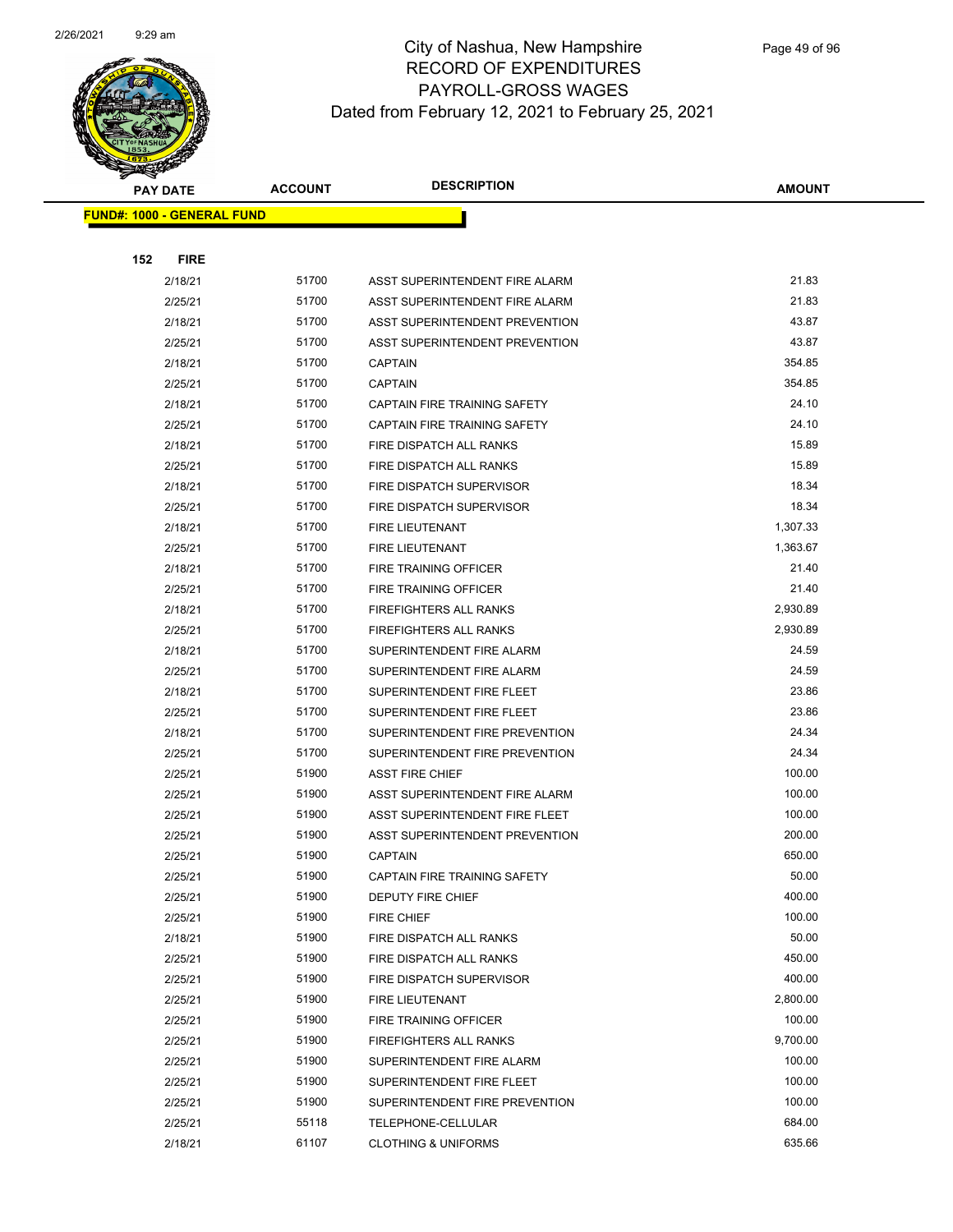# City of Nashua, New Hampshire
## RECORD OF EXPENDITURES
## PAYROLL-GROSS WAGES
## Dated from February 12, 2021 to February 25, 2021

| PAY DATE | ACCOUNT | DESCRIPTION | AMOUNT |
|---|---|---|---|
| **FUND#: 1000 - GENERAL FUND** | | | |
| **152 FIRE** | | | |
| 2/18/21 | 51700 | ASST SUPERINTENDENT FIRE ALARM | 21.83 |
| 2/25/21 | 51700 | ASST SUPERINTENDENT FIRE ALARM | 21.83 |
| 2/18/21 | 51700 | ASST SUPERINTENDENT PREVENTION | 43.87 |
| 2/25/21 | 51700 | ASST SUPERINTENDENT PREVENTION | 43.87 |
| 2/18/21 | 51700 | CAPTAIN | 354.85 |
| 2/25/21 | 51700 | CAPTAIN | 354.85 |
| 2/18/21 | 51700 | CAPTAIN FIRE TRAINING SAFETY | 24.10 |
| 2/25/21 | 51700 | CAPTAIN FIRE TRAINING SAFETY | 24.10 |
| 2/18/21 | 51700 | FIRE DISPATCH ALL RANKS | 15.89 |
| 2/25/21 | 51700 | FIRE DISPATCH ALL RANKS | 15.89 |
| 2/18/21 | 51700 | FIRE DISPATCH SUPERVISOR | 18.34 |
| 2/25/21 | 51700 | FIRE DISPATCH SUPERVISOR | 18.34 |
| 2/18/21 | 51700 | FIRE LIEUTENANT | 1,307.33 |
| 2/25/21 | 51700 | FIRE LIEUTENANT | 1,363.67 |
| 2/18/21 | 51700 | FIRE TRAINING OFFICER | 21.40 |
| 2/25/21 | 51700 | FIRE TRAINING OFFICER | 21.40 |
| 2/18/21 | 51700 | FIREFIGHTERS ALL RANKS | 2,930.89 |
| 2/25/21 | 51700 | FIREFIGHTERS ALL RANKS | 2,930.89 |
| 2/18/21 | 51700 | SUPERINTENDENT FIRE ALARM | 24.59 |
| 2/25/21 | 51700 | SUPERINTENDENT FIRE ALARM | 24.59 |
| 2/18/21 | 51700 | SUPERINTENDENT FIRE FLEET | 23.86 |
| 2/25/21 | 51700 | SUPERINTENDENT FIRE FLEET | 23.86 |
| 2/18/21 | 51700 | SUPERINTENDENT FIRE PREVENTION | 24.34 |
| 2/25/21 | 51700 | SUPERINTENDENT FIRE PREVENTION | 24.34 |
| 2/25/21 | 51900 | ASST FIRE CHIEF | 100.00 |
| 2/25/21 | 51900 | ASST SUPERINTENDENT FIRE ALARM | 100.00 |
| 2/25/21 | 51900 | ASST SUPERINTENDENT FIRE FLEET | 100.00 |
| 2/25/21 | 51900 | ASST SUPERINTENDENT PREVENTION | 200.00 |
| 2/25/21 | 51900 | CAPTAIN | 650.00 |
| 2/25/21 | 51900 | CAPTAIN FIRE TRAINING SAFETY | 50.00 |
| 2/25/21 | 51900 | DEPUTY FIRE CHIEF | 400.00 |
| 2/25/21 | 51900 | FIRE CHIEF | 100.00 |
| 2/18/21 | 51900 | FIRE DISPATCH ALL RANKS | 50.00 |
| 2/25/21 | 51900 | FIRE DISPATCH ALL RANKS | 450.00 |
| 2/25/21 | 51900 | FIRE DISPATCH SUPERVISOR | 400.00 |
| 2/25/21 | 51900 | FIRE LIEUTENANT | 2,800.00 |
| 2/25/21 | 51900 | FIRE TRAINING OFFICER | 100.00 |
| 2/25/21 | 51900 | FIREFIGHTERS ALL RANKS | 9,700.00 |
| 2/25/21 | 51900 | SUPERINTENDENT FIRE ALARM | 100.00 |
| 2/25/21 | 51900 | SUPERINTENDENT FIRE FLEET | 100.00 |
| 2/25/21 | 51900 | SUPERINTENDENT FIRE PREVENTION | 100.00 |
| 2/25/21 | 55118 | TELEPHONE-CELLULAR | 684.00 |
| 2/18/21 | 61107 | CLOTHING & UNIFORMS | 635.66 |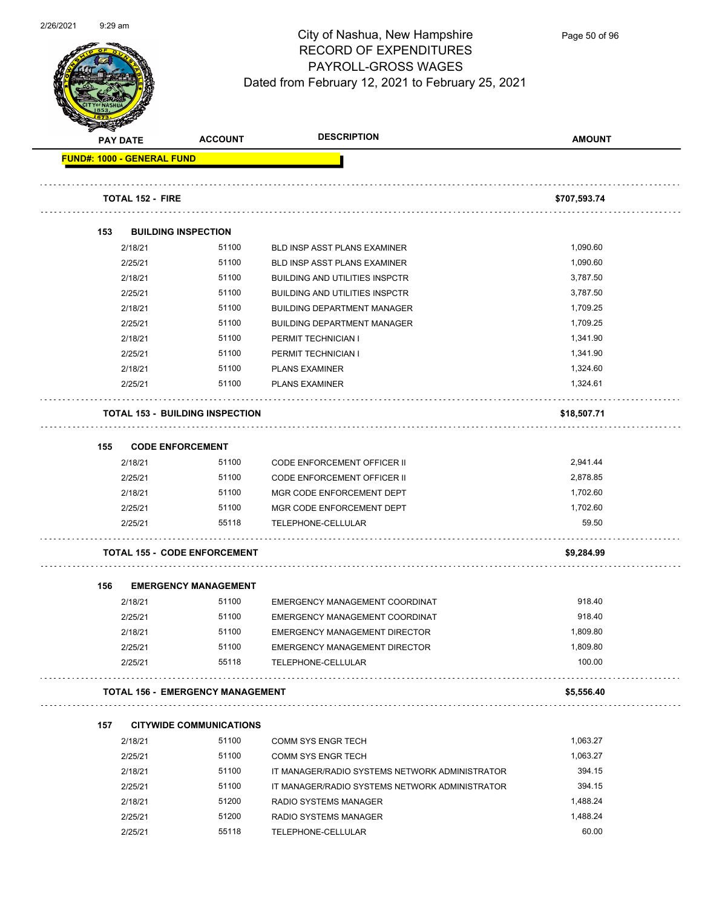# City of Nashua, New Hampshire
## RECORD OF EXPENDITURES
## PAYROLL-GROSS WAGES
## Dated from February 12, 2021 to February 25, 2021

| PAY DATE | ACCOUNT | DESCRIPTION | AMOUNT |
|---|---|---|---|
| **FUND#: 1000 - GENERAL FUND** | | | |
| **TOTAL 152 - FIRE** | | | **$707,593.74** |
| **153 BUILDING INSPECTION** | | | |
| 2/18/21 | 51100 | BLD INSP ASST PLANS EXAMINER | 1,090.60 |
| 2/25/21 | 51100 | BLD INSP ASST PLANS EXAMINER | 1,090.60 |
| 2/18/21 | 51100 | BUILDING AND UTILITIES INSPCTR | 3,787.50 |
| 2/25/21 | 51100 | BUILDING AND UTILITIES INSPCTR | 3,787.50 |
| 2/18/21 | 51100 | BUILDING DEPARTMENT MANAGER | 1,709.25 |
| 2/25/21 | 51100 | BUILDING DEPARTMENT MANAGER | 1,709.25 |
| 2/18/21 | 51100 | PERMIT TECHNICIAN I | 1,341.90 |
| 2/25/21 | 51100 | PERMIT TECHNICIAN I | 1,341.90 |
| 2/18/21 | 51100 | PLANS EXAMINER | 1,324.60 |
| 2/25/21 | 51100 | PLANS EXAMINER | 1,324.61 |
| **TOTAL 153 - BUILDING INSPECTION** | | | **$18,507.71** |
| **155 CODE ENFORCEMENT** | | | |
| 2/18/21 | 51100 | CODE ENFORCEMENT OFFICER II | 2,941.44 |
| 2/25/21 | 51100 | CODE ENFORCEMENT OFFICER II | 2,878.85 |
| 2/18/21 | 51100 | MGR CODE ENFORCEMENT DEPT | 1,702.60 |
| 2/25/21 | 51100 | MGR CODE ENFORCEMENT DEPT | 1,702.60 |
| 2/25/21 | 55118 | TELEPHONE-CELLULAR | 59.50 |
| **TOTAL 155 - CODE ENFORCEMENT** | | | **$9,284.99** |
| **156 EMERGENCY MANAGEMENT** | | | |
| 2/18/21 | 51100 | EMERGENCY MANAGEMENT COORDINAT | 918.40 |
| 2/25/21 | 51100 | EMERGENCY MANAGEMENT COORDINAT | 918.40 |
| 2/18/21 | 51100 | EMERGENCY MANAGEMENT DIRECTOR | 1,809.80 |
| 2/25/21 | 51100 | EMERGENCY MANAGEMENT DIRECTOR | 1,809.80 |
| 2/25/21 | 55118 | TELEPHONE-CELLULAR | 100.00 |
| **TOTAL 156 - EMERGENCY MANAGEMENT** | | | **$5,556.40** |
| **157 CITYWIDE COMMUNICATIONS** | | | |
| 2/18/21 | 51100 | COMM SYS ENGR TECH | 1,063.27 |
| 2/25/21 | 51100 | COMM SYS ENGR TECH | 1,063.27 |
| 2/18/21 | 51100 | IT MANAGER/RADIO SYSTEMS NETWORK ADMINISTRATOR | 394.15 |
| 2/25/21 | 51100 | IT MANAGER/RADIO SYSTEMS NETWORK ADMINISTRATOR | 394.15 |
| 2/18/21 | 51200 | RADIO SYSTEMS MANAGER | 1,488.24 |
| 2/25/21 | 51200 | RADIO SYSTEMS MANAGER | 1,488.24 |
| 2/25/21 | 55118 | TELEPHONE-CELLULAR | 60.00 |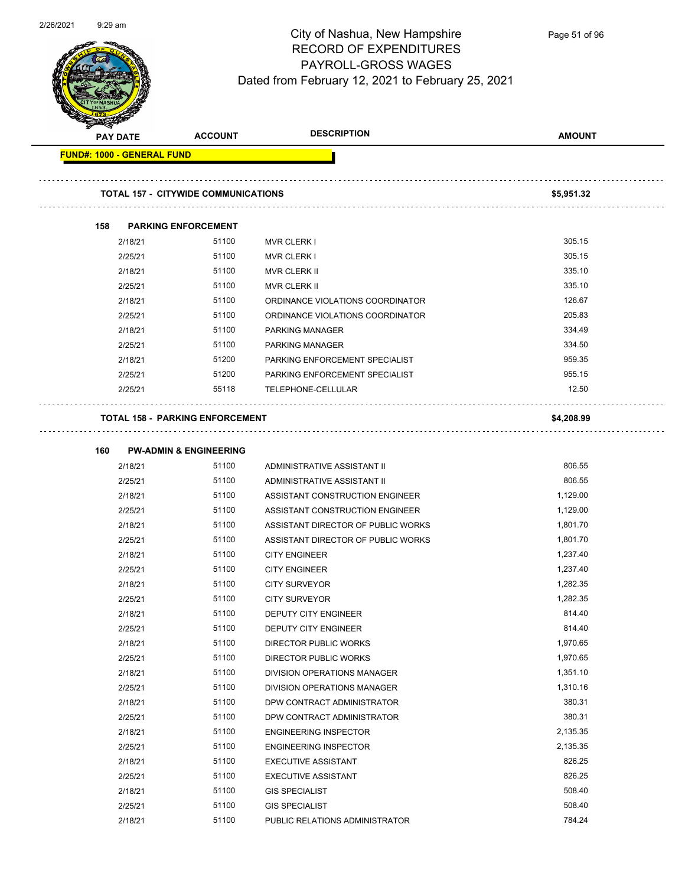# City of Nashua, New Hampshire
## RECORD OF EXPENDITURES
## PAYROLL-GROSS WAGES
Dated from February 12, 2021 to February 25, 2021

| PAY DATE | ACCOUNT | DESCRIPTION | AMOUNT |
|---|---|---|---|
| **FUND#: 1000 - GENERAL FUND** | | | |
| **TOTAL 157 - CITYWIDE COMMUNICATIONS** | | | **$5,951.32** |
| **158 PARKING ENFORCEMENT** | | | |
| 2/18/21 | 51100 | MVR CLERK I | 305.15 |
| 2/25/21 | 51100 | MVR CLERK I | 305.15 |
| 2/18/21 | 51100 | MVR CLERK II | 335.10 |
| 2/25/21 | 51100 | MVR CLERK II | 335.10 |
| 2/18/21 | 51100 | ORDINANCE VIOLATIONS COORDINATOR | 126.67 |
| 2/25/21 | 51100 | ORDINANCE VIOLATIONS COORDINATOR | 205.83 |
| 2/18/21 | 51100 | PARKING MANAGER | 334.49 |
| 2/25/21 | 51100 | PARKING MANAGER | 334.50 |
| 2/18/21 | 51200 | PARKING ENFORCEMENT SPECIALIST | 959.35 |
| 2/25/21 | 51200 | PARKING ENFORCEMENT SPECIALIST | 955.15 |
| 2/25/21 | 55118 | TELEPHONE-CELLULAR | 12.50 |
| **TOTAL 158 - PARKING ENFORCEMENT** | | | **$4,208.99** |
| **160 PW-ADMIN & ENGINEERING** | | | |
| 2/18/21 | 51100 | ADMINISTRATIVE ASSISTANT II | 806.55 |
| 2/25/21 | 51100 | ADMINISTRATIVE ASSISTANT II | 806.55 |
| 2/18/21 | 51100 | ASSISTANT CONSTRUCTION ENGINEER | 1,129.00 |
| 2/25/21 | 51100 | ASSISTANT CONSTRUCTION ENGINEER | 1,129.00 |
| 2/18/21 | 51100 | ASSISTANT DIRECTOR OF PUBLIC WORKS | 1,801.70 |
| 2/25/21 | 51100 | ASSISTANT DIRECTOR OF PUBLIC WORKS | 1,801.70 |
| 2/18/21 | 51100 | CITY ENGINEER | 1,237.40 |
| 2/25/21 | 51100 | CITY ENGINEER | 1,237.40 |
| 2/18/21 | 51100 | CITY SURVEYOR | 1,282.35 |
| 2/25/21 | 51100 | CITY SURVEYOR | 1,282.35 |
| 2/18/21 | 51100 | DEPUTY CITY ENGINEER | 814.40 |
| 2/25/21 | 51100 | DEPUTY CITY ENGINEER | 814.40 |
| 2/18/21 | 51100 | DIRECTOR PUBLIC WORKS | 1,970.65 |
| 2/25/21 | 51100 | DIRECTOR PUBLIC WORKS | 1,970.65 |
| 2/18/21 | 51100 | DIVISION OPERATIONS MANAGER | 1,351.10 |
| 2/25/21 | 51100 | DIVISION OPERATIONS MANAGER | 1,310.16 |
| 2/18/21 | 51100 | DPW CONTRACT ADMINISTRATOR | 380.31 |
| 2/25/21 | 51100 | DPW CONTRACT ADMINISTRATOR | 380.31 |
| 2/18/21 | 51100 | ENGINEERING INSPECTOR | 2,135.35 |
| 2/25/21 | 51100 | ENGINEERING INSPECTOR | 2,135.35 |
| 2/18/21 | 51100 | EXECUTIVE ASSISTANT | 826.25 |
| 2/25/21 | 51100 | EXECUTIVE ASSISTANT | 826.25 |
| 2/18/21 | 51100 | GIS SPECIALIST | 508.40 |
| 2/25/21 | 51100 | GIS SPECIALIST | 508.40 |
| 2/18/21 | 51100 | PUBLIC RELATIONS ADMINISTRATOR | 784.24 |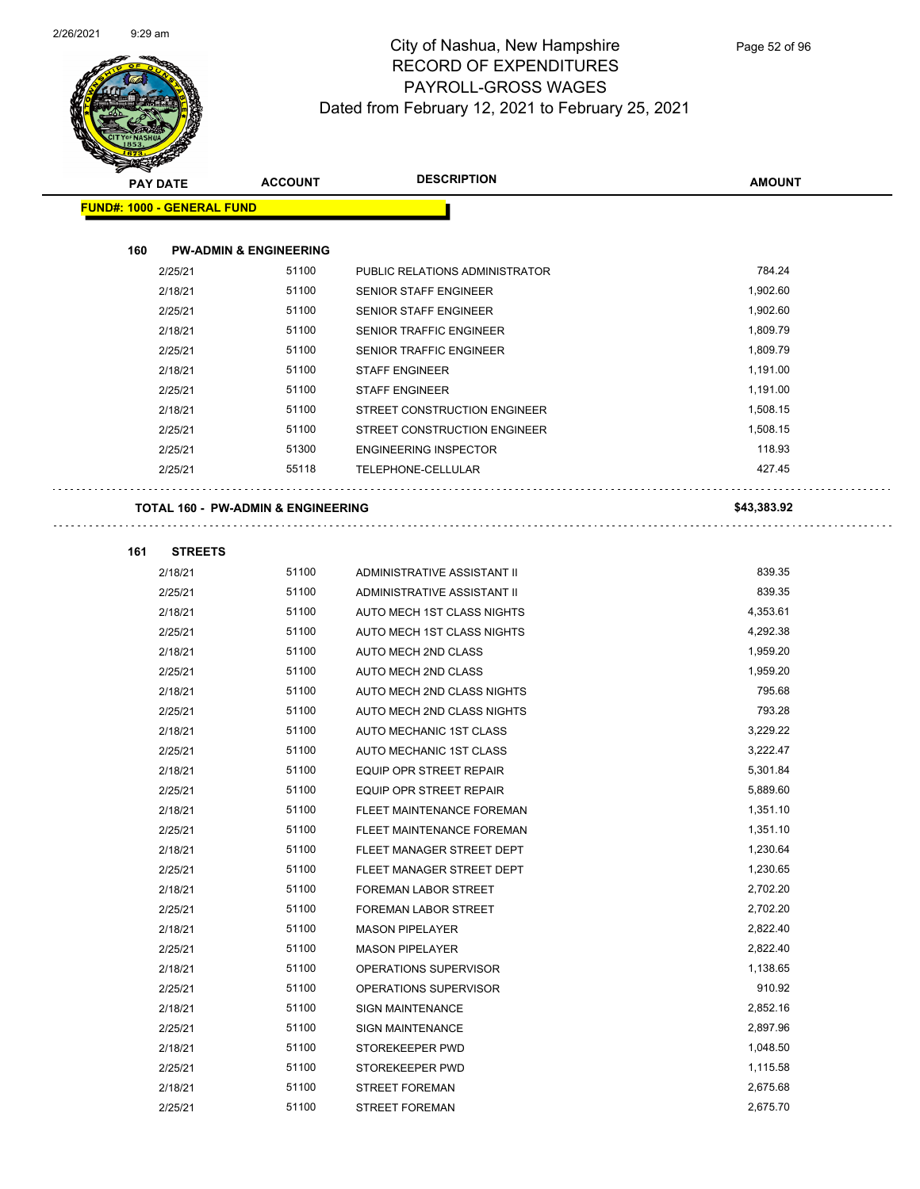# City of Nashua, New Hampshire
## RECORD OF EXPENDITURES
## PAYROLL-GROSS WAGES
## Dated from February 12, 2021 to February 25, 2021

| PAY DATE | ACCOUNT | DESCRIPTION | AMOUNT |
|---|---|---|---|
| **FUND#: 1000 - GENERAL FUND** | | | |
| **160 PW-ADMIN & ENGINEERING** | | | |
| 2/25/21 | 51100 | PUBLIC RELATIONS ADMINISTRATOR | 784.24 |
| 2/18/21 | 51100 | SENIOR STAFF ENGINEER | 1,902.60 |
| 2/25/21 | 51100 | SENIOR STAFF ENGINEER | 1,902.60 |
| 2/18/21 | 51100 | SENIOR TRAFFIC ENGINEER | 1,809.79 |
| 2/25/21 | 51100 | SENIOR TRAFFIC ENGINEER | 1,809.79 |
| 2/18/21 | 51100 | STAFF ENGINEER | 1,191.00 |
| 2/25/21 | 51100 | STAFF ENGINEER | 1,191.00 |
| 2/18/21 | 51100 | STREET CONSTRUCTION ENGINEER | 1,508.15 |
| 2/25/21 | 51100 | STREET CONSTRUCTION ENGINEER | 1,508.15 |
| 2/25/21 | 51300 | ENGINEERING INSPECTOR | 118.93 |
| 2/25/21 | 55118 | TELEPHONE-CELLULAR | 427.45 |
| **TOTAL 160 - PW-ADMIN & ENGINEERING** | | | **$43,383.92** |
| **161 STREETS** | | | |
| 2/18/21 | 51100 | ADMINISTRATIVE ASSISTANT II | 839.35 |
| 2/25/21 | 51100 | ADMINISTRATIVE ASSISTANT II | 839.35 |
| 2/18/21 | 51100 | AUTO MECH 1ST CLASS NIGHTS | 4,353.61 |
| 2/25/21 | 51100 | AUTO MECH 1ST CLASS NIGHTS | 4,292.38 |
| 2/18/21 | 51100 | AUTO MECH 2ND CLASS | 1,959.20 |
| 2/25/21 | 51100 | AUTO MECH 2ND CLASS | 1,959.20 |
| 2/18/21 | 51100 | AUTO MECH 2ND CLASS NIGHTS | 795.68 |
| 2/25/21 | 51100 | AUTO MECH 2ND CLASS NIGHTS | 793.28 |
| 2/18/21 | 51100 | AUTO MECHANIC 1ST CLASS | 3,229.22 |
| 2/25/21 | 51100 | AUTO MECHANIC 1ST CLASS | 3,222.47 |
| 2/18/21 | 51100 | EQUIP OPR STREET REPAIR | 5,301.84 |
| 2/25/21 | 51100 | EQUIP OPR STREET REPAIR | 5,889.60 |
| 2/18/21 | 51100 | FLEET MAINTENANCE FOREMAN | 1,351.10 |
| 2/25/21 | 51100 | FLEET MAINTENANCE FOREMAN | 1,351.10 |
| 2/18/21 | 51100 | FLEET MANAGER STREET DEPT | 1,230.64 |
| 2/25/21 | 51100 | FLEET MANAGER STREET DEPT | 1,230.65 |
| 2/18/21 | 51100 | FOREMAN LABOR STREET | 2,702.20 |
| 2/25/21 | 51100 | FOREMAN LABOR STREET | 2,702.20 |
| 2/18/21 | 51100 | MASON PIPELAYER | 2,822.40 |
| 2/25/21 | 51100 | MASON PIPELAYER | 2,822.40 |
| 2/18/21 | 51100 | OPERATIONS SUPERVISOR | 1,138.65 |
| 2/25/21 | 51100 | OPERATIONS SUPERVISOR | 910.92 |
| 2/18/21 | 51100 | SIGN MAINTENANCE | 2,852.16 |
| 2/25/21 | 51100 | SIGN MAINTENANCE | 2,897.96 |
| 2/18/21 | 51100 | STOREKEEPER PWD | 1,048.50 |
| 2/25/21 | 51100 | STOREKEEPER PWD | 1,115.58 |
| 2/18/21 | 51100 | STREET FOREMAN | 2,675.68 |
| 2/25/21 | 51100 | STREET FOREMAN | 2,675.70 |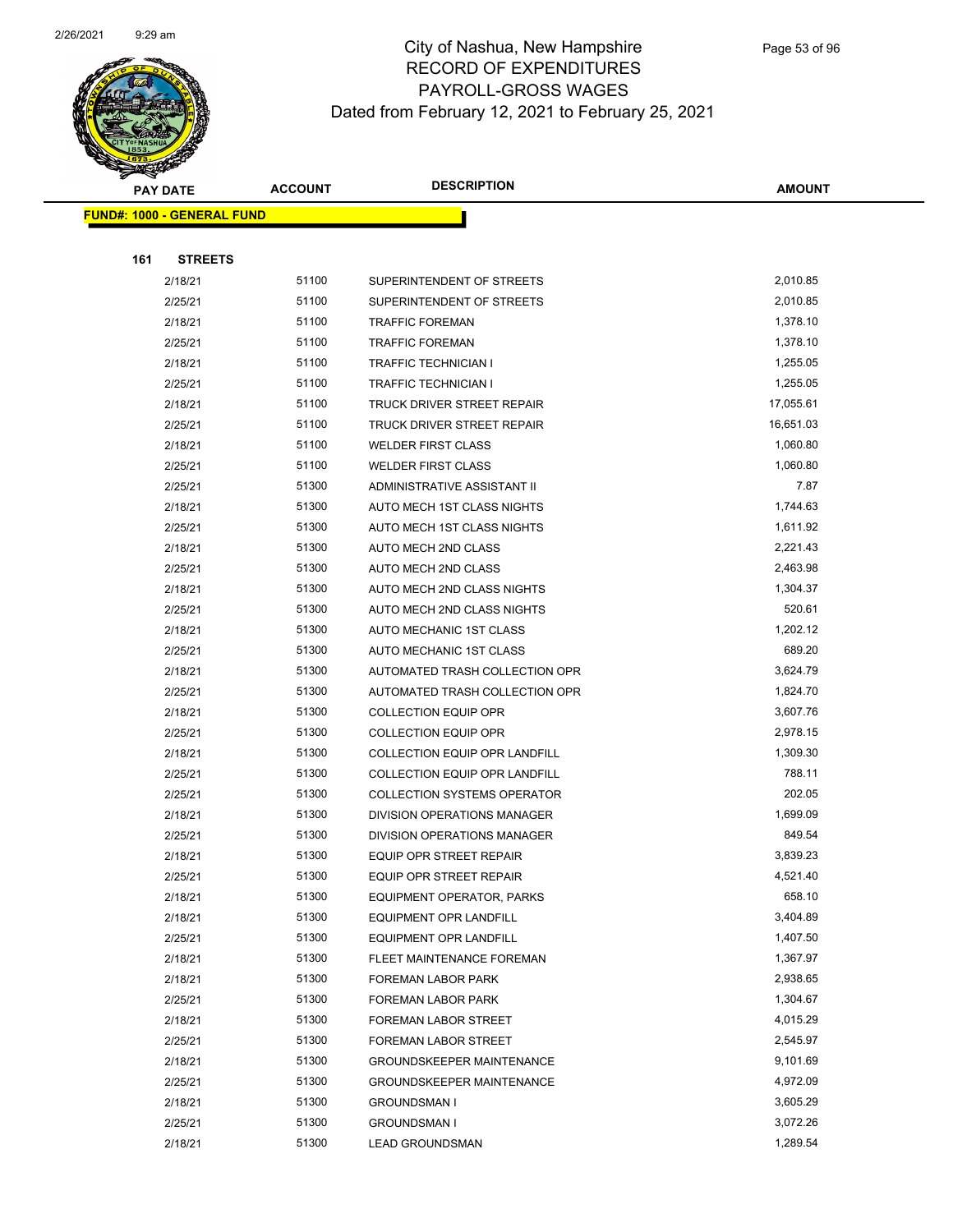# City of Nashua, New Hampshire
## RECORD OF EXPENDITURES
## PAYROLL-GROSS WAGES
## Dated from February 12, 2021 to February 25, 2021

| PAY DATE | ACCOUNT | DESCRIPTION | AMOUNT |
|---|---|---|---|
| **FUND#: 1000 - GENERAL FUND** | | | |
| **161 STREETS** | | | |
| 2/18/21 | 51100 | SUPERINTENDENT OF STREETS | 2,010.85 |
| 2/25/21 | 51100 | SUPERINTENDENT OF STREETS | 2,010.85 |
| 2/18/21 | 51100 | TRAFFIC FOREMAN | 1,378.10 |
| 2/25/21 | 51100 | TRAFFIC FOREMAN | 1,378.10 |
| 2/18/21 | 51100 | TRAFFIC TECHNICIAN I | 1,255.05 |
| 2/25/21 | 51100 | TRAFFIC TECHNICIAN I | 1,255.05 |
| 2/18/21 | 51100 | TRUCK DRIVER STREET REPAIR | 17,055.61 |
| 2/25/21 | 51100 | TRUCK DRIVER STREET REPAIR | 16,651.03 |
| 2/18/21 | 51100 | WELDER FIRST CLASS | 1,060.80 |
| 2/25/21 | 51100 | WELDER FIRST CLASS | 1,060.80 |
| 2/25/21 | 51300 | ADMINISTRATIVE ASSISTANT II | 7.87 |
| 2/18/21 | 51300 | AUTO MECH 1ST CLASS NIGHTS | 1,744.63 |
| 2/25/21 | 51300 | AUTO MECH 1ST CLASS NIGHTS | 1,611.92 |
| 2/18/21 | 51300 | AUTO MECH 2ND CLASS | 2,221.43 |
| 2/25/21 | 51300 | AUTO MECH 2ND CLASS | 2,463.98 |
| 2/18/21 | 51300 | AUTO MECH 2ND CLASS NIGHTS | 1,304.37 |
| 2/25/21 | 51300 | AUTO MECH 2ND CLASS NIGHTS | 520.61 |
| 2/18/21 | 51300 | AUTO MECHANIC 1ST CLASS | 1,202.12 |
| 2/25/21 | 51300 | AUTO MECHANIC 1ST CLASS | 689.20 |
| 2/18/21 | 51300 | AUTOMATED TRASH COLLECTION OPR | 3,624.79 |
| 2/25/21 | 51300 | AUTOMATED TRASH COLLECTION OPR | 1,824.70 |
| 2/18/21 | 51300 | COLLECTION EQUIP OPR | 3,607.76 |
| 2/25/21 | 51300 | COLLECTION EQUIP OPR | 2,978.15 |
| 2/18/21 | 51300 | COLLECTION EQUIP OPR LANDFILL | 1,309.30 |
| 2/25/21 | 51300 | COLLECTION EQUIP OPR LANDFILL | 788.11 |
| 2/25/21 | 51300 | COLLECTION SYSTEMS OPERATOR | 202.05 |
| 2/18/21 | 51300 | DIVISION OPERATIONS MANAGER | 1,699.09 |
| 2/25/21 | 51300 | DIVISION OPERATIONS MANAGER | 849.54 |
| 2/18/21 | 51300 | EQUIP OPR STREET REPAIR | 3,839.23 |
| 2/25/21 | 51300 | EQUIP OPR STREET REPAIR | 4,521.40 |
| 2/18/21 | 51300 | EQUIPMENT OPERATOR, PARKS | 658.10 |
| 2/18/21 | 51300 | EQUIPMENT OPR LANDFILL | 3,404.89 |
| 2/25/21 | 51300 | EQUIPMENT OPR LANDFILL | 1,407.50 |
| 2/18/21 | 51300 | FLEET MAINTENANCE FOREMAN | 1,367.97 |
| 2/18/21 | 51300 | FOREMAN LABOR PARK | 2,938.65 |
| 2/25/21 | 51300 | FOREMAN LABOR PARK | 1,304.67 |
| 2/18/21 | 51300 | FOREMAN LABOR STREET | 4,015.29 |
| 2/25/21 | 51300 | FOREMAN LABOR STREET | 2,545.97 |
| 2/18/21 | 51300 | GROUNDSKEEPER MAINTENANCE | 9,101.69 |
| 2/25/21 | 51300 | GROUNDSKEEPER MAINTENANCE | 4,972.09 |
| 2/18/21 | 51300 | GROUNDSMAN I | 3,605.29 |
| 2/25/21 | 51300 | GROUNDSMAN I | 3,072.26 |
| 2/18/21 | 51300 | LEAD GROUNDSMAN | 1,289.54 |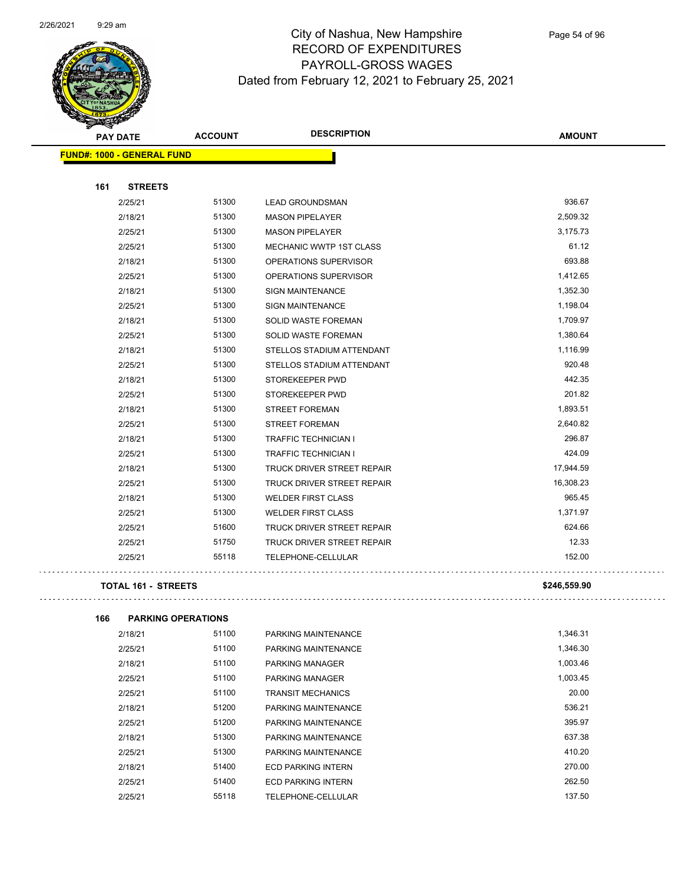# City of Nashua, New Hampshire
# RECORD OF EXPENDITURES
# PAYROLL-GROSS WAGES
# Dated from February 12, 2021 to February 25, 2021

**FUND#: 1000 - GENERAL FUND**

### 161 STREETS

| PAY DATE | ACCOUNT | DESCRIPTION | AMOUNT |
|---|---|---|---|
| 2/25/21 | 51300 | LEAD GROUNDSMAN | 936.67 |
| 2/18/21 | 51300 | MASON PIPELAYER | 2,509.32 |
| 2/25/21 | 51300 | MASON PIPELAYER | 3,175.73 |
| 2/25/21 | 51300 | MECHANIC WWTP 1ST CLASS | 61.12 |
| 2/18/21 | 51300 | OPERATIONS SUPERVISOR | 693.88 |
| 2/25/21 | 51300 | OPERATIONS SUPERVISOR | 1,412.65 |
| 2/18/21 | 51300 | SIGN MAINTENANCE | 1,352.30 |
| 2/25/21 | 51300 | SIGN MAINTENANCE | 1,198.04 |
| 2/18/21 | 51300 | SOLID WASTE FOREMAN | 1,709.97 |
| 2/25/21 | 51300 | SOLID WASTE FOREMAN | 1,380.64 |
| 2/18/21 | 51300 | STELLOS STADIUM ATTENDANT | 1,116.99 |
| 2/25/21 | 51300 | STELLOS STADIUM ATTENDANT | 920.48 |
| 2/18/21 | 51300 | STOREKEEPER PWD | 442.35 |
| 2/25/21 | 51300 | STOREKEEPER PWD | 201.82 |
| 2/18/21 | 51300 | STREET FOREMAN | 1,893.51 |
| 2/25/21 | 51300 | STREET FOREMAN | 2,640.82 |
| 2/18/21 | 51300 | TRAFFIC TECHNICIAN I | 296.87 |
| 2/25/21 | 51300 | TRAFFIC TECHNICIAN I | 424.09 |
| 2/18/21 | 51300 | TRUCK DRIVER STREET REPAIR | 17,944.59 |
| 2/25/21 | 51300 | TRUCK DRIVER STREET REPAIR | 16,308.23 |
| 2/18/21 | 51300 | WELDER FIRST CLASS | 965.45 |
| 2/25/21 | 51300 | WELDER FIRST CLASS | 1,371.97 |
| 2/25/21 | 51600 | TRUCK DRIVER STREET REPAIR | 624.66 |
| 2/25/21 | 51750 | TRUCK DRIVER STREET REPAIR | 12.33 |
| 2/25/21 | 55118 | TELEPHONE-CELLULAR | 152.00 |

**TOTAL 161 - STREETS** **$246,559.90**

### 166 PARKING OPERATIONS

| PAY DATE | ACCOUNT | DESCRIPTION | AMOUNT |
|---|---|---|---|
| 2/18/21 | 51100 | PARKING MAINTENANCE | 1,346.31 |
| 2/25/21 | 51100 | PARKING MAINTENANCE | 1,346.30 |
| 2/18/21 | 51100 | PARKING MANAGER | 1,003.46 |
| 2/25/21 | 51100 | PARKING MANAGER | 1,003.45 |
| 2/25/21 | 51100 | TRANSIT MECHANICS | 20.00 |
| 2/18/21 | 51200 | PARKING MAINTENANCE | 536.21 |
| 2/25/21 | 51200 | PARKING MAINTENANCE | 395.97 |
| 2/18/21 | 51300 | PARKING MAINTENANCE | 637.38 |
| 2/25/21 | 51300 | PARKING MAINTENANCE | 410.20 |
| 2/18/21 | 51400 | ECD PARKING INTERN | 270.00 |
| 2/25/21 | 51400 | ECD PARKING INTERN | 262.50 |
| 2/25/21 | 55118 | TELEPHONE-CELLULAR | 137.50 |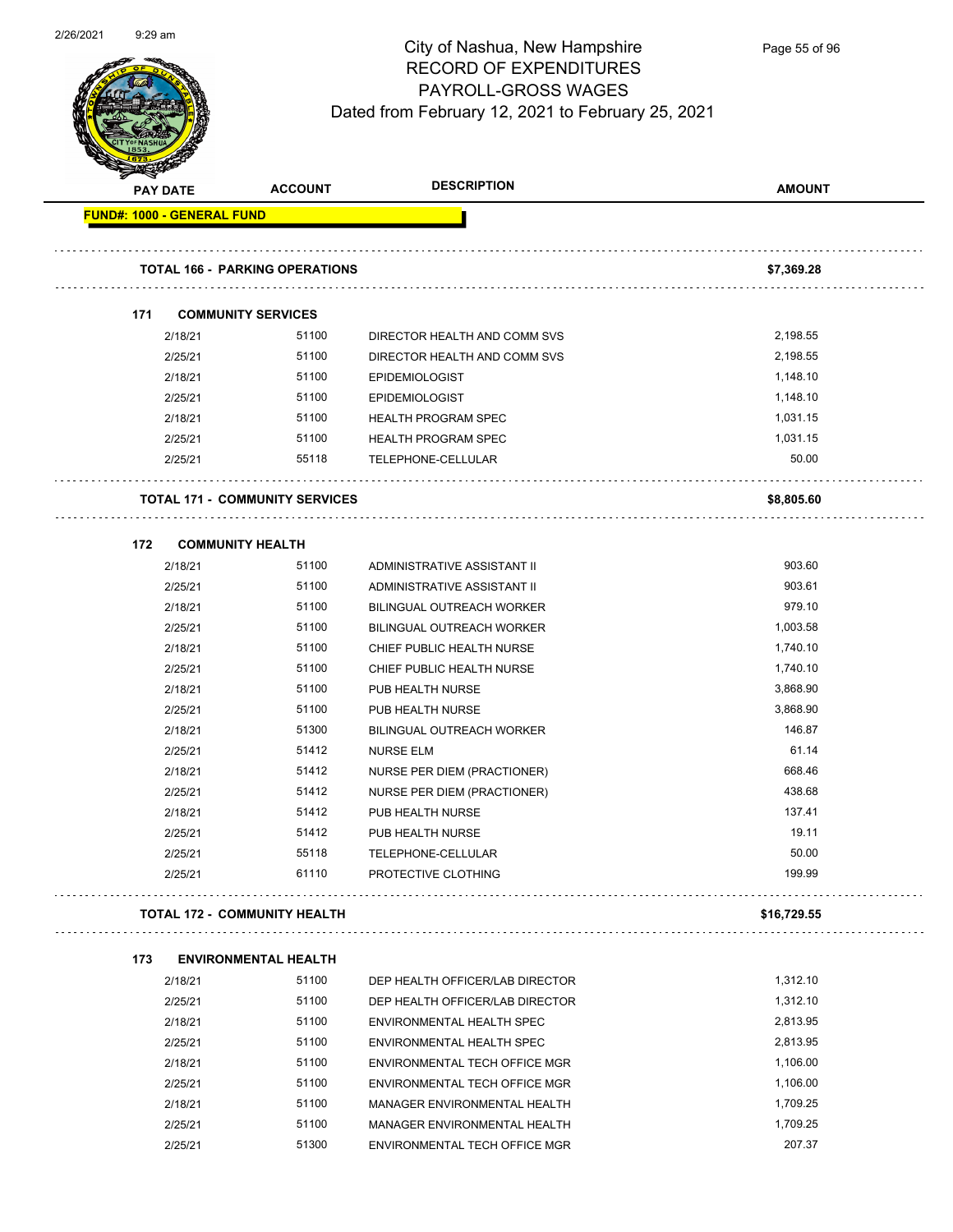# City of Nashua, New Hampshire
## RECORD OF EXPENDITURES
## PAYROLL-GROSS WAGES
### Dated from February 12, 2021 to February 25, 2021

| PAY DATE | ACCOUNT | DESCRIPTION | AMOUNT |
|---|---|---|---|
| **FUND#: 1000 - GENERAL FUND** | | | |
| **TOTAL 166 - PARKING OPERATIONS** | | | **$7,369.28** |
| **171 COMMUNITY SERVICES** | | | |
| 2/18/21 | 51100 | DIRECTOR HEALTH AND COMM SVS | 2,198.55 |
| 2/25/21 | 51100 | DIRECTOR HEALTH AND COMM SVS | 2,198.55 |
| 2/18/21 | 51100 | EPIDEMIOLOGIST | 1,148.10 |
| 2/25/21 | 51100 | EPIDEMIOLOGIST | 1,148.10 |
| 2/18/21 | 51100 | HEALTH PROGRAM SPEC | 1,031.15 |
| 2/25/21 | 51100 | HEALTH PROGRAM SPEC | 1,031.15 |
| 2/25/21 | 55118 | TELEPHONE-CELLULAR | 50.00 |
| **TOTAL 171 - COMMUNITY SERVICES** | | | **$8,805.60** |
| **172 COMMUNITY HEALTH** | | | |
| 2/18/21 | 51100 | ADMINISTRATIVE ASSISTANT II | 903.60 |
| 2/25/21 | 51100 | ADMINISTRATIVE ASSISTANT II | 903.61 |
| 2/18/21 | 51100 | BILINGUAL OUTREACH WORKER | 979.10 |
| 2/25/21 | 51100 | BILINGUAL OUTREACH WORKER | 1,003.58 |
| 2/18/21 | 51100 | CHIEF PUBLIC HEALTH NURSE | 1,740.10 |
| 2/25/21 | 51100 | CHIEF PUBLIC HEALTH NURSE | 1,740.10 |
| 2/18/21 | 51100 | PUB HEALTH NURSE | 3,868.90 |
| 2/25/21 | 51100 | PUB HEALTH NURSE | 3,868.90 |
| 2/18/21 | 51300 | BILINGUAL OUTREACH WORKER | 146.87 |
| 2/25/21 | 51412 | NURSE ELM | 61.14 |
| 2/18/21 | 51412 | NURSE PER DIEM (PRACTIONER) | 668.46 |
| 2/25/21 | 51412 | NURSE PER DIEM (PRACTIONER) | 438.68 |
| 2/18/21 | 51412 | PUB HEALTH NURSE | 137.41 |
| 2/25/21 | 51412 | PUB HEALTH NURSE | 19.11 |
| 2/25/21 | 55118 | TELEPHONE-CELLULAR | 50.00 |
| 2/25/21 | 61110 | PROTECTIVE CLOTHING | 199.99 |
| **TOTAL 172 - COMMUNITY HEALTH** | | | **$16,729.55** |
| **173 ENVIRONMENTAL HEALTH** | | | |
| 2/18/21 | 51100 | DEP HEALTH OFFICER/LAB DIRECTOR | 1,312.10 |
| 2/25/21 | 51100 | DEP HEALTH OFFICER/LAB DIRECTOR | 1,312.10 |
| 2/18/21 | 51100 | ENVIRONMENTAL HEALTH SPEC | 2,813.95 |
| 2/25/21 | 51100 | ENVIRONMENTAL HEALTH SPEC | 2,813.95 |
| 2/18/21 | 51100 | ENVIRONMENTAL TECH OFFICE MGR | 1,106.00 |
| 2/25/21 | 51100 | ENVIRONMENTAL TECH OFFICE MGR | 1,106.00 |
| 2/18/21 | 51100 | MANAGER ENVIRONMENTAL HEALTH | 1,709.25 |
| 2/25/21 | 51100 | MANAGER ENVIRONMENTAL HEALTH | 1,709.25 |
| 2/25/21 | 51300 | ENVIRONMENTAL TECH OFFICE MGR | 207.37 |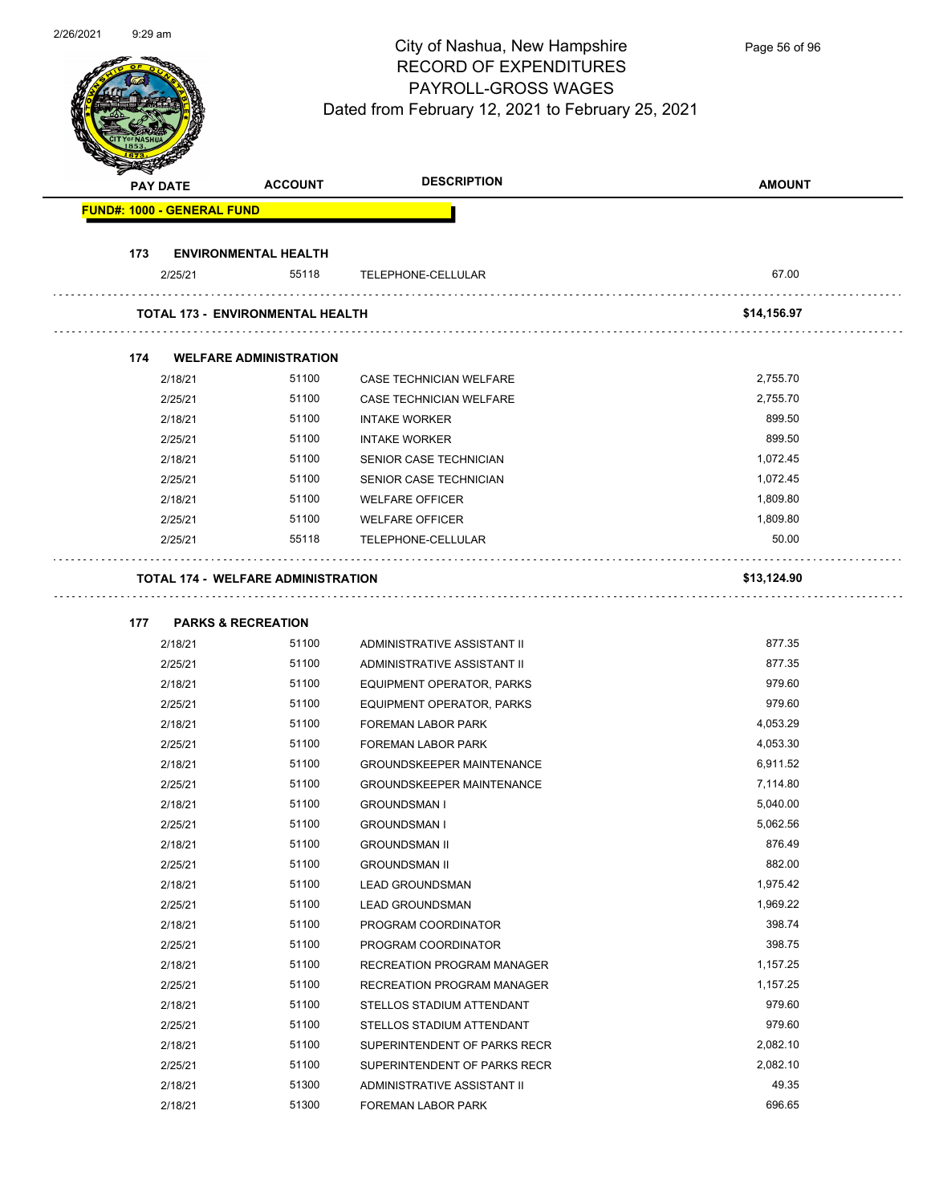# City of Nashua, New Hampshire
## RECORD OF EXPENDITURES
## PAYROLL-GROSS WAGES
### Dated from February 12, 2021 to February 25, 2021

| PAY DATE | ACCOUNT | DESCRIPTION | AMOUNT |
|---|---|---|---|
| **FUND#: 1000 - GENERAL FUND** | | | |
| **173 ENVIRONMENTAL HEALTH** | | | |
| 2/25/21 | 55118 | TELEPHONE-CELLULAR | 67.00 |
| **TOTAL 173 - ENVIRONMENTAL HEALTH** | | | **$14,156.97** |
| **174 WELFARE ADMINISTRATION** | | | |
| 2/18/21 | 51100 | CASE TECHNICIAN WELFARE | 2,755.70 |
| 2/25/21 | 51100 | CASE TECHNICIAN WELFARE | 2,755.70 |
| 2/18/21 | 51100 | INTAKE WORKER | 899.50 |
| 2/25/21 | 51100 | INTAKE WORKER | 899.50 |
| 2/18/21 | 51100 | SENIOR CASE TECHNICIAN | 1,072.45 |
| 2/25/21 | 51100 | SENIOR CASE TECHNICIAN | 1,072.45 |
| 2/18/21 | 51100 | WELFARE OFFICER | 1,809.80 |
| 2/25/21 | 51100 | WELFARE OFFICER | 1,809.80 |
| 2/25/21 | 55118 | TELEPHONE-CELLULAR | 50.00 |
| **TOTAL 174 - WELFARE ADMINISTRATION** | | | **$13,124.90** |
| **177 PARKS & RECREATION** | | | |
| 2/18/21 | 51100 | ADMINISTRATIVE ASSISTANT II | 877.35 |
| 2/25/21 | 51100 | ADMINISTRATIVE ASSISTANT II | 877.35 |
| 2/18/21 | 51100 | EQUIPMENT OPERATOR, PARKS | 979.60 |
| 2/25/21 | 51100 | EQUIPMENT OPERATOR, PARKS | 979.60 |
| 2/18/21 | 51100 | FOREMAN LABOR PARK | 4,053.29 |
| 2/25/21 | 51100 | FOREMAN LABOR PARK | 4,053.30 |
| 2/18/21 | 51100 | GROUNDSKEEPER MAINTENANCE | 6,911.52 |
| 2/25/21 | 51100 | GROUNDSKEEPER MAINTENANCE | 7,114.80 |
| 2/18/21 | 51100 | GROUNDSMAN I | 5,040.00 |
| 2/25/21 | 51100 | GROUNDSMAN I | 5,062.56 |
| 2/18/21 | 51100 | GROUNDSMAN II | 876.49 |
| 2/25/21 | 51100 | GROUNDSMAN II | 882.00 |
| 2/18/21 | 51100 | LEAD GROUNDSMAN | 1,975.42 |
| 2/25/21 | 51100 | LEAD GROUNDSMAN | 1,969.22 |
| 2/18/21 | 51100 | PROGRAM COORDINATOR | 398.74 |
| 2/25/21 | 51100 | PROGRAM COORDINATOR | 398.75 |
| 2/18/21 | 51100 | RECREATION PROGRAM MANAGER | 1,157.25 |
| 2/25/21 | 51100 | RECREATION PROGRAM MANAGER | 1,157.25 |
| 2/18/21 | 51100 | STELLOS STADIUM ATTENDANT | 979.60 |
| 2/25/21 | 51100 | STELLOS STADIUM ATTENDANT | 979.60 |
| 2/18/21 | 51100 | SUPERINTENDENT OF PARKS RECR | 2,082.10 |
| 2/25/21 | 51100 | SUPERINTENDENT OF PARKS RECR | 2,082.10 |
| 2/18/21 | 51300 | ADMINISTRATIVE ASSISTANT II | 49.35 |
| 2/18/21 | 51300 | FOREMAN LABOR PARK | 696.65 |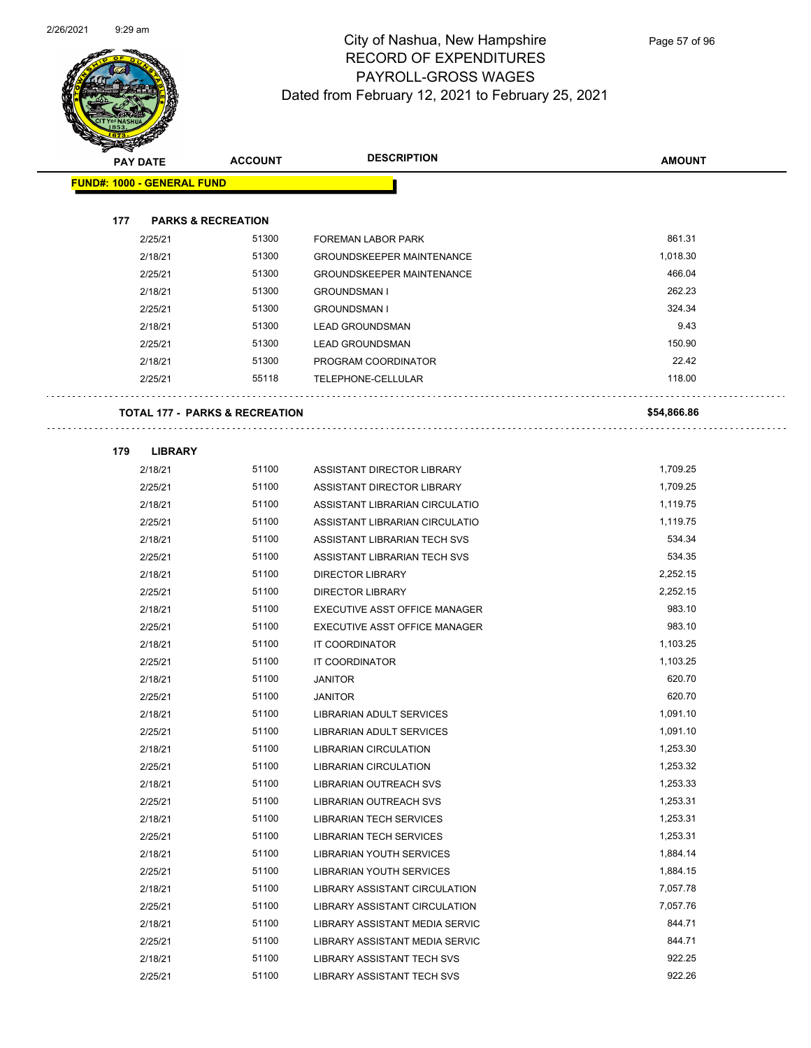# City of Nashua, New Hampshire
## RECORD OF EXPENDITURES
## PAYROLL-GROSS WAGES
### Dated from February 12, 2021 to February 25, 2021

| PAY DATE | ACCOUNT | DESCRIPTION | AMOUNT |
|---|---|---|---|
| **FUND#: 1000 - GENERAL FUND** | | | |
| **177 PARKS & RECREATION** | | | |
| 2/25/21 | 51300 | FOREMAN LABOR PARK | 861.31 |
| 2/18/21 | 51300 | GROUNDSKEEPER MAINTENANCE | 1,018.30 |
| 2/25/21 | 51300 | GROUNDSKEEPER MAINTENANCE | 466.04 |
| 2/18/21 | 51300 | GROUNDSMAN I | 262.23 |
| 2/25/21 | 51300 | GROUNDSMAN I | 324.34 |
| 2/18/21 | 51300 | LEAD GROUNDSMAN | 9.43 |
| 2/25/21 | 51300 | LEAD GROUNDSMAN | 150.90 |
| 2/18/21 | 51300 | PROGRAM COORDINATOR | 22.42 |
| 2/25/21 | 55118 | TELEPHONE-CELLULAR | 118.00 |
| **TOTAL 177 - PARKS & RECREATION** | | | **$54,866.86** |
| **179 LIBRARY** | | | |
| 2/18/21 | 51100 | ASSISTANT DIRECTOR LIBRARY | 1,709.25 |
| 2/25/21 | 51100 | ASSISTANT DIRECTOR LIBRARY | 1,709.25 |
| 2/18/21 | 51100 | ASSISTANT LIBRARIAN CIRCULATIO | 1,119.75 |
| 2/25/21 | 51100 | ASSISTANT LIBRARIAN CIRCULATIO | 1,119.75 |
| 2/18/21 | 51100 | ASSISTANT LIBRARIAN TECH SVS | 534.34 |
| 2/25/21 | 51100 | ASSISTANT LIBRARIAN TECH SVS | 534.35 |
| 2/18/21 | 51100 | DIRECTOR LIBRARY | 2,252.15 |
| 2/25/21 | 51100 | DIRECTOR LIBRARY | 2,252.15 |
| 2/18/21 | 51100 | EXECUTIVE ASST OFFICE MANAGER | 983.10 |
| 2/25/21 | 51100 | EXECUTIVE ASST OFFICE MANAGER | 983.10 |
| 2/18/21 | 51100 | IT COORDINATOR | 1,103.25 |
| 2/25/21 | 51100 | IT COORDINATOR | 1,103.25 |
| 2/18/21 | 51100 | JANITOR | 620.70 |
| 2/25/21 | 51100 | JANITOR | 620.70 |
| 2/18/21 | 51100 | LIBRARIAN ADULT SERVICES | 1,091.10 |
| 2/25/21 | 51100 | LIBRARIAN ADULT SERVICES | 1,091.10 |
| 2/18/21 | 51100 | LIBRARIAN CIRCULATION | 1,253.30 |
| 2/25/21 | 51100 | LIBRARIAN CIRCULATION | 1,253.32 |
| 2/18/21 | 51100 | LIBRARIAN OUTREACH SVS | 1,253.33 |
| 2/25/21 | 51100 | LIBRARIAN OUTREACH SVS | 1,253.31 |
| 2/18/21 | 51100 | LIBRARIAN TECH SERVICES | 1,253.31 |
| 2/25/21 | 51100 | LIBRARIAN TECH SERVICES | 1,253.31 |
| 2/18/21 | 51100 | LIBRARIAN YOUTH SERVICES | 1,884.14 |
| 2/25/21 | 51100 | LIBRARIAN YOUTH SERVICES | 1,884.15 |
| 2/18/21 | 51100 | LIBRARY ASSISTANT CIRCULATION | 7,057.78 |
| 2/25/21 | 51100 | LIBRARY ASSISTANT CIRCULATION | 7,057.76 |
| 2/18/21 | 51100 | LIBRARY ASSISTANT MEDIA SERVIC | 844.71 |
| 2/25/21 | 51100 | LIBRARY ASSISTANT MEDIA SERVIC | 844.71 |
| 2/18/21 | 51100 | LIBRARY ASSISTANT TECH SVS | 922.25 |
| 2/25/21 | 51100 | LIBRARY ASSISTANT TECH SVS | 922.26 |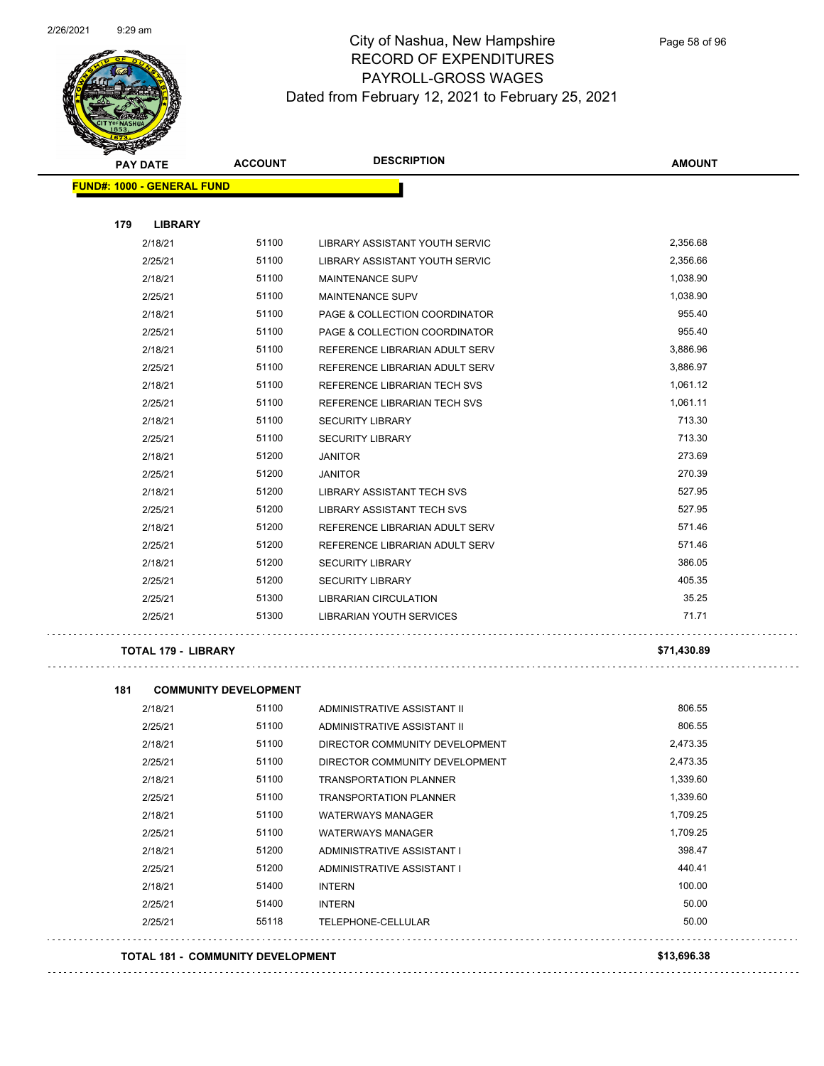# City of Nashua, New Hampshire
## RECORD OF EXPENDITURES
## PAYROLL-GROSS WAGES
## Dated from February 12, 2021 to February 25, 2021

| PAY DATE | ACCOUNT | DESCRIPTION | AMOUNT |
|---|---|---|---|
| **FUND#: 1000 - GENERAL FUND** | | | |
| **179 LIBRARY** | | | |
| 2/18/21 | 51100 | LIBRARY ASSISTANT YOUTH SERVIC | 2,356.68 |
| 2/25/21 | 51100 | LIBRARY ASSISTANT YOUTH SERVIC | 2,356.66 |
| 2/18/21 | 51100 | MAINTENANCE SUPV | 1,038.90 |
| 2/25/21 | 51100 | MAINTENANCE SUPV | 1,038.90 |
| 2/18/21 | 51100 | PAGE & COLLECTION COORDINATOR | 955.40 |
| 2/25/21 | 51100 | PAGE & COLLECTION COORDINATOR | 955.40 |
| 2/18/21 | 51100 | REFERENCE LIBRARIAN ADULT SERV | 3,886.96 |
| 2/25/21 | 51100 | REFERENCE LIBRARIAN ADULT SERV | 3,886.97 |
| 2/18/21 | 51100 | REFERENCE LIBRARIAN TECH SVS | 1,061.12 |
| 2/25/21 | 51100 | REFERENCE LIBRARIAN TECH SVS | 1,061.11 |
| 2/18/21 | 51100 | SECURITY LIBRARY | 713.30 |
| 2/25/21 | 51100 | SECURITY LIBRARY | 713.30 |
| 2/18/21 | 51200 | JANITOR | 273.69 |
| 2/25/21 | 51200 | JANITOR | 270.39 |
| 2/18/21 | 51200 | LIBRARY ASSISTANT TECH SVS | 527.95 |
| 2/25/21 | 51200 | LIBRARY ASSISTANT TECH SVS | 527.95 |
| 2/18/21 | 51200 | REFERENCE LIBRARIAN ADULT SERV | 571.46 |
| 2/25/21 | 51200 | REFERENCE LIBRARIAN ADULT SERV | 571.46 |
| 2/18/21 | 51200 | SECURITY LIBRARY | 386.05 |
| 2/25/21 | 51200 | SECURITY LIBRARY | 405.35 |
| 2/25/21 | 51300 | LIBRARIAN CIRCULATION | 35.25 |
| 2/25/21 | 51300 | LIBRARIAN YOUTH SERVICES | 71.71 |
| **TOTAL 179 - LIBRARY** | | | **$71,430.89** |
| **181 COMMUNITY DEVELOPMENT** | | | |
| 2/18/21 | 51100 | ADMINISTRATIVE ASSISTANT II | 806.55 |
| 2/25/21 | 51100 | ADMINISTRATIVE ASSISTANT II | 806.55 |
| 2/18/21 | 51100 | DIRECTOR COMMUNITY DEVELOPMENT | 2,473.35 |
| 2/25/21 | 51100 | DIRECTOR COMMUNITY DEVELOPMENT | 2,473.35 |
| 2/18/21 | 51100 | TRANSPORTATION PLANNER | 1,339.60 |
| 2/25/21 | 51100 | TRANSPORTATION PLANNER | 1,339.60 |
| 2/18/21 | 51100 | WATERWAYS MANAGER | 1,709.25 |
| 2/25/21 | 51100 | WATERWAYS MANAGER | 1,709.25 |
| 2/18/21 | 51200 | ADMINISTRATIVE ASSISTANT I | 398.47 |
| 2/25/21 | 51200 | ADMINISTRATIVE ASSISTANT I | 440.41 |
| 2/18/21 | 51400 | INTERN | 100.00 |
| 2/25/21 | 51400 | INTERN | 50.00 |
| 2/25/21 | 55118 | TELEPHONE-CELLULAR | 50.00 |
| **TOTAL 181 - COMMUNITY DEVELOPMENT** | | | **$13,696.38** |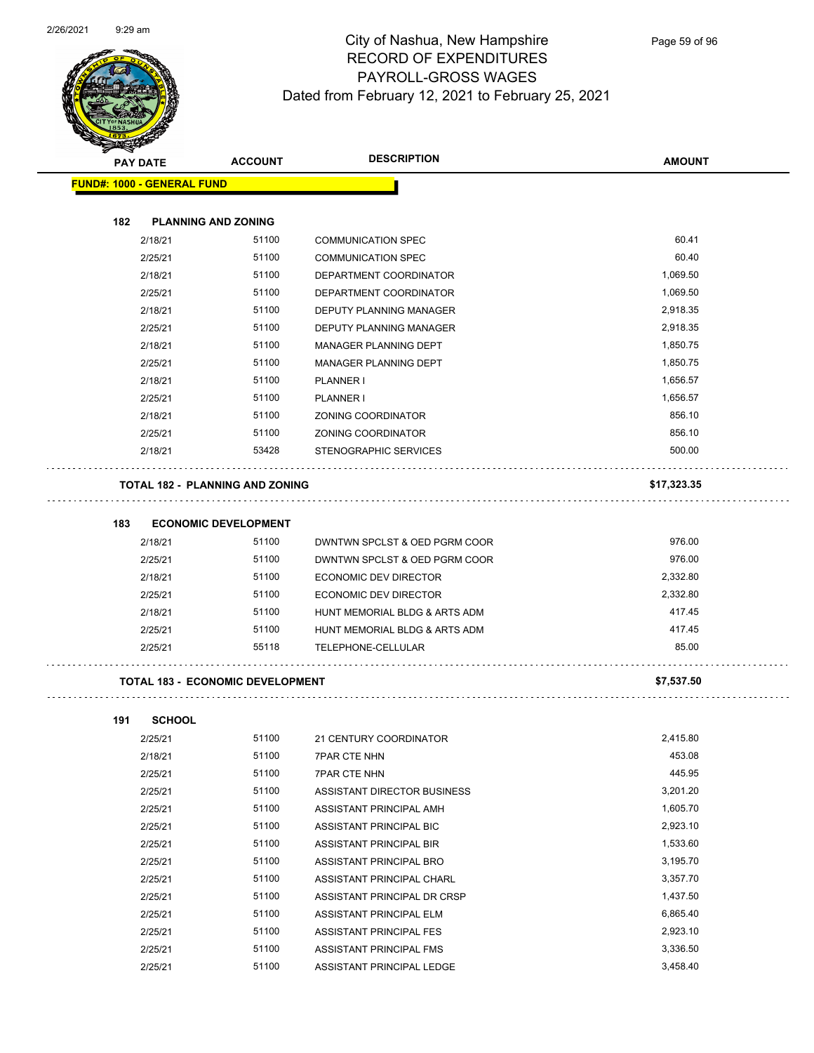# City of Nashua, New Hampshire
## RECORD OF EXPENDITURES
## PAYROLL-GROSS WAGES
### Dated from February 12, 2021 to February 25, 2021

| PAY DATE | ACCOUNT | DESCRIPTION | AMOUNT |
|---|---|---|---|

**FUND#: 1000 - GENERAL FUND**

**182 PLANNING AND ZONING**

| PAY DATE | ACCOUNT | DESCRIPTION | AMOUNT |
|---|---|---|---|
| 2/18/21 | 51100 | COMMUNICATION SPEC | 60.41 |
| 2/25/21 | 51100 | COMMUNICATION SPEC | 60.40 |
| 2/18/21 | 51100 | DEPARTMENT COORDINATOR | 1,069.50 |
| 2/25/21 | 51100 | DEPARTMENT COORDINATOR | 1,069.50 |
| 2/18/21 | 51100 | DEPUTY PLANNING MANAGER | 2,918.35 |
| 2/25/21 | 51100 | DEPUTY PLANNING MANAGER | 2,918.35 |
| 2/18/21 | 51100 | MANAGER PLANNING DEPT | 1,850.75 |
| 2/25/21 | 51100 | MANAGER PLANNING DEPT | 1,850.75 |
| 2/18/21 | 51100 | PLANNER I | 1,656.57 |
| 2/25/21 | 51100 | PLANNER I | 1,656.57 |
| 2/18/21 | 51100 | ZONING COORDINATOR | 856.10 |
| 2/25/21 | 51100 | ZONING COORDINATOR | 856.10 |
| 2/18/21 | 53428 | STENOGRAPHIC SERVICES | 500.00 |

**TOTAL 182 - PLANNING AND ZONING** **$17,323.35**

**183 ECONOMIC DEVELOPMENT**

| PAY DATE | ACCOUNT | DESCRIPTION | AMOUNT |
|---|---|---|---|
| 2/18/21 | 51100 | DWNTWN SPCLST & OED PGRM COOR | 976.00 |
| 2/25/21 | 51100 | DWNTWN SPCLST & OED PGRM COOR | 976.00 |
| 2/18/21 | 51100 | ECONOMIC DEV DIRECTOR | 2,332.80 |
| 2/25/21 | 51100 | ECONOMIC DEV DIRECTOR | 2,332.80 |
| 2/18/21 | 51100 | HUNT MEMORIAL BLDG & ARTS ADM | 417.45 |
| 2/25/21 | 51100 | HUNT MEMORIAL BLDG & ARTS ADM | 417.45 |
| 2/25/21 | 55118 | TELEPHONE-CELLULAR | 85.00 |

**TOTAL 183 - ECONOMIC DEVELOPMENT** **$7,537.50**

**191 SCHOOL**

| PAY DATE | ACCOUNT | DESCRIPTION | AMOUNT |
|---|---|---|---|
| 2/25/21 | 51100 | 21 CENTURY COORDINATOR | 2,415.80 |
| 2/18/21 | 51100 | 7PAR CTE NHN | 453.08 |
| 2/25/21 | 51100 | 7PAR CTE NHN | 445.95 |
| 2/25/21 | 51100 | ASSISTANT DIRECTOR BUSINESS | 3,201.20 |
| 2/25/21 | 51100 | ASSISTANT PRINCIPAL AMH | 1,605.70 |
| 2/25/21 | 51100 | ASSISTANT PRINCIPAL BIC | 2,923.10 |
| 2/25/21 | 51100 | ASSISTANT PRINCIPAL BIR | 1,533.60 |
| 2/25/21 | 51100 | ASSISTANT PRINCIPAL BRO | 3,195.70 |
| 2/25/21 | 51100 | ASSISTANT PRINCIPAL CHARL | 3,357.70 |
| 2/25/21 | 51100 | ASSISTANT PRINCIPAL DR CRSP | 1,437.50 |
| 2/25/21 | 51100 | ASSISTANT PRINCIPAL ELM | 6,865.40 |
| 2/25/21 | 51100 | ASSISTANT PRINCIPAL FES | 2,923.10 |
| 2/25/21 | 51100 | ASSISTANT PRINCIPAL FMS | 3,336.50 |
| 2/25/21 | 51100 | ASSISTANT PRINCIPAL LEDGE | 3,458.40 |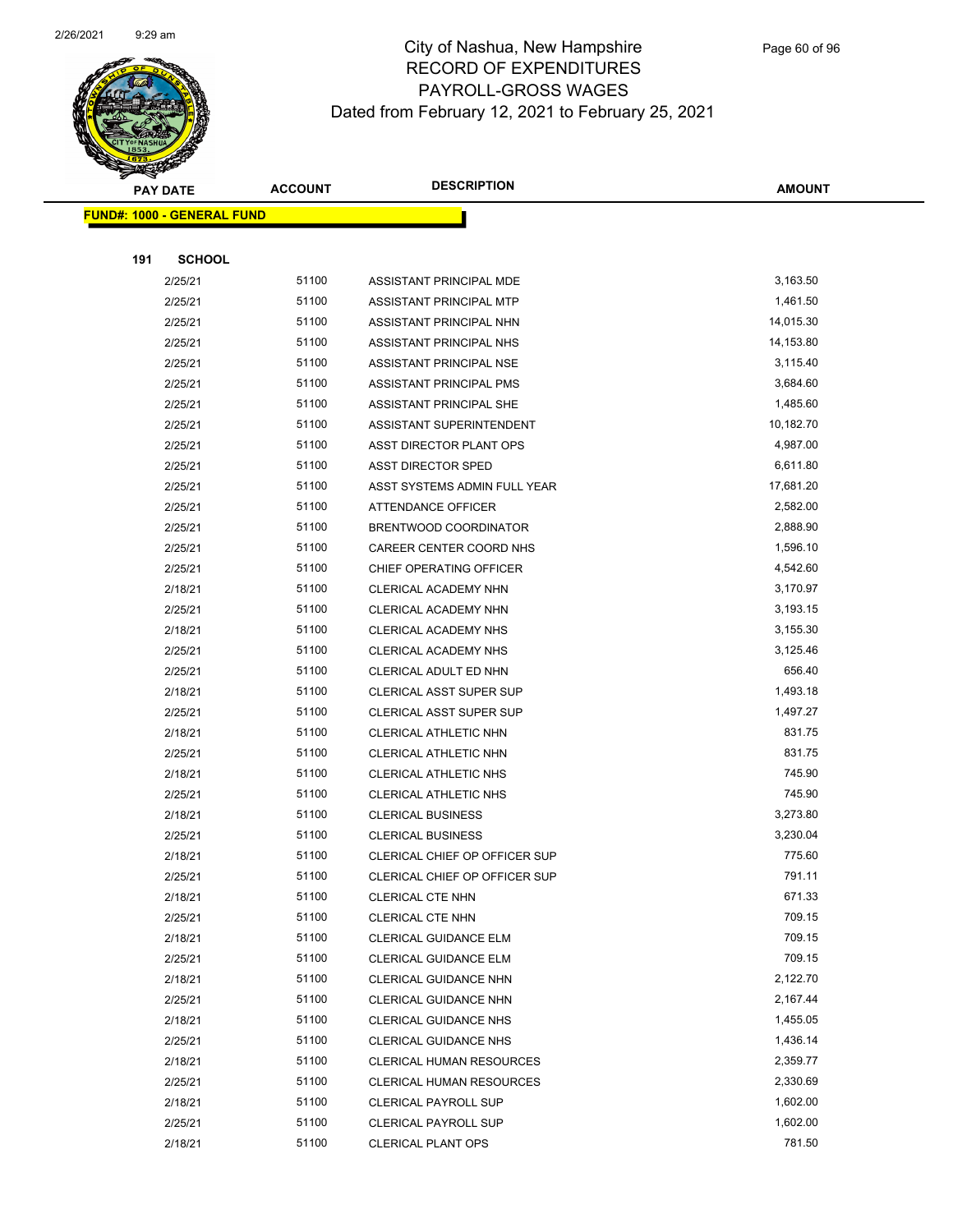# City of Nashua, New Hampshire
## RECORD OF EXPENDITURES
## PAYROLL-GROSS WAGES
## Dated from February 12, 2021 to February 25, 2021

| PAY DATE | ACCOUNT | DESCRIPTION | AMOUNT |
|---|---|---|---|

**FUND#: 1000 - GENERAL FUND**

**191 SCHOOL**

| PAY DATE | ACCOUNT | DESCRIPTION | AMOUNT |
|---|---|---|---|
| 2/25/21 | 51100 | ASSISTANT PRINCIPAL MDE | 3,163.50 |
| 2/25/21 | 51100 | ASSISTANT PRINCIPAL MTP | 1,461.50 |
| 2/25/21 | 51100 | ASSISTANT PRINCIPAL NHN | 14,015.30 |
| 2/25/21 | 51100 | ASSISTANT PRINCIPAL NHS | 14,153.80 |
| 2/25/21 | 51100 | ASSISTANT PRINCIPAL NSE | 3,115.40 |
| 2/25/21 | 51100 | ASSISTANT PRINCIPAL PMS | 3,684.60 |
| 2/25/21 | 51100 | ASSISTANT PRINCIPAL SHE | 1,485.60 |
| 2/25/21 | 51100 | ASSISTANT SUPERINTENDENT | 10,182.70 |
| 2/25/21 | 51100 | ASST DIRECTOR PLANT OPS | 4,987.00 |
| 2/25/21 | 51100 | ASST DIRECTOR SPED | 6,611.80 |
| 2/25/21 | 51100 | ASST SYSTEMS ADMIN FULL YEAR | 17,681.20 |
| 2/25/21 | 51100 | ATTENDANCE OFFICER | 2,582.00 |
| 2/25/21 | 51100 | BRENTWOOD COORDINATOR | 2,888.90 |
| 2/25/21 | 51100 | CAREER CENTER COORD NHS | 1,596.10 |
| 2/25/21 | 51100 | CHIEF OPERATING OFFICER | 4,542.60 |
| 2/18/21 | 51100 | CLERICAL ACADEMY NHN | 3,170.97 |
| 2/25/21 | 51100 | CLERICAL ACADEMY NHN | 3,193.15 |
| 2/18/21 | 51100 | CLERICAL ACADEMY NHS | 3,155.30 |
| 2/25/21 | 51100 | CLERICAL ACADEMY NHS | 3,125.46 |
| 2/25/21 | 51100 | CLERICAL ADULT ED NHN | 656.40 |
| 2/18/21 | 51100 | CLERICAL ASST SUPER SUP | 1,493.18 |
| 2/25/21 | 51100 | CLERICAL ASST SUPER SUP | 1,497.27 |
| 2/18/21 | 51100 | CLERICAL ATHLETIC NHN | 831.75 |
| 2/25/21 | 51100 | CLERICAL ATHLETIC NHN | 831.75 |
| 2/18/21 | 51100 | CLERICAL ATHLETIC NHS | 745.90 |
| 2/25/21 | 51100 | CLERICAL ATHLETIC NHS | 745.90 |
| 2/18/21 | 51100 | CLERICAL BUSINESS | 3,273.80 |
| 2/25/21 | 51100 | CLERICAL BUSINESS | 3,230.04 |
| 2/18/21 | 51100 | CLERICAL CHIEF OP OFFICER SUP | 775.60 |
| 2/25/21 | 51100 | CLERICAL CHIEF OP OFFICER SUP | 791.11 |
| 2/18/21 | 51100 | CLERICAL CTE NHN | 671.33 |
| 2/25/21 | 51100 | CLERICAL CTE NHN | 709.15 |
| 2/18/21 | 51100 | CLERICAL GUIDANCE ELM | 709.15 |
| 2/25/21 | 51100 | CLERICAL GUIDANCE ELM | 709.15 |
| 2/18/21 | 51100 | CLERICAL GUIDANCE NHN | 2,122.70 |
| 2/25/21 | 51100 | CLERICAL GUIDANCE NHN | 2,167.44 |
| 2/18/21 | 51100 | CLERICAL GUIDANCE NHS | 1,455.05 |
| 2/25/21 | 51100 | CLERICAL GUIDANCE NHS | 1,436.14 |
| 2/18/21 | 51100 | CLERICAL HUMAN RESOURCES | 2,359.77 |
| 2/25/21 | 51100 | CLERICAL HUMAN RESOURCES | 2,330.69 |
| 2/18/21 | 51100 | CLERICAL PAYROLL SUP | 1,602.00 |
| 2/25/21 | 51100 | CLERICAL PAYROLL SUP | 1,602.00 |
| 2/18/21 | 51100 | CLERICAL PLANT OPS | 781.50 |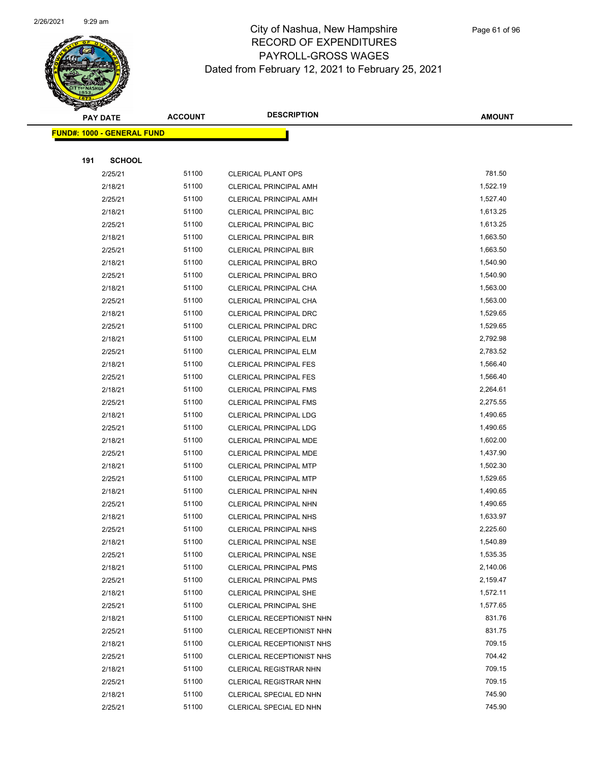# City of Nashua, New Hampshire
## RECORD OF EXPENDITURES
## PAYROLL-GROSS WAGES
## Dated from February 12, 2021 to February 25, 2021

| PAY DATE | ACCOUNT | DESCRIPTION | AMOUNT |
|---|---|---|---|

**FUND#: 1000 - GENERAL FUND**

**191 SCHOOL**

| PAY DATE | ACCOUNT | DESCRIPTION | AMOUNT |
|---|---|---|---|
| 2/25/21 | 51100 | CLERICAL PLANT OPS | 781.50 |
| 2/18/21 | 51100 | CLERICAL PRINCIPAL AMH | 1,522.19 |
| 2/25/21 | 51100 | CLERICAL PRINCIPAL AMH | 1,527.40 |
| 2/18/21 | 51100 | CLERICAL PRINCIPAL BIC | 1,613.25 |
| 2/25/21 | 51100 | CLERICAL PRINCIPAL BIC | 1,613.25 |
| 2/18/21 | 51100 | CLERICAL PRINCIPAL BIR | 1,663.50 |
| 2/25/21 | 51100 | CLERICAL PRINCIPAL BIR | 1,663.50 |
| 2/18/21 | 51100 | CLERICAL PRINCIPAL BRO | 1,540.90 |
| 2/25/21 | 51100 | CLERICAL PRINCIPAL BRO | 1,540.90 |
| 2/18/21 | 51100 | CLERICAL PRINCIPAL CHA | 1,563.00 |
| 2/25/21 | 51100 | CLERICAL PRINCIPAL CHA | 1,563.00 |
| 2/18/21 | 51100 | CLERICAL PRINCIPAL DRC | 1,529.65 |
| 2/25/21 | 51100 | CLERICAL PRINCIPAL DRC | 1,529.65 |
| 2/18/21 | 51100 | CLERICAL PRINCIPAL ELM | 2,792.98 |
| 2/25/21 | 51100 | CLERICAL PRINCIPAL ELM | 2,783.52 |
| 2/18/21 | 51100 | CLERICAL PRINCIPAL FES | 1,566.40 |
| 2/25/21 | 51100 | CLERICAL PRINCIPAL FES | 1,566.40 |
| 2/18/21 | 51100 | CLERICAL PRINCIPAL FMS | 2,264.61 |
| 2/25/21 | 51100 | CLERICAL PRINCIPAL FMS | 2,275.55 |
| 2/18/21 | 51100 | CLERICAL PRINCIPAL LDG | 1,490.65 |
| 2/25/21 | 51100 | CLERICAL PRINCIPAL LDG | 1,490.65 |
| 2/18/21 | 51100 | CLERICAL PRINCIPAL MDE | 1,602.00 |
| 2/25/21 | 51100 | CLERICAL PRINCIPAL MDE | 1,437.90 |
| 2/18/21 | 51100 | CLERICAL PRINCIPAL MTP | 1,502.30 |
| 2/25/21 | 51100 | CLERICAL PRINCIPAL MTP | 1,529.65 |
| 2/18/21 | 51100 | CLERICAL PRINCIPAL NHN | 1,490.65 |
| 2/25/21 | 51100 | CLERICAL PRINCIPAL NHN | 1,490.65 |
| 2/18/21 | 51100 | CLERICAL PRINCIPAL NHS | 1,633.97 |
| 2/25/21 | 51100 | CLERICAL PRINCIPAL NHS | 2,225.60 |
| 2/18/21 | 51100 | CLERICAL PRINCIPAL NSE | 1,540.89 |
| 2/25/21 | 51100 | CLERICAL PRINCIPAL NSE | 1,535.35 |
| 2/18/21 | 51100 | CLERICAL PRINCIPAL PMS | 2,140.06 |
| 2/25/21 | 51100 | CLERICAL PRINCIPAL PMS | 2,159.47 |
| 2/18/21 | 51100 | CLERICAL PRINCIPAL SHE | 1,572.11 |
| 2/25/21 | 51100 | CLERICAL PRINCIPAL SHE | 1,577.65 |
| 2/18/21 | 51100 | CLERICAL RECEPTIONIST NHN | 831.76 |
| 2/25/21 | 51100 | CLERICAL RECEPTIONIST NHN | 831.75 |
| 2/18/21 | 51100 | CLERICAL RECEPTIONIST NHS | 709.15 |
| 2/25/21 | 51100 | CLERICAL RECEPTIONIST NHS | 704.42 |
| 2/18/21 | 51100 | CLERICAL REGISTRAR NHN | 709.15 |
| 2/25/21 | 51100 | CLERICAL REGISTRAR NHN | 709.15 |
| 2/18/21 | 51100 | CLERICAL SPECIAL ED NHN | 745.90 |
| 2/25/21 | 51100 | CLERICAL SPECIAL ED NHN | 745.90 |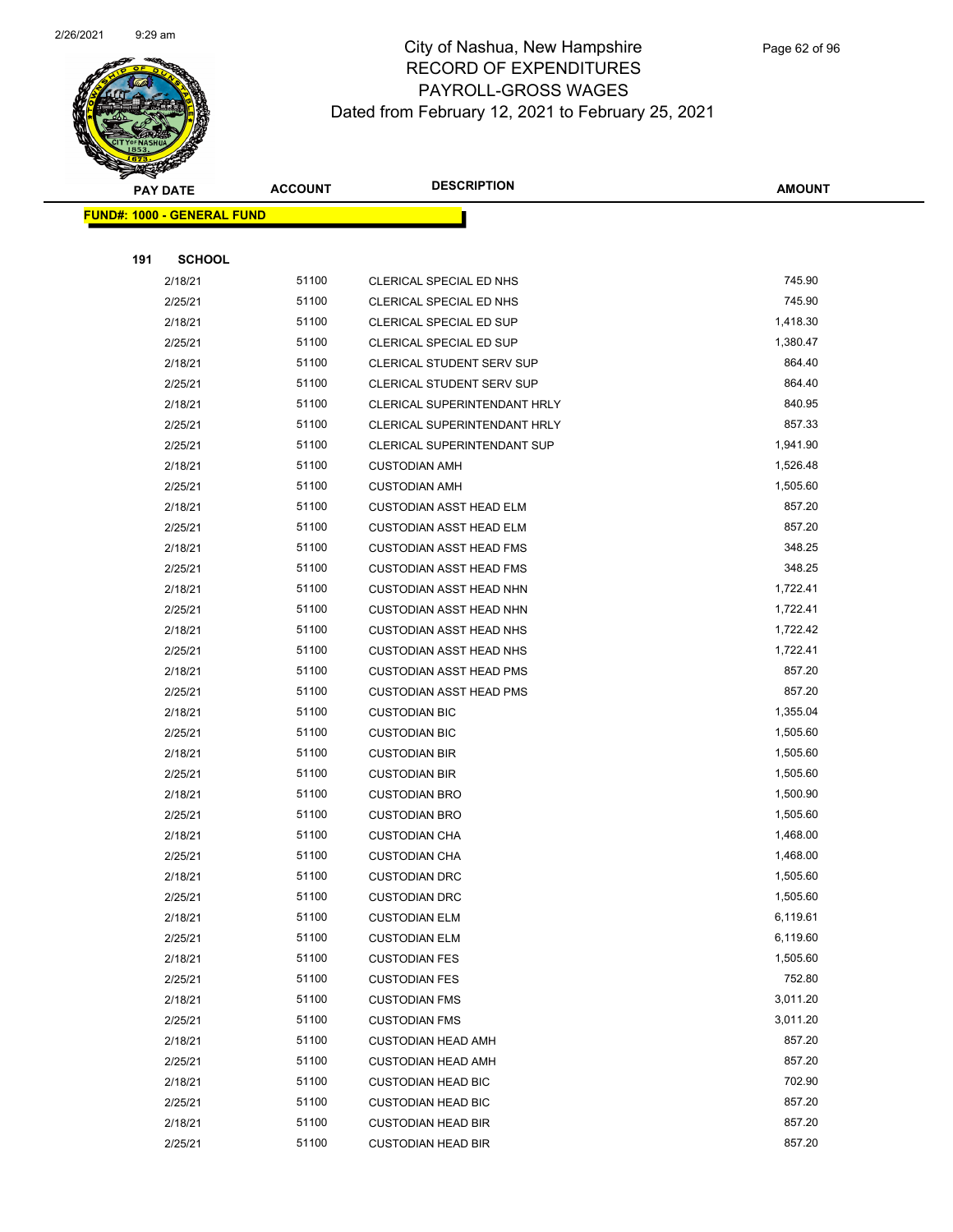# City of Nashua, New Hampshire
## RECORD OF EXPENDITURES
## PAYROLL-GROSS WAGES
## Dated from February 12, 2021 to February 25, 2021

| PAY DATE | ACCOUNT | DESCRIPTION | AMOUNT |
|---|---|---|---|
| **FUND#: 1000 - GENERAL FUND** | | | |
| **191 SCHOOL** | | | |
| 2/18/21 | 51100 | CLERICAL SPECIAL ED NHS | 745.90 |
| 2/25/21 | 51100 | CLERICAL SPECIAL ED NHS | 745.90 |
| 2/18/21 | 51100 | CLERICAL SPECIAL ED SUP | 1,418.30 |
| 2/25/21 | 51100 | CLERICAL SPECIAL ED SUP | 1,380.47 |
| 2/18/21 | 51100 | CLERICAL STUDENT SERV SUP | 864.40 |
| 2/25/21 | 51100 | CLERICAL STUDENT SERV SUP | 864.40 |
| 2/18/21 | 51100 | CLERICAL SUPERINTENDANT HRLY | 840.95 |
| 2/25/21 | 51100 | CLERICAL SUPERINTENDANT HRLY | 857.33 |
| 2/25/21 | 51100 | CLERICAL SUPERINTENDANT SUP | 1,941.90 |
| 2/18/21 | 51100 | CUSTODIAN AMH | 1,526.48 |
| 2/25/21 | 51100 | CUSTODIAN AMH | 1,505.60 |
| 2/18/21 | 51100 | CUSTODIAN ASST HEAD ELM | 857.20 |
| 2/25/21 | 51100 | CUSTODIAN ASST HEAD ELM | 857.20 |
| 2/18/21 | 51100 | CUSTODIAN ASST HEAD FMS | 348.25 |
| 2/25/21 | 51100 | CUSTODIAN ASST HEAD FMS | 348.25 |
| 2/18/21 | 51100 | CUSTODIAN ASST HEAD NHN | 1,722.41 |
| 2/25/21 | 51100 | CUSTODIAN ASST HEAD NHN | 1,722.41 |
| 2/18/21 | 51100 | CUSTODIAN ASST HEAD NHS | 1,722.42 |
| 2/25/21 | 51100 | CUSTODIAN ASST HEAD NHS | 1,722.41 |
| 2/18/21 | 51100 | CUSTODIAN ASST HEAD PMS | 857.20 |
| 2/25/21 | 51100 | CUSTODIAN ASST HEAD PMS | 857.20 |
| 2/18/21 | 51100 | CUSTODIAN BIC | 1,355.04 |
| 2/25/21 | 51100 | CUSTODIAN BIC | 1,505.60 |
| 2/18/21 | 51100 | CUSTODIAN BIR | 1,505.60 |
| 2/25/21 | 51100 | CUSTODIAN BIR | 1,505.60 |
| 2/18/21 | 51100 | CUSTODIAN BRO | 1,500.90 |
| 2/25/21 | 51100 | CUSTODIAN BRO | 1,505.60 |
| 2/18/21 | 51100 | CUSTODIAN CHA | 1,468.00 |
| 2/25/21 | 51100 | CUSTODIAN CHA | 1,468.00 |
| 2/18/21 | 51100 | CUSTODIAN DRC | 1,505.60 |
| 2/25/21 | 51100 | CUSTODIAN DRC | 1,505.60 |
| 2/18/21 | 51100 | CUSTODIAN ELM | 6,119.61 |
| 2/25/21 | 51100 | CUSTODIAN ELM | 6,119.60 |
| 2/18/21 | 51100 | CUSTODIAN FES | 1,505.60 |
| 2/25/21 | 51100 | CUSTODIAN FES | 752.80 |
| 2/18/21 | 51100 | CUSTODIAN FMS | 3,011.20 |
| 2/25/21 | 51100 | CUSTODIAN FMS | 3,011.20 |
| 2/18/21 | 51100 | CUSTODIAN HEAD AMH | 857.20 |
| 2/25/21 | 51100 | CUSTODIAN HEAD AMH | 857.20 |
| 2/18/21 | 51100 | CUSTODIAN HEAD BIC | 702.90 |
| 2/25/21 | 51100 | CUSTODIAN HEAD BIC | 857.20 |
| 2/18/21 | 51100 | CUSTODIAN HEAD BIR | 857.20 |
| 2/25/21 | 51100 | CUSTODIAN HEAD BIR | 857.20 |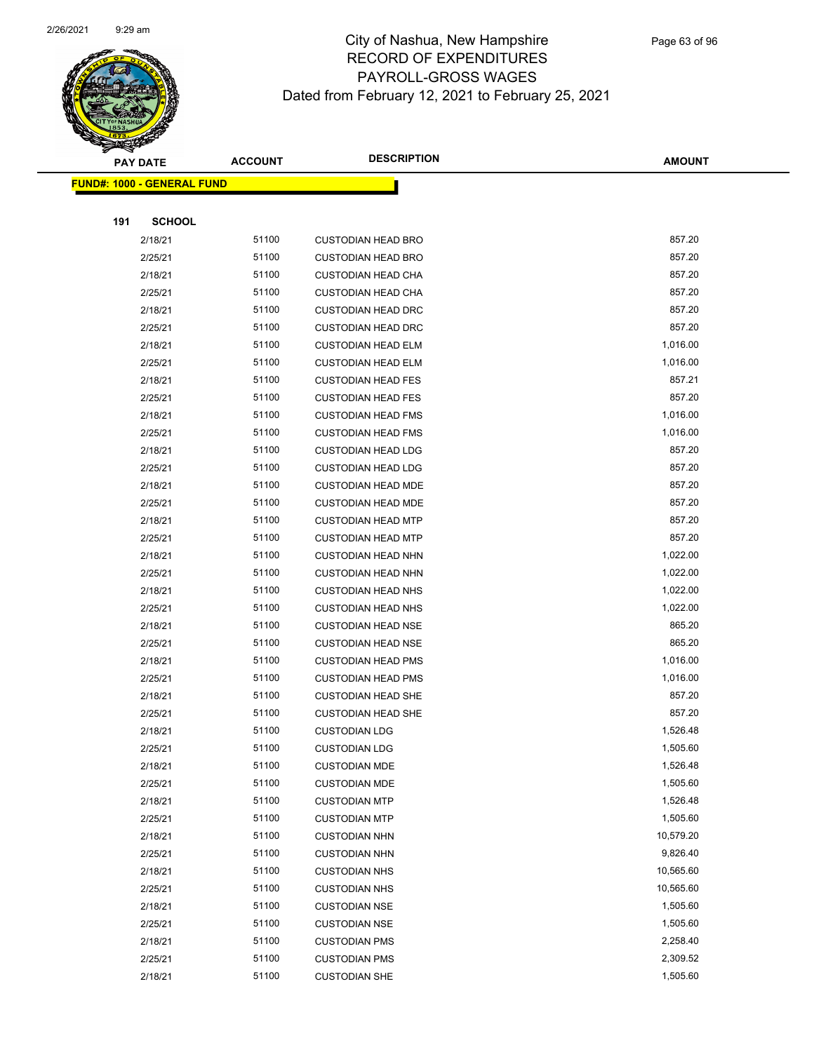# City of Nashua, New Hampshire
## RECORD OF EXPENDITURES
## PAYROLL-GROSS WAGES
### Dated from February 12, 2021 to February 25, 2021

| PAY DATE | ACCOUNT | DESCRIPTION | AMOUNT |
|---|---|---|---|
| **FUND#: 1000 - GENERAL FUND** | | | |
| **191 SCHOOL** | | | |
| 2/18/21 | 51100 | CUSTODIAN HEAD BRO | 857.20 |
| 2/25/21 | 51100 | CUSTODIAN HEAD BRO | 857.20 |
| 2/18/21 | 51100 | CUSTODIAN HEAD CHA | 857.20 |
| 2/25/21 | 51100 | CUSTODIAN HEAD CHA | 857.20 |
| 2/18/21 | 51100 | CUSTODIAN HEAD DRC | 857.20 |
| 2/25/21 | 51100 | CUSTODIAN HEAD DRC | 857.20 |
| 2/18/21 | 51100 | CUSTODIAN HEAD ELM | 1,016.00 |
| 2/25/21 | 51100 | CUSTODIAN HEAD ELM | 1,016.00 |
| 2/18/21 | 51100 | CUSTODIAN HEAD FES | 857.21 |
| 2/25/21 | 51100 | CUSTODIAN HEAD FES | 857.20 |
| 2/18/21 | 51100 | CUSTODIAN HEAD FMS | 1,016.00 |
| 2/25/21 | 51100 | CUSTODIAN HEAD FMS | 1,016.00 |
| 2/18/21 | 51100 | CUSTODIAN HEAD LDG | 857.20 |
| 2/25/21 | 51100 | CUSTODIAN HEAD LDG | 857.20 |
| 2/18/21 | 51100 | CUSTODIAN HEAD MDE | 857.20 |
| 2/25/21 | 51100 | CUSTODIAN HEAD MDE | 857.20 |
| 2/18/21 | 51100 | CUSTODIAN HEAD MTP | 857.20 |
| 2/25/21 | 51100 | CUSTODIAN HEAD MTP | 857.20 |
| 2/18/21 | 51100 | CUSTODIAN HEAD NHN | 1,022.00 |
| 2/25/21 | 51100 | CUSTODIAN HEAD NHN | 1,022.00 |
| 2/18/21 | 51100 | CUSTODIAN HEAD NHS | 1,022.00 |
| 2/25/21 | 51100 | CUSTODIAN HEAD NHS | 1,022.00 |
| 2/18/21 | 51100 | CUSTODIAN HEAD NSE | 865.20 |
| 2/25/21 | 51100 | CUSTODIAN HEAD NSE | 865.20 |
| 2/18/21 | 51100 | CUSTODIAN HEAD PMS | 1,016.00 |
| 2/25/21 | 51100 | CUSTODIAN HEAD PMS | 1,016.00 |
| 2/18/21 | 51100 | CUSTODIAN HEAD SHE | 857.20 |
| 2/25/21 | 51100 | CUSTODIAN HEAD SHE | 857.20 |
| 2/18/21 | 51100 | CUSTODIAN LDG | 1,526.48 |
| 2/25/21 | 51100 | CUSTODIAN LDG | 1,505.60 |
| 2/18/21 | 51100 | CUSTODIAN MDE | 1,526.48 |
| 2/25/21 | 51100 | CUSTODIAN MDE | 1,505.60 |
| 2/18/21 | 51100 | CUSTODIAN MTP | 1,526.48 |
| 2/25/21 | 51100 | CUSTODIAN MTP | 1,505.60 |
| 2/18/21 | 51100 | CUSTODIAN NHN | 10,579.20 |
| 2/25/21 | 51100 | CUSTODIAN NHN | 9,826.40 |
| 2/18/21 | 51100 | CUSTODIAN NHS | 10,565.60 |
| 2/25/21 | 51100 | CUSTODIAN NHS | 10,565.60 |
| 2/18/21 | 51100 | CUSTODIAN NSE | 1,505.60 |
| 2/25/21 | 51100 | CUSTODIAN NSE | 1,505.60 |
| 2/18/21 | 51100 | CUSTODIAN PMS | 2,258.40 |
| 2/25/21 | 51100 | CUSTODIAN PMS | 2,309.52 |
| 2/18/21 | 51100 | CUSTODIAN SHE | 1,505.60 |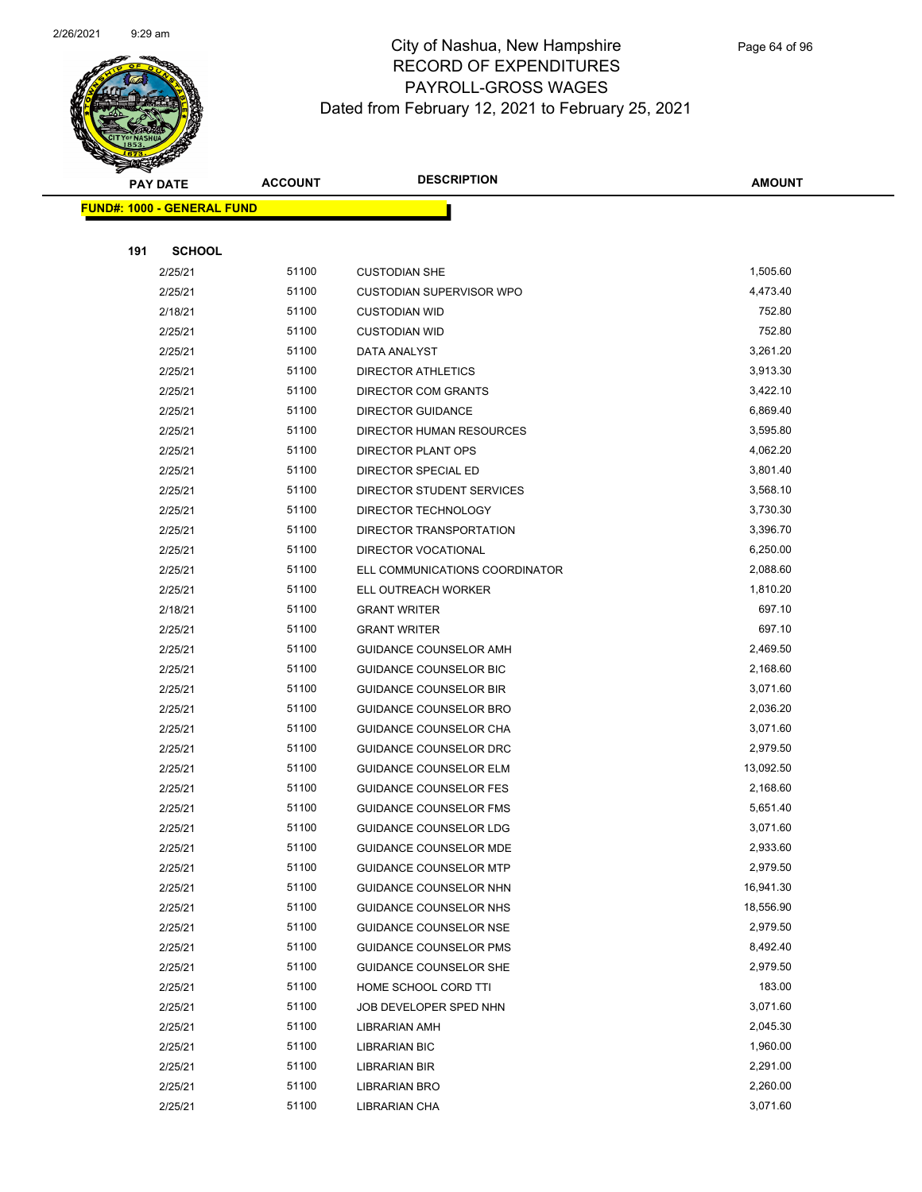# City of Nashua, New Hampshire
## RECORD OF EXPENDITURES
## PAYROLL-GROSS WAGES
## Dated from February 12, 2021 to February 25, 2021

**FUND#: 1000 - GENERAL FUND**

**191 SCHOOL**

| PAY DATE | ACCOUNT | DESCRIPTION | AMOUNT |
|---|---|---|---|
| 2/25/21 | 51100 | CUSTODIAN SHE | 1,505.60 |
| 2/25/21 | 51100 | CUSTODIAN SUPERVISOR WPO | 4,473.40 |
| 2/18/21 | 51100 | CUSTODIAN WID | 752.80 |
| 2/25/21 | 51100 | CUSTODIAN WID | 752.80 |
| 2/25/21 | 51100 | DATA ANALYST | 3,261.20 |
| 2/25/21 | 51100 | DIRECTOR ATHLETICS | 3,913.30 |
| 2/25/21 | 51100 | DIRECTOR COM GRANTS | 3,422.10 |
| 2/25/21 | 51100 | DIRECTOR GUIDANCE | 6,869.40 |
| 2/25/21 | 51100 | DIRECTOR HUMAN RESOURCES | 3,595.80 |
| 2/25/21 | 51100 | DIRECTOR PLANT OPS | 4,062.20 |
| 2/25/21 | 51100 | DIRECTOR SPECIAL ED | 3,801.40 |
| 2/25/21 | 51100 | DIRECTOR STUDENT SERVICES | 3,568.10 |
| 2/25/21 | 51100 | DIRECTOR TECHNOLOGY | 3,730.30 |
| 2/25/21 | 51100 | DIRECTOR TRANSPORTATION | 3,396.70 |
| 2/25/21 | 51100 | DIRECTOR VOCATIONAL | 6,250.00 |
| 2/25/21 | 51100 | ELL COMMUNICATIONS COORDINATOR | 2,088.60 |
| 2/25/21 | 51100 | ELL OUTREACH WORKER | 1,810.20 |
| 2/18/21 | 51100 | GRANT WRITER | 697.10 |
| 2/25/21 | 51100 | GRANT WRITER | 697.10 |
| 2/25/21 | 51100 | GUIDANCE COUNSELOR AMH | 2,469.50 |
| 2/25/21 | 51100 | GUIDANCE COUNSELOR BIC | 2,168.60 |
| 2/25/21 | 51100 | GUIDANCE COUNSELOR BIR | 3,071.60 |
| 2/25/21 | 51100 | GUIDANCE COUNSELOR BRO | 2,036.20 |
| 2/25/21 | 51100 | GUIDANCE COUNSELOR CHA | 3,071.60 |
| 2/25/21 | 51100 | GUIDANCE COUNSELOR DRC | 2,979.50 |
| 2/25/21 | 51100 | GUIDANCE COUNSELOR ELM | 13,092.50 |
| 2/25/21 | 51100 | GUIDANCE COUNSELOR FES | 2,168.60 |
| 2/25/21 | 51100 | GUIDANCE COUNSELOR FMS | 5,651.40 |
| 2/25/21 | 51100 | GUIDANCE COUNSELOR LDG | 3,071.60 |
| 2/25/21 | 51100 | GUIDANCE COUNSELOR MDE | 2,933.60 |
| 2/25/21 | 51100 | GUIDANCE COUNSELOR MTP | 2,979.50 |
| 2/25/21 | 51100 | GUIDANCE COUNSELOR NHN | 16,941.30 |
| 2/25/21 | 51100 | GUIDANCE COUNSELOR NHS | 18,556.90 |
| 2/25/21 | 51100 | GUIDANCE COUNSELOR NSE | 2,979.50 |
| 2/25/21 | 51100 | GUIDANCE COUNSELOR PMS | 8,492.40 |
| 2/25/21 | 51100 | GUIDANCE COUNSELOR SHE | 2,979.50 |
| 2/25/21 | 51100 | HOME SCHOOL CORD TTI | 183.00 |
| 2/25/21 | 51100 | JOB DEVELOPER SPED NHN | 3,071.60 |
| 2/25/21 | 51100 | LIBRARIAN AMH | 2,045.30 |
| 2/25/21 | 51100 | LIBRARIAN BIC | 1,960.00 |
| 2/25/21 | 51100 | LIBRARIAN BIR | 2,291.00 |
| 2/25/21 | 51100 | LIBRARIAN BRO | 2,260.00 |
| 2/25/21 | 51100 | LIBRARIAN CHA | 3,071.60 |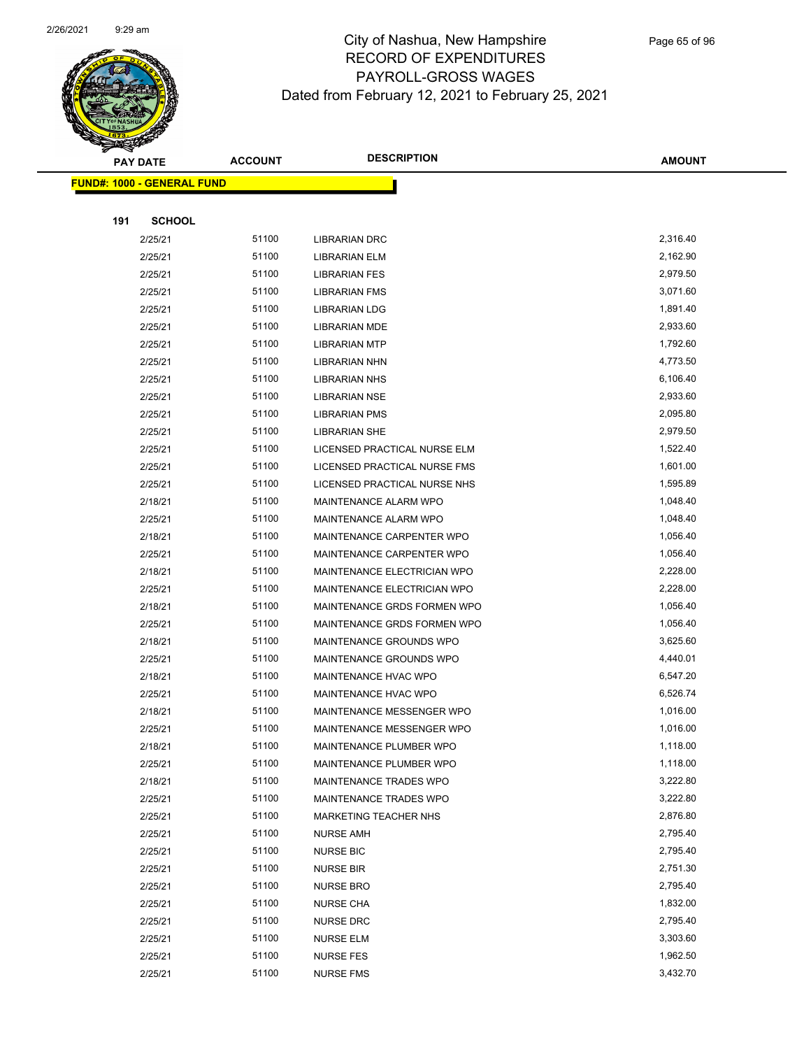# City of Nashua, New Hampshire
# RECORD OF EXPENDITURES
# PAYROLL-GROSS WAGES
# Dated from February 12, 2021 to February 25, 2021

| PAY DATE | ACCOUNT | DESCRIPTION | AMOUNT |
|---|---|---|---|
| **FUND#: 1000 - GENERAL FUND** | | | |
| **191 SCHOOL** | | | |
| 2/25/21 | 51100 | LIBRARIAN DRC | 2,316.40 |
| 2/25/21 | 51100 | LIBRARIAN ELM | 2,162.90 |
| 2/25/21 | 51100 | LIBRARIAN FES | 2,979.50 |
| 2/25/21 | 51100 | LIBRARIAN FMS | 3,071.60 |
| 2/25/21 | 51100 | LIBRARIAN LDG | 1,891.40 |
| 2/25/21 | 51100 | LIBRARIAN MDE | 2,933.60 |
| 2/25/21 | 51100 | LIBRARIAN MTP | 1,792.60 |
| 2/25/21 | 51100 | LIBRARIAN NHN | 4,773.50 |
| 2/25/21 | 51100 | LIBRARIAN NHS | 6,106.40 |
| 2/25/21 | 51100 | LIBRARIAN NSE | 2,933.60 |
| 2/25/21 | 51100 | LIBRARIAN PMS | 2,095.80 |
| 2/25/21 | 51100 | LIBRARIAN SHE | 2,979.50 |
| 2/25/21 | 51100 | LICENSED PRACTICAL NURSE ELM | 1,522.40 |
| 2/25/21 | 51100 | LICENSED PRACTICAL NURSE FMS | 1,601.00 |
| 2/25/21 | 51100 | LICENSED PRACTICAL NURSE NHS | 1,595.89 |
| 2/18/21 | 51100 | MAINTENANCE ALARM WPO | 1,048.40 |
| 2/25/21 | 51100 | MAINTENANCE ALARM WPO | 1,048.40 |
| 2/18/21 | 51100 | MAINTENANCE CARPENTER WPO | 1,056.40 |
| 2/25/21 | 51100 | MAINTENANCE CARPENTER WPO | 1,056.40 |
| 2/18/21 | 51100 | MAINTENANCE ELECTRICIAN WPO | 2,228.00 |
| 2/25/21 | 51100 | MAINTENANCE ELECTRICIAN WPO | 2,228.00 |
| 2/18/21 | 51100 | MAINTENANCE GRDS FORMEN WPO | 1,056.40 |
| 2/25/21 | 51100 | MAINTENANCE GRDS FORMEN WPO | 1,056.40 |
| 2/18/21 | 51100 | MAINTENANCE GROUNDS WPO | 3,625.60 |
| 2/25/21 | 51100 | MAINTENANCE GROUNDS WPO | 4,440.01 |
| 2/18/21 | 51100 | MAINTENANCE HVAC WPO | 6,547.20 |
| 2/25/21 | 51100 | MAINTENANCE HVAC WPO | 6,526.74 |
| 2/18/21 | 51100 | MAINTENANCE MESSENGER WPO | 1,016.00 |
| 2/25/21 | 51100 | MAINTENANCE MESSENGER WPO | 1,016.00 |
| 2/18/21 | 51100 | MAINTENANCE PLUMBER WPO | 1,118.00 |
| 2/25/21 | 51100 | MAINTENANCE PLUMBER WPO | 1,118.00 |
| 2/18/21 | 51100 | MAINTENANCE TRADES WPO | 3,222.80 |
| 2/25/21 | 51100 | MAINTENANCE TRADES WPO | 3,222.80 |
| 2/25/21 | 51100 | MARKETING TEACHER NHS | 2,876.80 |
| 2/25/21 | 51100 | NURSE AMH | 2,795.40 |
| 2/25/21 | 51100 | NURSE BIC | 2,795.40 |
| 2/25/21 | 51100 | NURSE BIR | 2,751.30 |
| 2/25/21 | 51100 | NURSE BRO | 2,795.40 |
| 2/25/21 | 51100 | NURSE CHA | 1,832.00 |
| 2/25/21 | 51100 | NURSE DRC | 2,795.40 |
| 2/25/21 | 51100 | NURSE ELM | 3,303.60 |
| 2/25/21 | 51100 | NURSE FES | 1,962.50 |
| 2/25/21 | 51100 | NURSE FMS | 3,432.70 |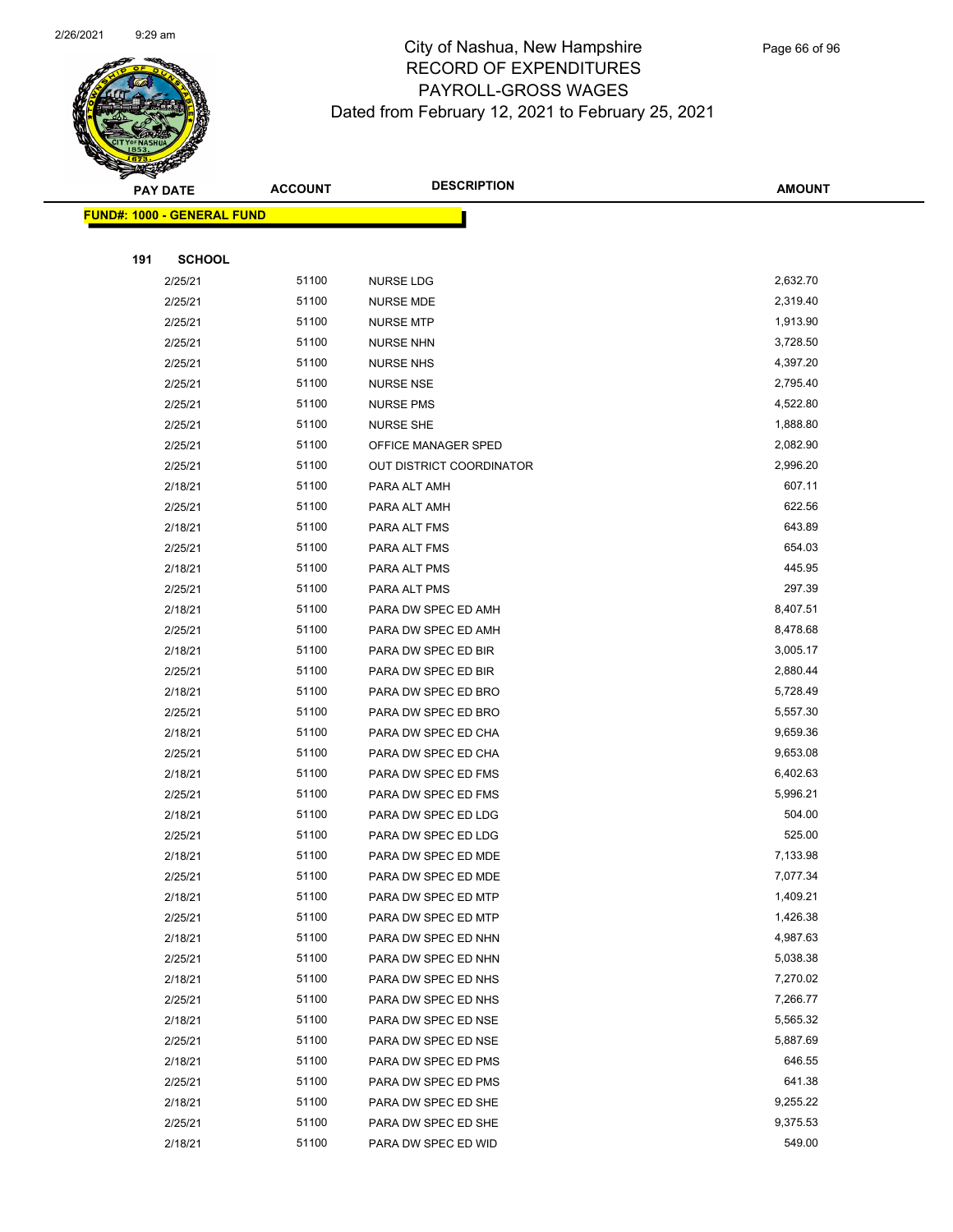# City of Nashua, New Hampshire
## RECORD OF EXPENDITURES
## PAYROLL-GROSS WAGES
## Dated from February 12, 2021 to February 25, 2021

| PAY DATE | ACCOUNT | DESCRIPTION | AMOUNT |
|---|---|---|---|
| **FUND#: 1000 - GENERAL FUND** | | | |
| **191 SCHOOL** | | | |
| 2/25/21 | 51100 | NURSE LDG | 2,632.70 |
| 2/25/21 | 51100 | NURSE MDE | 2,319.40 |
| 2/25/21 | 51100 | NURSE MTP | 1,913.90 |
| 2/25/21 | 51100 | NURSE NHN | 3,728.50 |
| 2/25/21 | 51100 | NURSE NHS | 4,397.20 |
| 2/25/21 | 51100 | NURSE NSE | 2,795.40 |
| 2/25/21 | 51100 | NURSE PMS | 4,522.80 |
| 2/25/21 | 51100 | NURSE SHE | 1,888.80 |
| 2/25/21 | 51100 | OFFICE MANAGER SPED | 2,082.90 |
| 2/25/21 | 51100 | OUT DISTRICT COORDINATOR | 2,996.20 |
| 2/18/21 | 51100 | PARA ALT AMH | 607.11 |
| 2/25/21 | 51100 | PARA ALT AMH | 622.56 |
| 2/18/21 | 51100 | PARA ALT FMS | 643.89 |
| 2/25/21 | 51100 | PARA ALT FMS | 654.03 |
| 2/18/21 | 51100 | PARA ALT PMS | 445.95 |
| 2/25/21 | 51100 | PARA ALT PMS | 297.39 |
| 2/18/21 | 51100 | PARA DW SPEC ED AMH | 8,407.51 |
| 2/25/21 | 51100 | PARA DW SPEC ED AMH | 8,478.68 |
| 2/18/21 | 51100 | PARA DW SPEC ED BIR | 3,005.17 |
| 2/25/21 | 51100 | PARA DW SPEC ED BIR | 2,880.44 |
| 2/18/21 | 51100 | PARA DW SPEC ED BRO | 5,728.49 |
| 2/25/21 | 51100 | PARA DW SPEC ED BRO | 5,557.30 |
| 2/18/21 | 51100 | PARA DW SPEC ED CHA | 9,659.36 |
| 2/25/21 | 51100 | PARA DW SPEC ED CHA | 9,653.08 |
| 2/18/21 | 51100 | PARA DW SPEC ED FMS | 6,402.63 |
| 2/25/21 | 51100 | PARA DW SPEC ED FMS | 5,996.21 |
| 2/18/21 | 51100 | PARA DW SPEC ED LDG | 504.00 |
| 2/25/21 | 51100 | PARA DW SPEC ED LDG | 525.00 |
| 2/18/21 | 51100 | PARA DW SPEC ED MDE | 7,133.98 |
| 2/25/21 | 51100 | PARA DW SPEC ED MDE | 7,077.34 |
| 2/18/21 | 51100 | PARA DW SPEC ED MTP | 1,409.21 |
| 2/25/21 | 51100 | PARA DW SPEC ED MTP | 1,426.38 |
| 2/18/21 | 51100 | PARA DW SPEC ED NHN | 4,987.63 |
| 2/25/21 | 51100 | PARA DW SPEC ED NHN | 5,038.38 |
| 2/18/21 | 51100 | PARA DW SPEC ED NHS | 7,270.02 |
| 2/25/21 | 51100 | PARA DW SPEC ED NHS | 7,266.77 |
| 2/18/21 | 51100 | PARA DW SPEC ED NSE | 5,565.32 |
| 2/25/21 | 51100 | PARA DW SPEC ED NSE | 5,887.69 |
| 2/18/21 | 51100 | PARA DW SPEC ED PMS | 646.55 |
| 2/25/21 | 51100 | PARA DW SPEC ED PMS | 641.38 |
| 2/18/21 | 51100 | PARA DW SPEC ED SHE | 9,255.22 |
| 2/25/21 | 51100 | PARA DW SPEC ED SHE | 9,375.53 |
| 2/18/21 | 51100 | PARA DW SPEC ED WID | 549.00 |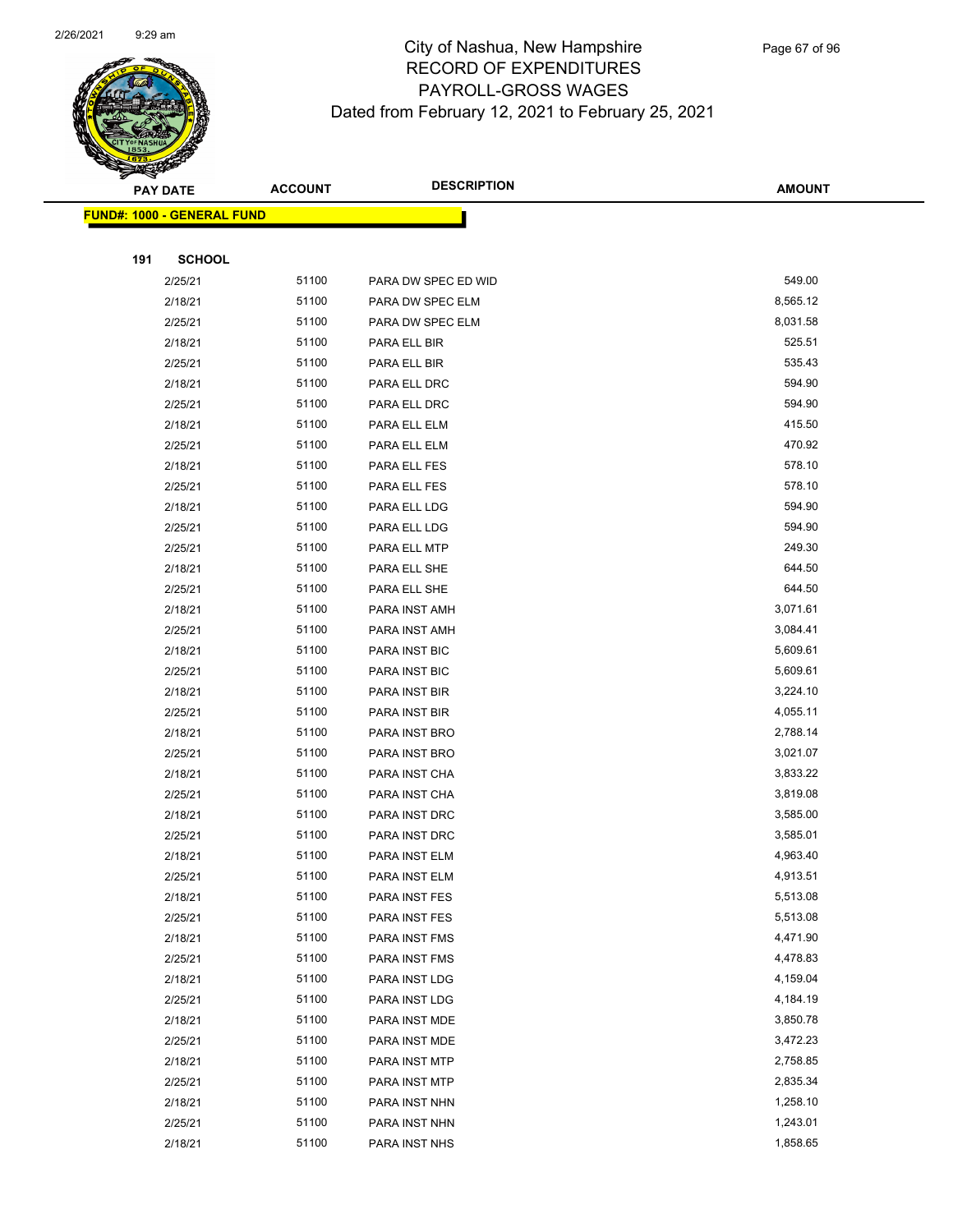# City of Nashua, New Hampshire
## RECORD OF EXPENDITURES
## PAYROLL-GROSS WAGES
## Dated from February 12, 2021 to February 25, 2021

| PAY DATE | ACCOUNT | DESCRIPTION | AMOUNT |
|---|---|---|---|
| **FUND#: 1000 - GENERAL FUND** | | | |
| **191 SCHOOL** | | | |
| 2/25/21 | 51100 | PARA DW SPEC ED WID | 549.00 |
| 2/18/21 | 51100 | PARA DW SPEC ELM | 8,565.12 |
| 2/25/21 | 51100 | PARA DW SPEC ELM | 8,031.58 |
| 2/18/21 | 51100 | PARA ELL BIR | 525.51 |
| 2/25/21 | 51100 | PARA ELL BIR | 535.43 |
| 2/18/21 | 51100 | PARA ELL DRC | 594.90 |
| 2/25/21 | 51100 | PARA ELL DRC | 594.90 |
| 2/18/21 | 51100 | PARA ELL ELM | 415.50 |
| 2/25/21 | 51100 | PARA ELL ELM | 470.92 |
| 2/18/21 | 51100 | PARA ELL FES | 578.10 |
| 2/25/21 | 51100 | PARA ELL FES | 578.10 |
| 2/18/21 | 51100 | PARA ELL LDG | 594.90 |
| 2/25/21 | 51100 | PARA ELL LDG | 594.90 |
| 2/25/21 | 51100 | PARA ELL MTP | 249.30 |
| 2/18/21 | 51100 | PARA ELL SHE | 644.50 |
| 2/25/21 | 51100 | PARA ELL SHE | 644.50 |
| 2/18/21 | 51100 | PARA INST AMH | 3,071.61 |
| 2/25/21 | 51100 | PARA INST AMH | 3,084.41 |
| 2/18/21 | 51100 | PARA INST BIC | 5,609.61 |
| 2/25/21 | 51100 | PARA INST BIC | 5,609.61 |
| 2/18/21 | 51100 | PARA INST BIR | 3,224.10 |
| 2/25/21 | 51100 | PARA INST BIR | 4,055.11 |
| 2/18/21 | 51100 | PARA INST BRO | 2,788.14 |
| 2/25/21 | 51100 | PARA INST BRO | 3,021.07 |
| 2/18/21 | 51100 | PARA INST CHA | 3,833.22 |
| 2/25/21 | 51100 | PARA INST CHA | 3,819.08 |
| 2/18/21 | 51100 | PARA INST DRC | 3,585.00 |
| 2/25/21 | 51100 | PARA INST DRC | 3,585.01 |
| 2/18/21 | 51100 | PARA INST ELM | 4,963.40 |
| 2/25/21 | 51100 | PARA INST ELM | 4,913.51 |
| 2/18/21 | 51100 | PARA INST FES | 5,513.08 |
| 2/25/21 | 51100 | PARA INST FES | 5,513.08 |
| 2/18/21 | 51100 | PARA INST FMS | 4,471.90 |
| 2/25/21 | 51100 | PARA INST FMS | 4,478.83 |
| 2/18/21 | 51100 | PARA INST LDG | 4,159.04 |
| 2/25/21 | 51100 | PARA INST LDG | 4,184.19 |
| 2/18/21 | 51100 | PARA INST MDE | 3,850.78 |
| 2/25/21 | 51100 | PARA INST MDE | 3,472.23 |
| 2/18/21 | 51100 | PARA INST MTP | 2,758.85 |
| 2/25/21 | 51100 | PARA INST MTP | 2,835.34 |
| 2/18/21 | 51100 | PARA INST NHN | 1,258.10 |
| 2/25/21 | 51100 | PARA INST NHN | 1,243.01 |
| 2/18/21 | 51100 | PARA INST NHS | 1,858.65 |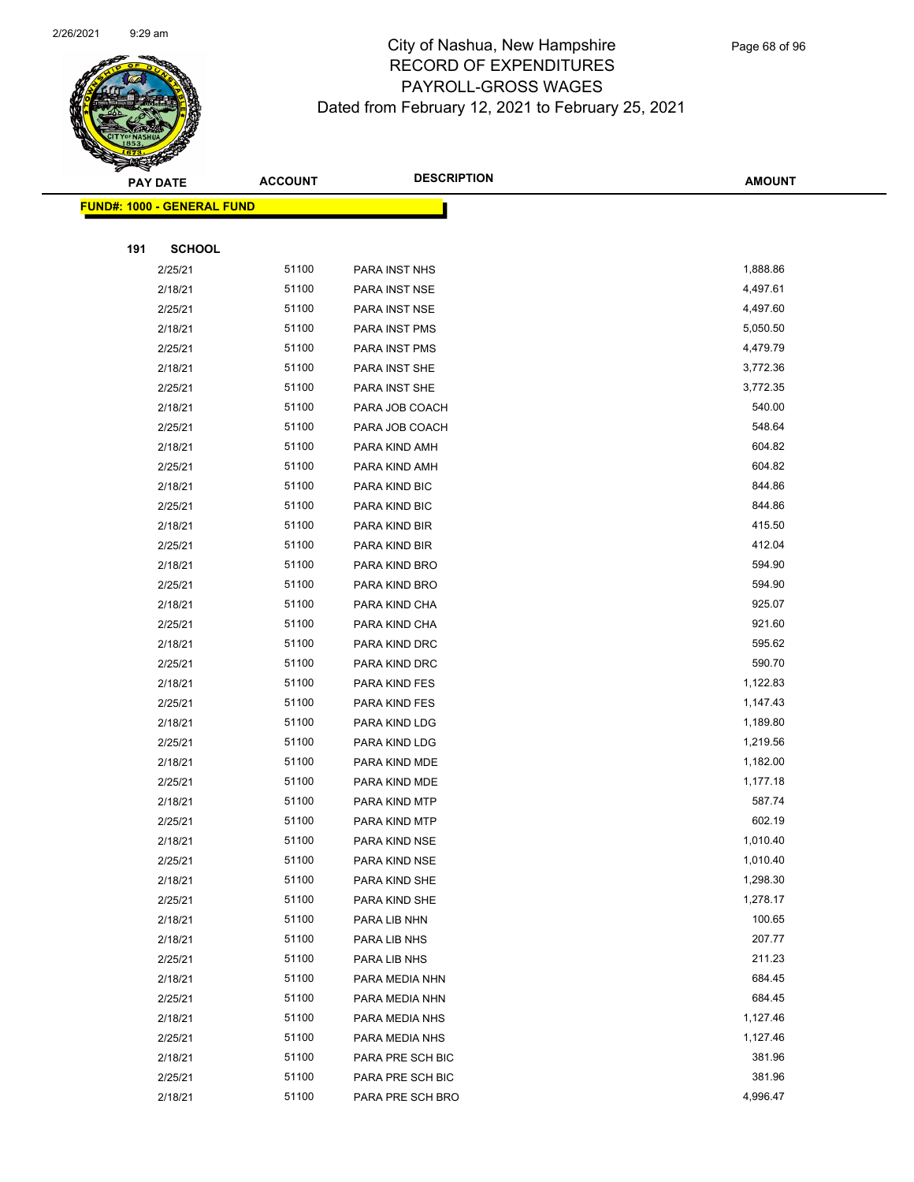# City of Nashua, New Hampshire
# RECORD OF EXPENDITURES
# PAYROLL-GROSS WAGES
# Dated from February 12, 2021 to February 25, 2021

| PAY DATE | ACCOUNT | DESCRIPTION | AMOUNT |
|---|---|---|---|
| **FUND#: 1000 - GENERAL FUND** | | | |
| **191 SCHOOL** | | | |
| 2/25/21 | 51100 | PARA INST NHS | 1,888.86 |
| 2/18/21 | 51100 | PARA INST NSE | 4,497.61 |
| 2/25/21 | 51100 | PARA INST NSE | 4,497.60 |
| 2/18/21 | 51100 | PARA INST PMS | 5,050.50 |
| 2/25/21 | 51100 | PARA INST PMS | 4,479.79 |
| 2/18/21 | 51100 | PARA INST SHE | 3,772.36 |
| 2/25/21 | 51100 | PARA INST SHE | 3,772.35 |
| 2/18/21 | 51100 | PARA JOB COACH | 540.00 |
| 2/25/21 | 51100 | PARA JOB COACH | 548.64 |
| 2/18/21 | 51100 | PARA KIND AMH | 604.82 |
| 2/25/21 | 51100 | PARA KIND AMH | 604.82 |
| 2/18/21 | 51100 | PARA KIND BIC | 844.86 |
| 2/25/21 | 51100 | PARA KIND BIC | 844.86 |
| 2/18/21 | 51100 | PARA KIND BIR | 415.50 |
| 2/25/21 | 51100 | PARA KIND BIR | 412.04 |
| 2/18/21 | 51100 | PARA KIND BRO | 594.90 |
| 2/25/21 | 51100 | PARA KIND BRO | 594.90 |
| 2/18/21 | 51100 | PARA KIND CHA | 925.07 |
| 2/25/21 | 51100 | PARA KIND CHA | 921.60 |
| 2/18/21 | 51100 | PARA KIND DRC | 595.62 |
| 2/25/21 | 51100 | PARA KIND DRC | 590.70 |
| 2/18/21 | 51100 | PARA KIND FES | 1,122.83 |
| 2/25/21 | 51100 | PARA KIND FES | 1,147.43 |
| 2/18/21 | 51100 | PARA KIND LDG | 1,189.80 |
| 2/25/21 | 51100 | PARA KIND LDG | 1,219.56 |
| 2/18/21 | 51100 | PARA KIND MDE | 1,182.00 |
| 2/25/21 | 51100 | PARA KIND MDE | 1,177.18 |
| 2/18/21 | 51100 | PARA KIND MTP | 587.74 |
| 2/25/21 | 51100 | PARA KIND MTP | 602.19 |
| 2/18/21 | 51100 | PARA KIND NSE | 1,010.40 |
| 2/25/21 | 51100 | PARA KIND NSE | 1,010.40 |
| 2/18/21 | 51100 | PARA KIND SHE | 1,298.30 |
| 2/25/21 | 51100 | PARA KIND SHE | 1,278.17 |
| 2/18/21 | 51100 | PARA LIB NHN | 100.65 |
| 2/18/21 | 51100 | PARA LIB NHS | 207.77 |
| 2/25/21 | 51100 | PARA LIB NHS | 211.23 |
| 2/18/21 | 51100 | PARA MEDIA NHN | 684.45 |
| 2/25/21 | 51100 | PARA MEDIA NHN | 684.45 |
| 2/18/21 | 51100 | PARA MEDIA NHS | 1,127.46 |
| 2/25/21 | 51100 | PARA MEDIA NHS | 1,127.46 |
| 2/18/21 | 51100 | PARA PRE SCH BIC | 381.96 |
| 2/25/21 | 51100 | PARA PRE SCH BIC | 381.96 |
| 2/18/21 | 51100 | PARA PRE SCH BRO | 4,996.47 |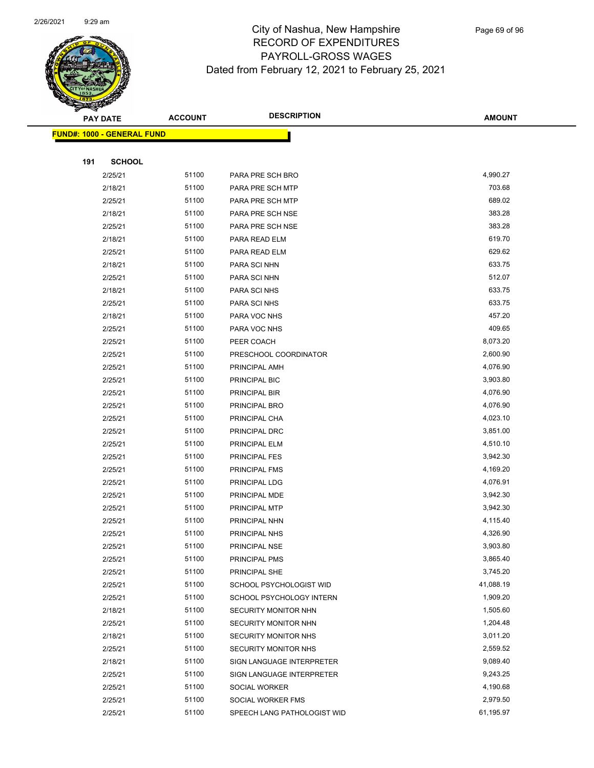# City of Nashua, New Hampshire
## RECORD OF EXPENDITURES
## PAYROLL-GROSS WAGES
## Dated from February 12, 2021 to February 25, 2021

| PAY DATE | ACCOUNT | DESCRIPTION | AMOUNT |
|---|---|---|---|
| **FUND#: 1000 - GENERAL FUND** | | | |
| **191 SCHOOL** | | | |
| 2/25/21 | 51100 | PARA PRE SCH BRO | 4,990.27 |
| 2/18/21 | 51100 | PARA PRE SCH MTP | 703.68 |
| 2/25/21 | 51100 | PARA PRE SCH MTP | 689.02 |
| 2/18/21 | 51100 | PARA PRE SCH NSE | 383.28 |
| 2/25/21 | 51100 | PARA PRE SCH NSE | 383.28 |
| 2/18/21 | 51100 | PARA READ ELM | 619.70 |
| 2/25/21 | 51100 | PARA READ ELM | 629.62 |
| 2/18/21 | 51100 | PARA SCI NHN | 633.75 |
| 2/25/21 | 51100 | PARA SCI NHN | 512.07 |
| 2/18/21 | 51100 | PARA SCI NHS | 633.75 |
| 2/25/21 | 51100 | PARA SCI NHS | 633.75 |
| 2/18/21 | 51100 | PARA VOC NHS | 457.20 |
| 2/25/21 | 51100 | PARA VOC NHS | 409.65 |
| 2/25/21 | 51100 | PEER COACH | 8,073.20 |
| 2/25/21 | 51100 | PRESCHOOL COORDINATOR | 2,600.90 |
| 2/25/21 | 51100 | PRINCIPAL AMH | 4,076.90 |
| 2/25/21 | 51100 | PRINCIPAL BIC | 3,903.80 |
| 2/25/21 | 51100 | PRINCIPAL BIR | 4,076.90 |
| 2/25/21 | 51100 | PRINCIPAL BRO | 4,076.90 |
| 2/25/21 | 51100 | PRINCIPAL CHA | 4,023.10 |
| 2/25/21 | 51100 | PRINCIPAL DRC | 3,851.00 |
| 2/25/21 | 51100 | PRINCIPAL ELM | 4,510.10 |
| 2/25/21 | 51100 | PRINCIPAL FES | 3,942.30 |
| 2/25/21 | 51100 | PRINCIPAL FMS | 4,169.20 |
| 2/25/21 | 51100 | PRINCIPAL LDG | 4,076.91 |
| 2/25/21 | 51100 | PRINCIPAL MDE | 3,942.30 |
| 2/25/21 | 51100 | PRINCIPAL MTP | 3,942.30 |
| 2/25/21 | 51100 | PRINCIPAL NHN | 4,115.40 |
| 2/25/21 | 51100 | PRINCIPAL NHS | 4,326.90 |
| 2/25/21 | 51100 | PRINCIPAL NSE | 3,903.80 |
| 2/25/21 | 51100 | PRINCIPAL PMS | 3,865.40 |
| 2/25/21 | 51100 | PRINCIPAL SHE | 3,745.20 |
| 2/25/21 | 51100 | SCHOOL PSYCHOLOGIST WID | 41,088.19 |
| 2/25/21 | 51100 | SCHOOL PSYCHOLOGY INTERN | 1,909.20 |
| 2/18/21 | 51100 | SECURITY MONITOR NHN | 1,505.60 |
| 2/25/21 | 51100 | SECURITY MONITOR NHN | 1,204.48 |
| 2/18/21 | 51100 | SECURITY MONITOR NHS | 3,011.20 |
| 2/25/21 | 51100 | SECURITY MONITOR NHS | 2,559.52 |
| 2/18/21 | 51100 | SIGN LANGUAGE INTERPRETER | 9,089.40 |
| 2/25/21 | 51100 | SIGN LANGUAGE INTERPRETER | 9,243.25 |
| 2/25/21 | 51100 | SOCIAL WORKER | 4,190.68 |
| 2/25/21 | 51100 | SOCIAL WORKER FMS | 2,979.50 |
| 2/25/21 | 51100 | SPEECH LANG PATHOLOGIST WID | 61,195.97 |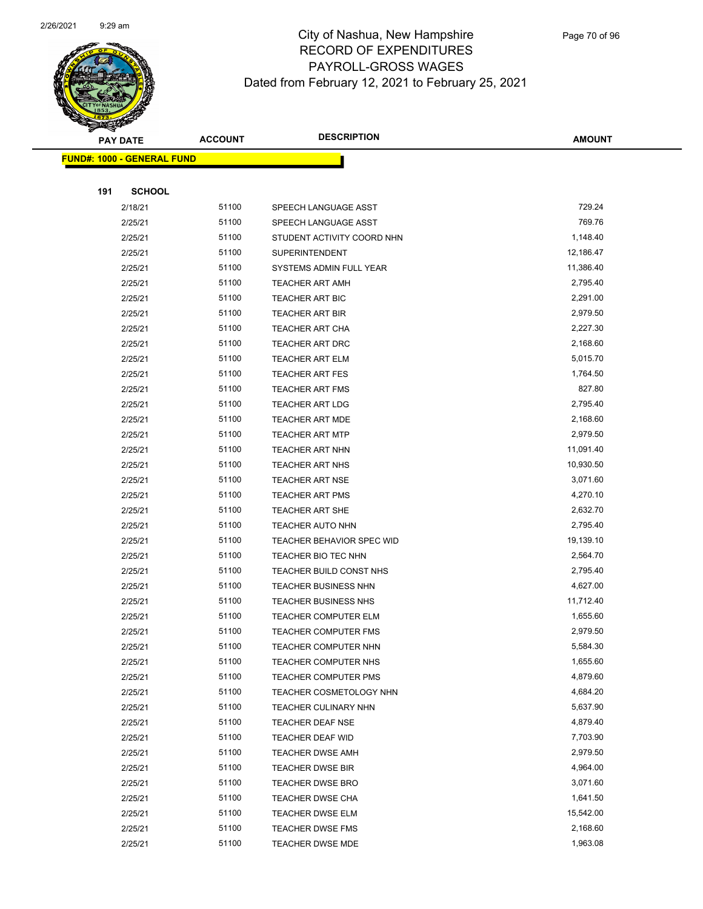# City of Nashua, New Hampshire
# RECORD OF EXPENDITURES
# PAYROLL-GROSS WAGES
# Dated from February 12, 2021 to February 25, 2021

| PAY DATE | ACCOUNT | DESCRIPTION | AMOUNT |
|---|---|---|---|

**FUND#: 1000 - GENERAL FUND**

**191 SCHOOL**

| PAY DATE | ACCOUNT | DESCRIPTION | AMOUNT |
|---|---|---|---|
| 2/18/21 | 51100 | SPEECH LANGUAGE ASST | 729.24 |
| 2/25/21 | 51100 | SPEECH LANGUAGE ASST | 769.76 |
| 2/25/21 | 51100 | STUDENT ACTIVITY COORD NHN | 1,148.40 |
| 2/25/21 | 51100 | SUPERINTENDENT | 12,186.47 |
| 2/25/21 | 51100 | SYSTEMS ADMIN FULL YEAR | 11,386.40 |
| 2/25/21 | 51100 | TEACHER ART AMH | 2,795.40 |
| 2/25/21 | 51100 | TEACHER ART BIC | 2,291.00 |
| 2/25/21 | 51100 | TEACHER ART BIR | 2,979.50 |
| 2/25/21 | 51100 | TEACHER ART CHA | 2,227.30 |
| 2/25/21 | 51100 | TEACHER ART DRC | 2,168.60 |
| 2/25/21 | 51100 | TEACHER ART ELM | 5,015.70 |
| 2/25/21 | 51100 | TEACHER ART FES | 1,764.50 |
| 2/25/21 | 51100 | TEACHER ART FMS | 827.80 |
| 2/25/21 | 51100 | TEACHER ART LDG | 2,795.40 |
| 2/25/21 | 51100 | TEACHER ART MDE | 2,168.60 |
| 2/25/21 | 51100 | TEACHER ART MTP | 2,979.50 |
| 2/25/21 | 51100 | TEACHER ART NHN | 11,091.40 |
| 2/25/21 | 51100 | TEACHER ART NHS | 10,930.50 |
| 2/25/21 | 51100 | TEACHER ART NSE | 3,071.60 |
| 2/25/21 | 51100 | TEACHER ART PMS | 4,270.10 |
| 2/25/21 | 51100 | TEACHER ART SHE | 2,632.70 |
| 2/25/21 | 51100 | TEACHER AUTO NHN | 2,795.40 |
| 2/25/21 | 51100 | TEACHER BEHAVIOR SPEC WID | 19,139.10 |
| 2/25/21 | 51100 | TEACHER BIO TEC NHN | 2,564.70 |
| 2/25/21 | 51100 | TEACHER BUILD CONST NHS | 2,795.40 |
| 2/25/21 | 51100 | TEACHER BUSINESS NHN | 4,627.00 |
| 2/25/21 | 51100 | TEACHER BUSINESS NHS | 11,712.40 |
| 2/25/21 | 51100 | TEACHER COMPUTER ELM | 1,655.60 |
| 2/25/21 | 51100 | TEACHER COMPUTER FMS | 2,979.50 |
| 2/25/21 | 51100 | TEACHER COMPUTER NHN | 5,584.30 |
| 2/25/21 | 51100 | TEACHER COMPUTER NHS | 1,655.60 |
| 2/25/21 | 51100 | TEACHER COMPUTER PMS | 4,879.60 |
| 2/25/21 | 51100 | TEACHER COSMETOLOGY NHN | 4,684.20 |
| 2/25/21 | 51100 | TEACHER CULINARY NHN | 5,637.90 |
| 2/25/21 | 51100 | TEACHER DEAF NSE | 4,879.40 |
| 2/25/21 | 51100 | TEACHER DEAF WID | 7,703.90 |
| 2/25/21 | 51100 | TEACHER DWSE AMH | 2,979.50 |
| 2/25/21 | 51100 | TEACHER DWSE BIR | 4,964.00 |
| 2/25/21 | 51100 | TEACHER DWSE BRO | 3,071.60 |
| 2/25/21 | 51100 | TEACHER DWSE CHA | 1,641.50 |
| 2/25/21 | 51100 | TEACHER DWSE ELM | 15,542.00 |
| 2/25/21 | 51100 | TEACHER DWSE FMS | 2,168.60 |
| 2/25/21 | 51100 | TEACHER DWSE MDE | 1,963.08 |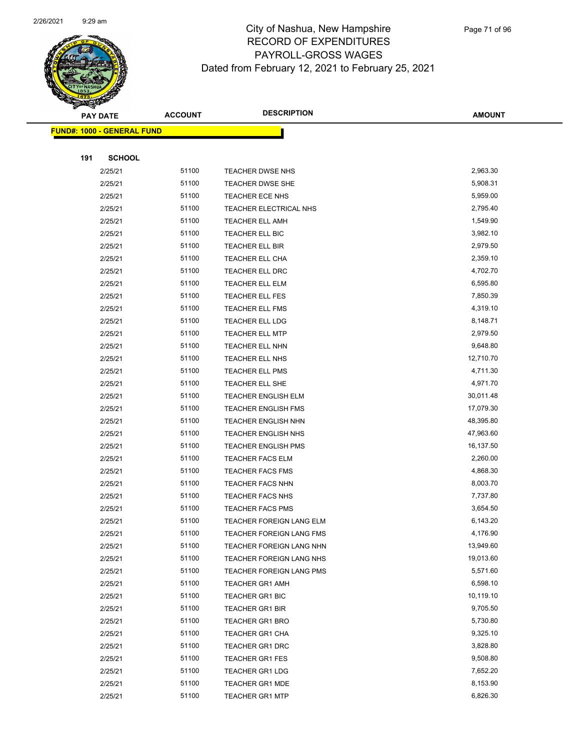# City of Nashua, New Hampshire
## RECORD OF EXPENDITURES
## PAYROLL-GROSS WAGES
### Dated from February 12, 2021 to February 25, 2021

| PAY DATE | ACCOUNT | DESCRIPTION | AMOUNT |
|---|---|---|---|
| **FUND#: 1000 - GENERAL FUND** | | | |
| **191 SCHOOL** | | | |
| 2/25/21 | 51100 | TEACHER DWSE NHS | 2,963.30 |
| 2/25/21 | 51100 | TEACHER DWSE SHE | 5,908.31 |
| 2/25/21 | 51100 | TEACHER ECE NHS | 5,959.00 |
| 2/25/21 | 51100 | TEACHER ELECTRICAL NHS | 2,795.40 |
| 2/25/21 | 51100 | TEACHER ELL AMH | 1,549.90 |
| 2/25/21 | 51100 | TEACHER ELL BIC | 3,982.10 |
| 2/25/21 | 51100 | TEACHER ELL BIR | 2,979.50 |
| 2/25/21 | 51100 | TEACHER ELL CHA | 2,359.10 |
| 2/25/21 | 51100 | TEACHER ELL DRC | 4,702.70 |
| 2/25/21 | 51100 | TEACHER ELL ELM | 6,595.80 |
| 2/25/21 | 51100 | TEACHER ELL FES | 7,850.39 |
| 2/25/21 | 51100 | TEACHER ELL FMS | 4,319.10 |
| 2/25/21 | 51100 | TEACHER ELL LDG | 8,148.71 |
| 2/25/21 | 51100 | TEACHER ELL MTP | 2,979.50 |
| 2/25/21 | 51100 | TEACHER ELL NHN | 9,648.80 |
| 2/25/21 | 51100 | TEACHER ELL NHS | 12,710.70 |
| 2/25/21 | 51100 | TEACHER ELL PMS | 4,711.30 |
| 2/25/21 | 51100 | TEACHER ELL SHE | 4,971.70 |
| 2/25/21 | 51100 | TEACHER ENGLISH ELM | 30,011.48 |
| 2/25/21 | 51100 | TEACHER ENGLISH FMS | 17,079.30 |
| 2/25/21 | 51100 | TEACHER ENGLISH NHN | 48,395.80 |
| 2/25/21 | 51100 | TEACHER ENGLISH NHS | 47,963.60 |
| 2/25/21 | 51100 | TEACHER ENGLISH PMS | 16,137.50 |
| 2/25/21 | 51100 | TEACHER FACS ELM | 2,260.00 |
| 2/25/21 | 51100 | TEACHER FACS FMS | 4,868.30 |
| 2/25/21 | 51100 | TEACHER FACS NHN | 8,003.70 |
| 2/25/21 | 51100 | TEACHER FACS NHS | 7,737.80 |
| 2/25/21 | 51100 | TEACHER FACS PMS | 3,654.50 |
| 2/25/21 | 51100 | TEACHER FOREIGN LANG ELM | 6,143.20 |
| 2/25/21 | 51100 | TEACHER FOREIGN LANG FMS | 4,176.90 |
| 2/25/21 | 51100 | TEACHER FOREIGN LANG NHN | 13,949.60 |
| 2/25/21 | 51100 | TEACHER FOREIGN LANG NHS | 19,013.60 |
| 2/25/21 | 51100 | TEACHER FOREIGN LANG PMS | 5,571.60 |
| 2/25/21 | 51100 | TEACHER GR1 AMH | 6,598.10 |
| 2/25/21 | 51100 | TEACHER GR1 BIC | 10,119.10 |
| 2/25/21 | 51100 | TEACHER GR1 BIR | 9,705.50 |
| 2/25/21 | 51100 | TEACHER GR1 BRO | 5,730.80 |
| 2/25/21 | 51100 | TEACHER GR1 CHA | 9,325.10 |
| 2/25/21 | 51100 | TEACHER GR1 DRC | 3,828.80 |
| 2/25/21 | 51100 | TEACHER GR1 FES | 9,508.80 |
| 2/25/21 | 51100 | TEACHER GR1 LDG | 7,652.20 |
| 2/25/21 | 51100 | TEACHER GR1 MDE | 8,153.90 |
| 2/25/21 | 51100 | TEACHER GR1 MTP | 6,826.30 |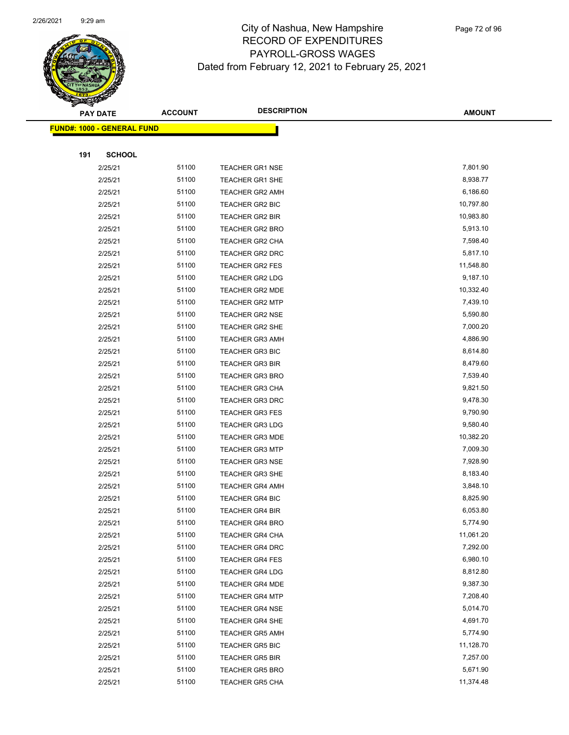# City of Nashua, New Hampshire
## RECORD OF EXPENDITURES
## PAYROLL-GROSS WAGES
### Dated from February 12, 2021 to February 25, 2021

| PAY DATE | ACCOUNT | DESCRIPTION | AMOUNT |
|---|---|---|---|
| **FUND#: 1000 - GENERAL FUND** | | | |
| **191 SCHOOL** | | | |
| 2/25/21 | 51100 | TEACHER GR1 NSE | 7,801.90 |
| 2/25/21 | 51100 | TEACHER GR1 SHE | 8,938.77 |
| 2/25/21 | 51100 | TEACHER GR2 AMH | 6,186.60 |
| 2/25/21 | 51100 | TEACHER GR2 BIC | 10,797.80 |
| 2/25/21 | 51100 | TEACHER GR2 BIR | 10,983.80 |
| 2/25/21 | 51100 | TEACHER GR2 BRO | 5,913.10 |
| 2/25/21 | 51100 | TEACHER GR2 CHA | 7,598.40 |
| 2/25/21 | 51100 | TEACHER GR2 DRC | 5,817.10 |
| 2/25/21 | 51100 | TEACHER GR2 FES | 11,548.80 |
| 2/25/21 | 51100 | TEACHER GR2 LDG | 9,187.10 |
| 2/25/21 | 51100 | TEACHER GR2 MDE | 10,332.40 |
| 2/25/21 | 51100 | TEACHER GR2 MTP | 7,439.10 |
| 2/25/21 | 51100 | TEACHER GR2 NSE | 5,590.80 |
| 2/25/21 | 51100 | TEACHER GR2 SHE | 7,000.20 |
| 2/25/21 | 51100 | TEACHER GR3 AMH | 4,886.90 |
| 2/25/21 | 51100 | TEACHER GR3 BIC | 8,614.80 |
| 2/25/21 | 51100 | TEACHER GR3 BIR | 8,479.60 |
| 2/25/21 | 51100 | TEACHER GR3 BRO | 7,539.40 |
| 2/25/21 | 51100 | TEACHER GR3 CHA | 9,821.50 |
| 2/25/21 | 51100 | TEACHER GR3 DRC | 9,478.30 |
| 2/25/21 | 51100 | TEACHER GR3 FES | 9,790.90 |
| 2/25/21 | 51100 | TEACHER GR3 LDG | 9,580.40 |
| 2/25/21 | 51100 | TEACHER GR3 MDE | 10,382.20 |
| 2/25/21 | 51100 | TEACHER GR3 MTP | 7,009.30 |
| 2/25/21 | 51100 | TEACHER GR3 NSE | 7,928.90 |
| 2/25/21 | 51100 | TEACHER GR3 SHE | 8,183.40 |
| 2/25/21 | 51100 | TEACHER GR4 AMH | 3,848.10 |
| 2/25/21 | 51100 | TEACHER GR4 BIC | 8,825.90 |
| 2/25/21 | 51100 | TEACHER GR4 BIR | 6,053.80 |
| 2/25/21 | 51100 | TEACHER GR4 BRO | 5,774.90 |
| 2/25/21 | 51100 | TEACHER GR4 CHA | 11,061.20 |
| 2/25/21 | 51100 | TEACHER GR4 DRC | 7,292.00 |
| 2/25/21 | 51100 | TEACHER GR4 FES | 6,980.10 |
| 2/25/21 | 51100 | TEACHER GR4 LDG | 8,812.80 |
| 2/25/21 | 51100 | TEACHER GR4 MDE | 9,387.30 |
| 2/25/21 | 51100 | TEACHER GR4 MTP | 7,208.40 |
| 2/25/21 | 51100 | TEACHER GR4 NSE | 5,014.70 |
| 2/25/21 | 51100 | TEACHER GR4 SHE | 4,691.70 |
| 2/25/21 | 51100 | TEACHER GR5 AMH | 5,774.90 |
| 2/25/21 | 51100 | TEACHER GR5 BIC | 11,128.70 |
| 2/25/21 | 51100 | TEACHER GR5 BIR | 7,257.00 |
| 2/25/21 | 51100 | TEACHER GR5 BRO | 5,671.90 |
| 2/25/21 | 51100 | TEACHER GR5 CHA | 11,374.48 |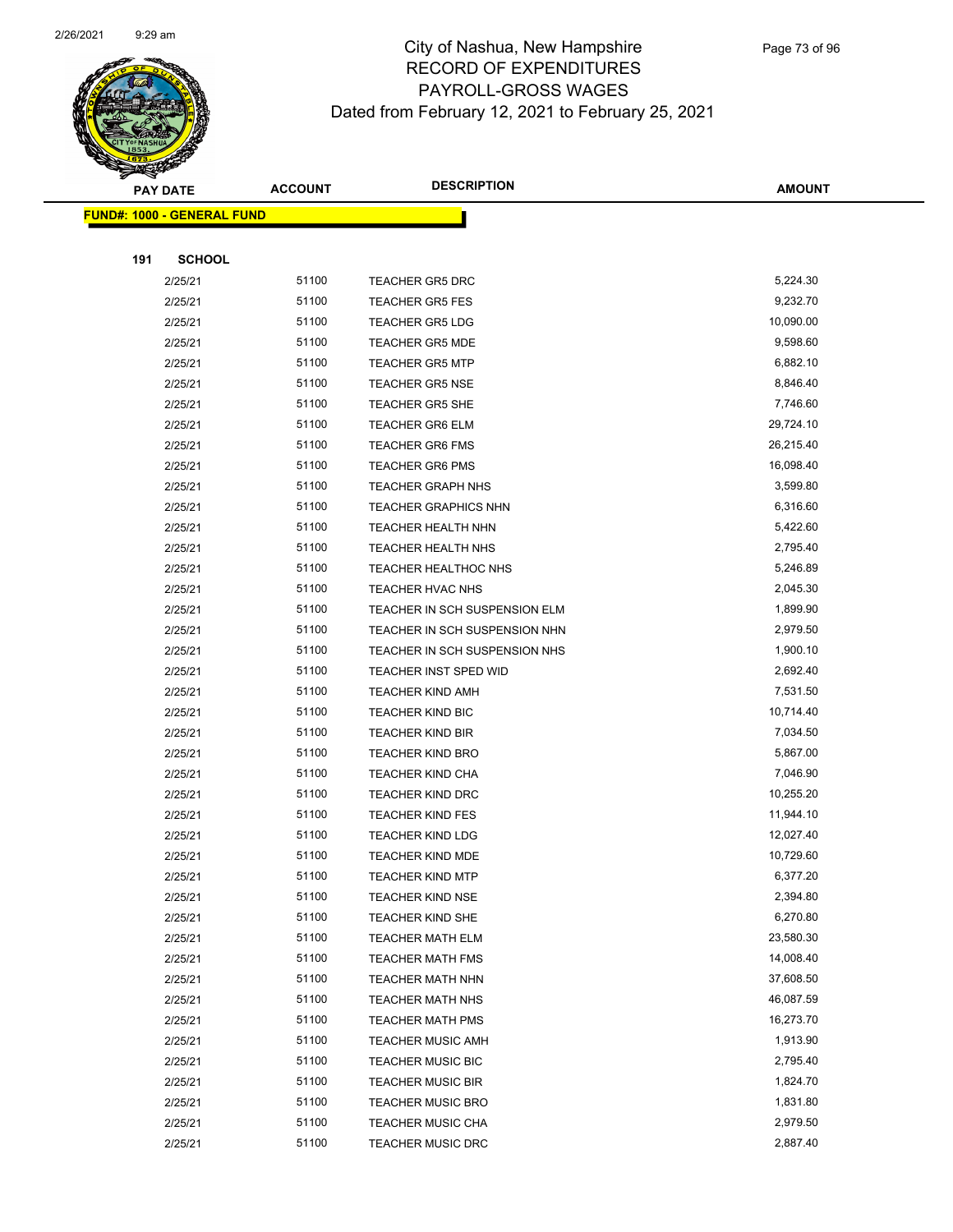# City of Nashua, New Hampshire
## RECORD OF EXPENDITURES
## PAYROLL-GROSS WAGES
## Dated from February 12, 2021 to February 25, 2021

| PAY DATE | ACCOUNT | DESCRIPTION | AMOUNT |
|---|---|---|---|
| **FUND#: 1000 - GENERAL FUND** | | | |
| **191 SCHOOL** | | | |
| 2/25/21 | 51100 | TEACHER GR5 DRC | 5,224.30 |
| 2/25/21 | 51100 | TEACHER GR5 FES | 9,232.70 |
| 2/25/21 | 51100 | TEACHER GR5 LDG | 10,090.00 |
| 2/25/21 | 51100 | TEACHER GR5 MDE | 9,598.60 |
| 2/25/21 | 51100 | TEACHER GR5 MTP | 6,882.10 |
| 2/25/21 | 51100 | TEACHER GR5 NSE | 8,846.40 |
| 2/25/21 | 51100 | TEACHER GR5 SHE | 7,746.60 |
| 2/25/21 | 51100 | TEACHER GR6 ELM | 29,724.10 |
| 2/25/21 | 51100 | TEACHER GR6 FMS | 26,215.40 |
| 2/25/21 | 51100 | TEACHER GR6 PMS | 16,098.40 |
| 2/25/21 | 51100 | TEACHER GRAPH NHS | 3,599.80 |
| 2/25/21 | 51100 | TEACHER GRAPHICS NHN | 6,316.60 |
| 2/25/21 | 51100 | TEACHER HEALTH NHN | 5,422.60 |
| 2/25/21 | 51100 | TEACHER HEALTH NHS | 2,795.40 |
| 2/25/21 | 51100 | TEACHER HEALTHOC NHS | 5,246.89 |
| 2/25/21 | 51100 | TEACHER HVAC NHS | 2,045.30 |
| 2/25/21 | 51100 | TEACHER IN SCH SUSPENSION ELM | 1,899.90 |
| 2/25/21 | 51100 | TEACHER IN SCH SUSPENSION NHN | 2,979.50 |
| 2/25/21 | 51100 | TEACHER IN SCH SUSPENSION NHS | 1,900.10 |
| 2/25/21 | 51100 | TEACHER INST SPED WID | 2,692.40 |
| 2/25/21 | 51100 | TEACHER KIND AMH | 7,531.50 |
| 2/25/21 | 51100 | TEACHER KIND BIC | 10,714.40 |
| 2/25/21 | 51100 | TEACHER KIND BIR | 7,034.50 |
| 2/25/21 | 51100 | TEACHER KIND BRO | 5,867.00 |
| 2/25/21 | 51100 | TEACHER KIND CHA | 7,046.90 |
| 2/25/21 | 51100 | TEACHER KIND DRC | 10,255.20 |
| 2/25/21 | 51100 | TEACHER KIND FES | 11,944.10 |
| 2/25/21 | 51100 | TEACHER KIND LDG | 12,027.40 |
| 2/25/21 | 51100 | TEACHER KIND MDE | 10,729.60 |
| 2/25/21 | 51100 | TEACHER KIND MTP | 6,377.20 |
| 2/25/21 | 51100 | TEACHER KIND NSE | 2,394.80 |
| 2/25/21 | 51100 | TEACHER KIND SHE | 6,270.80 |
| 2/25/21 | 51100 | TEACHER MATH ELM | 23,580.30 |
| 2/25/21 | 51100 | TEACHER MATH FMS | 14,008.40 |
| 2/25/21 | 51100 | TEACHER MATH NHN | 37,608.50 |
| 2/25/21 | 51100 | TEACHER MATH NHS | 46,087.59 |
| 2/25/21 | 51100 | TEACHER MATH PMS | 16,273.70 |
| 2/25/21 | 51100 | TEACHER MUSIC AMH | 1,913.90 |
| 2/25/21 | 51100 | TEACHER MUSIC BIC | 2,795.40 |
| 2/25/21 | 51100 | TEACHER MUSIC BIR | 1,824.70 |
| 2/25/21 | 51100 | TEACHER MUSIC BRO | 1,831.80 |
| 2/25/21 | 51100 | TEACHER MUSIC CHA | 2,979.50 |
| 2/25/21 | 51100 | TEACHER MUSIC DRC | 2,887.40 |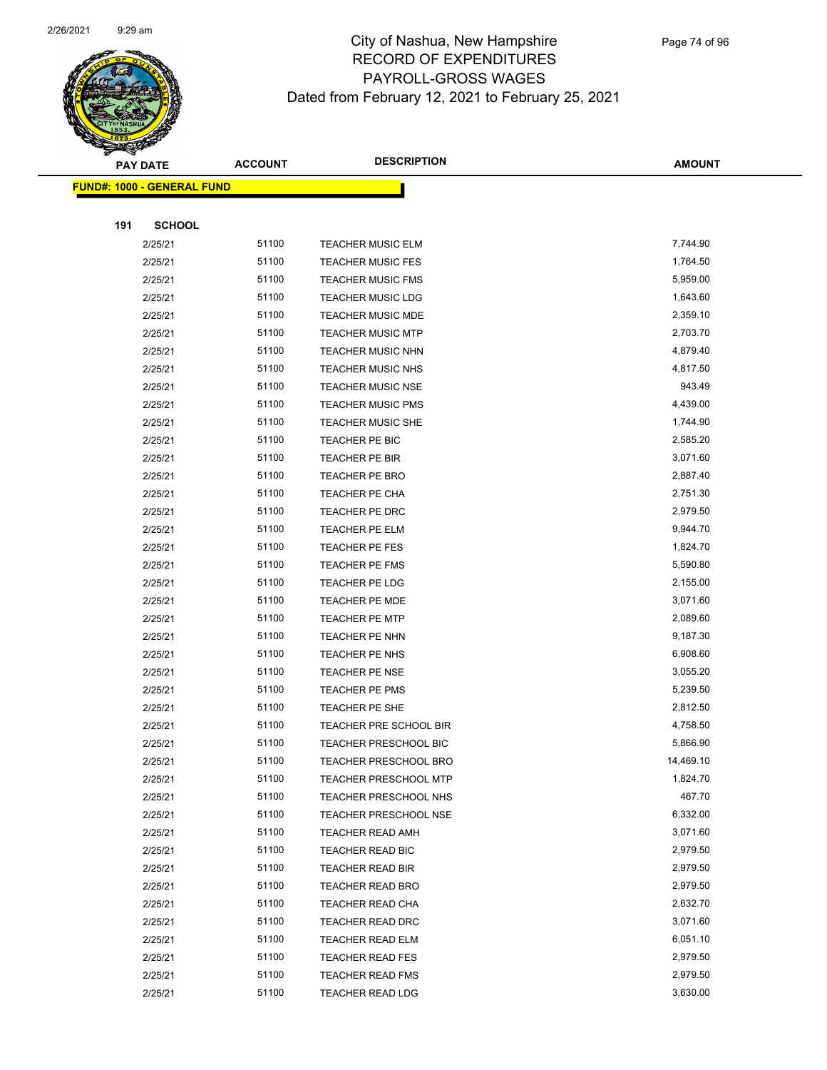# City of Nashua, New Hampshire
## RECORD OF EXPENDITURES
## PAYROLL-GROSS WAGES
### Dated from February 12, 2021 to February 25, 2021

| PAY DATE | ACCOUNT | DESCRIPTION | AMOUNT |
|---|---|---|---|

**FUND#: 1000 - GENERAL FUND**

**191 SCHOOL**

| PAY DATE | ACCOUNT | DESCRIPTION | AMOUNT |
|---|---|---|---|
| 2/25/21 | 51100 | TEACHER MUSIC ELM | 7,744.90 |
| 2/25/21 | 51100 | TEACHER MUSIC FES | 1,764.50 |
| 2/25/21 | 51100 | TEACHER MUSIC FMS | 5,959.00 |
| 2/25/21 | 51100 | TEACHER MUSIC LDG | 1,643.60 |
| 2/25/21 | 51100 | TEACHER MUSIC MDE | 2,359.10 |
| 2/25/21 | 51100 | TEACHER MUSIC MTP | 2,703.70 |
| 2/25/21 | 51100 | TEACHER MUSIC NHN | 4,879.40 |
| 2/25/21 | 51100 | TEACHER MUSIC NHS | 4,817.50 |
| 2/25/21 | 51100 | TEACHER MUSIC NSE | 943.49 |
| 2/25/21 | 51100 | TEACHER MUSIC PMS | 4,439.00 |
| 2/25/21 | 51100 | TEACHER MUSIC SHE | 1,744.90 |
| 2/25/21 | 51100 | TEACHER PE BIC | 2,585.20 |
| 2/25/21 | 51100 | TEACHER PE BIR | 3,071.60 |
| 2/25/21 | 51100 | TEACHER PE BRO | 2,887.40 |
| 2/25/21 | 51100 | TEACHER PE CHA | 2,751.30 |
| 2/25/21 | 51100 | TEACHER PE DRC | 2,979.50 |
| 2/25/21 | 51100 | TEACHER PE ELM | 9,944.70 |
| 2/25/21 | 51100 | TEACHER PE FES | 1,824.70 |
| 2/25/21 | 51100 | TEACHER PE FMS | 5,590.80 |
| 2/25/21 | 51100 | TEACHER PE LDG | 2,155.00 |
| 2/25/21 | 51100 | TEACHER PE MDE | 3,071.60 |
| 2/25/21 | 51100 | TEACHER PE MTP | 2,089.60 |
| 2/25/21 | 51100 | TEACHER PE NHN | 9,187.30 |
| 2/25/21 | 51100 | TEACHER PE NHS | 6,908.60 |
| 2/25/21 | 51100 | TEACHER PE NSE | 3,055.20 |
| 2/25/21 | 51100 | TEACHER PE PMS | 5,239.50 |
| 2/25/21 | 51100 | TEACHER PE SHE | 2,812.50 |
| 2/25/21 | 51100 | TEACHER PRE SCHOOL BIR | 4,758.50 |
| 2/25/21 | 51100 | TEACHER PRESCHOOL BIC | 5,866.90 |
| 2/25/21 | 51100 | TEACHER PRESCHOOL BRO | 14,469.10 |
| 2/25/21 | 51100 | TEACHER PRESCHOOL MTP | 1,824.70 |
| 2/25/21 | 51100 | TEACHER PRESCHOOL NHS | 467.70 |
| 2/25/21 | 51100 | TEACHER PRESCHOOL NSE | 6,332.00 |
| 2/25/21 | 51100 | TEACHER READ AMH | 3,071.60 |
| 2/25/21 | 51100 | TEACHER READ BIC | 2,979.50 |
| 2/25/21 | 51100 | TEACHER READ BIR | 2,979.50 |
| 2/25/21 | 51100 | TEACHER READ BRO | 2,979.50 |
| 2/25/21 | 51100 | TEACHER READ CHA | 2,632.70 |
| 2/25/21 | 51100 | TEACHER READ DRC | 3,071.60 |
| 2/25/21 | 51100 | TEACHER READ ELM | 6,051.10 |
| 2/25/21 | 51100 | TEACHER READ FES | 2,979.50 |
| 2/25/21 | 51100 | TEACHER READ FMS | 2,979.50 |
| 2/25/21 | 51100 | TEACHER READ LDG | 3,630.00 |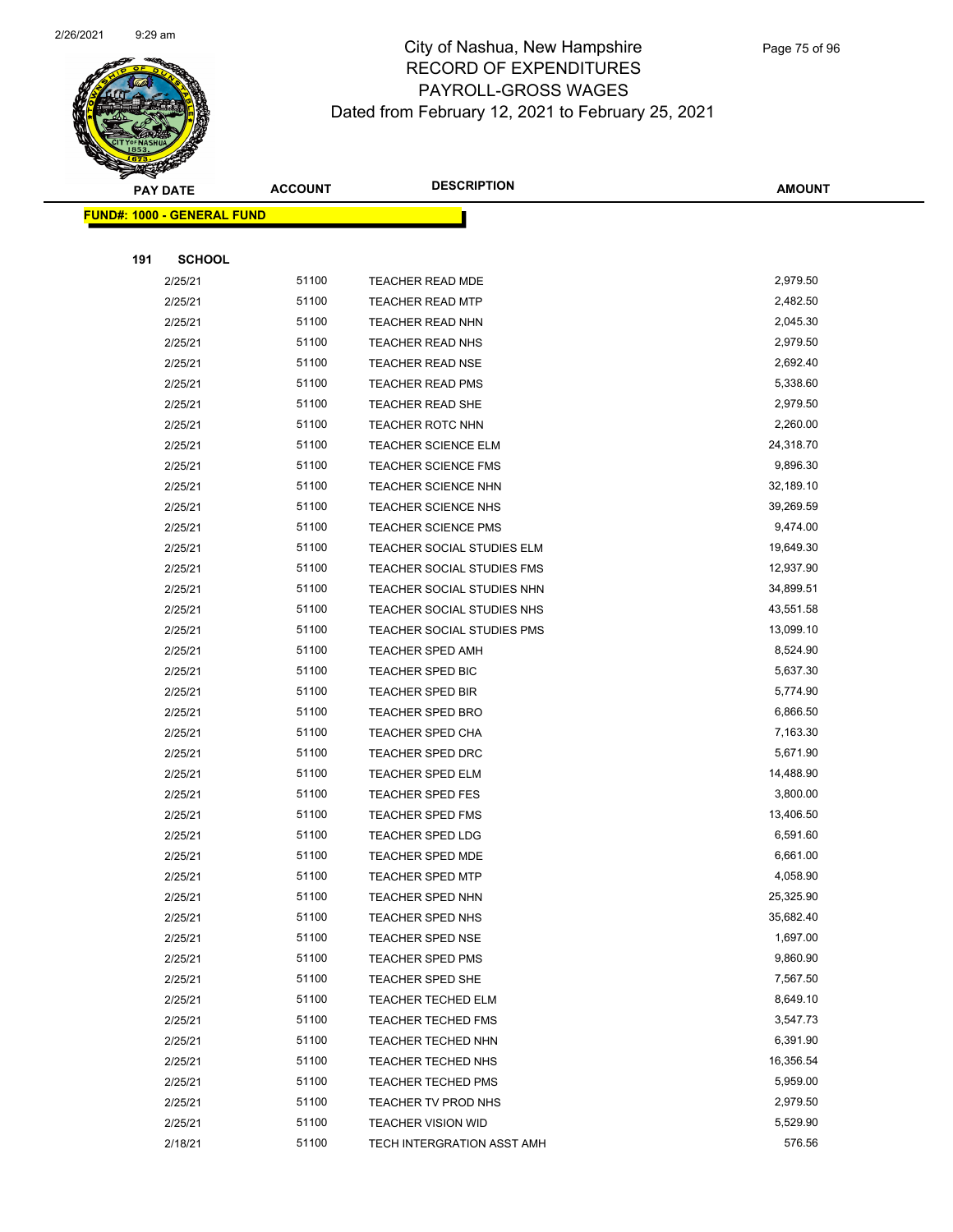# City of Nashua, New Hampshire
## RECORD OF EXPENDITURES
## PAYROLL-GROSS WAGES
## Dated from February 12, 2021 to February 25, 2021

| PAY DATE | ACCOUNT | DESCRIPTION | AMOUNT |
|---|---|---|---|
| **FUND#: 1000 - GENERAL FUND** | | | |
| **191 SCHOOL** | | | |
| 2/25/21 | 51100 | TEACHER READ MDE | 2,979.50 |
| 2/25/21 | 51100 | TEACHER READ MTP | 2,482.50 |
| 2/25/21 | 51100 | TEACHER READ NHN | 2,045.30 |
| 2/25/21 | 51100 | TEACHER READ NHS | 2,979.50 |
| 2/25/21 | 51100 | TEACHER READ NSE | 2,692.40 |
| 2/25/21 | 51100 | TEACHER READ PMS | 5,338.60 |
| 2/25/21 | 51100 | TEACHER READ SHE | 2,979.50 |
| 2/25/21 | 51100 | TEACHER ROTC NHN | 2,260.00 |
| 2/25/21 | 51100 | TEACHER SCIENCE ELM | 24,318.70 |
| 2/25/21 | 51100 | TEACHER SCIENCE FMS | 9,896.30 |
| 2/25/21 | 51100 | TEACHER SCIENCE NHN | 32,189.10 |
| 2/25/21 | 51100 | TEACHER SCIENCE NHS | 39,269.59 |
| 2/25/21 | 51100 | TEACHER SCIENCE PMS | 9,474.00 |
| 2/25/21 | 51100 | TEACHER SOCIAL STUDIES ELM | 19,649.30 |
| 2/25/21 | 51100 | TEACHER SOCIAL STUDIES FMS | 12,937.90 |
| 2/25/21 | 51100 | TEACHER SOCIAL STUDIES NHN | 34,899.51 |
| 2/25/21 | 51100 | TEACHER SOCIAL STUDIES NHS | 43,551.58 |
| 2/25/21 | 51100 | TEACHER SOCIAL STUDIES PMS | 13,099.10 |
| 2/25/21 | 51100 | TEACHER SPED AMH | 8,524.90 |
| 2/25/21 | 51100 | TEACHER SPED BIC | 5,637.30 |
| 2/25/21 | 51100 | TEACHER SPED BIR | 5,774.90 |
| 2/25/21 | 51100 | TEACHER SPED BRO | 6,866.50 |
| 2/25/21 | 51100 | TEACHER SPED CHA | 7,163.30 |
| 2/25/21 | 51100 | TEACHER SPED DRC | 5,671.90 |
| 2/25/21 | 51100 | TEACHER SPED ELM | 14,488.90 |
| 2/25/21 | 51100 | TEACHER SPED FES | 3,800.00 |
| 2/25/21 | 51100 | TEACHER SPED FMS | 13,406.50 |
| 2/25/21 | 51100 | TEACHER SPED LDG | 6,591.60 |
| 2/25/21 | 51100 | TEACHER SPED MDE | 6,661.00 |
| 2/25/21 | 51100 | TEACHER SPED MTP | 4,058.90 |
| 2/25/21 | 51100 | TEACHER SPED NHN | 25,325.90 |
| 2/25/21 | 51100 | TEACHER SPED NHS | 35,682.40 |
| 2/25/21 | 51100 | TEACHER SPED NSE | 1,697.00 |
| 2/25/21 | 51100 | TEACHER SPED PMS | 9,860.90 |
| 2/25/21 | 51100 | TEACHER SPED SHE | 7,567.50 |
| 2/25/21 | 51100 | TEACHER TECHED ELM | 8,649.10 |
| 2/25/21 | 51100 | TEACHER TECHED FMS | 3,547.73 |
| 2/25/21 | 51100 | TEACHER TECHED NHN | 6,391.90 |
| 2/25/21 | 51100 | TEACHER TECHED NHS | 16,356.54 |
| 2/25/21 | 51100 | TEACHER TECHED PMS | 5,959.00 |
| 2/25/21 | 51100 | TEACHER TV PROD NHS | 2,979.50 |
| 2/25/21 | 51100 | TEACHER VISION WID | 5,529.90 |
| 2/18/21 | 51100 | TECH INTERGRATION ASST AMH | 576.56 |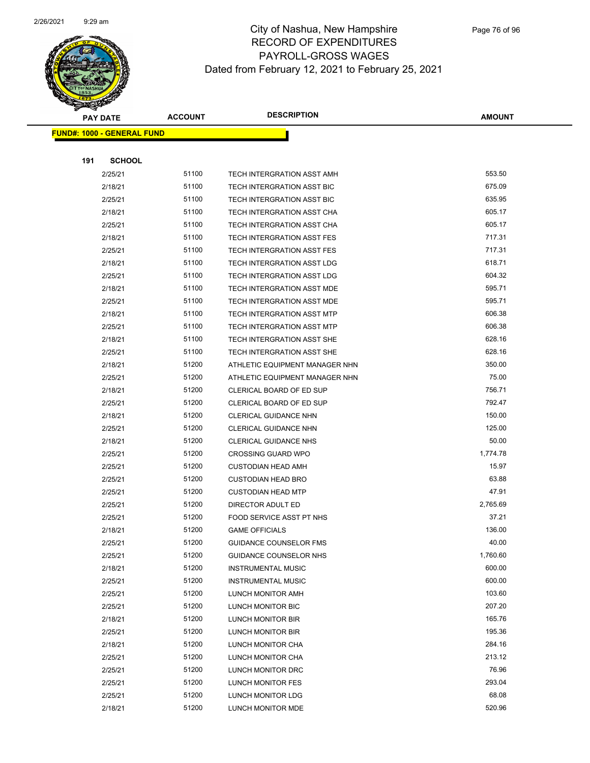# City of Nashua, New Hampshire
## RECORD OF EXPENDITURES
## PAYROLL-GROSS WAGES
## Dated from February 12, 2021 to February 25, 2021

| PAY DATE | ACCOUNT | DESCRIPTION | AMOUNT |
|---|---|---|---|
| **FUND#: 1000 - GENERAL FUND** | | | |
| **191 SCHOOL** | | | |
| 2/25/21 | 51100 | TECH INTERGRATION ASST AMH | 553.50 |
| 2/18/21 | 51100 | TECH INTERGRATION ASST BIC | 675.09 |
| 2/25/21 | 51100 | TECH INTERGRATION ASST BIC | 635.95 |
| 2/18/21 | 51100 | TECH INTERGRATION ASST CHA | 605.17 |
| 2/25/21 | 51100 | TECH INTERGRATION ASST CHA | 605.17 |
| 2/18/21 | 51100 | TECH INTERGRATION ASST FES | 717.31 |
| 2/25/21 | 51100 | TECH INTERGRATION ASST FES | 717.31 |
| 2/18/21 | 51100 | TECH INTERGRATION ASST LDG | 618.71 |
| 2/25/21 | 51100 | TECH INTERGRATION ASST LDG | 604.32 |
| 2/18/21 | 51100 | TECH INTERGRATION ASST MDE | 595.71 |
| 2/25/21 | 51100 | TECH INTERGRATION ASST MDE | 595.71 |
| 2/18/21 | 51100 | TECH INTERGRATION ASST MTP | 606.38 |
| 2/25/21 | 51100 | TECH INTERGRATION ASST MTP | 606.38 |
| 2/18/21 | 51100 | TECH INTERGRATION ASST SHE | 628.16 |
| 2/25/21 | 51100 | TECH INTERGRATION ASST SHE | 628.16 |
| 2/18/21 | 51200 | ATHLETIC EQUIPMENT MANAGER NHN | 350.00 |
| 2/25/21 | 51200 | ATHLETIC EQUIPMENT MANAGER NHN | 75.00 |
| 2/18/21 | 51200 | CLERICAL BOARD OF ED SUP | 756.71 |
| 2/25/21 | 51200 | CLERICAL BOARD OF ED SUP | 792.47 |
| 2/18/21 | 51200 | CLERICAL GUIDANCE NHN | 150.00 |
| 2/25/21 | 51200 | CLERICAL GUIDANCE NHN | 125.00 |
| 2/18/21 | 51200 | CLERICAL GUIDANCE NHS | 50.00 |
| 2/25/21 | 51200 | CROSSING GUARD WPO | 1,774.78 |
| 2/25/21 | 51200 | CUSTODIAN HEAD AMH | 15.97 |
| 2/25/21 | 51200 | CUSTODIAN HEAD BRO | 63.88 |
| 2/25/21 | 51200 | CUSTODIAN HEAD MTP | 47.91 |
| 2/25/21 | 51200 | DIRECTOR ADULT ED | 2,765.69 |
| 2/25/21 | 51200 | FOOD SERVICE ASST PT NHS | 37.21 |
| 2/18/21 | 51200 | GAME OFFICIALS | 136.00 |
| 2/25/21 | 51200 | GUIDANCE COUNSELOR FMS | 40.00 |
| 2/25/21 | 51200 | GUIDANCE COUNSELOR NHS | 1,760.60 |
| 2/18/21 | 51200 | INSTRUMENTAL MUSIC | 600.00 |
| 2/25/21 | 51200 | INSTRUMENTAL MUSIC | 600.00 |
| 2/25/21 | 51200 | LUNCH MONITOR AMH | 103.60 |
| 2/25/21 | 51200 | LUNCH MONITOR BIC | 207.20 |
| 2/18/21 | 51200 | LUNCH MONITOR BIR | 165.76 |
| 2/25/21 | 51200 | LUNCH MONITOR BIR | 195.36 |
| 2/18/21 | 51200 | LUNCH MONITOR CHA | 284.16 |
| 2/25/21 | 51200 | LUNCH MONITOR CHA | 213.12 |
| 2/25/21 | 51200 | LUNCH MONITOR DRC | 76.96 |
| 2/25/21 | 51200 | LUNCH MONITOR FES | 293.04 |
| 2/25/21 | 51200 | LUNCH MONITOR LDG | 68.08 |
| 2/18/21 | 51200 | LUNCH MONITOR MDE | 520.96 |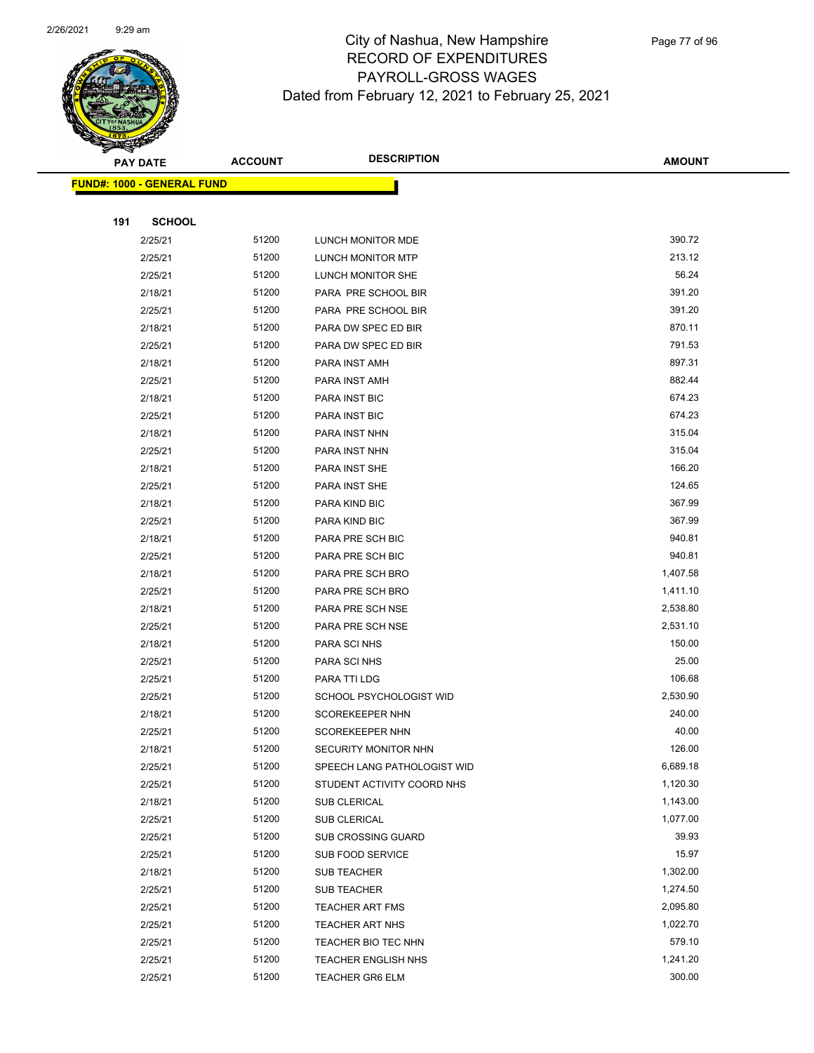# City of Nashua, New Hampshire
# RECORD OF EXPENDITURES
# PAYROLL-GROSS WAGES
# Dated from February 12, 2021 to February 25, 2021

**FUND#: 1000 - GENERAL FUND**

**191 SCHOOL**

| PAY DATE | ACCOUNT | DESCRIPTION | AMOUNT |
|---|---|---|---|
| 2/25/21 | 51200 | LUNCH MONITOR MDE | 390.72 |
| 2/25/21 | 51200 | LUNCH MONITOR MTP | 213.12 |
| 2/25/21 | 51200 | LUNCH MONITOR SHE | 56.24 |
| 2/18/21 | 51200 | PARA PRE SCHOOL BIR | 391.20 |
| 2/25/21 | 51200 | PARA PRE SCHOOL BIR | 391.20 |
| 2/18/21 | 51200 | PARA DW SPEC ED BIR | 870.11 |
| 2/25/21 | 51200 | PARA DW SPEC ED BIR | 791.53 |
| 2/18/21 | 51200 | PARA INST AMH | 897.31 |
| 2/25/21 | 51200 | PARA INST AMH | 882.44 |
| 2/18/21 | 51200 | PARA INST BIC | 674.23 |
| 2/25/21 | 51200 | PARA INST BIC | 674.23 |
| 2/18/21 | 51200 | PARA INST NHN | 315.04 |
| 2/25/21 | 51200 | PARA INST NHN | 315.04 |
| 2/18/21 | 51200 | PARA INST SHE | 166.20 |
| 2/25/21 | 51200 | PARA INST SHE | 124.65 |
| 2/18/21 | 51200 | PARA KIND BIC | 367.99 |
| 2/25/21 | 51200 | PARA KIND BIC | 367.99 |
| 2/18/21 | 51200 | PARA PRE SCH BIC | 940.81 |
| 2/25/21 | 51200 | PARA PRE SCH BIC | 940.81 |
| 2/18/21 | 51200 | PARA PRE SCH BRO | 1,407.58 |
| 2/25/21 | 51200 | PARA PRE SCH BRO | 1,411.10 |
| 2/18/21 | 51200 | PARA PRE SCH NSE | 2,538.80 |
| 2/25/21 | 51200 | PARA PRE SCH NSE | 2,531.10 |
| 2/18/21 | 51200 | PARA SCI NHS | 150.00 |
| 2/25/21 | 51200 | PARA SCI NHS | 25.00 |
| 2/25/21 | 51200 | PARA TTI LDG | 106.68 |
| 2/25/21 | 51200 | SCHOOL PSYCHOLOGIST WID | 2,530.90 |
| 2/18/21 | 51200 | SCOREKEEPER NHN | 240.00 |
| 2/25/21 | 51200 | SCOREKEEPER NHN | 40.00 |
| 2/18/21 | 51200 | SECURITY MONITOR NHN | 126.00 |
| 2/25/21 | 51200 | SPEECH LANG PATHOLOGIST WID | 6,689.18 |
| 2/25/21 | 51200 | STUDENT ACTIVITY COORD NHS | 1,120.30 |
| 2/18/21 | 51200 | SUB CLERICAL | 1,143.00 |
| 2/25/21 | 51200 | SUB CLERICAL | 1,077.00 |
| 2/25/21 | 51200 | SUB CROSSING GUARD | 39.93 |
| 2/25/21 | 51200 | SUB FOOD SERVICE | 15.97 |
| 2/18/21 | 51200 | SUB TEACHER | 1,302.00 |
| 2/25/21 | 51200 | SUB TEACHER | 1,274.50 |
| 2/25/21 | 51200 | TEACHER ART FMS | 2,095.80 |
| 2/25/21 | 51200 | TEACHER ART NHS | 1,022.70 |
| 2/25/21 | 51200 | TEACHER BIO TEC NHN | 579.10 |
| 2/25/21 | 51200 | TEACHER ENGLISH NHS | 1,241.20 |
| 2/25/21 | 51200 | TEACHER GR6 ELM | 300.00 |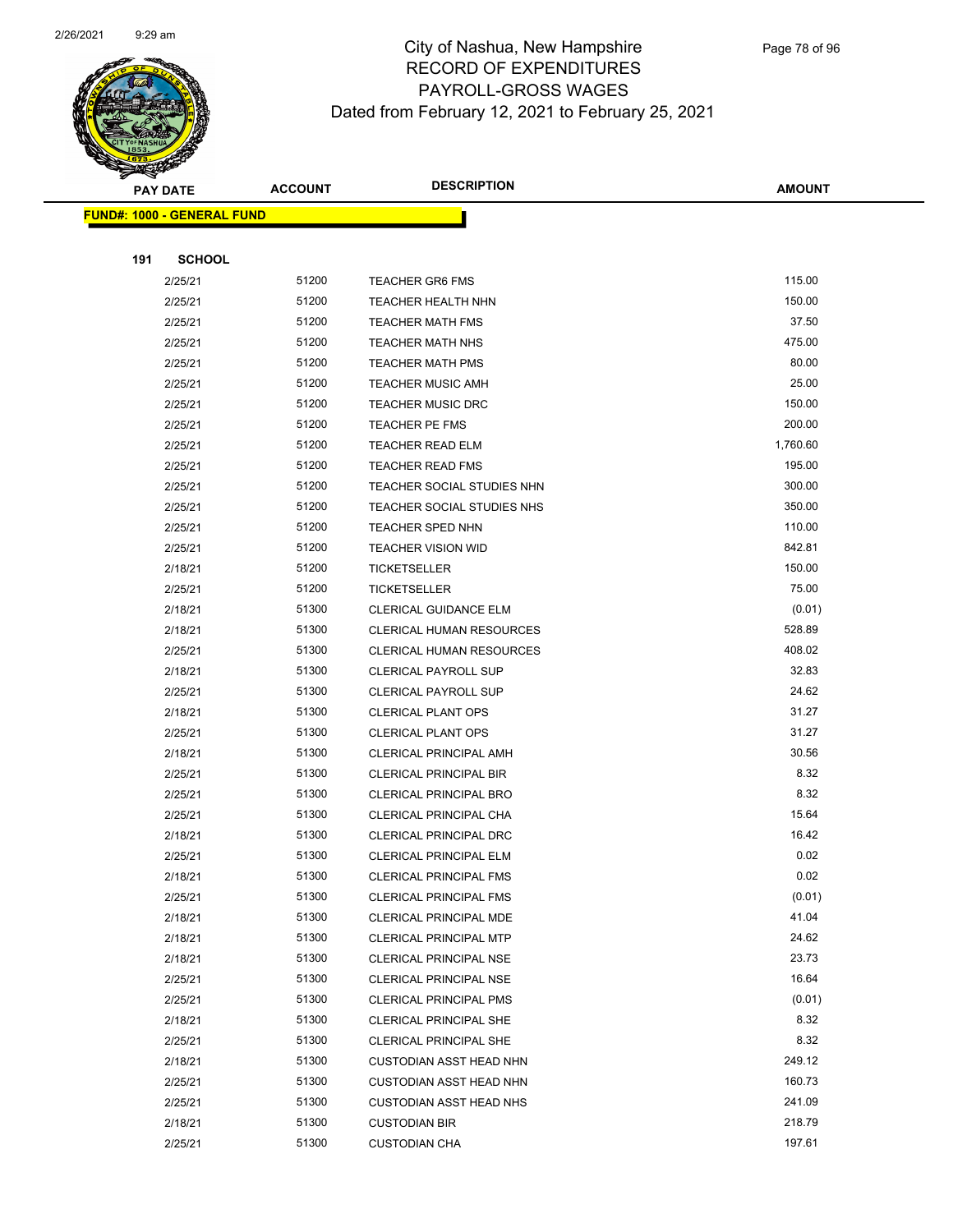# City of Nashua, New Hampshire
## RECORD OF EXPENDITURES
## PAYROLL-GROSS WAGES
## Dated from February 12, 2021 to February 25, 2021

| PAY DATE | ACCOUNT | DESCRIPTION | AMOUNT |
|---|---|---|---|

**FUND#: 1000 - GENERAL FUND**

**191 SCHOOL**

| PAY DATE | ACCOUNT | DESCRIPTION | AMOUNT |
|---|---|---|---|
| 2/25/21 | 51200 | TEACHER GR6 FMS | 115.00 |
| 2/25/21 | 51200 | TEACHER HEALTH NHN | 150.00 |
| 2/25/21 | 51200 | TEACHER MATH FMS | 37.50 |
| 2/25/21 | 51200 | TEACHER MATH NHS | 475.00 |
| 2/25/21 | 51200 | TEACHER MATH PMS | 80.00 |
| 2/25/21 | 51200 | TEACHER MUSIC AMH | 25.00 |
| 2/25/21 | 51200 | TEACHER MUSIC DRC | 150.00 |
| 2/25/21 | 51200 | TEACHER PE FMS | 200.00 |
| 2/25/21 | 51200 | TEACHER READ ELM | 1,760.60 |
| 2/25/21 | 51200 | TEACHER READ FMS | 195.00 |
| 2/25/21 | 51200 | TEACHER SOCIAL STUDIES NHN | 300.00 |
| 2/25/21 | 51200 | TEACHER SOCIAL STUDIES NHS | 350.00 |
| 2/25/21 | 51200 | TEACHER SPED NHN | 110.00 |
| 2/25/21 | 51200 | TEACHER VISION WID | 842.81 |
| 2/18/21 | 51200 | TICKETSELLER | 150.00 |
| 2/25/21 | 51200 | TICKETSELLER | 75.00 |
| 2/18/21 | 51300 | CLERICAL GUIDANCE ELM | (0.01) |
| 2/18/21 | 51300 | CLERICAL HUMAN RESOURCES | 528.89 |
| 2/25/21 | 51300 | CLERICAL HUMAN RESOURCES | 408.02 |
| 2/18/21 | 51300 | CLERICAL PAYROLL SUP | 32.83 |
| 2/25/21 | 51300 | CLERICAL PAYROLL SUP | 24.62 |
| 2/18/21 | 51300 | CLERICAL PLANT OPS | 31.27 |
| 2/25/21 | 51300 | CLERICAL PLANT OPS | 31.27 |
| 2/18/21 | 51300 | CLERICAL PRINCIPAL AMH | 30.56 |
| 2/25/21 | 51300 | CLERICAL PRINCIPAL BIR | 8.32 |
| 2/25/21 | 51300 | CLERICAL PRINCIPAL BRO | 8.32 |
| 2/25/21 | 51300 | CLERICAL PRINCIPAL CHA | 15.64 |
| 2/18/21 | 51300 | CLERICAL PRINCIPAL DRC | 16.42 |
| 2/25/21 | 51300 | CLERICAL PRINCIPAL ELM | 0.02 |
| 2/18/21 | 51300 | CLERICAL PRINCIPAL FMS | 0.02 |
| 2/25/21 | 51300 | CLERICAL PRINCIPAL FMS | (0.01) |
| 2/18/21 | 51300 | CLERICAL PRINCIPAL MDE | 41.04 |
| 2/18/21 | 51300 | CLERICAL PRINCIPAL MTP | 24.62 |
| 2/18/21 | 51300 | CLERICAL PRINCIPAL NSE | 23.73 |
| 2/25/21 | 51300 | CLERICAL PRINCIPAL NSE | 16.64 |
| 2/25/21 | 51300 | CLERICAL PRINCIPAL PMS | (0.01) |
| 2/18/21 | 51300 | CLERICAL PRINCIPAL SHE | 8.32 |
| 2/25/21 | 51300 | CLERICAL PRINCIPAL SHE | 8.32 |
| 2/18/21 | 51300 | CUSTODIAN ASST HEAD NHN | 249.12 |
| 2/25/21 | 51300 | CUSTODIAN ASST HEAD NHN | 160.73 |
| 2/25/21 | 51300 | CUSTODIAN ASST HEAD NHS | 241.09 |
| 2/18/21 | 51300 | CUSTODIAN BIR | 218.79 |
| 2/25/21 | 51300 | CUSTODIAN CHA | 197.61 |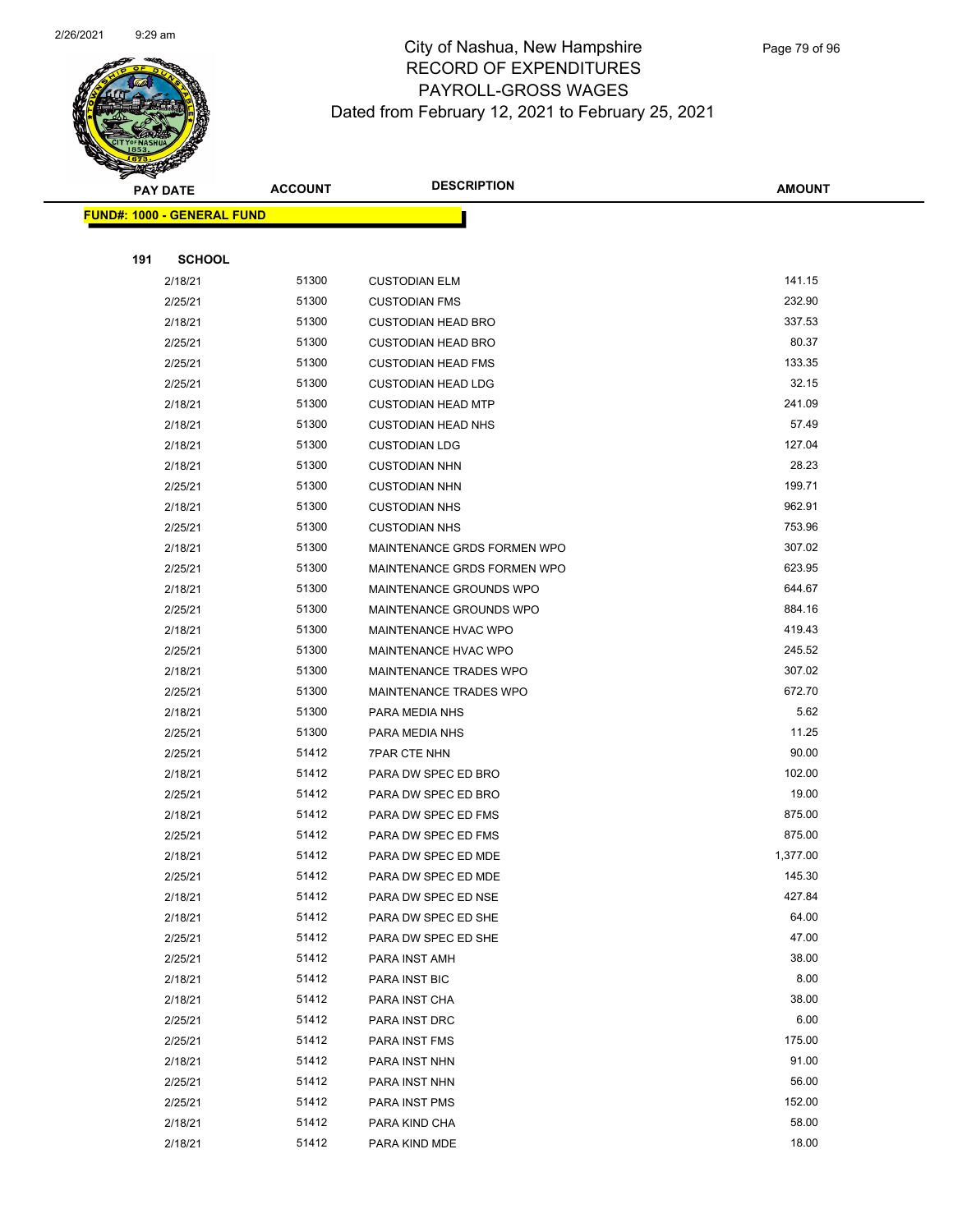# City of Nashua, New Hampshire
## RECORD OF EXPENDITURES
## PAYROLL-GROSS WAGES
### Dated from February 12, 2021 to February 25, 2021

**FUND#: 1000 - GENERAL FUND**

**191 SCHOOL**

| PAY DATE | ACCOUNT | DESCRIPTION | AMOUNT |
|---|---|---|---|
| 2/18/21 | 51300 | CUSTODIAN ELM | 141.15 |
| 2/25/21 | 51300 | CUSTODIAN FMS | 232.90 |
| 2/18/21 | 51300 | CUSTODIAN HEAD BRO | 337.53 |
| 2/25/21 | 51300 | CUSTODIAN HEAD BRO | 80.37 |
| 2/25/21 | 51300 | CUSTODIAN HEAD FMS | 133.35 |
| 2/25/21 | 51300 | CUSTODIAN HEAD LDG | 32.15 |
| 2/18/21 | 51300 | CUSTODIAN HEAD MTP | 241.09 |
| 2/18/21 | 51300 | CUSTODIAN HEAD NHS | 57.49 |
| 2/18/21 | 51300 | CUSTODIAN LDG | 127.04 |
| 2/18/21 | 51300 | CUSTODIAN NHN | 28.23 |
| 2/25/21 | 51300 | CUSTODIAN NHN | 199.71 |
| 2/18/21 | 51300 | CUSTODIAN NHS | 962.91 |
| 2/25/21 | 51300 | CUSTODIAN NHS | 753.96 |
| 2/18/21 | 51300 | MAINTENANCE GRDS FORMEN WPO | 307.02 |
| 2/25/21 | 51300 | MAINTENANCE GRDS FORMEN WPO | 623.95 |
| 2/18/21 | 51300 | MAINTENANCE GROUNDS WPO | 644.67 |
| 2/25/21 | 51300 | MAINTENANCE GROUNDS WPO | 884.16 |
| 2/18/21 | 51300 | MAINTENANCE HVAC WPO | 419.43 |
| 2/25/21 | 51300 | MAINTENANCE HVAC WPO | 245.52 |
| 2/18/21 | 51300 | MAINTENANCE TRADES WPO | 307.02 |
| 2/25/21 | 51300 | MAINTENANCE TRADES WPO | 672.70 |
| 2/18/21 | 51300 | PARA MEDIA NHS | 5.62 |
| 2/25/21 | 51300 | PARA MEDIA NHS | 11.25 |
| 2/25/21 | 51412 | 7PAR CTE NHN | 90.00 |
| 2/18/21 | 51412 | PARA DW SPEC ED BRO | 102.00 |
| 2/25/21 | 51412 | PARA DW SPEC ED BRO | 19.00 |
| 2/18/21 | 51412 | PARA DW SPEC ED FMS | 875.00 |
| 2/25/21 | 51412 | PARA DW SPEC ED FMS | 875.00 |
| 2/18/21 | 51412 | PARA DW SPEC ED MDE | 1,377.00 |
| 2/25/21 | 51412 | PARA DW SPEC ED MDE | 145.30 |
| 2/18/21 | 51412 | PARA DW SPEC ED NSE | 427.84 |
| 2/18/21 | 51412 | PARA DW SPEC ED SHE | 64.00 |
| 2/25/21 | 51412 | PARA DW SPEC ED SHE | 47.00 |
| 2/25/21 | 51412 | PARA INST AMH | 38.00 |
| 2/18/21 | 51412 | PARA INST BIC | 8.00 |
| 2/18/21 | 51412 | PARA INST CHA | 38.00 |
| 2/25/21 | 51412 | PARA INST DRC | 6.00 |
| 2/25/21 | 51412 | PARA INST FMS | 175.00 |
| 2/18/21 | 51412 | PARA INST NHN | 91.00 |
| 2/25/21 | 51412 | PARA INST NHN | 56.00 |
| 2/25/21 | 51412 | PARA INST PMS | 152.00 |
| 2/18/21 | 51412 | PARA KIND CHA | 58.00 |
| 2/18/21 | 51412 | PARA KIND MDE | 18.00 |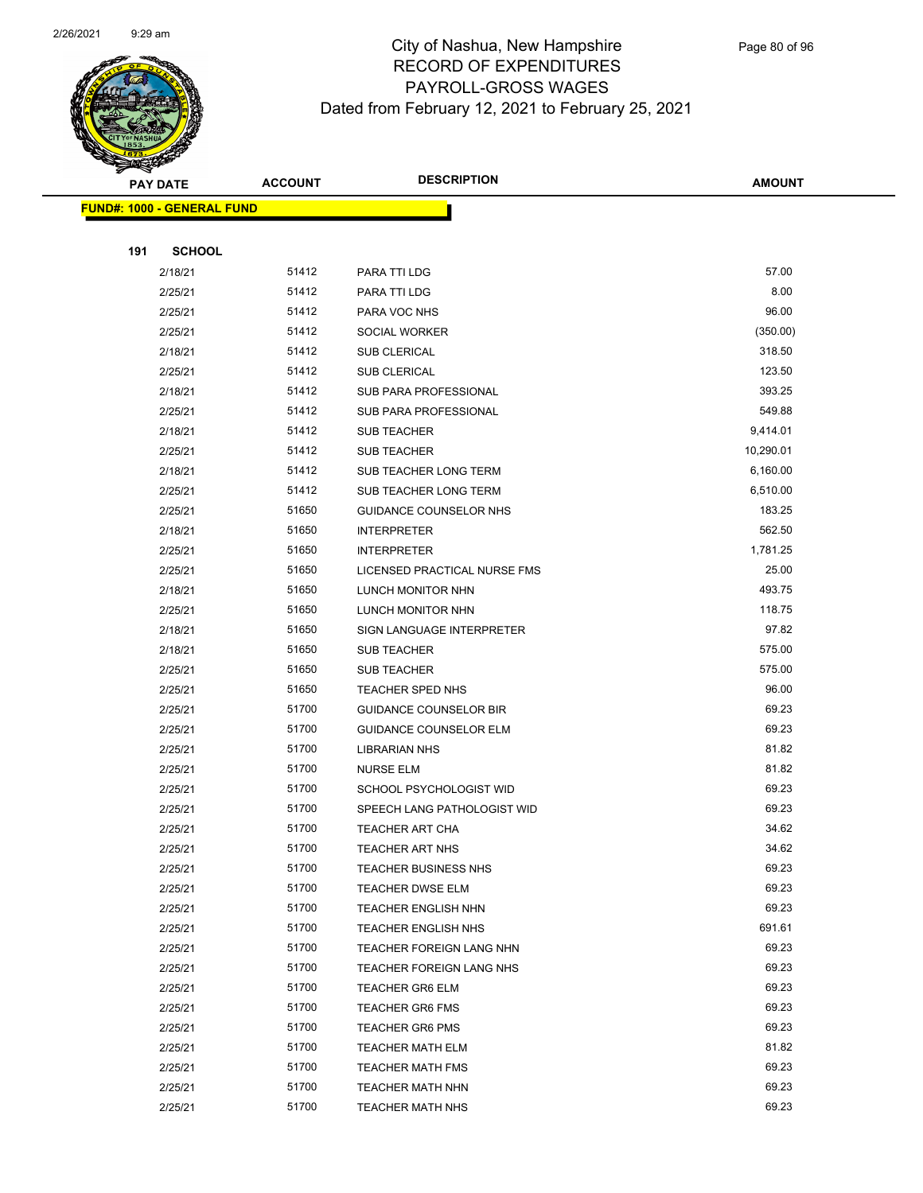# City of Nashua, New Hampshire
# RECORD OF EXPENDITURES
# PAYROLL-GROSS WAGES
# Dated from February 12, 2021 to February 25, 2021

| PAY DATE | ACCOUNT | DESCRIPTION | AMOUNT |
|---|---|---|---|

**FUND#: 1000 - GENERAL FUND**

**191 SCHOOL**

| PAY DATE | ACCOUNT | DESCRIPTION | AMOUNT |
|---|---|---|---|
| 2/18/21 | 51412 | PARA TTI LDG | 57.00 |
| 2/25/21 | 51412 | PARA TTI LDG | 8.00 |
| 2/25/21 | 51412 | PARA VOC NHS | 96.00 |
| 2/25/21 | 51412 | SOCIAL WORKER | (350.00) |
| 2/18/21 | 51412 | SUB CLERICAL | 318.50 |
| 2/25/21 | 51412 | SUB CLERICAL | 123.50 |
| 2/18/21 | 51412 | SUB PARA PROFESSIONAL | 393.25 |
| 2/25/21 | 51412 | SUB PARA PROFESSIONAL | 549.88 |
| 2/18/21 | 51412 | SUB TEACHER | 9,414.01 |
| 2/25/21 | 51412 | SUB TEACHER | 10,290.01 |
| 2/18/21 | 51412 | SUB TEACHER LONG TERM | 6,160.00 |
| 2/25/21 | 51412 | SUB TEACHER LONG TERM | 6,510.00 |
| 2/25/21 | 51650 | GUIDANCE COUNSELOR NHS | 183.25 |
| 2/18/21 | 51650 | INTERPRETER | 562.50 |
| 2/25/21 | 51650 | INTERPRETER | 1,781.25 |
| 2/25/21 | 51650 | LICENSED PRACTICAL NURSE FMS | 25.00 |
| 2/18/21 | 51650 | LUNCH MONITOR NHN | 493.75 |
| 2/25/21 | 51650 | LUNCH MONITOR NHN | 118.75 |
| 2/18/21 | 51650 | SIGN LANGUAGE INTERPRETER | 97.82 |
| 2/18/21 | 51650 | SUB TEACHER | 575.00 |
| 2/25/21 | 51650 | SUB TEACHER | 575.00 |
| 2/25/21 | 51650 | TEACHER SPED NHS | 96.00 |
| 2/25/21 | 51700 | GUIDANCE COUNSELOR BIR | 69.23 |
| 2/25/21 | 51700 | GUIDANCE COUNSELOR ELM | 69.23 |
| 2/25/21 | 51700 | LIBRARIAN NHS | 81.82 |
| 2/25/21 | 51700 | NURSE ELM | 81.82 |
| 2/25/21 | 51700 | SCHOOL PSYCHOLOGIST WID | 69.23 |
| 2/25/21 | 51700 | SPEECH LANG PATHOLOGIST WID | 69.23 |
| 2/25/21 | 51700 | TEACHER ART CHA | 34.62 |
| 2/25/21 | 51700 | TEACHER ART NHS | 34.62 |
| 2/25/21 | 51700 | TEACHER BUSINESS NHS | 69.23 |
| 2/25/21 | 51700 | TEACHER DWSE ELM | 69.23 |
| 2/25/21 | 51700 | TEACHER ENGLISH NHN | 69.23 |
| 2/25/21 | 51700 | TEACHER ENGLISH NHS | 691.61 |
| 2/25/21 | 51700 | TEACHER FOREIGN LANG NHN | 69.23 |
| 2/25/21 | 51700 | TEACHER FOREIGN LANG NHS | 69.23 |
| 2/25/21 | 51700 | TEACHER GR6 ELM | 69.23 |
| 2/25/21 | 51700 | TEACHER GR6 FMS | 69.23 |
| 2/25/21 | 51700 | TEACHER GR6 PMS | 69.23 |
| 2/25/21 | 51700 | TEACHER MATH ELM | 81.82 |
| 2/25/21 | 51700 | TEACHER MATH FMS | 69.23 |
| 2/25/21 | 51700 | TEACHER MATH NHN | 69.23 |
| 2/25/21 | 51700 | TEACHER MATH NHS | 69.23 |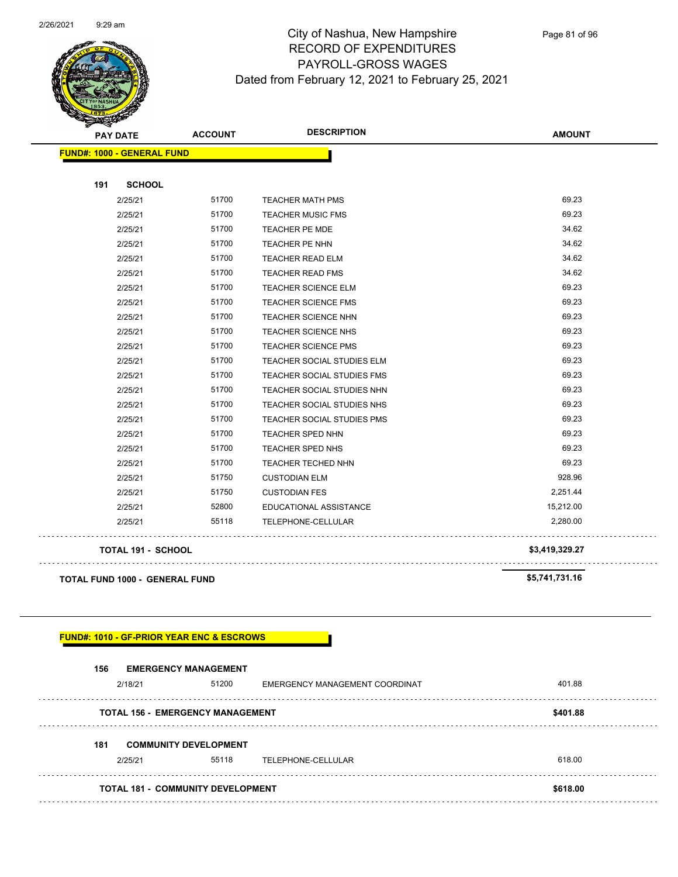# City of Nashua, New Hampshire
## RECORD OF EXPENDITURES
## PAYROLL-GROSS WAGES
### Dated from February 12, 2021 to February 25, 2021

| PAY DATE | ACCOUNT | DESCRIPTION | AMOUNT |
|---|---|---|---|
| **FUND#: 1000 - GENERAL FUND** | | | |
| **191 SCHOOL** | | | |
| 2/25/21 | 51700 | TEACHER MATH PMS | 69.23 |
| 2/25/21 | 51700 | TEACHER MUSIC FMS | 69.23 |
| 2/25/21 | 51700 | TEACHER PE MDE | 34.62 |
| 2/25/21 | 51700 | TEACHER PE NHN | 34.62 |
| 2/25/21 | 51700 | TEACHER READ ELM | 34.62 |
| 2/25/21 | 51700 | TEACHER READ FMS | 34.62 |
| 2/25/21 | 51700 | TEACHER SCIENCE ELM | 69.23 |
| 2/25/21 | 51700 | TEACHER SCIENCE FMS | 69.23 |
| 2/25/21 | 51700 | TEACHER SCIENCE NHN | 69.23 |
| 2/25/21 | 51700 | TEACHER SCIENCE NHS | 69.23 |
| 2/25/21 | 51700 | TEACHER SCIENCE PMS | 69.23 |
| 2/25/21 | 51700 | TEACHER SOCIAL STUDIES ELM | 69.23 |
| 2/25/21 | 51700 | TEACHER SOCIAL STUDIES FMS | 69.23 |
| 2/25/21 | 51700 | TEACHER SOCIAL STUDIES NHN | 69.23 |
| 2/25/21 | 51700 | TEACHER SOCIAL STUDIES NHS | 69.23 |
| 2/25/21 | 51700 | TEACHER SOCIAL STUDIES PMS | 69.23 |
| 2/25/21 | 51700 | TEACHER SPED NHN | 69.23 |
| 2/25/21 | 51700 | TEACHER SPED NHS | 69.23 |
| 2/25/21 | 51700 | TEACHER TECHED NHN | 69.23 |
| 2/25/21 | 51750 | CUSTODIAN ELM | 928.96 |
| 2/25/21 | 51750 | CUSTODIAN FES | 2,251.44 |
| 2/25/21 | 52800 | EDUCATIONAL ASSISTANCE | 15,212.00 |
| 2/25/21 | 55118 | TELEPHONE-CELLULAR | 2,280.00 |
| **TOTAL 191 - SCHOOL** | | | **$3,419,329.27** |
| **TOTAL FUND 1000 - GENERAL FUND** | | | **$5,741,731.16** |

| PAY DATE | ACCOUNT | DESCRIPTION | AMOUNT |
|---|---|---|---|
| **FUND#: 1010 - GF-PRIOR YEAR ENC & ESCROWS** | | | |
| **156 EMERGENCY MANAGEMENT** | | | |
| 2/18/21 | 51200 | EMERGENCY MANAGEMENT COORDINAT | 401.88 |
| **TOTAL 156 - EMERGENCY MANAGEMENT** | | | **$401.88** |
| **181 COMMUNITY DEVELOPMENT** | | | |
| 2/25/21 | 55118 | TELEPHONE-CELLULAR | 618.00 |
| **TOTAL 181 - COMMUNITY DEVELOPMENT** | | | **$618.00** |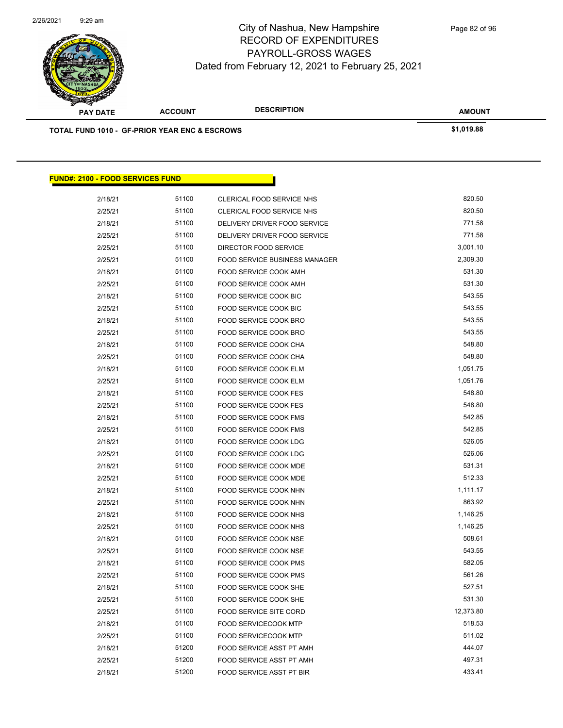# City of Nashua, New Hampshire
## RECORD OF EXPENDITURES
## PAYROLL-GROSS WAGES
### Dated from February 12, 2021 to February 25, 2021

| PAY DATE | ACCOUNT | DESCRIPTION | AMOUNT |
|---|---|---|---|
| **TOTAL FUND 1010 - GF-PRIOR YEAR ENC & ESCROWS** | | | **$1,019.88** |

**FUND#: 2100 - FOOD SERVICES FUND**

| PAY DATE | ACCOUNT | DESCRIPTION | AMOUNT |
|---|---|---|---|
| 2/18/21 | 51100 | CLERICAL FOOD SERVICE NHS | 820.50 |
| 2/25/21 | 51100 | CLERICAL FOOD SERVICE NHS | 820.50 |
| 2/18/21 | 51100 | DELIVERY DRIVER FOOD SERVICE | 771.58 |
| 2/25/21 | 51100 | DELIVERY DRIVER FOOD SERVICE | 771.58 |
| 2/25/21 | 51100 | DIRECTOR FOOD SERVICE | 3,001.10 |
| 2/25/21 | 51100 | FOOD SERVICE BUSINESS MANAGER | 2,309.30 |
| 2/18/21 | 51100 | FOOD SERVICE COOK AMH | 531.30 |
| 2/25/21 | 51100 | FOOD SERVICE COOK AMH | 531.30 |
| 2/18/21 | 51100 | FOOD SERVICE COOK BIC | 543.55 |
| 2/25/21 | 51100 | FOOD SERVICE COOK BIC | 543.55 |
| 2/18/21 | 51100 | FOOD SERVICE COOK BRO | 543.55 |
| 2/25/21 | 51100 | FOOD SERVICE COOK BRO | 543.55 |
| 2/18/21 | 51100 | FOOD SERVICE COOK CHA | 548.80 |
| 2/25/21 | 51100 | FOOD SERVICE COOK CHA | 548.80 |
| 2/18/21 | 51100 | FOOD SERVICE COOK ELM | 1,051.75 |
| 2/25/21 | 51100 | FOOD SERVICE COOK ELM | 1,051.76 |
| 2/18/21 | 51100 | FOOD SERVICE COOK FES | 548.80 |
| 2/25/21 | 51100 | FOOD SERVICE COOK FES | 548.80 |
| 2/18/21 | 51100 | FOOD SERVICE COOK FMS | 542.85 |
| 2/25/21 | 51100 | FOOD SERVICE COOK FMS | 542.85 |
| 2/18/21 | 51100 | FOOD SERVICE COOK LDG | 526.05 |
| 2/25/21 | 51100 | FOOD SERVICE COOK LDG | 526.06 |
| 2/18/21 | 51100 | FOOD SERVICE COOK MDE | 531.31 |
| 2/25/21 | 51100 | FOOD SERVICE COOK MDE | 512.33 |
| 2/18/21 | 51100 | FOOD SERVICE COOK NHN | 1,111.17 |
| 2/25/21 | 51100 | FOOD SERVICE COOK NHN | 863.92 |
| 2/18/21 | 51100 | FOOD SERVICE COOK NHS | 1,146.25 |
| 2/25/21 | 51100 | FOOD SERVICE COOK NHS | 1,146.25 |
| 2/18/21 | 51100 | FOOD SERVICE COOK NSE | 508.61 |
| 2/25/21 | 51100 | FOOD SERVICE COOK NSE | 543.55 |
| 2/18/21 | 51100 | FOOD SERVICE COOK PMS | 582.05 |
| 2/25/21 | 51100 | FOOD SERVICE COOK PMS | 561.26 |
| 2/18/21 | 51100 | FOOD SERVICE COOK SHE | 527.51 |
| 2/25/21 | 51100 | FOOD SERVICE COOK SHE | 531.30 |
| 2/25/21 | 51100 | FOOD SERVICE SITE CORD | 12,373.80 |
| 2/18/21 | 51100 | FOOD SERVICECOOK MTP | 518.53 |
| 2/25/21 | 51100 | FOOD SERVICECOOK MTP | 511.02 |
| 2/18/21 | 51200 | FOOD SERVICE ASST PT AMH | 444.07 |
| 2/25/21 | 51200 | FOOD SERVICE ASST PT AMH | 497.31 |
| 2/18/21 | 51200 | FOOD SERVICE ASST PT BIR | 433.41 |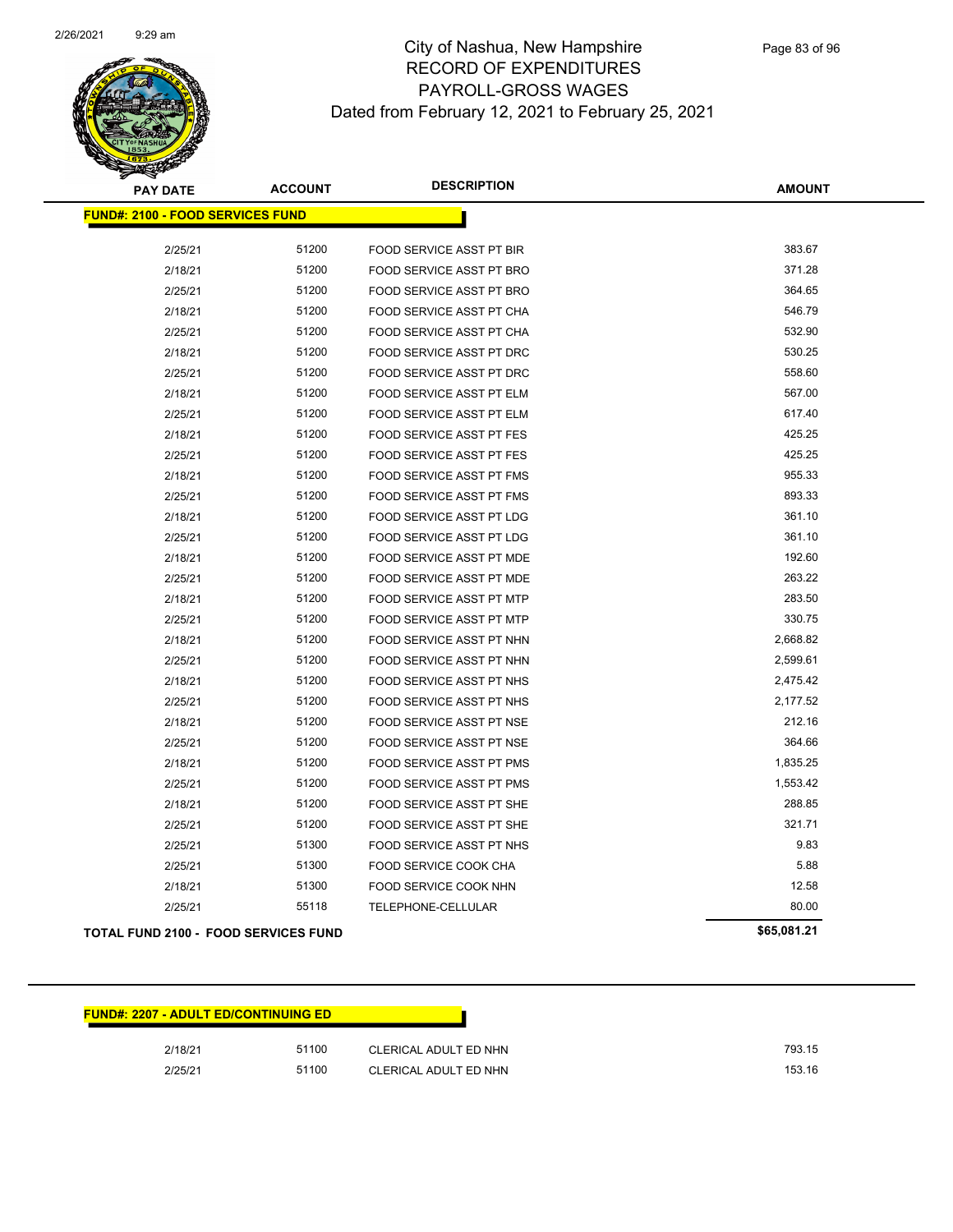# City of Nashua, New Hampshire
## RECORD OF EXPENDITURES
## PAYROLL-GROSS WAGES
### Dated from February 12, 2021 to February 25, 2021

| PAY DATE | ACCOUNT | DESCRIPTION | AMOUNT |
|---|---|---|---|
| **FUND#: 2100 - FOOD SERVICES FUND** | | | |
| 2/25/21 | 51200 | FOOD SERVICE ASST PT BIR | 383.67 |
| 2/18/21 | 51200 | FOOD SERVICE ASST PT BRO | 371.28 |
| 2/25/21 | 51200 | FOOD SERVICE ASST PT BRO | 364.65 |
| 2/18/21 | 51200 | FOOD SERVICE ASST PT CHA | 546.79 |
| 2/25/21 | 51200 | FOOD SERVICE ASST PT CHA | 532.90 |
| 2/18/21 | 51200 | FOOD SERVICE ASST PT DRC | 530.25 |
| 2/25/21 | 51200 | FOOD SERVICE ASST PT DRC | 558.60 |
| 2/18/21 | 51200 | FOOD SERVICE ASST PT ELM | 567.00 |
| 2/25/21 | 51200 | FOOD SERVICE ASST PT ELM | 617.40 |
| 2/18/21 | 51200 | FOOD SERVICE ASST PT FES | 425.25 |
| 2/25/21 | 51200 | FOOD SERVICE ASST PT FES | 425.25 |
| 2/18/21 | 51200 | FOOD SERVICE ASST PT FMS | 955.33 |
| 2/25/21 | 51200 | FOOD SERVICE ASST PT FMS | 893.33 |
| 2/18/21 | 51200 | FOOD SERVICE ASST PT LDG | 361.10 |
| 2/25/21 | 51200 | FOOD SERVICE ASST PT LDG | 361.10 |
| 2/18/21 | 51200 | FOOD SERVICE ASST PT MDE | 192.60 |
| 2/25/21 | 51200 | FOOD SERVICE ASST PT MDE | 263.22 |
| 2/18/21 | 51200 | FOOD SERVICE ASST PT MTP | 283.50 |
| 2/25/21 | 51200 | FOOD SERVICE ASST PT MTP | 330.75 |
| 2/18/21 | 51200 | FOOD SERVICE ASST PT NHN | 2,668.82 |
| 2/25/21 | 51200 | FOOD SERVICE ASST PT NHN | 2,599.61 |
| 2/18/21 | 51200 | FOOD SERVICE ASST PT NHS | 2,475.42 |
| 2/25/21 | 51200 | FOOD SERVICE ASST PT NHS | 2,177.52 |
| 2/18/21 | 51200 | FOOD SERVICE ASST PT NSE | 212.16 |
| 2/25/21 | 51200 | FOOD SERVICE ASST PT NSE | 364.66 |
| 2/18/21 | 51200 | FOOD SERVICE ASST PT PMS | 1,835.25 |
| 2/25/21 | 51200 | FOOD SERVICE ASST PT PMS | 1,553.42 |
| 2/18/21 | 51200 | FOOD SERVICE ASST PT SHE | 288.85 |
| 2/25/21 | 51200 | FOOD SERVICE ASST PT SHE | 321.71 |
| 2/25/21 | 51300 | FOOD SERVICE ASST PT NHS | 9.83 |
| 2/25/21 | 51300 | FOOD SERVICE COOK CHA | 5.88 |
| 2/18/21 | 51300 | FOOD SERVICE COOK NHN | 12.58 |
| 2/25/21 | 55118 | TELEPHONE-CELLULAR | 80.00 |
| **TOTAL FUND 2100 - FOOD SERVICES FUND** | | | **$65,081.21** |

| PAY DATE | ACCOUNT | DESCRIPTION | AMOUNT |
|---|---|---|---|
| **FUND#: 2207 - ADULT ED/CONTINUING ED** | | | |
| 2/18/21 | 51100 | CLERICAL ADULT ED NHN | 793.15 |
| 2/25/21 | 51100 | CLERICAL ADULT ED NHN | 153.16 |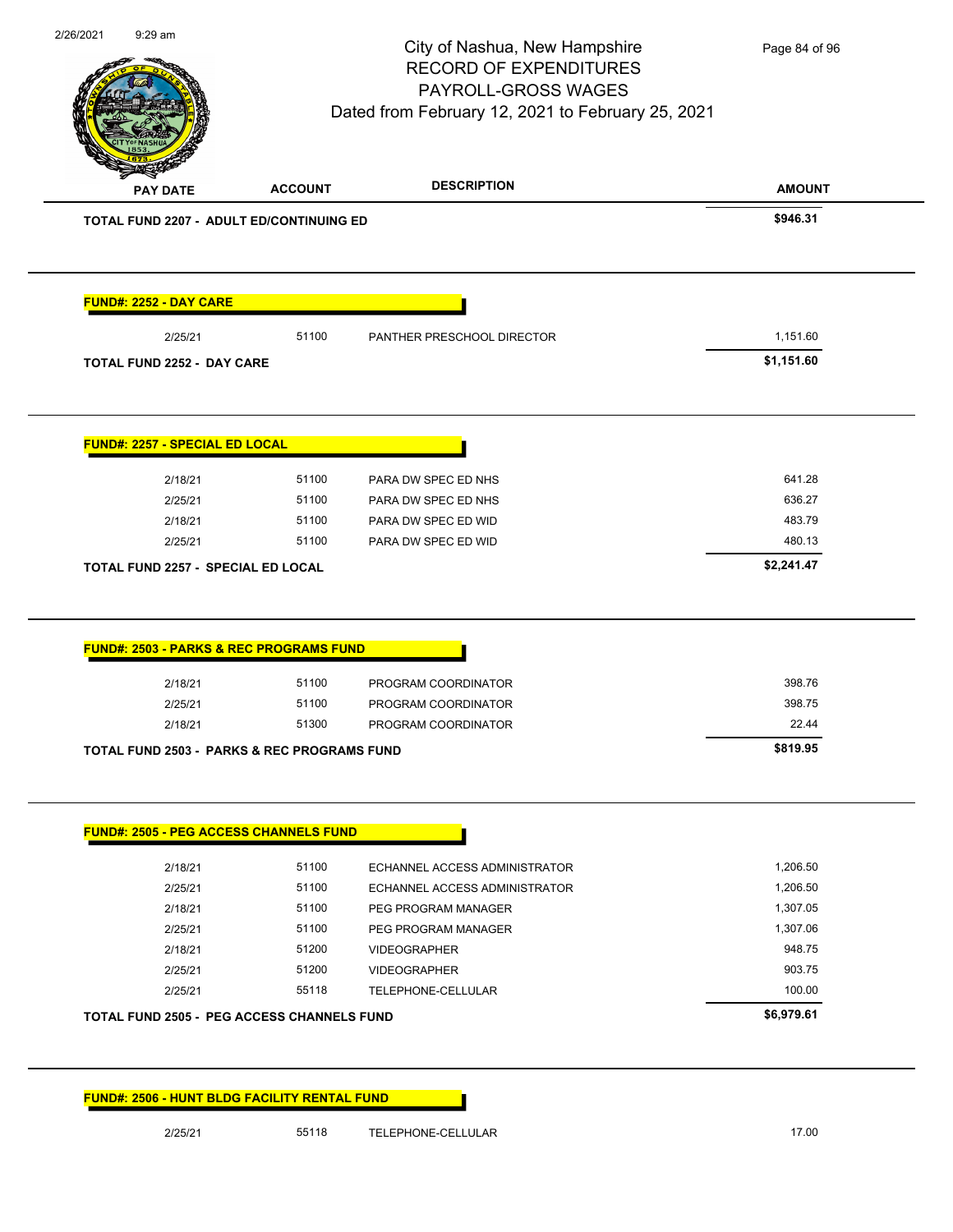# City of Nashua, New Hampshire
## RECORD OF EXPENDITURES
## PAYROLL-GROSS WAGES
Dated from February 12, 2021 to February 25, 2021

| PAY DATE | ACCOUNT | DESCRIPTION | AMOUNT |
|---|---|---|---|
| **TOTAL FUND 2207 - ADULT ED/CONTINUING ED** | | | **$946.31** |

**FUND#: 2252 - DAY CARE**

| PAY DATE | ACCOUNT | DESCRIPTION | AMOUNT |
|---|---|---|---|
| 2/25/21 | 51100 | PANTHER PRESCHOOL DIRECTOR | 1,151.60 |
| **TOTAL FUND 2252 - DAY CARE** | | | **$1,151.60** |

**FUND#: 2257 - SPECIAL ED LOCAL**

| PAY DATE | ACCOUNT | DESCRIPTION | AMOUNT |
|---|---|---|---|
| 2/18/21 | 51100 | PARA DW SPEC ED NHS | 641.28 |
| 2/25/21 | 51100 | PARA DW SPEC ED NHS | 636.27 |
| 2/18/21 | 51100 | PARA DW SPEC ED WID | 483.79 |
| 2/25/21 | 51100 | PARA DW SPEC ED WID | 480.13 |
| **TOTAL FUND 2257 - SPECIAL ED LOCAL** | | | **$2,241.47** |

**FUND#: 2503 - PARKS & REC PROGRAMS FUND**

| PAY DATE | ACCOUNT | DESCRIPTION | AMOUNT |
|---|---|---|---|
| 2/18/21 | 51100 | PROGRAM COORDINATOR | 398.76 |
| 2/25/21 | 51100 | PROGRAM COORDINATOR | 398.75 |
| 2/18/21 | 51300 | PROGRAM COORDINATOR | 22.44 |
| **TOTAL FUND 2503 - PARKS & REC PROGRAMS FUND** | | | **$819.95** |

**FUND#: 2505 - PEG ACCESS CHANNELS FUND**

| PAY DATE | ACCOUNT | DESCRIPTION | AMOUNT |
|---|---|---|---|
| 2/18/21 | 51100 | ECHANNEL ACCESS ADMINISTRATOR | 1,206.50 |
| 2/25/21 | 51100 | ECHANNEL ACCESS ADMINISTRATOR | 1,206.50 |
| 2/18/21 | 51100 | PEG PROGRAM MANAGER | 1,307.05 |
| 2/25/21 | 51100 | PEG PROGRAM MANAGER | 1,307.06 |
| 2/18/21 | 51200 | VIDEOGRAPHER | 948.75 |
| 2/25/21 | 51200 | VIDEOGRAPHER | 903.75 |
| 2/25/21 | 55118 | TELEPHONE-CELLULAR | 100.00 |
| **TOTAL FUND 2505 - PEG ACCESS CHANNELS FUND** | | | **$6,979.61** |

**FUND#: 2506 - HUNT BLDG FACILITY RENTAL FUND**

| PAY DATE | ACCOUNT | DESCRIPTION | AMOUNT |
|---|---|---|---|
| 2/25/21 | 55118 | TELEPHONE-CELLULAR | 17.00 |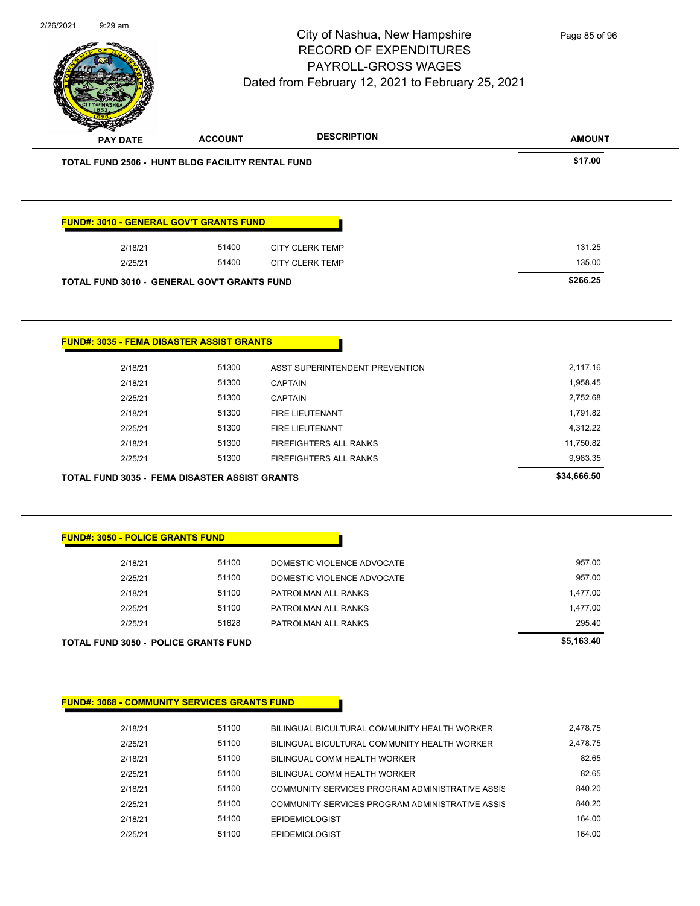# City of Nashua, New Hampshire
## RECORD OF EXPENDITURES
## PAYROLL-GROSS WAGES
Dated from February 12, 2021 to February 25, 2021

| PAY DATE | ACCOUNT | DESCRIPTION | AMOUNT |
|---|---|---|---|
| **TOTAL FUND 2506 - HUNT BLDG FACILITY RENTAL FUND** | | | **$17.00** |

**FUND#: 3010 - GENERAL GOV'T GRANTS FUND**

| PAY DATE | ACCOUNT | DESCRIPTION | AMOUNT |
|---|---|---|---|
| 2/18/21 | 51400 | CITY CLERK TEMP | 131.25 |
| 2/25/21 | 51400 | CITY CLERK TEMP | 135.00 |
| **TOTAL FUND 3010 - GENERAL GOV'T GRANTS FUND** | | | **$266.25** |

**FUND#: 3035 - FEMA DISASTER ASSIST GRANTS**

| PAY DATE | ACCOUNT | DESCRIPTION | AMOUNT |
|---|---|---|---|
| 2/18/21 | 51300 | ASST SUPERINTENDENT PREVENTION | 2,117.16 |
| 2/18/21 | 51300 | CAPTAIN | 1,958.45 |
| 2/25/21 | 51300 | CAPTAIN | 2,752.68 |
| 2/18/21 | 51300 | FIRE LIEUTENANT | 1,791.82 |
| 2/25/21 | 51300 | FIRE LIEUTENANT | 4,312.22 |
| 2/18/21 | 51300 | FIREFIGHTERS ALL RANKS | 11,750.82 |
| 2/25/21 | 51300 | FIREFIGHTERS ALL RANKS | 9,983.35 |
| **TOTAL FUND 3035 - FEMA DISASTER ASSIST GRANTS** | | | **$34,666.50** |

**FUND#: 3050 - POLICE GRANTS FUND**

| PAY DATE | ACCOUNT | DESCRIPTION | AMOUNT |
|---|---|---|---|
| 2/18/21 | 51100 | DOMESTIC VIOLENCE ADVOCATE | 957.00 |
| 2/25/21 | 51100 | DOMESTIC VIOLENCE ADVOCATE | 957.00 |
| 2/18/21 | 51100 | PATROLMAN ALL RANKS | 1,477.00 |
| 2/25/21 | 51100 | PATROLMAN ALL RANKS | 1,477.00 |
| 2/25/21 | 51628 | PATROLMAN ALL RANKS | 295.40 |
| **TOTAL FUND 3050 - POLICE GRANTS FUND** | | | **$5,163.40** |

**FUND#: 3068 - COMMUNITY SERVICES GRANTS FUND**

| PAY DATE | ACCOUNT | DESCRIPTION | AMOUNT |
|---|---|---|---|
| 2/18/21 | 51100 | BILINGUAL BICULTURAL COMMUNITY HEALTH WORKER | 2,478.75 |
| 2/25/21 | 51100 | BILINGUAL BICULTURAL COMMUNITY HEALTH WORKER | 2,478.75 |
| 2/18/21 | 51100 | BILINGUAL COMM HEALTH WORKER | 82.65 |
| 2/25/21 | 51100 | BILINGUAL COMM HEALTH WORKER | 82.65 |
| 2/18/21 | 51100 | COMMUNITY SERVICES PROGRAM ADMINISTRATIVE ASSIS | 840.20 |
| 2/25/21 | 51100 | COMMUNITY SERVICES PROGRAM ADMINISTRATIVE ASSIS | 840.20 |
| 2/18/21 | 51100 | EPIDEMIOLOGIST | 164.00 |
| 2/25/21 | 51100 | EPIDEMIOLOGIST | 164.00 |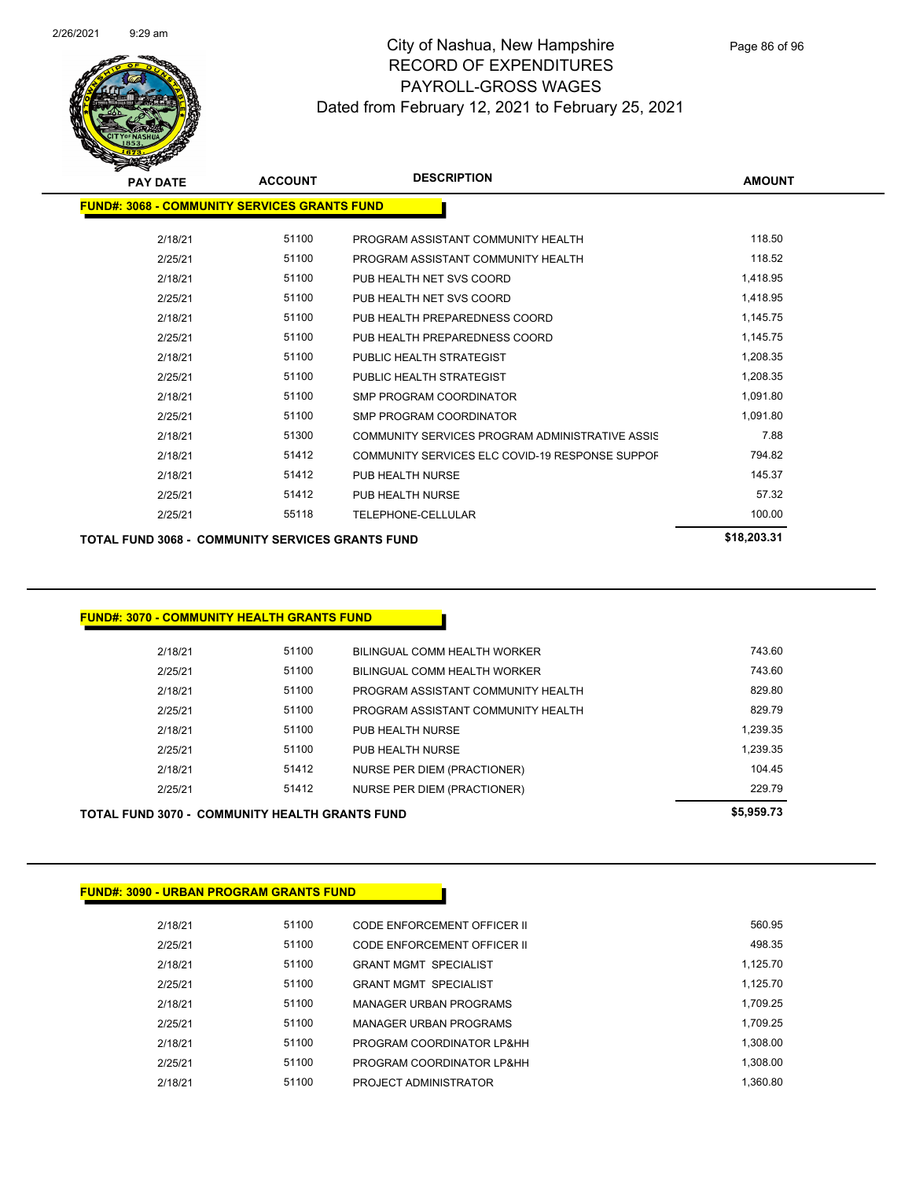# City of Nashua, New Hampshire
# RECORD OF EXPENDITURES
# PAYROLL-GROSS WAGES
## Dated from February 12, 2021 to February 25, 2021

**FUND#: 3068 - COMMUNITY SERVICES GRANTS FUND**

| PAY DATE | ACCOUNT | DESCRIPTION | AMOUNT |
|---|---|---|---|
| 2/18/21 | 51100 | PROGRAM ASSISTANT COMMUNITY HEALTH | 118.50 |
| 2/25/21 | 51100 | PROGRAM ASSISTANT COMMUNITY HEALTH | 118.52 |
| 2/18/21 | 51100 | PUB HEALTH NET SVS COORD | 1,418.95 |
| 2/25/21 | 51100 | PUB HEALTH NET SVS COORD | 1,418.95 |
| 2/18/21 | 51100 | PUB HEALTH PREPAREDNESS COORD | 1,145.75 |
| 2/25/21 | 51100 | PUB HEALTH PREPAREDNESS COORD | 1,145.75 |
| 2/18/21 | 51100 | PUBLIC HEALTH STRATEGIST | 1,208.35 |
| 2/25/21 | 51100 | PUBLIC HEALTH STRATEGIST | 1,208.35 |
| 2/18/21 | 51100 | SMP PROGRAM COORDINATOR | 1,091.80 |
| 2/25/21 | 51100 | SMP PROGRAM COORDINATOR | 1,091.80 |
| 2/18/21 | 51300 | COMMUNITY SERVICES PROGRAM ADMINISTRATIVE ASSIS | 7.88 |
| 2/18/21 | 51412 | COMMUNITY SERVICES ELC COVID-19 RESPONSE SUPPOF | 794.82 |
| 2/18/21 | 51412 | PUB HEALTH NURSE | 145.37 |
| 2/25/21 | 51412 | PUB HEALTH NURSE | 57.32 |
| 2/25/21 | 55118 | TELEPHONE-CELLULAR | 100.00 |
| **TOTAL FUND 3068 - COMMUNITY SERVICES GRANTS FUND** | | | **$18,203.31** |

**FUND#: 3070 - COMMUNITY HEALTH GRANTS FUND**

| PAY DATE | ACCOUNT | DESCRIPTION | AMOUNT |
|---|---|---|---|
| 2/18/21 | 51100 | BILINGUAL COMM HEALTH WORKER | 743.60 |
| 2/25/21 | 51100 | BILINGUAL COMM HEALTH WORKER | 743.60 |
| 2/18/21 | 51100 | PROGRAM ASSISTANT COMMUNITY HEALTH | 829.80 |
| 2/25/21 | 51100 | PROGRAM ASSISTANT COMMUNITY HEALTH | 829.79 |
| 2/18/21 | 51100 | PUB HEALTH NURSE | 1,239.35 |
| 2/25/21 | 51100 | PUB HEALTH NURSE | 1,239.35 |
| 2/18/21 | 51412 | NURSE PER DIEM (PRACTIONER) | 104.45 |
| 2/25/21 | 51412 | NURSE PER DIEM (PRACTIONER) | 229.79 |
| **TOTAL FUND 3070 - COMMUNITY HEALTH GRANTS FUND** | | | **$5,959.73** |

**FUND#: 3090 - URBAN PROGRAM GRANTS FUND**

| PAY DATE | ACCOUNT | DESCRIPTION | AMOUNT |
|---|---|---|---|
| 2/18/21 | 51100 | CODE ENFORCEMENT OFFICER II | 560.95 |
| 2/25/21 | 51100 | CODE ENFORCEMENT OFFICER II | 498.35 |
| 2/18/21 | 51100 | GRANT MGMT SPECIALIST | 1,125.70 |
| 2/25/21 | 51100 | GRANT MGMT SPECIALIST | 1,125.70 |
| 2/18/21 | 51100 | MANAGER URBAN PROGRAMS | 1,709.25 |
| 2/25/21 | 51100 | MANAGER URBAN PROGRAMS | 1,709.25 |
| 2/18/21 | 51100 | PROGRAM COORDINATOR LP&HH | 1,308.00 |
| 2/25/21 | 51100 | PROGRAM COORDINATOR LP&HH | 1,308.00 |
| 2/18/21 | 51100 | PROJECT ADMINISTRATOR | 1,360.80 |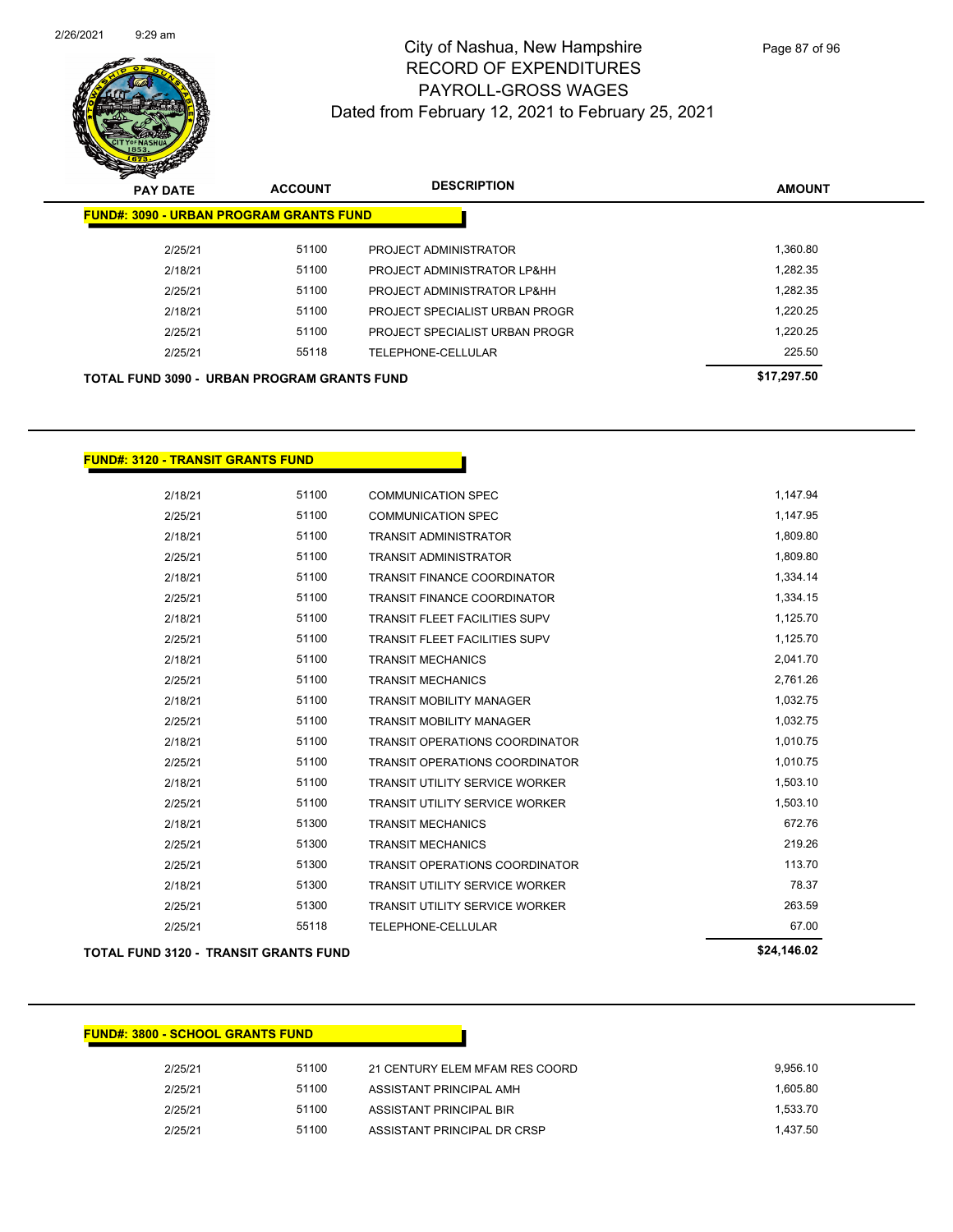# City of Nashua, New Hampshire
## RECORD OF EXPENDITURES
## PAYROLL-GROSS WAGES
### Dated from February 12, 2021 to February 25, 2021

| PAY DATE | ACCOUNT | DESCRIPTION | AMOUNT |
|---|---|---|---|
| **FUND#: 3090 - URBAN PROGRAM GRANTS FUND** | | | |
| 2/25/21 | 51100 | PROJECT ADMINISTRATOR | 1,360.80 |
| 2/18/21 | 51100 | PROJECT ADMINISTRATOR LP&HH | 1,282.35 |
| 2/25/21 | 51100 | PROJECT ADMINISTRATOR LP&HH | 1,282.35 |
| 2/18/21 | 51100 | PROJECT SPECIALIST URBAN PROGR | 1,220.25 |
| 2/25/21 | 51100 | PROJECT SPECIALIST URBAN PROGR | 1,220.25 |
| 2/25/21 | 55118 | TELEPHONE-CELLULAR | 225.50 |
| **TOTAL FUND 3090 - URBAN PROGRAM GRANTS FUND** | | | **$17,297.50** |

| PAY DATE | ACCOUNT | DESCRIPTION | AMOUNT |
|---|---|---|---|
| **FUND#: 3120 - TRANSIT GRANTS FUND** | | | |
| 2/18/21 | 51100 | COMMUNICATION SPEC | 1,147.94 |
| 2/25/21 | 51100 | COMMUNICATION SPEC | 1,147.95 |
| 2/18/21 | 51100 | TRANSIT ADMINISTRATOR | 1,809.80 |
| 2/25/21 | 51100 | TRANSIT ADMINISTRATOR | 1,809.80 |
| 2/18/21 | 51100 | TRANSIT FINANCE COORDINATOR | 1,334.14 |
| 2/25/21 | 51100 | TRANSIT FINANCE COORDINATOR | 1,334.15 |
| 2/18/21 | 51100 | TRANSIT FLEET FACILITIES SUPV | 1,125.70 |
| 2/25/21 | 51100 | TRANSIT FLEET FACILITIES SUPV | 1,125.70 |
| 2/18/21 | 51100 | TRANSIT MECHANICS | 2,041.70 |
| 2/25/21 | 51100 | TRANSIT MECHANICS | 2,761.26 |
| 2/18/21 | 51100 | TRANSIT MOBILITY MANAGER | 1,032.75 |
| 2/25/21 | 51100 | TRANSIT MOBILITY MANAGER | 1,032.75 |
| 2/18/21 | 51100 | TRANSIT OPERATIONS COORDINATOR | 1,010.75 |
| 2/25/21 | 51100 | TRANSIT OPERATIONS COORDINATOR | 1,010.75 |
| 2/18/21 | 51100 | TRANSIT UTILITY SERVICE WORKER | 1,503.10 |
| 2/25/21 | 51100 | TRANSIT UTILITY SERVICE WORKER | 1,503.10 |
| 2/18/21 | 51300 | TRANSIT MECHANICS | 672.76 |
| 2/25/21 | 51300 | TRANSIT MECHANICS | 219.26 |
| 2/25/21 | 51300 | TRANSIT OPERATIONS COORDINATOR | 113.70 |
| 2/18/21 | 51300 | TRANSIT UTILITY SERVICE WORKER | 78.37 |
| 2/25/21 | 51300 | TRANSIT UTILITY SERVICE WORKER | 263.59 |
| 2/25/21 | 55118 | TELEPHONE-CELLULAR | 67.00 |
| **TOTAL FUND 3120 - TRANSIT GRANTS FUND** | | | **$24,146.02** |

| PAY DATE | ACCOUNT | DESCRIPTION | AMOUNT |
|---|---|---|---|
| **FUND#: 3800 - SCHOOL GRANTS FUND** | | | |
| 2/25/21 | 51100 | 21 CENTURY ELEM MFAM RES COORD | 9,956.10 |
| 2/25/21 | 51100 | ASSISTANT PRINCIPAL AMH | 1,605.80 |
| 2/25/21 | 51100 | ASSISTANT PRINCIPAL BIR | 1,533.70 |
| 2/25/21 | 51100 | ASSISTANT PRINCIPAL DR CRSP | 1,437.50 |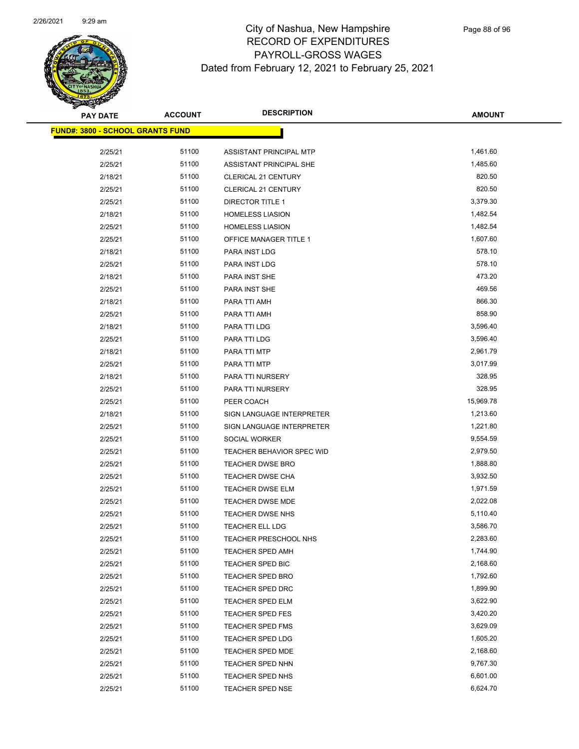# City of Nashua, New Hampshire
## RECORD OF EXPENDITURES
## PAYROLL-GROSS WAGES
## Dated from February 12, 2021 to February 25, 2021

| PAY DATE | ACCOUNT | DESCRIPTION | AMOUNT |
|---|---|---|---|
| **FUND#: 3800 - SCHOOL GRANTS FUND** | | | |
| 2/25/21 | 51100 | ASSISTANT PRINCIPAL MTP | 1,461.60 |
| 2/25/21 | 51100 | ASSISTANT PRINCIPAL SHE | 1,485.60 |
| 2/18/21 | 51100 | CLERICAL 21 CENTURY | 820.50 |
| 2/25/21 | 51100 | CLERICAL 21 CENTURY | 820.50 |
| 2/25/21 | 51100 | DIRECTOR TITLE 1 | 3,379.30 |
| 2/18/21 | 51100 | HOMELESS LIASION | 1,482.54 |
| 2/25/21 | 51100 | HOMELESS LIASION | 1,482.54 |
| 2/25/21 | 51100 | OFFICE MANAGER TITLE 1 | 1,607.60 |
| 2/18/21 | 51100 | PARA INST LDG | 578.10 |
| 2/25/21 | 51100 | PARA INST LDG | 578.10 |
| 2/18/21 | 51100 | PARA INST SHE | 473.20 |
| 2/25/21 | 51100 | PARA INST SHE | 469.56 |
| 2/18/21 | 51100 | PARA TTI AMH | 866.30 |
| 2/25/21 | 51100 | PARA TTI AMH | 858.90 |
| 2/18/21 | 51100 | PARA TTI LDG | 3,596.40 |
| 2/25/21 | 51100 | PARA TTI LDG | 3,596.40 |
| 2/18/21 | 51100 | PARA TTI MTP | 2,961.79 |
| 2/25/21 | 51100 | PARA TTI MTP | 3,017.99 |
| 2/18/21 | 51100 | PARA TTI NURSERY | 328.95 |
| 2/25/21 | 51100 | PARA TTI NURSERY | 328.95 |
| 2/25/21 | 51100 | PEER COACH | 15,969.78 |
| 2/18/21 | 51100 | SIGN LANGUAGE INTERPRETER | 1,213.60 |
| 2/25/21 | 51100 | SIGN LANGUAGE INTERPRETER | 1,221.80 |
| 2/25/21 | 51100 | SOCIAL WORKER | 9,554.59 |
| 2/25/21 | 51100 | TEACHER BEHAVIOR SPEC WID | 2,979.50 |
| 2/25/21 | 51100 | TEACHER DWSE BRO | 1,888.80 |
| 2/25/21 | 51100 | TEACHER DWSE CHA | 3,932.50 |
| 2/25/21 | 51100 | TEACHER DWSE ELM | 1,971.59 |
| 2/25/21 | 51100 | TEACHER DWSE MDE | 2,022.08 |
| 2/25/21 | 51100 | TEACHER DWSE NHS | 5,110.40 |
| 2/25/21 | 51100 | TEACHER ELL LDG | 3,586.70 |
| 2/25/21 | 51100 | TEACHER PRESCHOOL NHS | 2,283.60 |
| 2/25/21 | 51100 | TEACHER SPED AMH | 1,744.90 |
| 2/25/21 | 51100 | TEACHER SPED BIC | 2,168.60 |
| 2/25/21 | 51100 | TEACHER SPED BRO | 1,792.60 |
| 2/25/21 | 51100 | TEACHER SPED DRC | 1,899.90 |
| 2/25/21 | 51100 | TEACHER SPED ELM | 3,622.90 |
| 2/25/21 | 51100 | TEACHER SPED FES | 3,420.20 |
| 2/25/21 | 51100 | TEACHER SPED FMS | 3,629.09 |
| 2/25/21 | 51100 | TEACHER SPED LDG | 1,605.20 |
| 2/25/21 | 51100 | TEACHER SPED MDE | 2,168.60 |
| 2/25/21 | 51100 | TEACHER SPED NHN | 9,767.30 |
| 2/25/21 | 51100 | TEACHER SPED NHS | 6,601.00 |
| 2/25/21 | 51100 | TEACHER SPED NSE | 6,624.70 |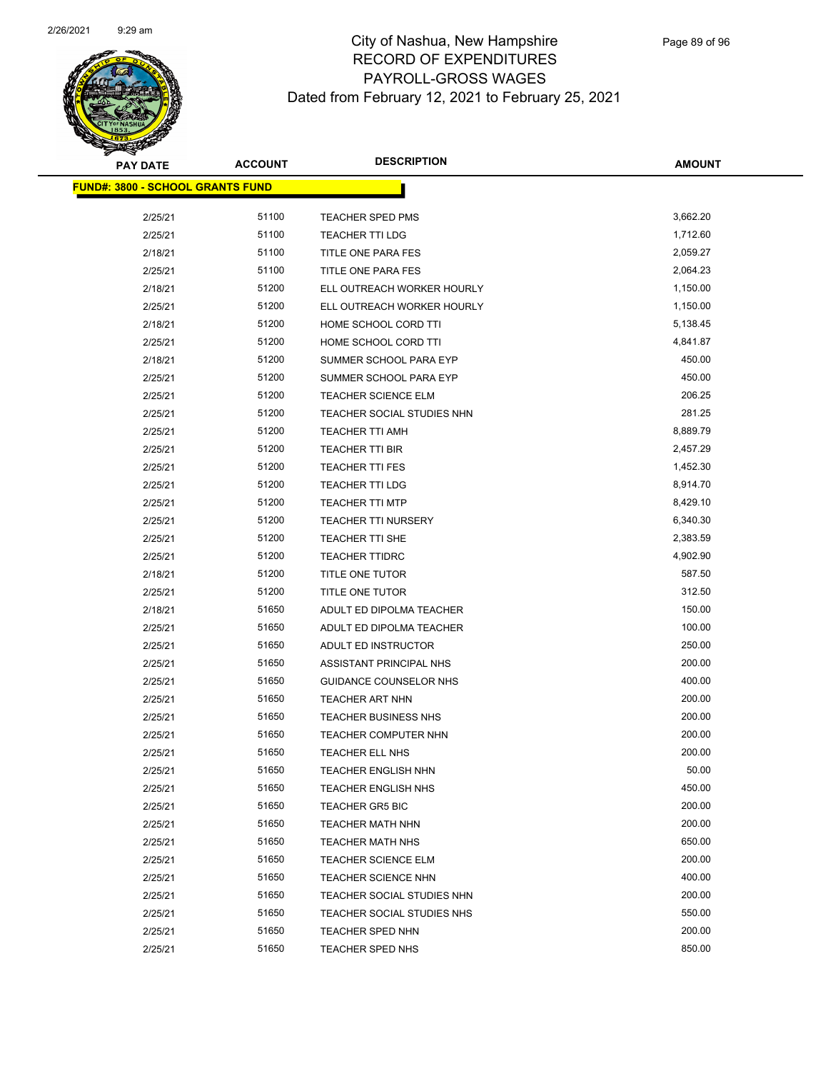# City of Nashua, New Hampshire
## RECORD OF EXPENDITURES
## PAYROLL-GROSS WAGES
## Dated from February 12, 2021 to February 25, 2021

| PAY DATE | ACCOUNT | DESCRIPTION | AMOUNT |
|---|---|---|---|
| **FUND#: 3800 - SCHOOL GRANTS FUND** | | | |
| 2/25/21 | 51100 | TEACHER SPED PMS | 3,662.20 |
| 2/25/21 | 51100 | TEACHER TTI LDG | 1,712.60 |
| 2/18/21 | 51100 | TITLE ONE PARA FES | 2,059.27 |
| 2/25/21 | 51100 | TITLE ONE PARA FES | 2,064.23 |
| 2/18/21 | 51200 | ELL OUTREACH WORKER HOURLY | 1,150.00 |
| 2/25/21 | 51200 | ELL OUTREACH WORKER HOURLY | 1,150.00 |
| 2/18/21 | 51200 | HOME SCHOOL CORD TTI | 5,138.45 |
| 2/25/21 | 51200 | HOME SCHOOL CORD TTI | 4,841.87 |
| 2/18/21 | 51200 | SUMMER SCHOOL PARA EYP | 450.00 |
| 2/25/21 | 51200 | SUMMER SCHOOL PARA EYP | 450.00 |
| 2/25/21 | 51200 | TEACHER SCIENCE ELM | 206.25 |
| 2/25/21 | 51200 | TEACHER SOCIAL STUDIES NHN | 281.25 |
| 2/25/21 | 51200 | TEACHER TTI AMH | 8,889.79 |
| 2/25/21 | 51200 | TEACHER TTI BIR | 2,457.29 |
| 2/25/21 | 51200 | TEACHER TTI FES | 1,452.30 |
| 2/25/21 | 51200 | TEACHER TTI LDG | 8,914.70 |
| 2/25/21 | 51200 | TEACHER TTI MTP | 8,429.10 |
| 2/25/21 | 51200 | TEACHER TTI NURSERY | 6,340.30 |
| 2/25/21 | 51200 | TEACHER TTI SHE | 2,383.59 |
| 2/25/21 | 51200 | TEACHER TTIDRC | 4,902.90 |
| 2/18/21 | 51200 | TITLE ONE TUTOR | 587.50 |
| 2/25/21 | 51200 | TITLE ONE TUTOR | 312.50 |
| 2/18/21 | 51650 | ADULT ED DIPOLMA TEACHER | 150.00 |
| 2/25/21 | 51650 | ADULT ED DIPOLMA TEACHER | 100.00 |
| 2/25/21 | 51650 | ADULT ED INSTRUCTOR | 250.00 |
| 2/25/21 | 51650 | ASSISTANT PRINCIPAL NHS | 200.00 |
| 2/25/21 | 51650 | GUIDANCE COUNSELOR NHS | 400.00 |
| 2/25/21 | 51650 | TEACHER ART NHN | 200.00 |
| 2/25/21 | 51650 | TEACHER BUSINESS NHS | 200.00 |
| 2/25/21 | 51650 | TEACHER COMPUTER NHN | 200.00 |
| 2/25/21 | 51650 | TEACHER ELL NHS | 200.00 |
| 2/25/21 | 51650 | TEACHER ENGLISH NHN | 50.00 |
| 2/25/21 | 51650 | TEACHER ENGLISH NHS | 450.00 |
| 2/25/21 | 51650 | TEACHER GR5 BIC | 200.00 |
| 2/25/21 | 51650 | TEACHER MATH NHN | 200.00 |
| 2/25/21 | 51650 | TEACHER MATH NHS | 650.00 |
| 2/25/21 | 51650 | TEACHER SCIENCE ELM | 200.00 |
| 2/25/21 | 51650 | TEACHER SCIENCE NHN | 400.00 |
| 2/25/21 | 51650 | TEACHER SOCIAL STUDIES NHN | 200.00 |
| 2/25/21 | 51650 | TEACHER SOCIAL STUDIES NHS | 550.00 |
| 2/25/21 | 51650 | TEACHER SPED NHN | 200.00 |
| 2/25/21 | 51650 | TEACHER SPED NHS | 850.00 |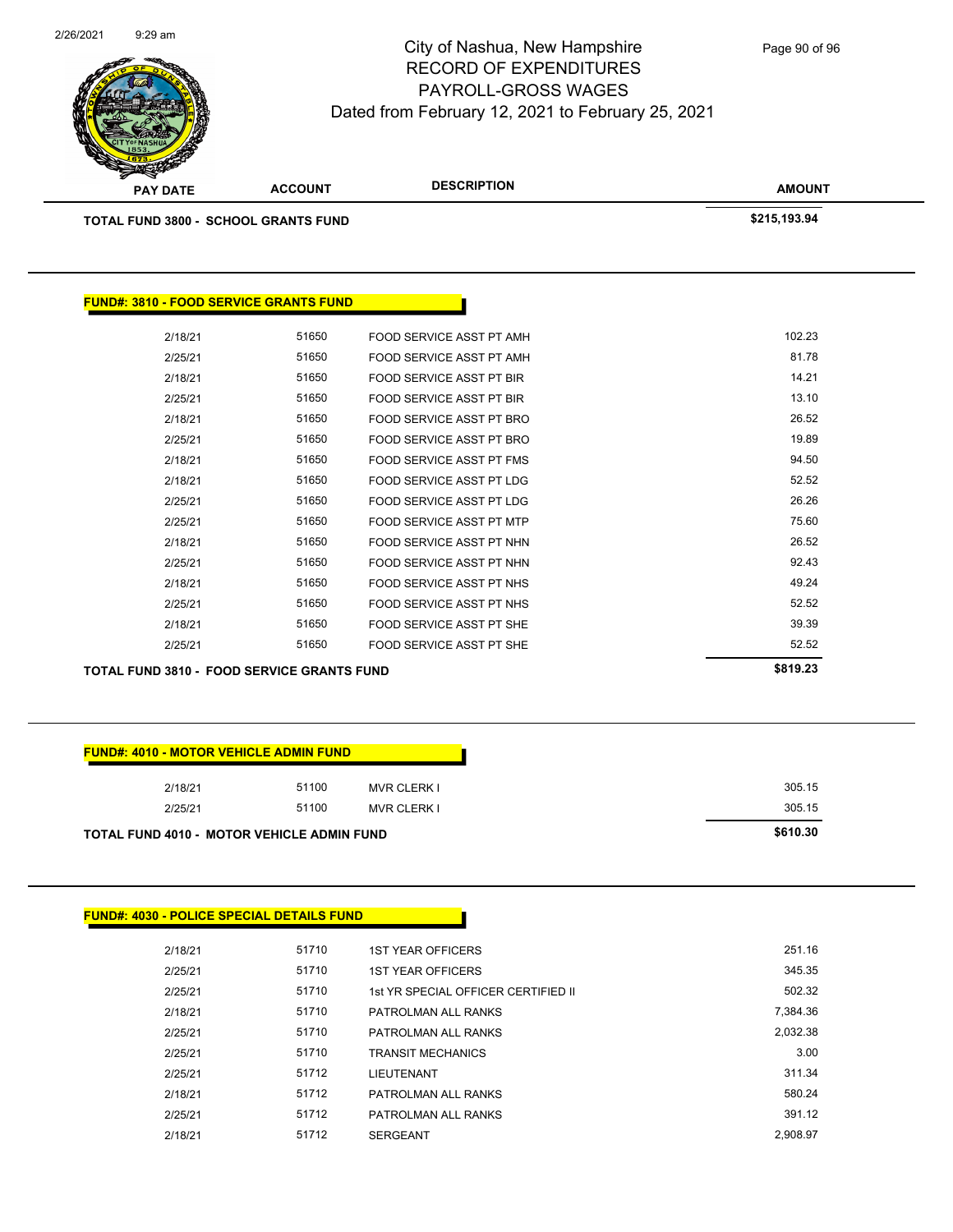# City of Nashua, New Hampshire
## RECORD OF EXPENDITURES
## PAYROLL-GROSS WAGES
### Dated from February 12, 2021 to February 25, 2021

| PAY DATE | ACCOUNT | DESCRIPTION | AMOUNT |
|---|---|---|---|
| **TOTAL FUND 3800 - SCHOOL GRANTS FUND** | | | **$215,193.94** |

**FUND#: 3810 - FOOD SERVICE GRANTS FUND**

| PAY DATE | ACCOUNT | DESCRIPTION | AMOUNT |
|---|---|---|---|
| 2/18/21 | 51650 | FOOD SERVICE ASST PT AMH | 102.23 |
| 2/25/21 | 51650 | FOOD SERVICE ASST PT AMH | 81.78 |
| 2/18/21 | 51650 | FOOD SERVICE ASST PT BIR | 14.21 |
| 2/25/21 | 51650 | FOOD SERVICE ASST PT BIR | 13.10 |
| 2/18/21 | 51650 | FOOD SERVICE ASST PT BRO | 26.52 |
| 2/25/21 | 51650 | FOOD SERVICE ASST PT BRO | 19.89 |
| 2/18/21 | 51650 | FOOD SERVICE ASST PT FMS | 94.50 |
| 2/18/21 | 51650 | FOOD SERVICE ASST PT LDG | 52.52 |
| 2/25/21 | 51650 | FOOD SERVICE ASST PT LDG | 26.26 |
| 2/25/21 | 51650 | FOOD SERVICE ASST PT MTP | 75.60 |
| 2/18/21 | 51650 | FOOD SERVICE ASST PT NHN | 26.52 |
| 2/25/21 | 51650 | FOOD SERVICE ASST PT NHN | 92.43 |
| 2/18/21 | 51650 | FOOD SERVICE ASST PT NHS | 49.24 |
| 2/25/21 | 51650 | FOOD SERVICE ASST PT NHS | 52.52 |
| 2/18/21 | 51650 | FOOD SERVICE ASST PT SHE | 39.39 |
| 2/25/21 | 51650 | FOOD SERVICE ASST PT SHE | 52.52 |
| **TOTAL FUND 3810 - FOOD SERVICE GRANTS FUND** | | | **$819.23** |

**FUND#: 4010 - MOTOR VEHICLE ADMIN FUND**

| PAY DATE | ACCOUNT | DESCRIPTION | AMOUNT |
|---|---|---|---|
| 2/18/21 | 51100 | MVR CLERK I | 305.15 |
| 2/25/21 | 51100 | MVR CLERK I | 305.15 |
| **TOTAL FUND 4010 - MOTOR VEHICLE ADMIN FUND** | | | **$610.30** |

**FUND#: 4030 - POLICE SPECIAL DETAILS FUND**

| PAY DATE | ACCOUNT | DESCRIPTION | AMOUNT |
|---|---|---|---|
| 2/18/21 | 51710 | 1ST YEAR OFFICERS | 251.16 |
| 2/25/21 | 51710 | 1ST YEAR OFFICERS | 345.35 |
| 2/25/21 | 51710 | 1st YR SPECIAL OFFICER CERTIFIED II | 502.32 |
| 2/18/21 | 51710 | PATROLMAN ALL RANKS | 7,384.36 |
| 2/25/21 | 51710 | PATROLMAN ALL RANKS | 2,032.38 |
| 2/25/21 | 51710 | TRANSIT MECHANICS | 3.00 |
| 2/25/21 | 51712 | LIEUTENANT | 311.34 |
| 2/18/21 | 51712 | PATROLMAN ALL RANKS | 580.24 |
| 2/25/21 | 51712 | PATROLMAN ALL RANKS | 391.12 |
| 2/18/21 | 51712 | SERGEANT | 2,908.97 |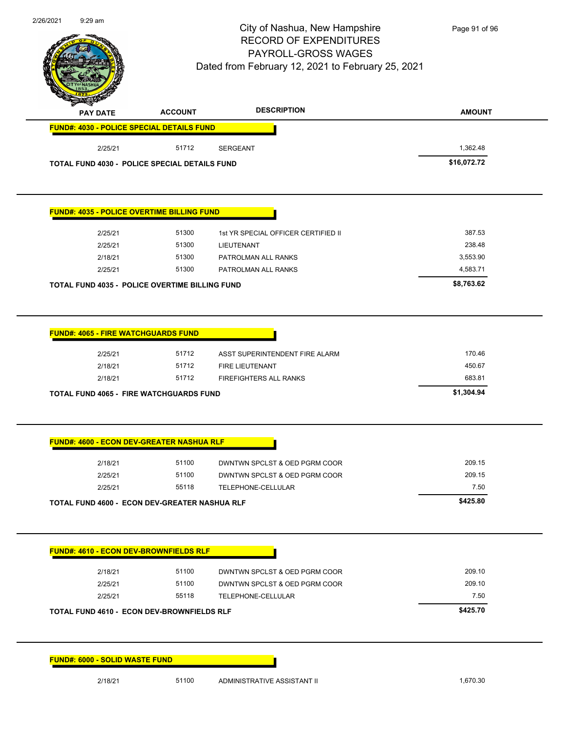# City of Nashua, New Hampshire
## RECORD OF EXPENDITURES
## PAYROLL-GROSS WAGES
### Dated from February 12, 2021 to February 25, 2021

| PAY DATE | ACCOUNT | DESCRIPTION | AMOUNT |
|---|---|---|---|
| **FUND#: 4030 - POLICE SPECIAL DETAILS FUND** | | | |
| 2/25/21 | 51712 | SERGEANT | 1,362.48 |
| **TOTAL FUND 4030 - POLICE SPECIAL DETAILS FUND** | | | **$16,072.72** |
| **FUND#: 4035 - POLICE OVERTIME BILLING FUND** | | | |
| 2/25/21 | 51300 | 1st YR SPECIAL OFFICER CERTIFIED II | 387.53 |
| 2/25/21 | 51300 | LIEUTENANT | 238.48 |
| 2/18/21 | 51300 | PATROLMAN ALL RANKS | 3,553.90 |
| 2/25/21 | 51300 | PATROLMAN ALL RANKS | 4,583.71 |
| **TOTAL FUND 4035 - POLICE OVERTIME BILLING FUND** | | | **$8,763.62** |
| **FUND#: 4065 - FIRE WATCHGUARDS FUND** | | | |
| 2/25/21 | 51712 | ASST SUPERINTENDENT FIRE ALARM | 170.46 |
| 2/18/21 | 51712 | FIRE LIEUTENANT | 450.67 |
| 2/18/21 | 51712 | FIREFIGHTERS ALL RANKS | 683.81 |
| **TOTAL FUND 4065 - FIRE WATCHGUARDS FUND** | | | **$1,304.94** |
| **FUND#: 4600 - ECON DEV-GREATER NASHUA RLF** | | | |
| 2/18/21 | 51100 | DWNTWN SPCLST & OED PGRM COOR | 209.15 |
| 2/25/21 | 51100 | DWNTWN SPCLST & OED PGRM COOR | 209.15 |
| 2/25/21 | 55118 | TELEPHONE-CELLULAR | 7.50 |
| **TOTAL FUND 4600 - ECON DEV-GREATER NASHUA RLF** | | | **$425.80** |
| **FUND#: 4610 - ECON DEV-BROWNFIELDS RLF** | | | |
| 2/18/21 | 51100 | DWNTWN SPCLST & OED PGRM COOR | 209.10 |
| 2/25/21 | 51100 | DWNTWN SPCLST & OED PGRM COOR | 209.10 |
| 2/25/21 | 55118 | TELEPHONE-CELLULAR | 7.50 |
| **TOTAL FUND 4610 - ECON DEV-BROWNFIELDS RLF** | | | **$425.70** |
| **FUND#: 6000 - SOLID WASTE FUND** | | | |
| 2/18/21 | 51100 | ADMINISTRATIVE ASSISTANT II | 1,670.30 |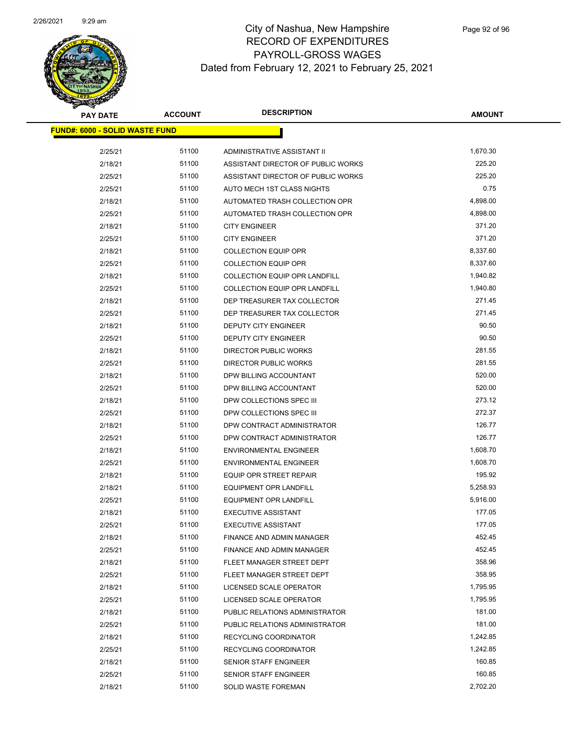# City of Nashua, New Hampshire
## RECORD OF EXPENDITURES
## PAYROLL-GROSS WAGES
## Dated from February 12, 2021 to February 25, 2021

| PAY DATE | ACCOUNT | DESCRIPTION | AMOUNT |
|---|---|---|---|
| **FUND#: 6000 - SOLID WASTE FUND** | | | |
| 2/25/21 | 51100 | ADMINISTRATIVE ASSISTANT II | 1,670.30 |
| 2/18/21 | 51100 | ASSISTANT DIRECTOR OF PUBLIC WORKS | 225.20 |
| 2/25/21 | 51100 | ASSISTANT DIRECTOR OF PUBLIC WORKS | 225.20 |
| 2/25/21 | 51100 | AUTO MECH 1ST CLASS NIGHTS | 0.75 |
| 2/18/21 | 51100 | AUTOMATED TRASH COLLECTION OPR | 4,898.00 |
| 2/25/21 | 51100 | AUTOMATED TRASH COLLECTION OPR | 4,898.00 |
| 2/18/21 | 51100 | CITY ENGINEER | 371.20 |
| 2/25/21 | 51100 | CITY ENGINEER | 371.20 |
| 2/18/21 | 51100 | COLLECTION EQUIP OPR | 8,337.60 |
| 2/25/21 | 51100 | COLLECTION EQUIP OPR | 8,337.60 |
| 2/18/21 | 51100 | COLLECTION EQUIP OPR LANDFILL | 1,940.82 |
| 2/25/21 | 51100 | COLLECTION EQUIP OPR LANDFILL | 1,940.80 |
| 2/18/21 | 51100 | DEP TREASURER TAX COLLECTOR | 271.45 |
| 2/25/21 | 51100 | DEP TREASURER TAX COLLECTOR | 271.45 |
| 2/18/21 | 51100 | DEPUTY CITY ENGINEER | 90.50 |
| 2/25/21 | 51100 | DEPUTY CITY ENGINEER | 90.50 |
| 2/18/21 | 51100 | DIRECTOR PUBLIC WORKS | 281.55 |
| 2/25/21 | 51100 | DIRECTOR PUBLIC WORKS | 281.55 |
| 2/18/21 | 51100 | DPW BILLING ACCOUNTANT | 520.00 |
| 2/25/21 | 51100 | DPW BILLING ACCOUNTANT | 520.00 |
| 2/18/21 | 51100 | DPW COLLECTIONS SPEC III | 273.12 |
| 2/25/21 | 51100 | DPW COLLECTIONS SPEC III | 272.37 |
| 2/18/21 | 51100 | DPW CONTRACT ADMINISTRATOR | 126.77 |
| 2/25/21 | 51100 | DPW CONTRACT ADMINISTRATOR | 126.77 |
| 2/18/21 | 51100 | ENVIRONMENTAL ENGINEER | 1,608.70 |
| 2/25/21 | 51100 | ENVIRONMENTAL ENGINEER | 1,608.70 |
| 2/18/21 | 51100 | EQUIP OPR STREET REPAIR | 195.92 |
| 2/18/21 | 51100 | EQUIPMENT OPR LANDFILL | 5,258.93 |
| 2/25/21 | 51100 | EQUIPMENT OPR LANDFILL | 5,916.00 |
| 2/18/21 | 51100 | EXECUTIVE ASSISTANT | 177.05 |
| 2/25/21 | 51100 | EXECUTIVE ASSISTANT | 177.05 |
| 2/18/21 | 51100 | FINANCE AND ADMIN MANAGER | 452.45 |
| 2/25/21 | 51100 | FINANCE AND ADMIN MANAGER | 452.45 |
| 2/18/21 | 51100 | FLEET MANAGER STREET DEPT | 358.96 |
| 2/25/21 | 51100 | FLEET MANAGER STREET DEPT | 358.95 |
| 2/18/21 | 51100 | LICENSED SCALE OPERATOR | 1,795.95 |
| 2/25/21 | 51100 | LICENSED SCALE OPERATOR | 1,795.95 |
| 2/18/21 | 51100 | PUBLIC RELATIONS ADMINISTRATOR | 181.00 |
| 2/25/21 | 51100 | PUBLIC RELATIONS ADMINISTRATOR | 181.00 |
| 2/18/21 | 51100 | RECYCLING COORDINATOR | 1,242.85 |
| 2/25/21 | 51100 | RECYCLING COORDINATOR | 1,242.85 |
| 2/18/21 | 51100 | SENIOR STAFF ENGINEER | 160.85 |
| 2/25/21 | 51100 | SENIOR STAFF ENGINEER | 160.85 |
| 2/18/21 | 51100 | SOLID WASTE FOREMAN | 2,702.20 |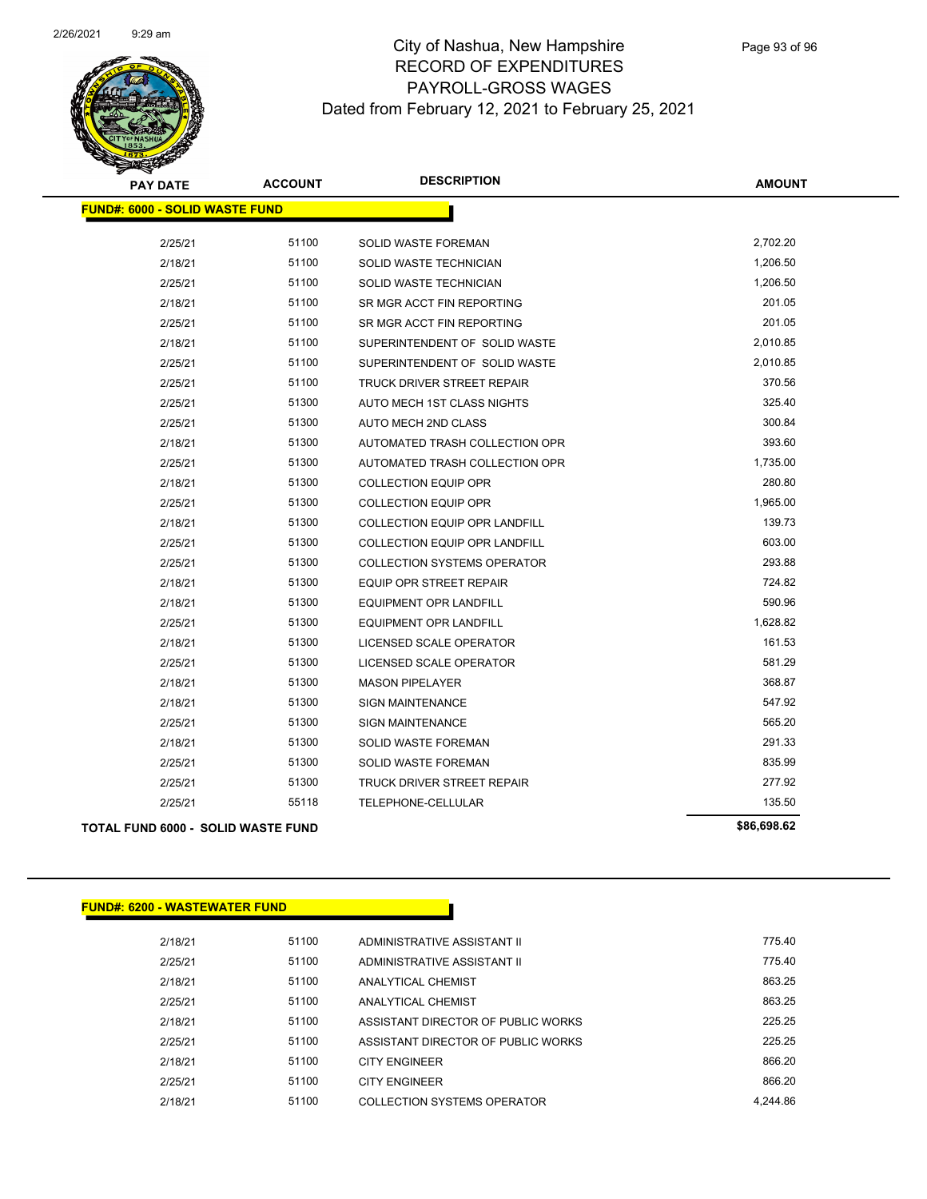# City of Nashua, New Hampshire
## RECORD OF EXPENDITURES
## PAYROLL-GROSS WAGES
## Dated from February 12, 2021 to February 25, 2021

| PAY DATE | ACCOUNT | DESCRIPTION | AMOUNT |
|---|---|---|---|
| **FUND#: 6000 - SOLID WASTE FUND** | | | |
| 2/25/21 | 51100 | SOLID WASTE FOREMAN | 2,702.20 |
| 2/18/21 | 51100 | SOLID WASTE TECHNICIAN | 1,206.50 |
| 2/25/21 | 51100 | SOLID WASTE TECHNICIAN | 1,206.50 |
| 2/18/21 | 51100 | SR MGR ACCT FIN REPORTING | 201.05 |
| 2/25/21 | 51100 | SR MGR ACCT FIN REPORTING | 201.05 |
| 2/18/21 | 51100 | SUPERINTENDENT OF SOLID WASTE | 2,010.85 |
| 2/25/21 | 51100 | SUPERINTENDENT OF SOLID WASTE | 2,010.85 |
| 2/25/21 | 51100 | TRUCK DRIVER STREET REPAIR | 370.56 |
| 2/25/21 | 51300 | AUTO MECH 1ST CLASS NIGHTS | 325.40 |
| 2/25/21 | 51300 | AUTO MECH 2ND CLASS | 300.84 |
| 2/18/21 | 51300 | AUTOMATED TRASH COLLECTION OPR | 393.60 |
| 2/25/21 | 51300 | AUTOMATED TRASH COLLECTION OPR | 1,735.00 |
| 2/18/21 | 51300 | COLLECTION EQUIP OPR | 280.80 |
| 2/25/21 | 51300 | COLLECTION EQUIP OPR | 1,965.00 |
| 2/18/21 | 51300 | COLLECTION EQUIP OPR LANDFILL | 139.73 |
| 2/25/21 | 51300 | COLLECTION EQUIP OPR LANDFILL | 603.00 |
| 2/25/21 | 51300 | COLLECTION SYSTEMS OPERATOR | 293.88 |
| 2/18/21 | 51300 | EQUIP OPR STREET REPAIR | 724.82 |
| 2/18/21 | 51300 | EQUIPMENT OPR LANDFILL | 590.96 |
| 2/25/21 | 51300 | EQUIPMENT OPR LANDFILL | 1,628.82 |
| 2/18/21 | 51300 | LICENSED SCALE OPERATOR | 161.53 |
| 2/25/21 | 51300 | LICENSED SCALE OPERATOR | 581.29 |
| 2/18/21 | 51300 | MASON PIPELAYER | 368.87 |
| 2/18/21 | 51300 | SIGN MAINTENANCE | 547.92 |
| 2/25/21 | 51300 | SIGN MAINTENANCE | 565.20 |
| 2/18/21 | 51300 | SOLID WASTE FOREMAN | 291.33 |
| 2/25/21 | 51300 | SOLID WASTE FOREMAN | 835.99 |
| 2/25/21 | 51300 | TRUCK DRIVER STREET REPAIR | 277.92 |
| 2/25/21 | 55118 | TELEPHONE-CELLULAR | 135.50 |
| **TOTAL FUND 6000 - SOLID WASTE FUND** | | | **$86,698.62** |

| PAY DATE | ACCOUNT | DESCRIPTION | AMOUNT |
|---|---|---|---|
| **FUND#: 6200 - WASTEWATER FUND** | | | |
| 2/18/21 | 51100 | ADMINISTRATIVE ASSISTANT II | 775.40 |
| 2/25/21 | 51100 | ADMINISTRATIVE ASSISTANT II | 775.40 |
| 2/18/21 | 51100 | ANALYTICAL CHEMIST | 863.25 |
| 2/25/21 | 51100 | ANALYTICAL CHEMIST | 863.25 |
| 2/18/21 | 51100 | ASSISTANT DIRECTOR OF PUBLIC WORKS | 225.25 |
| 2/25/21 | 51100 | ASSISTANT DIRECTOR OF PUBLIC WORKS | 225.25 |
| 2/18/21 | 51100 | CITY ENGINEER | 866.20 |
| 2/25/21 | 51100 | CITY ENGINEER | 866.20 |
| 2/18/21 | 51100 | COLLECTION SYSTEMS OPERATOR | 4,244.86 |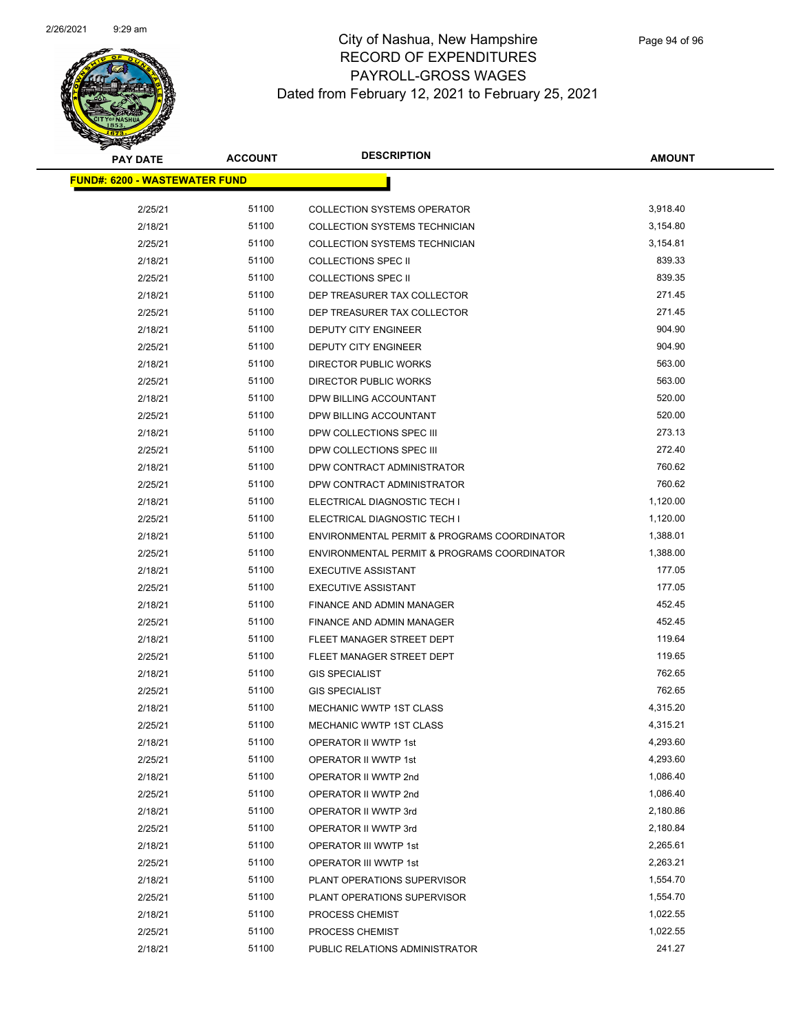# City of Nashua, New Hampshire
## RECORD OF EXPENDITURES
## PAYROLL-GROSS WAGES
## Dated from February 12, 2021 to February 25, 2021

| PAY DATE | ACCOUNT | DESCRIPTION | AMOUNT |
|---|---|---|---|
| **FUND#: 6200 - WASTEWATER FUND** | | | |
| 2/25/21 | 51100 | COLLECTION SYSTEMS OPERATOR | 3,918.40 |
| 2/18/21 | 51100 | COLLECTION SYSTEMS TECHNICIAN | 3,154.80 |
| 2/25/21 | 51100 | COLLECTION SYSTEMS TECHNICIAN | 3,154.81 |
| 2/18/21 | 51100 | COLLECTIONS SPEC II | 839.33 |
| 2/25/21 | 51100 | COLLECTIONS SPEC II | 839.35 |
| 2/18/21 | 51100 | DEP TREASURER TAX COLLECTOR | 271.45 |
| 2/25/21 | 51100 | DEP TREASURER TAX COLLECTOR | 271.45 |
| 2/18/21 | 51100 | DEPUTY CITY ENGINEER | 904.90 |
| 2/25/21 | 51100 | DEPUTY CITY ENGINEER | 904.90 |
| 2/18/21 | 51100 | DIRECTOR PUBLIC WORKS | 563.00 |
| 2/25/21 | 51100 | DIRECTOR PUBLIC WORKS | 563.00 |
| 2/18/21 | 51100 | DPW BILLING ACCOUNTANT | 520.00 |
| 2/25/21 | 51100 | DPW BILLING ACCOUNTANT | 520.00 |
| 2/18/21 | 51100 | DPW COLLECTIONS SPEC III | 273.13 |
| 2/25/21 | 51100 | DPW COLLECTIONS SPEC III | 272.40 |
| 2/18/21 | 51100 | DPW CONTRACT ADMINISTRATOR | 760.62 |
| 2/25/21 | 51100 | DPW CONTRACT ADMINISTRATOR | 760.62 |
| 2/18/21 | 51100 | ELECTRICAL DIAGNOSTIC TECH I | 1,120.00 |
| 2/25/21 | 51100 | ELECTRICAL DIAGNOSTIC TECH I | 1,120.00 |
| 2/18/21 | 51100 | ENVIRONMENTAL PERMIT & PROGRAMS COORDINATOR | 1,388.01 |
| 2/25/21 | 51100 | ENVIRONMENTAL PERMIT & PROGRAMS COORDINATOR | 1,388.00 |
| 2/18/21 | 51100 | EXECUTIVE ASSISTANT | 177.05 |
| 2/25/21 | 51100 | EXECUTIVE ASSISTANT | 177.05 |
| 2/18/21 | 51100 | FINANCE AND ADMIN MANAGER | 452.45 |
| 2/25/21 | 51100 | FINANCE AND ADMIN MANAGER | 452.45 |
| 2/18/21 | 51100 | FLEET MANAGER STREET DEPT | 119.64 |
| 2/25/21 | 51100 | FLEET MANAGER STREET DEPT | 119.65 |
| 2/18/21 | 51100 | GIS SPECIALIST | 762.65 |
| 2/25/21 | 51100 | GIS SPECIALIST | 762.65 |
| 2/18/21 | 51100 | MECHANIC WWTP 1ST CLASS | 4,315.20 |
| 2/25/21 | 51100 | MECHANIC WWTP 1ST CLASS | 4,315.21 |
| 2/18/21 | 51100 | OPERATOR II WWTP 1st | 4,293.60 |
| 2/25/21 | 51100 | OPERATOR II WWTP 1st | 4,293.60 |
| 2/18/21 | 51100 | OPERATOR II WWTP 2nd | 1,086.40 |
| 2/25/21 | 51100 | OPERATOR II WWTP 2nd | 1,086.40 |
| 2/18/21 | 51100 | OPERATOR II WWTP 3rd | 2,180.86 |
| 2/25/21 | 51100 | OPERATOR II WWTP 3rd | 2,180.84 |
| 2/18/21 | 51100 | OPERATOR III WWTP 1st | 2,265.61 |
| 2/25/21 | 51100 | OPERATOR III WWTP 1st | 2,263.21 |
| 2/18/21 | 51100 | PLANT OPERATIONS SUPERVISOR | 1,554.70 |
| 2/25/21 | 51100 | PLANT OPERATIONS SUPERVISOR | 1,554.70 |
| 2/18/21 | 51100 | PROCESS CHEMIST | 1,022.55 |
| 2/25/21 | 51100 | PROCESS CHEMIST | 1,022.55 |
| 2/18/21 | 51100 | PUBLIC RELATIONS ADMINISTRATOR | 241.27 |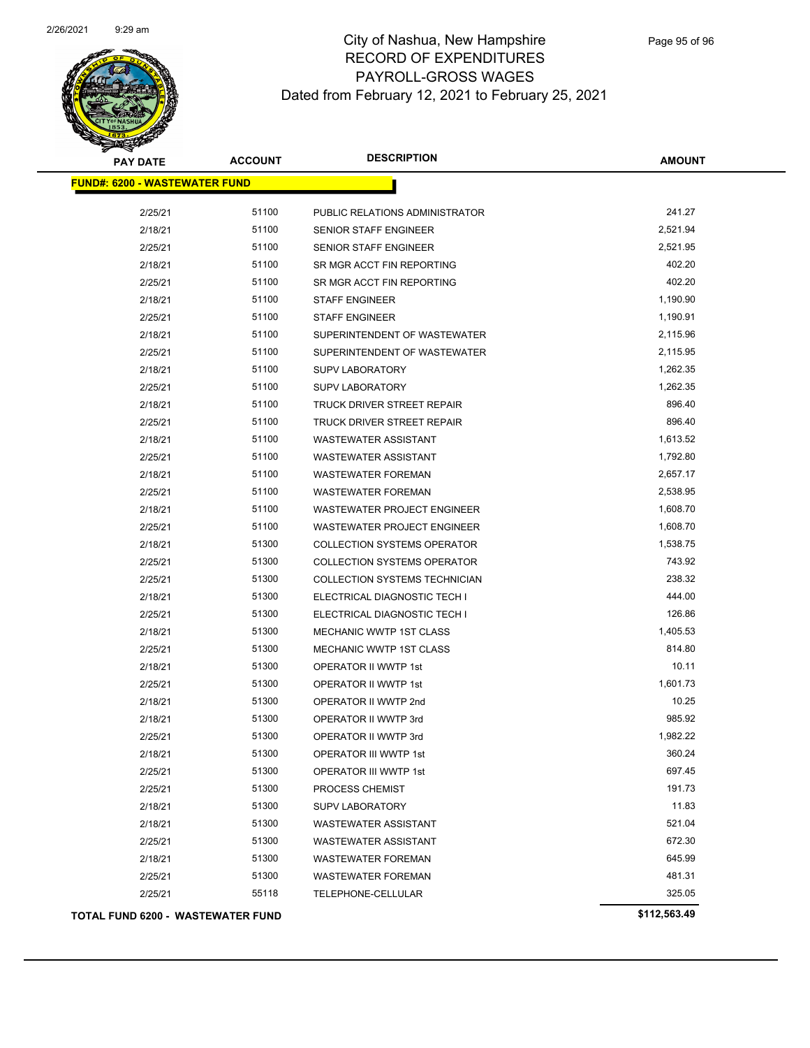# City of Nashua, New Hampshire
## RECORD OF EXPENDITURES
## PAYROLL-GROSS WAGES
## Dated from February 12, 2021 to February 25, 2021

| PAY DATE | ACCOUNT | DESCRIPTION | AMOUNT |
|---|---|---|---|
| **FUND#: 6200 - WASTEWATER FUND** | | | |
| 2/25/21 | 51100 | PUBLIC RELATIONS ADMINISTRATOR | 241.27 |
| 2/18/21 | 51100 | SENIOR STAFF ENGINEER | 2,521.94 |
| 2/25/21 | 51100 | SENIOR STAFF ENGINEER | 2,521.95 |
| 2/18/21 | 51100 | SR MGR ACCT FIN REPORTING | 402.20 |
| 2/25/21 | 51100 | SR MGR ACCT FIN REPORTING | 402.20 |
| 2/18/21 | 51100 | STAFF ENGINEER | 1,190.90 |
| 2/25/21 | 51100 | STAFF ENGINEER | 1,190.91 |
| 2/18/21 | 51100 | SUPERINTENDENT OF WASTEWATER | 2,115.96 |
| 2/25/21 | 51100 | SUPERINTENDENT OF WASTEWATER | 2,115.95 |
| 2/18/21 | 51100 | SUPV LABORATORY | 1,262.35 |
| 2/25/21 | 51100 | SUPV LABORATORY | 1,262.35 |
| 2/18/21 | 51100 | TRUCK DRIVER STREET REPAIR | 896.40 |
| 2/25/21 | 51100 | TRUCK DRIVER STREET REPAIR | 896.40 |
| 2/18/21 | 51100 | WASTEWATER ASSISTANT | 1,613.52 |
| 2/25/21 | 51100 | WASTEWATER ASSISTANT | 1,792.80 |
| 2/18/21 | 51100 | WASTEWATER FOREMAN | 2,657.17 |
| 2/25/21 | 51100 | WASTEWATER FOREMAN | 2,538.95 |
| 2/18/21 | 51100 | WASTEWATER PROJECT ENGINEER | 1,608.70 |
| 2/25/21 | 51100 | WASTEWATER PROJECT ENGINEER | 1,608.70 |
| 2/18/21 | 51300 | COLLECTION SYSTEMS OPERATOR | 1,538.75 |
| 2/25/21 | 51300 | COLLECTION SYSTEMS OPERATOR | 743.92 |
| 2/25/21 | 51300 | COLLECTION SYSTEMS TECHNICIAN | 238.32 |
| 2/18/21 | 51300 | ELECTRICAL DIAGNOSTIC TECH I | 444.00 |
| 2/25/21 | 51300 | ELECTRICAL DIAGNOSTIC TECH I | 126.86 |
| 2/18/21 | 51300 | MECHANIC WWTP 1ST CLASS | 1,405.53 |
| 2/25/21 | 51300 | MECHANIC WWTP 1ST CLASS | 814.80 |
| 2/18/21 | 51300 | OPERATOR II WWTP 1st | 10.11 |
| 2/25/21 | 51300 | OPERATOR II WWTP 1st | 1,601.73 |
| 2/18/21 | 51300 | OPERATOR II WWTP 2nd | 10.25 |
| 2/18/21 | 51300 | OPERATOR II WWTP 3rd | 985.92 |
| 2/25/21 | 51300 | OPERATOR II WWTP 3rd | 1,982.22 |
| 2/18/21 | 51300 | OPERATOR III WWTP 1st | 360.24 |
| 2/25/21 | 51300 | OPERATOR III WWTP 1st | 697.45 |
| 2/25/21 | 51300 | PROCESS CHEMIST | 191.73 |
| 2/18/21 | 51300 | SUPV LABORATORY | 11.83 |
| 2/18/21 | 51300 | WASTEWATER ASSISTANT | 521.04 |
| 2/25/21 | 51300 | WASTEWATER ASSISTANT | 672.30 |
| 2/18/21 | 51300 | WASTEWATER FOREMAN | 645.99 |
| 2/25/21 | 51300 | WASTEWATER FOREMAN | 481.31 |
| 2/25/21 | 55118 | TELEPHONE-CELLULAR | 325.05 |
| **TOTAL FUND 6200 - WASTEWATER FUND** | | | **$112,563.49** |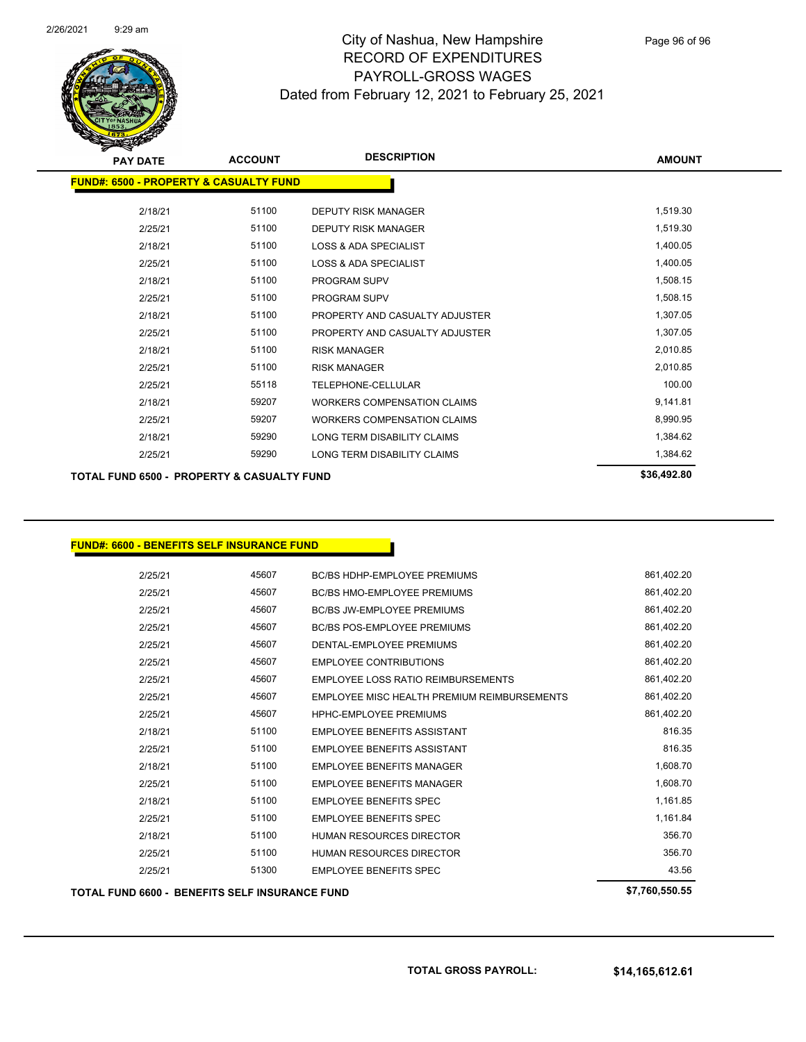# City of Nashua, New Hampshire
## RECORD OF EXPENDITURES
## PAYROLL-GROSS WAGES
### Dated from February 12, 2021 to February 25, 2021

| PAY DATE | ACCOUNT | DESCRIPTION | AMOUNT |
|---|---|---|---|
| **FUND#: 6500 - PROPERTY & CASUALTY FUND** | | | |
| 2/18/21 | 51100 | DEPUTY RISK MANAGER | 1,519.30 |
| 2/25/21 | 51100 | DEPUTY RISK MANAGER | 1,519.30 |
| 2/18/21 | 51100 | LOSS & ADA SPECIALIST | 1,400.05 |
| 2/25/21 | 51100 | LOSS & ADA SPECIALIST | 1,400.05 |
| 2/18/21 | 51100 | PROGRAM SUPV | 1,508.15 |
| 2/25/21 | 51100 | PROGRAM SUPV | 1,508.15 |
| 2/18/21 | 51100 | PROPERTY AND CASUALTY ADJUSTER | 1,307.05 |
| 2/25/21 | 51100 | PROPERTY AND CASUALTY ADJUSTER | 1,307.05 |
| 2/18/21 | 51100 | RISK MANAGER | 2,010.85 |
| 2/25/21 | 51100 | RISK MANAGER | 2,010.85 |
| 2/25/21 | 55118 | TELEPHONE-CELLULAR | 100.00 |
| 2/18/21 | 59207 | WORKERS COMPENSATION CLAIMS | 9,141.81 |
| 2/25/21 | 59207 | WORKERS COMPENSATION CLAIMS | 8,990.95 |
| 2/18/21 | 59290 | LONG TERM DISABILITY CLAIMS | 1,384.62 |
| 2/25/21 | 59290 | LONG TERM DISABILITY CLAIMS | 1,384.62 |
| **TOTAL FUND 6500 - PROPERTY & CASUALTY FUND** | | | **$36,492.80** |

| PAY DATE | ACCOUNT | DESCRIPTION | AMOUNT |
|---|---|---|---|
| **FUND#: 6600 - BENEFITS SELF INSURANCE FUND** | | | |
| 2/25/21 | 45607 | BC/BS HDHP-EMPLOYEE PREMIUMS | 861,402.20 |
| 2/25/21 | 45607 | BC/BS HMO-EMPLOYEE PREMIUMS | 861,402.20 |
| 2/25/21 | 45607 | BC/BS JW-EMPLOYEE PREMIUMS | 861,402.20 |
| 2/25/21 | 45607 | BC/BS POS-EMPLOYEE PREMIUMS | 861,402.20 |
| 2/25/21 | 45607 | DENTAL-EMPLOYEE PREMIUMS | 861,402.20 |
| 2/25/21 | 45607 | EMPLOYEE CONTRIBUTIONS | 861,402.20 |
| 2/25/21 | 45607 | EMPLOYEE LOSS RATIO REIMBURSEMENTS | 861,402.20 |
| 2/25/21 | 45607 | EMPLOYEE MISC HEALTH PREMIUM REIMBURSEMENTS | 861,402.20 |
| 2/25/21 | 45607 | HPHC-EMPLOYEE PREMIUMS | 861,402.20 |
| 2/18/21 | 51100 | EMPLOYEE BENEFITS ASSISTANT | 816.35 |
| 2/25/21 | 51100 | EMPLOYEE BENEFITS ASSISTANT | 816.35 |
| 2/18/21 | 51100 | EMPLOYEE BENEFITS MANAGER | 1,608.70 |
| 2/25/21 | 51100 | EMPLOYEE BENEFITS MANAGER | 1,608.70 |
| 2/18/21 | 51100 | EMPLOYEE BENEFITS SPEC | 1,161.85 |
| 2/25/21 | 51100 | EMPLOYEE BENEFITS SPEC | 1,161.84 |
| 2/18/21 | 51100 | HUMAN RESOURCES DIRECTOR | 356.70 |
| 2/25/21 | 51100 | HUMAN RESOURCES DIRECTOR | 356.70 |
| 2/25/21 | 51300 | EMPLOYEE BENEFITS SPEC | 43.56 |
| **TOTAL FUND 6600 - BENEFITS SELF INSURANCE FUND** | | | **$7,760,550.55** |

**TOTAL GROSS PAYROLL: $14,165,612.61**